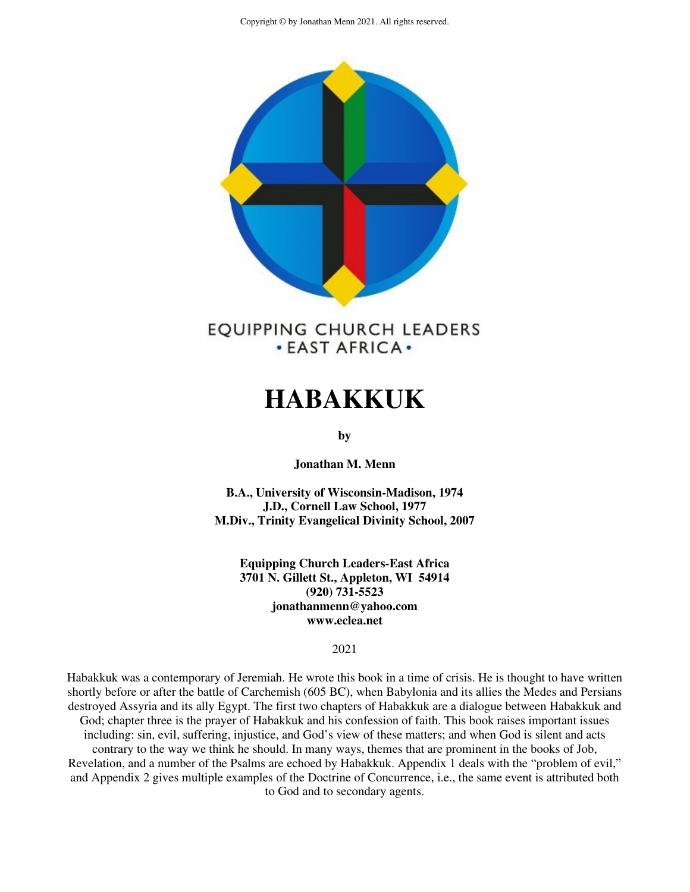Copyright © by Jonathan Menn 2021. All rights reserved.

EQUIPPING CHURCH LEADERS
• EAST AFRICA •

# HABAKKUK

**by**

**Jonathan M. Menn**

**B.A., University of Wisconsin-Madison, 1974**
**J.D., Cornell Law School, 1977**
**M.Div., Trinity Evangelical Divinity School, 2007**

**Equipping Church Leaders-East Africa**
**3701 N. Gillett St., Appleton, WI 54914**
**(920) 731-5523**
**jonathanmenn@yahoo.com**
**www.eclea.net**

2021

Habakkuk was a contemporary of Jeremiah. He wrote this book in a time of crisis. He is thought to have written shortly before or after the battle of Carchemish (605 BC), when Babylonia and its allies the Medes and Persians destroyed Assyria and its ally Egypt. The first two chapters of Habakkuk are a dialogue between Habakkuk and God; chapter three is the prayer of Habakkuk and his confession of faith. This book raises important issues including: sin, evil, suffering, injustice, and God's view of these matters; and when God is silent and acts contrary to the way we think he should. In many ways, themes that are prominent in the books of Job, Revelation, and a number of the Psalms are echoed by Habakkuk. Appendix 1 deals with the "problem of evil," and Appendix 2 gives multiple examples of the Doctrine of Concurrence, i.e., the same event is attributed both to God and to secondary agents.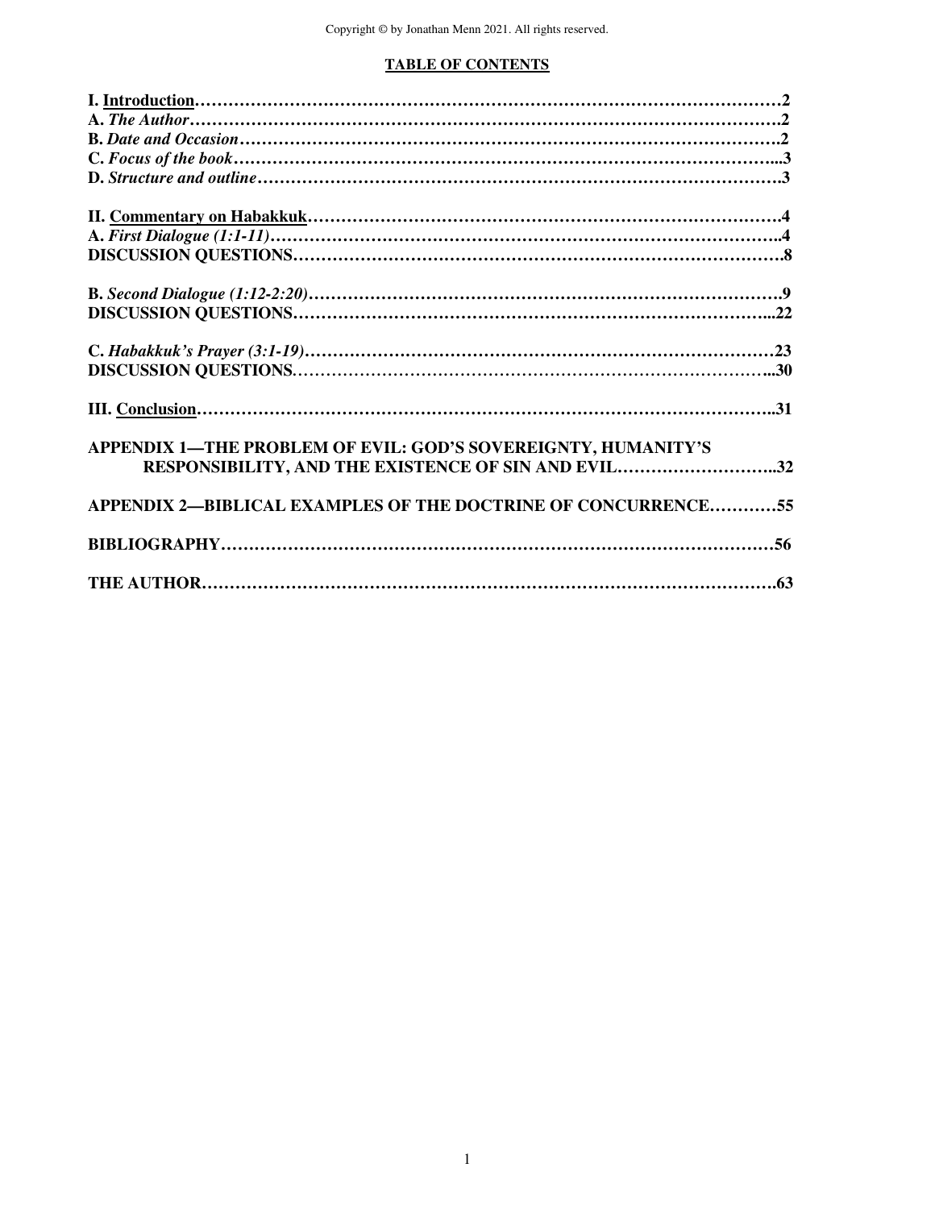Copyright © by Jonathan Menn 2021. All rights reserved.

## TABLE OF CONTENTS

**I. Introduction……………………………………………………………………………………2**
**A.** ***The Author*****………………………………………………………………………………2**
**B.** ***Date and Occasion*****……………………………………………………………………….2**
**C.** ***Focus of the book*****………………………………………………………………………...3**
**D.** ***Structure and outline*****………………………………………………………………….3**

**II. Commentary on Habakkuk……………………………………………………………………4**
**A.** ***First Dialogue (1:1-11)*****……………………………………………………………………..4**
**DISCUSSION QUESTIONS……………………………………………………………………8**

**B.** ***Second Dialogue (1:12-2:20)*****………………………………………………………………9**
**DISCUSSION QUESTIONS…………………………………………………………………...22**

**C.** ***Habakkuk's Prayer (3:1-19)*****……………………………………………………………23**
**DISCUSSION QUESTIONS………………………………………………………………...30**

**III. Conclusion………………………………………………………………………………..31**

**APPENDIX 1—THE PROBLEM OF EVIL: GOD'S SOVEREIGNTY, HUMANITY'S RESPONSIBILITY, AND THE EXISTENCE OF SIN AND EVIL………………………..32**

**APPENDIX 2—BIBLICAL EXAMPLES OF THE DOCTRINE OF CONCURRENCE…………55**

**BIBLIOGRAPHY………………………………………………………………………………56**

**THE AUTHOR………………………………………………………………………………….63**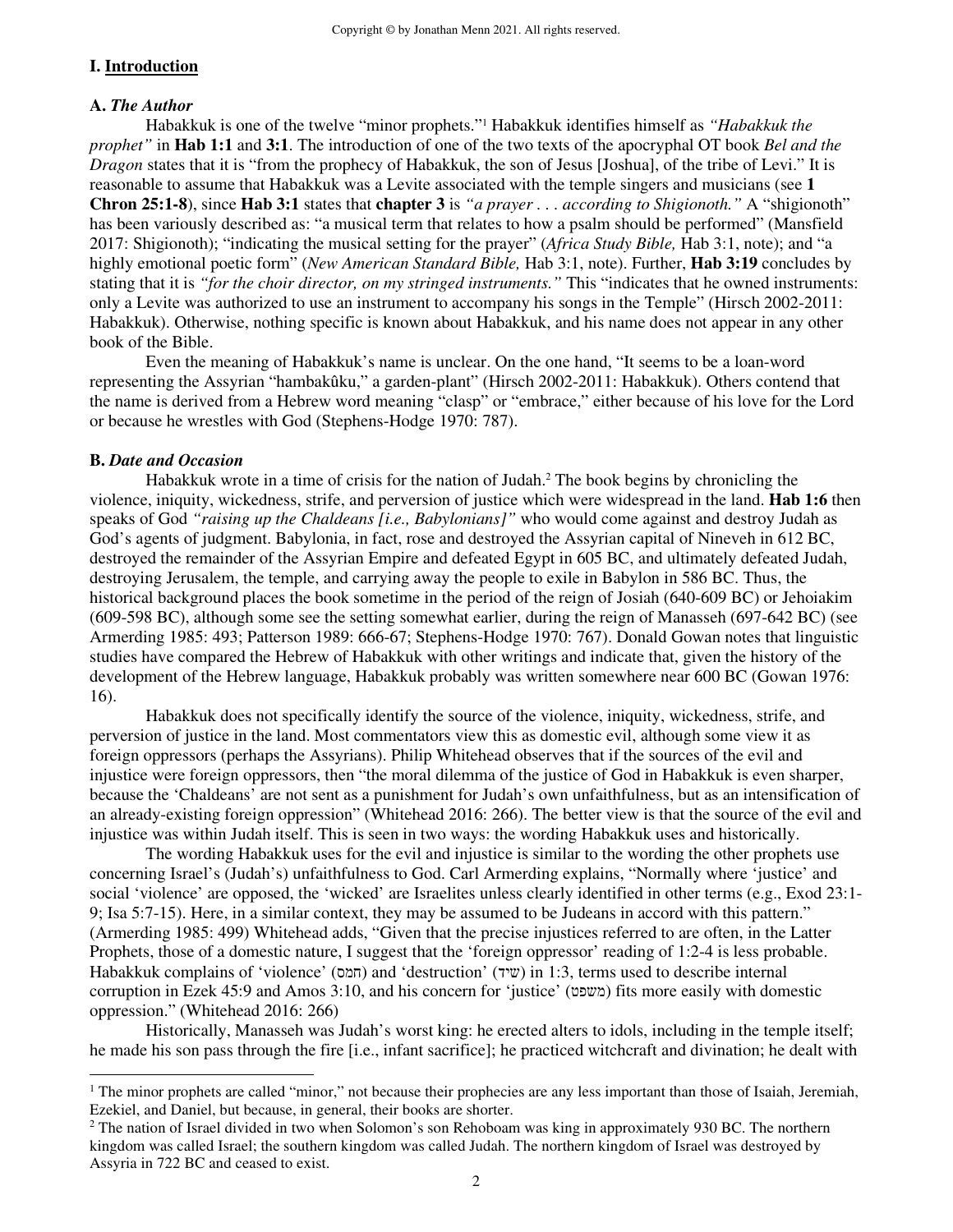## I. Introduction

### A. *The Author*

Habakkuk is one of the twelve "minor prophets."[1] Habakkuk identifies himself as *"Habakkuk the prophet"* in **Hab 1:1** and **3:1**. The introduction of one of the two texts of the apocryphal OT book *Bel and the Dragon* states that it is "from the prophecy of Habakkuk, the son of Jesus [Joshua], of the tribe of Levi." It is reasonable to assume that Habakkuk was a Levite associated with the temple singers and musicians (see **1 Chron 25:1-8**), since **Hab 3:1** states that **chapter 3** is *"a prayer . . . according to Shigionoth."* A "shigionoth" has been variously described as: "a musical term that relates to how a psalm should be performed" (Mansfield 2017: Shigionoth); "indicating the musical setting for the prayer" (*Africa Study Bible,* Hab 3:1, note); and "a highly emotional poetic form" (*New American Standard Bible,* Hab 3:1, note). Further, **Hab 3:19** concludes by stating that it is *"for the choir director, on my stringed instruments."* This "indicates that he owned instruments: only a Levite was authorized to use an instrument to accompany his songs in the Temple" (Hirsch 2002-2011: Habakkuk). Otherwise, nothing specific is known about Habakkuk, and his name does not appear in any other book of the Bible.

Even the meaning of Habakkuk's name is unclear. On the one hand, "It seems to be a loan-word representing the Assyrian "hambakûku," a garden-plant" (Hirsch 2002-2011: Habakkuk). Others contend that the name is derived from a Hebrew word meaning "clasp" or "embrace," either because of his love for the Lord or because he wrestles with God (Stephens-Hodge 1970: 787).

### B. *Date and Occasion*

Habakkuk wrote in a time of crisis for the nation of Judah.[2] The book begins by chronicling the violence, iniquity, wickedness, strife, and perversion of justice which were widespread in the land. **Hab 1:6** then speaks of God *"raising up the Chaldeans [i.e., Babylonians]"* who would come against and destroy Judah as God's agents of judgment. Babylonia, in fact, rose and destroyed the Assyrian capital of Nineveh in 612 BC, destroyed the remainder of the Assyrian Empire and defeated Egypt in 605 BC, and ultimately defeated Judah, destroying Jerusalem, the temple, and carrying away the people to exile in Babylon in 586 BC. Thus, the historical background places the book sometime in the period of the reign of Josiah (640-609 BC) or Jehoiakim (609-598 BC), although some see the setting somewhat earlier, during the reign of Manasseh (697-642 BC) (see Armerding 1985: 493; Patterson 1989: 666-67; Stephens-Hodge 1970: 767). Donald Gowan notes that linguistic studies have compared the Hebrew of Habakkuk with other writings and indicate that, given the history of the development of the Hebrew language, Habakkuk probably was written somewhere near 600 BC (Gowan 1976: 16).

Habakkuk does not specifically identify the source of the violence, iniquity, wickedness, strife, and perversion of justice in the land. Most commentators view this as domestic evil, although some view it as foreign oppressors (perhaps the Assyrians). Philip Whitehead observes that if the sources of the evil and injustice were foreign oppressors, then "the moral dilemma of the justice of God in Habakkuk is even sharper, because the 'Chaldeans' are not sent as a punishment for Judah's own unfaithfulness, but as an intensification of an already-existing foreign oppression" (Whitehead 2016: 266). The better view is that the source of the evil and injustice was within Judah itself. This is seen in two ways: the wording Habakkuk uses and historically.

The wording Habakkuk uses for the evil and injustice is similar to the wording the other prophets use concerning Israel's (Judah's) unfaithfulness to God. Carl Armerding explains, "Normally where 'justice' and social 'violence' are opposed, the 'wicked' are Israelites unless clearly identified in other terms (e.g., Exod 23:1-9; Isa 5:7-15). Here, in a similar context, they may be assumed to be Judeans in accord with this pattern." (Armerding 1985: 499) Whitehead adds, "Given that the precise injustices referred to are often, in the Latter Prophets, those of a domestic nature, I suggest that the 'foreign oppressor' reading of 1:2-4 is less probable. Habakkuk complains of 'violence' (חמס) and 'destruction' (שיד) in 1:3, terms used to describe internal corruption in Ezek 45:9 and Amos 3:10, and his concern for 'justice' (משפט) fits more easily with domestic oppression." (Whitehead 2016: 266)

Historically, Manasseh was Judah's worst king: he erected alters to idols, including in the temple itself; he made his son pass through the fire [i.e., infant sacrifice]; he practiced witchcraft and divination; he dealt with

---

[1] The minor prophets are called "minor," not because their prophecies are any less important than those of Isaiah, Jeremiah, Ezekiel, and Daniel, but because, in general, their books are shorter.

[2] The nation of Israel divided in two when Solomon's son Rehoboam was king in approximately 930 BC. The northern kingdom was called Israel; the southern kingdom was called Judah. The northern kingdom of Israel was destroyed by Assyria in 722 BC and ceased to exist.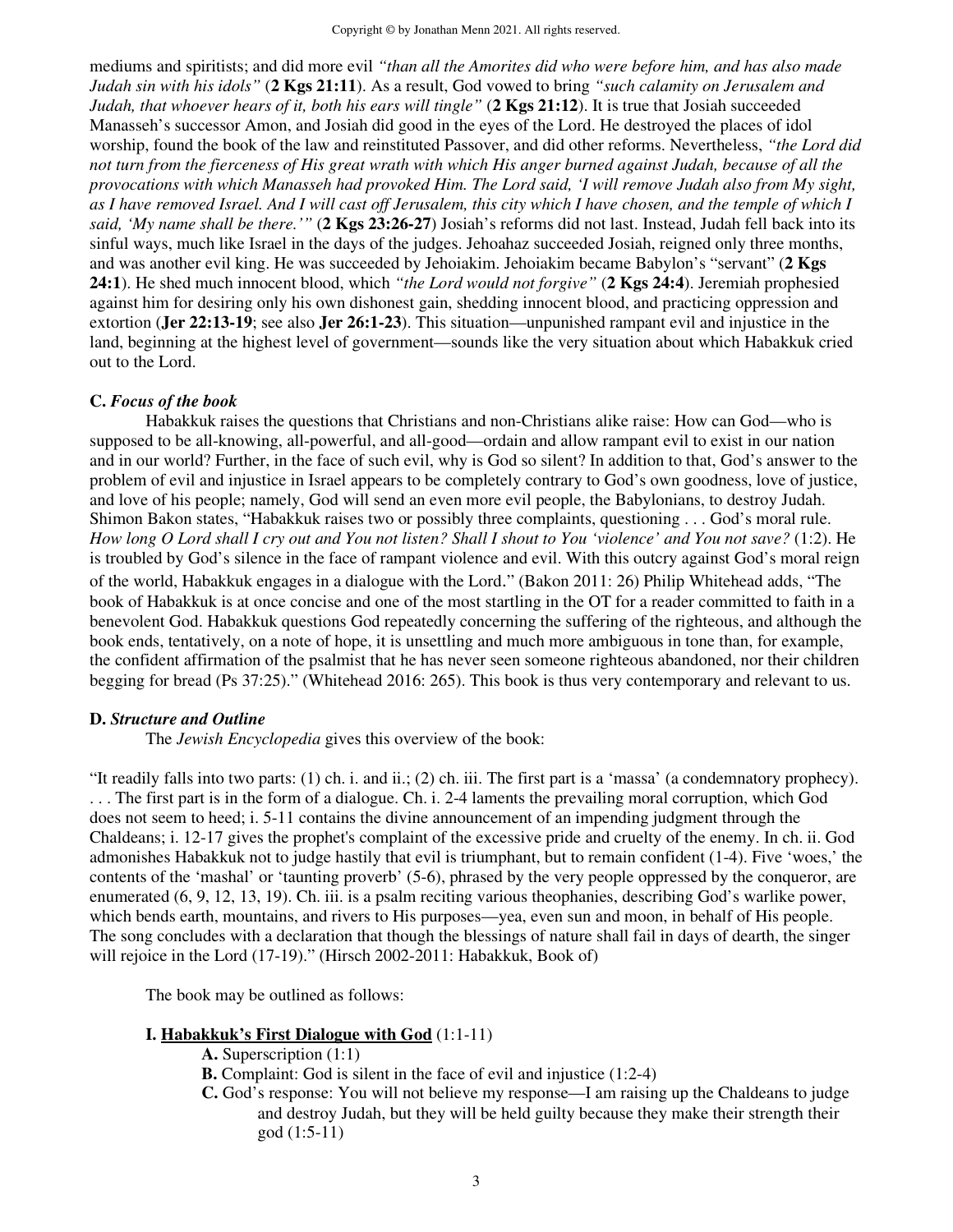mediums and spiritists; and did more evil *"than all the Amorites did who were before him, and has also made Judah sin with his idols"* (**2 Kgs 21:11**). As a result, God vowed to bring *"such calamity on Jerusalem and Judah, that whoever hears of it, both his ears will tingle"* (**2 Kgs 21:12**). It is true that Josiah succeeded Manasseh's successor Amon, and Josiah did good in the eyes of the Lord. He destroyed the places of idol worship, found the book of the law and reinstituted Passover, and did other reforms. Nevertheless, *"the Lord did not turn from the fierceness of His great wrath with which His anger burned against Judah, because of all the provocations with which Manasseh had provoked Him. The Lord said, 'I will remove Judah also from My sight, as I have removed Israel. And I will cast off Jerusalem, this city which I have chosen, and the temple of which I said, 'My name shall be there.'"* (**2 Kgs 23:26-27**) Josiah's reforms did not last. Instead, Judah fell back into its sinful ways, much like Israel in the days of the judges. Jehoahaz succeeded Josiah, reigned only three months, and was another evil king. He was succeeded by Jehoiakim. Jehoiakim became Babylon's "servant" (**2 Kgs 24:1**). He shed much innocent blood, which *"the Lord would not forgive"* (**2 Kgs 24:4**). Jeremiah prophesied against him for desiring only his own dishonest gain, shedding innocent blood, and practicing oppression and extortion (**Jer 22:13-19**; see also **Jer 26:1-23**). This situation—unpunished rampant evil and injustice in the land, beginning at the highest level of government—sounds like the very situation about which Habakkuk cried out to the Lord.

### C. *Focus of the book*

Habakkuk raises the questions that Christians and non-Christians alike raise: How can God—who is supposed to be all-knowing, all-powerful, and all-good—ordain and allow rampant evil to exist in our nation and in our world? Further, in the face of such evil, why is God so silent? In addition to that, God's answer to the problem of evil and injustice in Israel appears to be completely contrary to God's own goodness, love of justice, and love of his people; namely, God will send an even more evil people, the Babylonians, to destroy Judah. Shimon Bakon states, "Habakkuk raises two or possibly three complaints, questioning . . . God's moral rule. *How long O Lord shall I cry out and You not listen? Shall I shout to You 'violence' and You not save?* (1:2). He is troubled by God's silence in the face of rampant violence and evil. With this outcry against God's moral reign of the world, Habakkuk engages in a dialogue with the Lord." (Bakon 2011: 26) Philip Whitehead adds, "The book of Habakkuk is at once concise and one of the most startling in the OT for a reader committed to faith in a benevolent God. Habakkuk questions God repeatedly concerning the suffering of the righteous, and although the book ends, tentatively, on a note of hope, it is unsettling and much more ambiguous in tone than, for example, the confident affirmation of the psalmist that he has never seen someone righteous abandoned, nor their children begging for bread (Ps 37:25)." (Whitehead 2016: 265). This book is thus very contemporary and relevant to us.

### D. *Structure and Outline*

The *Jewish Encyclopedia* gives this overview of the book:

"It readily falls into two parts: (1) ch. i. and ii.; (2) ch. iii. The first part is a 'massa' (a condemnatory prophecy). . . . The first part is in the form of a dialogue. Ch. i. 2-4 laments the prevailing moral corruption, which God does not seem to heed; i. 5-11 contains the divine announcement of an impending judgment through the Chaldeans; i. 12-17 gives the prophet's complaint of the excessive pride and cruelty of the enemy. In ch. ii. God admonishes Habakkuk not to judge hastily that evil is triumphant, but to remain confident (1-4). Five 'woes,' the contents of the 'mashal' or 'taunting proverb' (5-6), phrased by the very people oppressed by the conqueror, are enumerated (6, 9, 12, 13, 19). Ch. iii. is a psalm reciting various theophanies, describing God's warlike power, which bends earth, mountains, and rivers to His purposes—yea, even sun and moon, in behalf of His people. The song concludes with a declaration that though the blessings of nature shall fail in days of dearth, the singer will rejoice in the Lord (17-19)." (Hirsch 2002-2011: Habakkuk, Book of)

The book may be outlined as follows:

**I. <u>Habakkuk's First Dialogue with God</u>** (1:1-11)

- **A.** Superscription (1:1)
- **B.** Complaint: God is silent in the face of evil and injustice (1:2-4)
- **C.** God's response: You will not believe my response—I am raising up the Chaldeans to judge and destroy Judah, but they will be held guilty because they make their strength their god (1:5-11)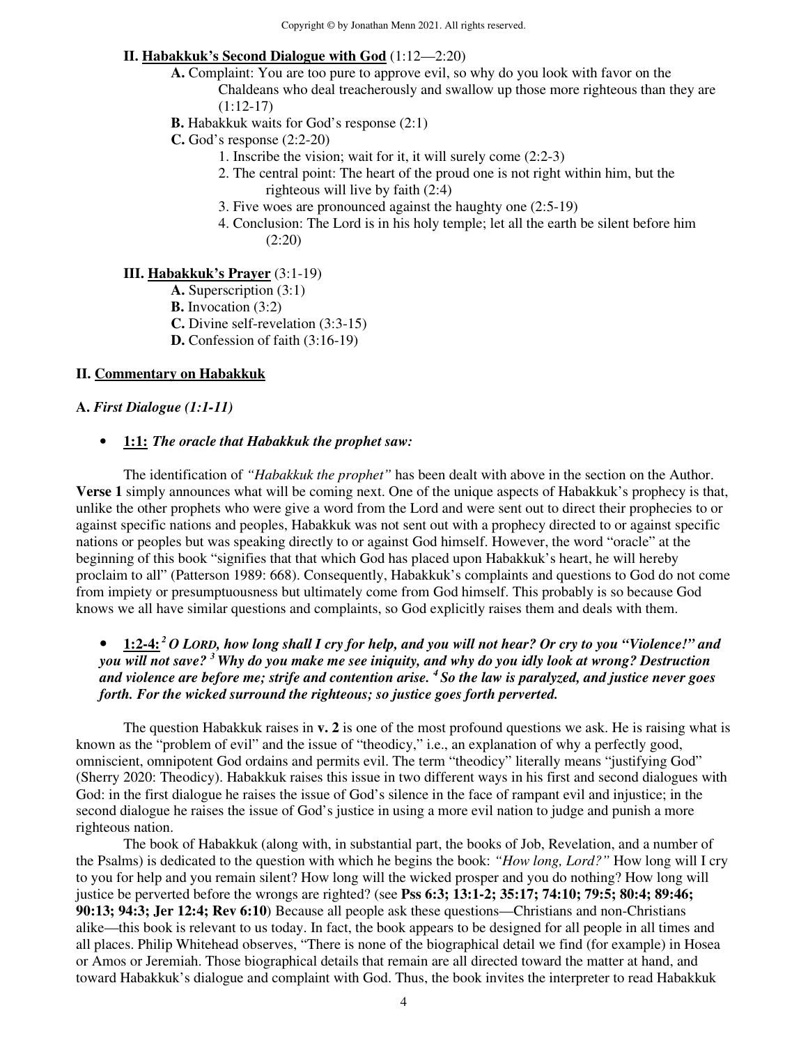**II. Habakkuk's Second Dialogue with God** (1:12—2:20)

- **A.** Complaint: You are too pure to approve evil, so why do you look with favor on the Chaldeans who deal treacherously and swallow up those more righteous than they are (1:12-17)
- **B.** Habakkuk waits for God's response (2:1)
- **C.** God's response (2:2-20)
  1. Inscribe the vision; wait for it, it will surely come (2:2-3)
  2. The central point: The heart of the proud one is not right within him, but the righteous will live by faith (2:4)
  3. Five woes are pronounced against the haughty one (2:5-19)
  4. Conclusion: The Lord is in his holy temple; let all the earth be silent before him (2:20)

**III. Habakkuk's Prayer** (3:1-19)

- **A.** Superscription (3:1)
- **B.** Invocation (3:2)
- **C.** Divine self-revelation (3:3-15)
- **D.** Confession of faith (3:16-19)

## II. Commentary on Habakkuk

### A. *First Dialogue (1:1-11)*

- **1:1:** ***The oracle that Habakkuk the prophet saw:***

The identification of *"Habakkuk the prophet"* has been dealt with above in the section on the Author. **Verse 1** simply announces what will be coming next. One of the unique aspects of Habakkuk's prophecy is that, unlike the other prophets who were give a word from the Lord and were sent out to direct their prophecies to or against specific nations and peoples, Habakkuk was not sent out with a prophecy directed to or against specific nations or peoples but was speaking directly to or against God himself. However, the word "oracle" at the beginning of this book "signifies that that which God has placed upon Habakkuk's heart, he will hereby proclaim to all" (Patterson 1989: 668). Consequently, Habakkuk's complaints and questions to God do not come from impiety or presumptuousness but ultimately come from God himself. This probably is so because God knows we all have similar questions and complaints, so God explicitly raises them and deals with them.

- **1:2-4:** ***[2] O LORD, how long shall I cry for help, and you will not hear? Or cry to you "Violence!" and you will not save? [3] Why do you make me see iniquity, and why do you idly look at wrong? Destruction and violence are before me; strife and contention arise. [4] So the law is paralyzed, and justice never goes forth. For the wicked surround the righteous; so justice goes forth perverted.***

The question Habakkuk raises in **v. 2** is one of the most profound questions we ask. He is raising what is known as the "problem of evil" and the issue of "theodicy," i.e., an explanation of why a perfectly good, omniscient, omnipotent God ordains and permits evil. The term "theodicy" literally means "justifying God" (Sherry 2020: Theodicy). Habakkuk raises this issue in two different ways in his first and second dialogues with God: in the first dialogue he raises the issue of God's silence in the face of rampant evil and injustice; in the second dialogue he raises the issue of God's justice in using a more evil nation to judge and punish a more righteous nation.

The book of Habakkuk (along with, in substantial part, the books of Job, Revelation, and a number of the Psalms) is dedicated to the question with which he begins the book: *"How long, Lord?"* How long will I cry to you for help and you remain silent? How long will the wicked prosper and you do nothing? How long will justice be perverted before the wrongs are righted? (see **Pss 6:3; 13:1-2; 35:17; 74:10; 79:5; 80:4; 89:46; 90:13; 94:3; Jer 12:4; Rev 6:10**) Because all people ask these questions—Christians and non-Christians alike—this book is relevant to us today. In fact, the book appears to be designed for all people in all times and all places. Philip Whitehead observes, "There is none of the biographical detail we find (for example) in Hosea or Amos or Jeremiah. Those biographical details that remain are all directed toward the matter at hand, and toward Habakkuk's dialogue and complaint with God. Thus, the book invites the interpreter to read Habakkuk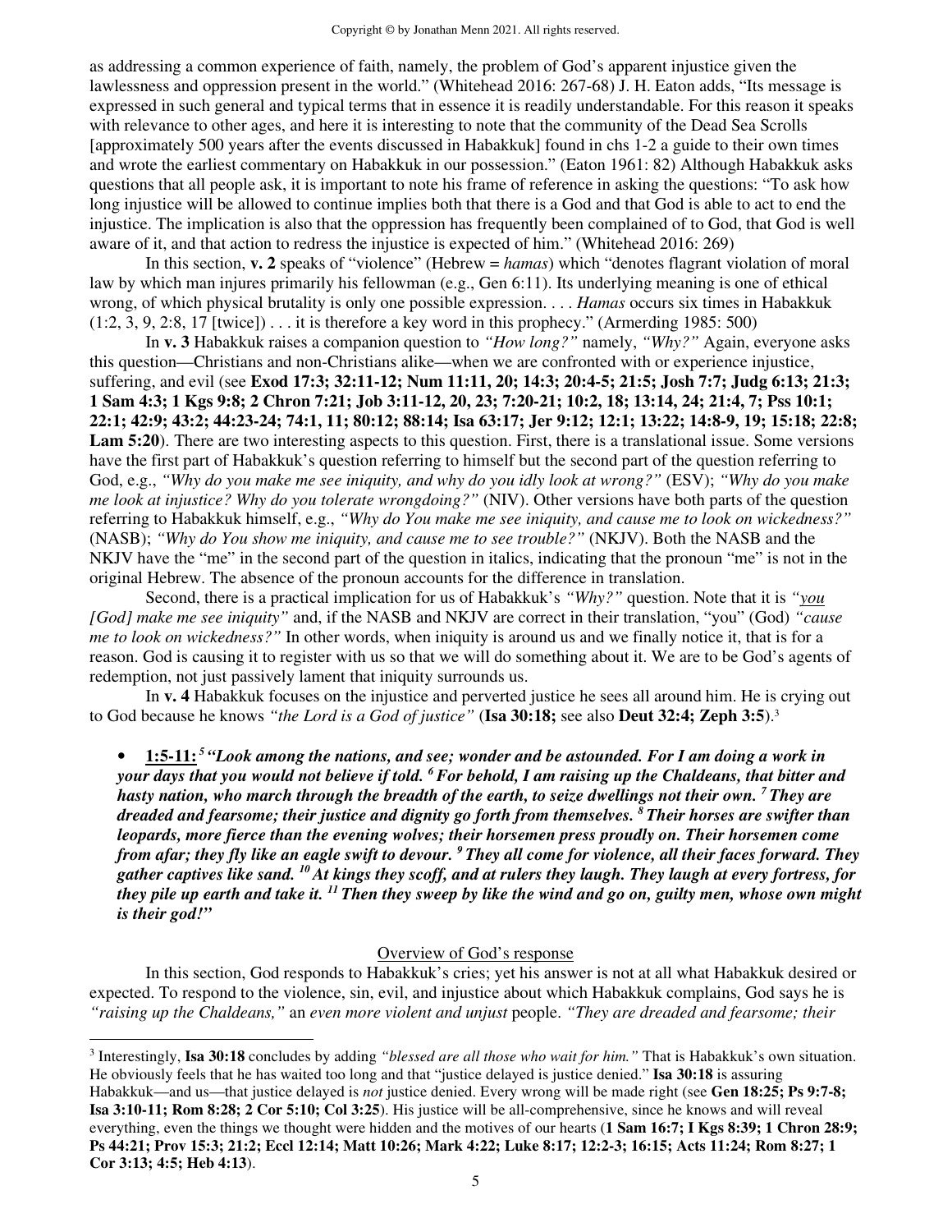as addressing a common experience of faith, namely, the problem of God's apparent injustice given the lawlessness and oppression present in the world." (Whitehead 2016: 267-68) J. H. Eaton adds, "Its message is expressed in such general and typical terms that in essence it is readily understandable. For this reason it speaks with relevance to other ages, and here it is interesting to note that the community of the Dead Sea Scrolls [approximately 500 years after the events discussed in Habakkuk] found in chs 1-2 a guide to their own times and wrote the earliest commentary on Habakkuk in our possession." (Eaton 1961: 82) Although Habakkuk asks questions that all people ask, it is important to note his frame of reference in asking the questions: "To ask how long injustice will be allowed to continue implies both that there is a God and that God is able to act to end the injustice. The implication is also that the oppression has frequently been complained of to God, that God is well aware of it, and that action to redress the injustice is expected of him." (Whitehead 2016: 269)

In this section, **v. 2** speaks of "violence" (Hebrew = *hamas*) which "denotes flagrant violation of moral law by which man injures primarily his fellowman (e.g., Gen 6:11). Its underlying meaning is one of ethical wrong, of which physical brutality is only one possible expression. . . . *Hamas* occurs six times in Habakkuk (1:2, 3, 9, 2:8, 17 [twice]) . . . it is therefore a key word in this prophecy." (Armerding 1985: 500)

In **v. 3** Habakkuk raises a companion question to *"How long?"* namely, *"Why?"* Again, everyone asks this question—Christians and non-Christians alike—when we are confronted with or experience injustice, suffering, and evil (see **Exod 17:3; 32:11-12; Num 11:11, 20; 14:3; 20:4-5; 21:5; Josh 7:7; Judg 6:13; 21:3; 1 Sam 4:3; 1 Kgs 9:8; 2 Chron 7:21; Job 3:11-12, 20, 23; 7:20-21; 10:2, 18; 13:14, 24; 21:4, 7; Pss 10:1; 22:1; 42:9; 43:2; 44:23-24; 74:1, 11; 80:12; 88:14; Isa 63:17; Jer 9:12; 12:1; 13:22; 14:8-9, 19; 15:18; 22:8; Lam 5:20**). There are two interesting aspects to this question. First, there is a translational issue. Some versions have the first part of Habakkuk's question referring to himself but the second part of the question referring to God, e.g., *"Why do you make me see iniquity, and why do you idly look at wrong?"* (ESV); *"Why do you make me look at injustice? Why do you tolerate wrongdoing?"* (NIV). Other versions have both parts of the question referring to Habakkuk himself, e.g., *"Why do You make me see iniquity, and cause me to look on wickedness?"* (NASB); *"Why do You show me iniquity, and cause me to see trouble?"* (NKJV). Both the NASB and the NKJV have the "me" in the second part of the question in italics, indicating that the pronoun "me" is not in the original Hebrew. The absence of the pronoun accounts for the difference in translation.

Second, there is a practical implication for us of Habakkuk's *"Why?"* question. Note that it is *"<u>you</u> [God] make me see iniquity"* and, if the NASB and NKJV are correct in their translation, "you" (God) *"cause me to look on wickedness?"* In other words, when iniquity is around us and we finally notice it, that is for a reason. God is causing it to register with us so that we will do something about it. We are to be God's agents of redemption, not just passively lament that iniquity surrounds us.

In **v. 4** Habakkuk focuses on the injustice and perverted justice he sees all around him. He is crying out to God because he knows *"the Lord is a God of justice"* (**Isa 30:18;** see also **Deut 32:4; Zeph 3:5**).[3]

- **<u>1:5-11:</u>** ***[5] "Look among the nations, and see; wonder and be astounded. For I am doing a work in your days that you would not believe if told. [6] For behold, I am raising up the Chaldeans, that bitter and hasty nation, who march through the breadth of the earth, to seize dwellings not their own. [7] They are dreaded and fearsome; their justice and dignity go forth from themselves. [8] Their horses are swifter than leopards, more fierce than the evening wolves; their horsemen press proudly on. Their horsemen come from afar; they fly like an eagle swift to devour. [9] They all come for violence, all their faces forward. They gather captives like sand. [10] At kings they scoff, and at rulers they laugh. They laugh at every fortress, for they pile up earth and take it. [11] Then they sweep by like the wind and go on, guilty men, whose own might is their god!"***

<u>Overview of God's response</u>

In this section, God responds to Habakkuk's cries; yet his answer is not at all what Habakkuk desired or expected. To respond to the violence, sin, evil, and injustice about which Habakkuk complains, God says he is *"raising up the Chaldeans,"* an *even more violent and unjust* people. *"They are dreaded and fearsome; their*

---

[3] Interestingly, **Isa 30:18** concludes by adding *"blessed are all those who wait for him."* That is Habakkuk's own situation. He obviously feels that he has waited too long and that "justice delayed is justice denied." **Isa 30:18** is assuring Habakkuk—and us—that justice delayed is *not* justice denied. Every wrong will be made right (see **Gen 18:25; Ps 9:7-8; Isa 3:10-11; Rom 8:28; 2 Cor 5:10; Col 3:25**). His justice will be all-comprehensive, since he knows and will reveal everything, even the things we thought were hidden and the motives of our hearts (**1 Sam 16:7; I Kgs 8:39; 1 Chron 28:9; Ps 44:21; Prov 15:3; 21:2; Eccl 12:14; Matt 10:26; Mark 4:22; Luke 8:17; 12:2-3; 16:15; Acts 11:24; Rom 8:27; 1 Cor 3:13; 4:5; Heb 4:13**).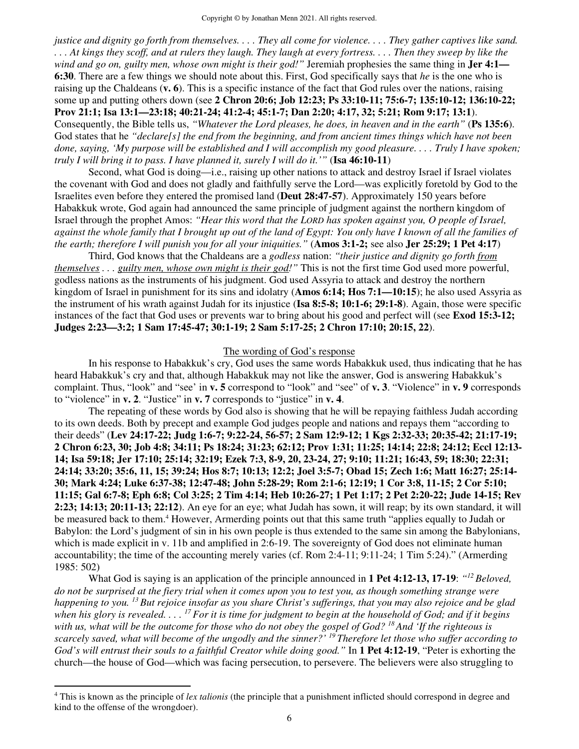*justice and dignity go forth from themselves. . . . They all come for violence. . . . They gather captives like sand. . . . At kings they scoff, and at rulers they laugh. They laugh at every fortress. . . . Then they sweep by like the wind and go on, guilty men, whose own might is their god!"* Jeremiah prophesies the same thing in **Jer 4:1—6:30**. There are a few things we should note about this. First, God specifically says that *he* is the one who is raising up the Chaldeans (**v. 6**). This is a specific instance of the fact that God rules over the nations, raising some up and putting others down (see **2 Chron 20:6; Job 12:23; Ps 33:10-11; 75:6-7; 135:10-12; 136:10-22; Prov 21:1; Isa 13:1—23:18; 40:21-24; 41:2-4; 45:1-7; Dan 2:20; 4:17, 32; 5:21; Rom 9:17; 13:1**). Consequently, the Bible tells us, *"Whatever the Lord pleases, he does, in heaven and in the earth"* (**Ps 135:6**). God states that he *"declare[s] the end from the beginning, and from ancient times things which have not been done, saying, 'My purpose will be established and I will accomplish my good pleasure. . . . Truly I have spoken; truly I will bring it to pass. I have planned it, surely I will do it.'"* (**Isa 46:10-11**)

Second, what God is doing—i.e., raising up other nations to attack and destroy Israel if Israel violates the covenant with God and does not gladly and faithfully serve the Lord—was explicitly foretold by God to the Israelites even before they entered the promised land (**Deut 28:47-57**). Approximately 150 years before Habakkuk wrote, God again had announced the same principle of judgment against the northern kingdom of Israel through the prophet Amos: *"Hear this word that the LORD has spoken against you, O people of Israel, against the whole family that I brought up out of the land of Egypt: You only have I known of all the families of the earth; therefore I will punish you for all your iniquities."* (**Amos 3:1-2;** see also **Jer 25:29; 1 Pet 4:17**)

Third, God knows that the Chaldeans are a *godless* nation: *"their justice and dignity go forth from themselves . . . guilty men, whose own might is their god!"* This is not the first time God used more powerful, godless nations as the instruments of his judgment. God used Assyria to attack and destroy the northern kingdom of Israel in punishment for its sins and idolatry (**Amos 6:14; Hos 7:1—10:15**); he also used Assyria as the instrument of his wrath against Judah for its injustice (**Isa 8:5-8; 10:1-6; 29:1-8**). Again, those were specific instances of the fact that God uses or prevents war to bring about his good and perfect will (see **Exod 15:3-12; Judges 2:23—3:2; 1 Sam 17:45-47; 30:1-19; 2 Sam 5:17-25; 2 Chron 17:10; 20:15, 22**).

### The wording of God's response

In his response to Habakkuk's cry, God uses the same words Habakkuk used, thus indicating that he has heard Habakkuk's cry and that, although Habakkuk may not like the answer, God is answering Habakkuk's complaint. Thus, "look" and "see' in **v. 5** correspond to "look" and "see" of **v. 3**. "Violence" in **v. 9** corresponds to "violence" in **v. 2**. "Justice" in **v. 7** corresponds to "justice" in **v. 4**.

The repeating of these words by God also is showing that he will be repaying faithless Judah according to its own deeds. Both by precept and example God judges people and nations and repays them "according to their deeds" (**Lev 24:17-22; Judg 1:6-7; 9:22-24, 56-57; 2 Sam 12:9-12; 1 Kgs 2:32-33; 20:35-42; 21:17-19; 2 Chron 6:23, 30; Job 4:8; 34:11; Ps 18:24; 31:23; 62:12; Prov 1:31; 11:25; 14:14; 22:8; 24:12; Eccl 12:13-14; Isa 59:18; Jer 17:10; 25:14; 32:19; Ezek 7:3, 8-9, 20, 23-24, 27; 9:10; 11:21; 16:43, 59; 18:30; 22:31; 24:14; 33:20; 35:6, 11, 15; 39:24; Hos 8:7; 10:13; 12:2; Joel 3:5-7; Obad 15; Zech 1:6; Matt 16:27; 25:14-30; Mark 4:24; Luke 6:37-38; 12:47-48; John 5:28-29; Rom 2:1-6; 12:19; 1 Cor 3:8, 11-15; 2 Cor 5:10; 11:15; Gal 6:7-8; Eph 6:8; Col 3:25; 2 Tim 4:14; Heb 10:26-27; 1 Pet 1:17; 2 Pet 2:20-22; Jude 14-15; Rev 2:23; 14:13; 20:11-13; 22:12**). An eye for an eye; what Judah has sown, it will reap; by its own standard, it will be measured back to them.[4] However, Armerding points out that this same truth "applies equally to Judah or Babylon: the Lord's judgment of sin in his own people is thus extended to the same sin among the Babylonians, which is made explicit in v. 11b and amplified in 2:6-19. The sovereignty of God does not eliminate human accountability; the time of the accounting merely varies (cf. Rom 2:4-11; 9:11-24; 1 Tim 5:24)." (Armerding 1985: 502)

What God is saying is an application of the principle announced in **1 Pet 4:12-13, 17-19**: *"[12] Beloved, do not be surprised at the fiery trial when it comes upon you to test you, as though something strange were happening to you. [13] But rejoice insofar as you share Christ's sufferings, that you may also rejoice and be glad when his glory is revealed. . . . [17] For it is time for judgment to begin at the household of God; and if it begins with us, what will be the outcome for those who do not obey the gospel of God? [18] And 'If the righteous is scarcely saved, what will become of the ungodly and the sinner?' [19] Therefore let those who suffer according to God's will entrust their souls to a faithful Creator while doing good."* In **1 Pet 4:12-19**, "Peter is exhorting the church—the house of God—which was facing persecution, to persevere. The believers were also struggling to

---

[4] This is known as the principle of *lex talionis* (the principle that a punishment inflicted should correspond in degree and kind to the offense of the wrongdoer).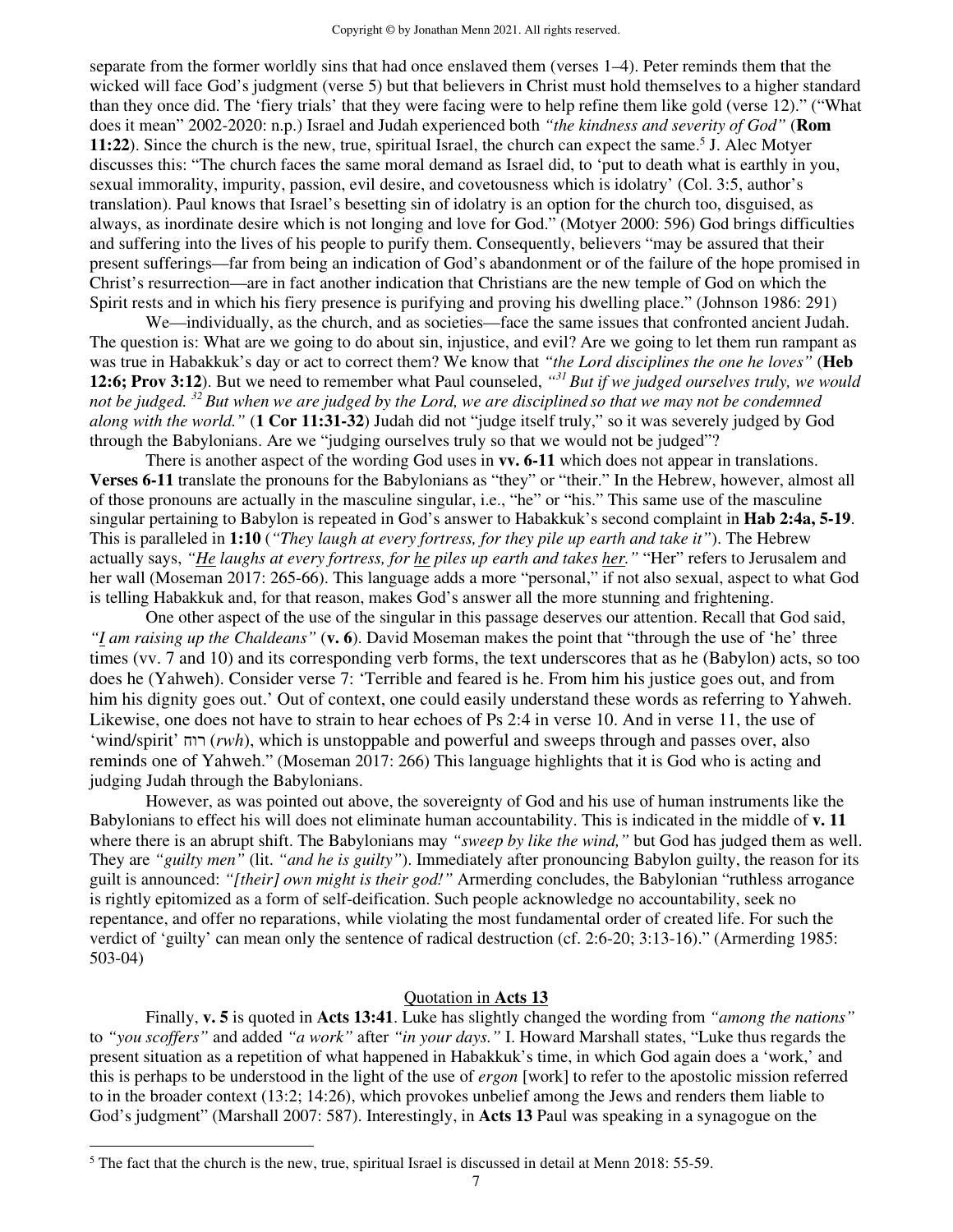separate from the former worldly sins that had once enslaved them (verses 1–4). Peter reminds them that the wicked will face God's judgment (verse 5) but that believers in Christ must hold themselves to a higher standard than they once did. The 'fiery trials' that they were facing were to help refine them like gold (verse 12)." ("What does it mean" 2002-2020: n.p.) Israel and Judah experienced both *"the kindness and severity of God"* (**Rom 11:22**). Since the church is the new, true, spiritual Israel, the church can expect the same.[5] J. Alec Motyer discusses this: "The church faces the same moral demand as Israel did, to 'put to death what is earthly in you, sexual immorality, impurity, passion, evil desire, and covetousness which is idolatry' (Col. 3:5, author's translation). Paul knows that Israel's besetting sin of idolatry is an option for the church too, disguised, as always, as inordinate desire which is not longing and love for God." (Motyer 2000: 596) God brings difficulties and suffering into the lives of his people to purify them. Consequently, believers "may be assured that their present sufferings—far from being an indication of God's abandonment or of the failure of the hope promised in Christ's resurrection—are in fact another indication that Christians are the new temple of God on which the Spirit rests and in which his fiery presence is purifying and proving his dwelling place." (Johnson 1986: 291)

We—individually, as the church, and as societies—face the same issues that confronted ancient Judah. The question is: What are we going to do about sin, injustice, and evil? Are we going to let them run rampant as was true in Habakkuk's day or act to correct them? We know that *"the Lord disciplines the one he loves"* (**Heb 12:6; Prov 3:12**). But we need to remember what Paul counseled, *"[31] But if we judged ourselves truly, we would not be judged. [32] But when we are judged by the Lord, we are disciplined so that we may not be condemned along with the world."* (**1 Cor 11:31-32**) Judah did not "judge itself truly," so it was severely judged by God through the Babylonians. Are we "judging ourselves truly so that we would not be judged"?

There is another aspect of the wording God uses in **vv. 6-11** which does not appear in translations. **Verses 6-11** translate the pronouns for the Babylonians as "they" or "their." In the Hebrew, however, almost all of those pronouns are actually in the masculine singular, i.e., "he" or "his." This same use of the masculine singular pertaining to Babylon is repeated in God's answer to Habakkuk's second complaint in **Hab 2:4a, 5-19**. This is paralleled in **1:10** (*"They laugh at every fortress, for they pile up earth and take it"*). The Hebrew actually says, *"He laughs at every fortress, for he piles up earth and takes her."* "Her" refers to Jerusalem and her wall (Moseman 2017: 265-66). This language adds a more "personal," if not also sexual, aspect to what God is telling Habakkuk and, for that reason, makes God's answer all the more stunning and frightening.

One other aspect of the use of the singular in this passage deserves our attention. Recall that God said, *"I am raising up the Chaldeans"* (**v. 6**). David Moseman makes the point that "through the use of 'he' three times (vv. 7 and 10) and its corresponding verb forms, the text underscores that as he (Babylon) acts, so too does he (Yahweh). Consider verse 7: 'Terrible and feared is he. From him his justice goes out, and from him his dignity goes out.' Out of context, one could easily understand these words as referring to Yahweh. Likewise, one does not have to strain to hear echoes of Ps 2:4 in verse 10. And in verse 11, the use of 'wind/spirit' רוח (*rwh*), which is unstoppable and powerful and sweeps through and passes over, also reminds one of Yahweh." (Moseman 2017: 266) This language highlights that it is God who is acting and judging Judah through the Babylonians.

However, as was pointed out above, the sovereignty of God and his use of human instruments like the Babylonians to effect his will does not eliminate human accountability. This is indicated in the middle of **v. 11** where there is an abrupt shift. The Babylonians may *"sweep by like the wind,"* but God has judged them as well. They are *"guilty men"* (lit. *"and he is guilty"*). Immediately after pronouncing Babylon guilty, the reason for its guilt is announced: *"[their] own might is their god!"* Armerding concludes, the Babylonian "ruthless arrogance is rightly epitomized as a form of self-deification. Such people acknowledge no accountability, seek no repentance, and offer no reparations, while violating the most fundamental order of created life. For such the verdict of 'guilty' can mean only the sentence of radical destruction (cf. 2:6-20; 3:13-16)." (Armerding 1985: 503-04)

## Quotation in **Acts 13**

Finally, **v. 5** is quoted in **Acts 13:41**. Luke has slightly changed the wording from *"among the nations"* to *"you scoffers"* and added *"a work"* after *"in your days."* I. Howard Marshall states, "Luke thus regards the present situation as a repetition of what happened in Habakkuk's time, in which God again does a 'work,' and this is perhaps to be understood in the light of the use of *ergon* [work] to refer to the apostolic mission referred to in the broader context (13:2; 14:26), which provokes unbelief among the Jews and renders them liable to God's judgment" (Marshall 2007: 587). Interestingly, in **Acts 13** Paul was speaking in a synagogue on the

---

[5] The fact that the church is the new, true, spiritual Israel is discussed in detail at Menn 2018: 55-59.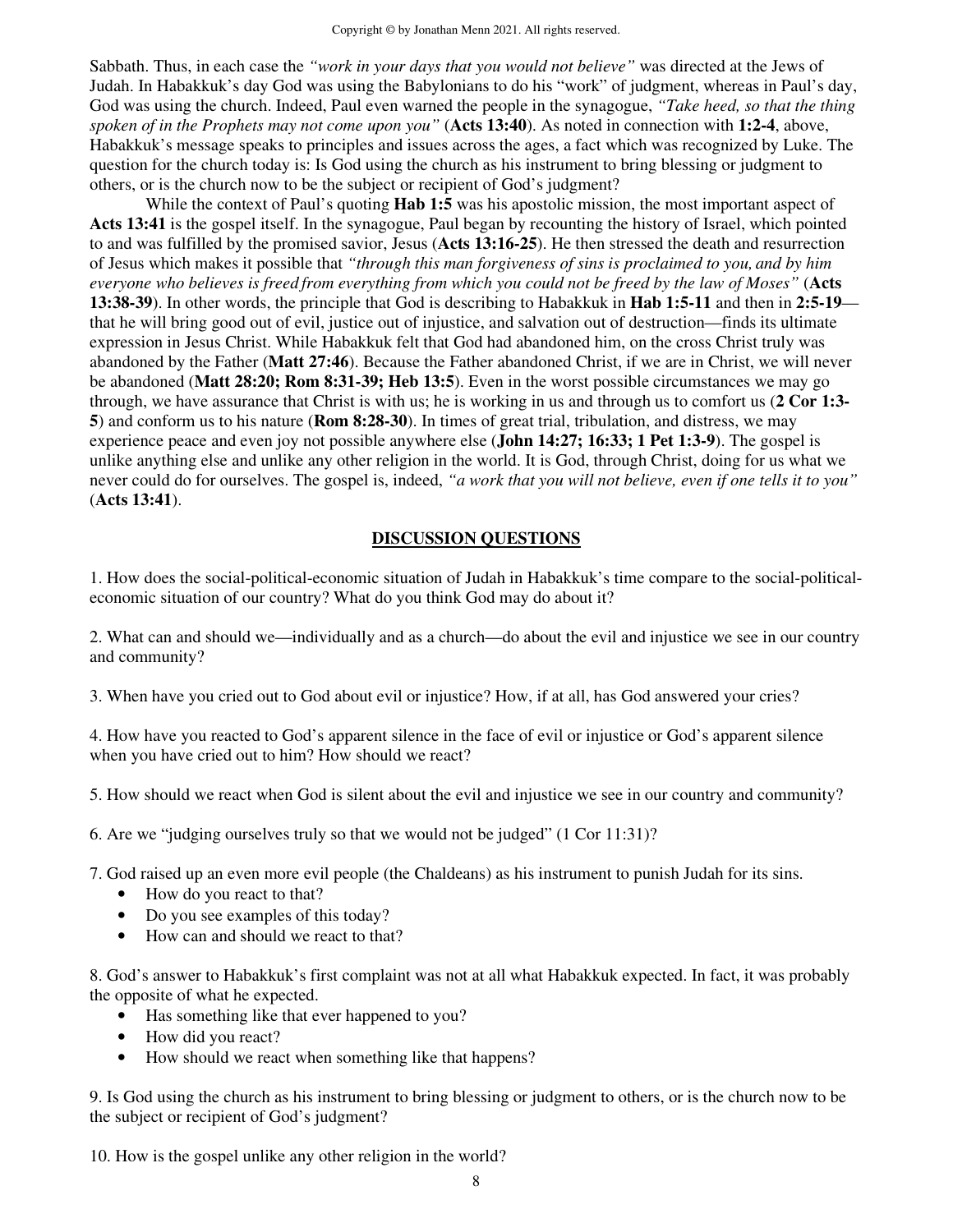Sabbath. Thus, in each case the *"work in your days that you would not believe"* was directed at the Jews of Judah. In Habakkuk's day God was using the Babylonians to do his "work" of judgment, whereas in Paul's day, God was using the church. Indeed, Paul even warned the people in the synagogue, *"Take heed, so that the thing spoken of in the Prophets may not come upon you"* (**Acts 13:40**). As noted in connection with **1:2-4**, above, Habakkuk's message speaks to principles and issues across the ages, a fact which was recognized by Luke. The question for the church today is: Is God using the church as his instrument to bring blessing or judgment to others, or is the church now to be the subject or recipient of God's judgment?

While the context of Paul's quoting **Hab 1:5** was his apostolic mission, the most important aspect of **Acts 13:41** is the gospel itself. In the synagogue, Paul began by recounting the history of Israel, which pointed to and was fulfilled by the promised savior, Jesus (**Acts 13:16-25**). He then stressed the death and resurrection of Jesus which makes it possible that *"through this man forgiveness of sins is proclaimed to you, and by him everyone who believes is freed from everything from which you could not be freed by the law of Moses"* (**Acts 13:38-39**). In other words, the principle that God is describing to Habakkuk in **Hab 1:5-11** and then in **2:5-19**—that he will bring good out of evil, justice out of injustice, and salvation out of destruction—finds its ultimate expression in Jesus Christ. While Habakkuk felt that God had abandoned him, on the cross Christ truly was abandoned by the Father (**Matt 27:46**). Because the Father abandoned Christ, if we are in Christ, we will never be abandoned (**Matt 28:20; Rom 8:31-39; Heb 13:5**). Even in the worst possible circumstances we may go through, we have assurance that Christ is with us; he is working in us and through us to comfort us (**2 Cor 1:3-5**) and conform us to his nature (**Rom 8:28-30**). In times of great trial, tribulation, and distress, we may experience peace and even joy not possible anywhere else (**John 14:27; 16:33; 1 Pet 1:3-9**). The gospel is unlike anything else and unlike any other religion in the world. It is God, through Christ, doing for us what we never could do for ourselves. The gospel is, indeed, *"a work that you will not believe, even if one tells it to you"* (**Acts 13:41**).

## DISCUSSION QUESTIONS

1. How does the social-political-economic situation of Judah in Habakkuk's time compare to the social-political-economic situation of our country? What do you think God may do about it?

2. What can and should we—individually and as a church—do about the evil and injustice we see in our country and community?

3. When have you cried out to God about evil or injustice? How, if at all, has God answered your cries?

4. How have you reacted to God's apparent silence in the face of evil or injustice or God's apparent silence when you have cried out to him? How should we react?

5. How should we react when God is silent about the evil and injustice we see in our country and community?

6. Are we "judging ourselves truly so that we would not be judged" (1 Cor 11:31)?

7. God raised up an even more evil people (the Chaldeans) as his instrument to punish Judah for its sins.
- How do you react to that?
- Do you see examples of this today?
- How can and should we react to that?

8. God's answer to Habakkuk's first complaint was not at all what Habakkuk expected. In fact, it was probably the opposite of what he expected.
- Has something like that ever happened to you?
- How did you react?
- How should we react when something like that happens?

9. Is God using the church as his instrument to bring blessing or judgment to others, or is the church now to be the subject or recipient of God's judgment?

10. How is the gospel unlike any other religion in the world?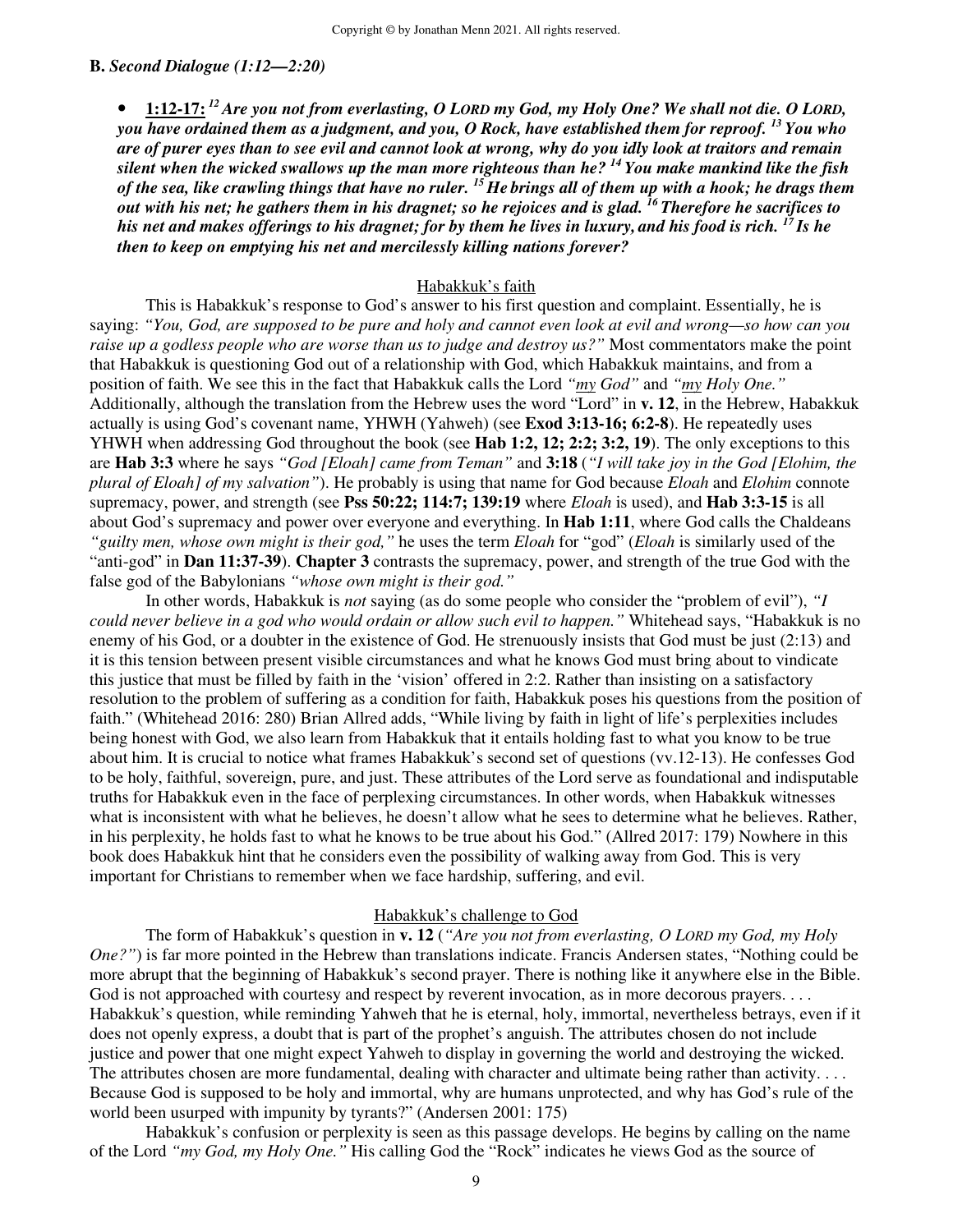**B.** ***Second Dialogue (1:12—2:20)***

- **1:12-17:** ***[12] Are you not from everlasting, O LORD my God, my Holy One? We shall not die. O LORD, you have ordained them as a judgment, and you, O Rock, have established them for reproof. [13] You who are of purer eyes than to see evil and cannot look at wrong, why do you idly look at traitors and remain silent when the wicked swallows up the man more righteous than he? [14] You make mankind like the fish of the sea, like crawling things that have no ruler. [15] He brings all of them up with a hook; he drags them out with his net; he gathers them in his dragnet; so he rejoices and is glad. [16] Therefore he sacrifices to his net and makes offerings to his dragnet; for by them he lives in luxury, and his food is rich. [17] Is he then to keep on emptying his net and mercilessly killing nations forever?***

<u>Habakkuk's faith</u>

This is Habakkuk's response to God's answer to his first question and complaint. Essentially, he is saying: *"You, God, are supposed to be pure and holy and cannot even look at evil and wrong—so how can you raise up a godless people who are worse than us to judge and destroy us?"* Most commentators make the point that Habakkuk is questioning God out of a relationship with God, which Habakkuk maintains, and from a position of faith. We see this in the fact that Habakkuk calls the Lord *"<u>my</u> God"* and *"<u>my</u> Holy One."* Additionally, although the translation from the Hebrew uses the word "Lord" in **v. 12**, in the Hebrew, Habakkuk actually is using God's covenant name, YHWH (Yahweh) (see **Exod 3:13-16; 6:2-8**). He repeatedly uses YHWH when addressing God throughout the book (see **Hab 1:2, 12; 2:2; 3:2, 19**). The only exceptions to this are **Hab 3:3** where he says *"God [Eloah] came from Teman"* and **3:18** (*"I will take joy in the God [Elohim, the plural of Eloah] of my salvation"*). He probably is using that name for God because *Eloah* and *Elohim* connote supremacy, power, and strength (see **Pss 50:22; 114:7; 139:19** where *Eloah* is used), and **Hab 3:3-15** is all about God's supremacy and power over everyone and everything. In **Hab 1:11**, where God calls the Chaldeans *"guilty men, whose own might is their god,"* he uses the term *Eloah* for "god" (*Eloah* is similarly used of the "anti-god" in **Dan 11:37-39**). **Chapter 3** contrasts the supremacy, power, and strength of the true God with the false god of the Babylonians *"whose own might is their god."*

In other words, Habakkuk is *not* saying (as do some people who consider the "problem of evil"), *"I could never believe in a god who would ordain or allow such evil to happen."* Whitehead says, "Habakkuk is no enemy of his God, or a doubter in the existence of God. He strenuously insists that God must be just (2:13) and it is this tension between present visible circumstances and what he knows God must bring about to vindicate this justice that must be filled by faith in the 'vision' offered in 2:2. Rather than insisting on a satisfactory resolution to the problem of suffering as a condition for faith, Habakkuk poses his questions from the position of faith." (Whitehead 2016: 280) Brian Allred adds, "While living by faith in light of life's perplexities includes being honest with God, we also learn from Habakkuk that it entails holding fast to what you know to be true about him. It is crucial to notice what frames Habakkuk's second set of questions (vv.12-13). He confesses God to be holy, faithful, sovereign, pure, and just. These attributes of the Lord serve as foundational and indisputable truths for Habakkuk even in the face of perplexing circumstances. In other words, when Habakkuk witnesses what is inconsistent with what he believes, he doesn't allow what he sees to determine what he believes. Rather, in his perplexity, he holds fast to what he knows to be true about his God." (Allred 2017: 179) Nowhere in this book does Habakkuk hint that he considers even the possibility of walking away from God. This is very important for Christians to remember when we face hardship, suffering, and evil.

<u>Habakkuk's challenge to God</u>

The form of Habakkuk's question in **v. 12** (*"Are you not from everlasting, O LORD my God, my Holy One?"*) is far more pointed in the Hebrew than translations indicate. Francis Andersen states, "Nothing could be more abrupt that the beginning of Habakkuk's second prayer. There is nothing like it anywhere else in the Bible. God is not approached with courtesy and respect by reverent invocation, as in more decorous prayers. . . . Habakkuk's question, while reminding Yahweh that he is eternal, holy, immortal, nevertheless betrays, even if it does not openly express, a doubt that is part of the prophet's anguish. The attributes chosen do not include justice and power that one might expect Yahweh to display in governing the world and destroying the wicked. The attributes chosen are more fundamental, dealing with character and ultimate being rather than activity. . . . Because God is supposed to be holy and immortal, why are humans unprotected, and why has God's rule of the world been usurped with impunity by tyrants?" (Andersen 2001: 175)

Habakkuk's confusion or perplexity is seen as this passage develops. He begins by calling on the name of the Lord *"my God, my Holy One."* His calling God the "Rock" indicates he views God as the source of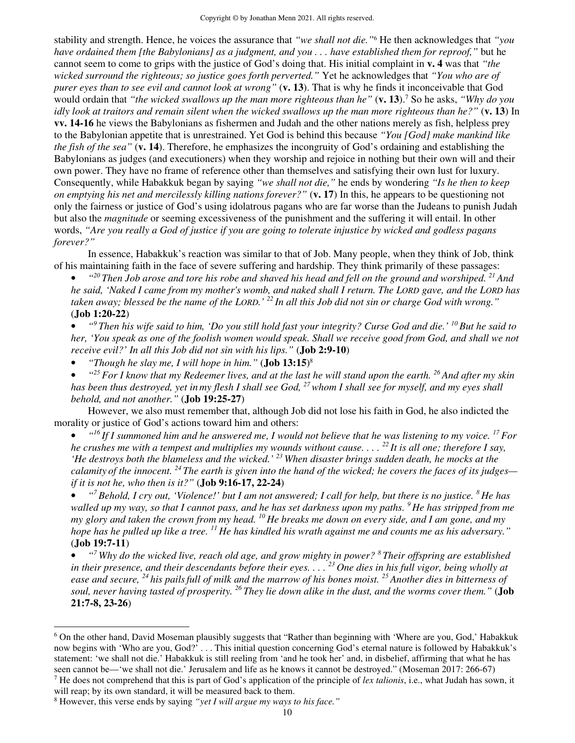stability and strength. Hence, he voices the assurance that *"we shall not die."*[6] He then acknowledges that *"you have ordained them [the Babylonians] as a judgment, and you . . . have established them for reproof,"* but he cannot seem to come to grips with the justice of God's doing that. His initial complaint in **v. 4** was that *"the wicked surround the righteous; so justice goes forth perverted."* Yet he acknowledges that *"You who are of purer eyes than to see evil and cannot look at wrong"* (**v. 13**). That is why he finds it inconceivable that God would ordain that *"the wicked swallows up the man more righteous than he"* (**v. 13**).[7] So he asks, *"Why do you idly look at traitors and remain silent when the wicked swallows up the man more righteous than he?"* (**v. 13**) In **vv. 14-16** he views the Babylonians as fishermen and Judah and the other nations merely as fish, helpless prey to the Babylonian appetite that is unrestrained. Yet God is behind this because *"You [God] make mankind like the fish of the sea"* (**v. 14**). Therefore, he emphasizes the incongruity of God's ordaining and establishing the Babylonians as judges (and executioners) when they worship and rejoice in nothing but their own will and their own power. They have no frame of reference other than themselves and satisfying their own lust for luxury. Consequently, while Habakkuk began by saying *"we shall not die,"* he ends by wondering *"Is he then to keep on emptying his net and mercilessly killing nations forever?"* (**v. 17**) In this, he appears to be questioning not only the fairness or justice of God's using idolatrous pagans who are far worse than the Judeans to punish Judah but also the *magnitude* or seeming excessiveness of the punishment and the suffering it will entail. In other words, *"Are you really a God of justice if you are going to tolerate injustice by wicked and godless pagans forever?"*

In essence, Habakkuk's reaction was similar to that of Job. Many people, when they think of Job, think of his maintaining faith in the face of severe suffering and hardship. They think primarily of these passages:

- *"[20] Then Job arose and tore his robe and shaved his head and fell on the ground and worshiped. [21] And he said, 'Naked I came from my mother's womb, and naked shall I return. The LORD gave, and the LORD has taken away; blessed be the name of the LORD.' [22] In all this Job did not sin or charge God with wrong."* (**Job 1:20-22**)
- *"[9] Then his wife said to him, 'Do you still hold fast your integrity? Curse God and die.' [10] But he said to her, 'You speak as one of the foolish women would speak. Shall we receive good from God, and shall we not receive evil?' In all this Job did not sin with his lips."* (**Job 2:9-10**)
- *"Though he slay me, I will hope in him."* (**Job 13:15**)[8]
- *"[25] For I know that my Redeemer lives, and at the last he will stand upon the earth. [26] And after my skin has been thus destroyed, yet in my flesh I shall see God, [27] whom I shall see for myself, and my eyes shall behold, and not another."* (**Job 19:25-27**)

However, we also must remember that, although Job did not lose his faith in God, he also indicted the morality or justice of God's actions toward him and others:

- *"[16] If I summoned him and he answered me, I would not believe that he was listening to my voice. [17] For he crushes me with a tempest and multiplies my wounds without cause. . . . [22] It is all one; therefore I say, 'He destroys both the blameless and the wicked.' [23] When disaster brings sudden death, he mocks at the calamity of the innocent. [24] The earth is given into the hand of the wicked; he covers the faces of its judges—if it is not he, who then is it?"* (**Job 9:16-17, 22-24**)
- *"[7] Behold, I cry out, 'Violence!' but I am not answered; I call for help, but there is no justice. [8] He has walled up my way, so that I cannot pass, and he has set darkness upon my paths. [9] He has stripped from me my glory and taken the crown from my head. [10] He breaks me down on every side, and I am gone, and my hope has he pulled up like a tree. [11] He has kindled his wrath against me and counts me as his adversary."* (**Job 19:7-11**)
- *"[7] Why do the wicked live, reach old age, and grow mighty in power? [8] Their offspring are established in their presence, and their descendants before their eyes. . . . [23] One dies in his full vigor, being wholly at ease and secure, [24] his pails full of milk and the marrow of his bones moist. [25] Another dies in bitterness of soul, never having tasted of prosperity. [26] They lie down alike in the dust, and the worms cover them."* (**Job 21:7-8, 23-26**)

---

[6] On the other hand, David Moseman plausibly suggests that "Rather than beginning with 'Where are you, God,' Habakkuk now begins with 'Who are you, God?' . . . This initial question concerning God's eternal nature is followed by Habakkuk's statement: 'we shall not die.' Habakkuk is still reeling from 'and he took her' and, in disbelief, affirming that what he has seen cannot be—'we shall not die.' Jerusalem and life as he knows it cannot be destroyed." (Moseman 2017: 266-67)

[7] He does not comprehend that this is part of God's application of the principle of *lex talionis*, i.e., what Judah has sown, it will reap; by its own standard, it will be measured back to them.

[8] However, this verse ends by saying *"yet I will argue my ways to his face."*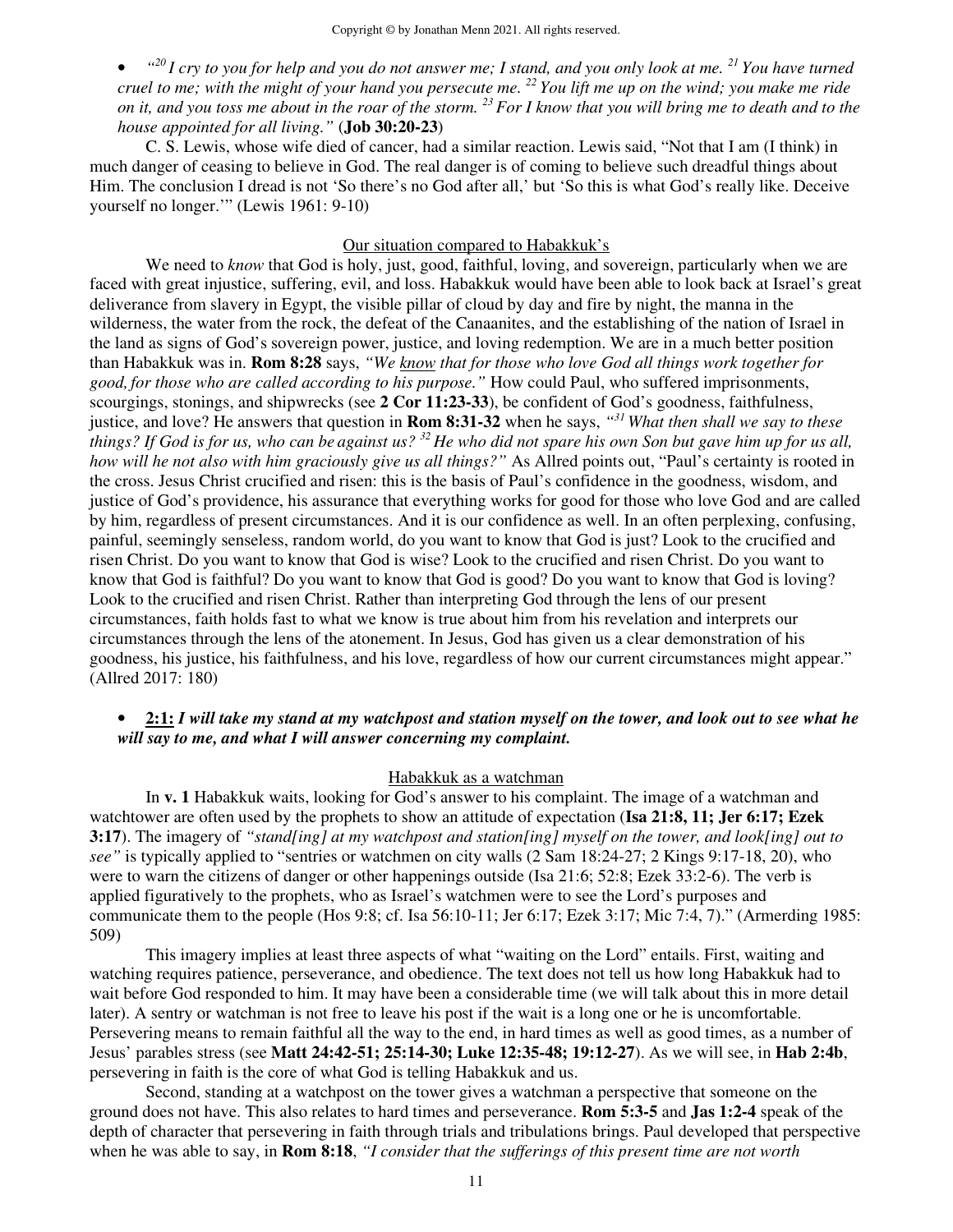- *"[20] I cry to you for help and you do not answer me; I stand, and you only look at me. [21] You have turned cruel to me; with the might of your hand you persecute me. [22] You lift me up on the wind; you make me ride on it, and you toss me about in the roar of the storm. [23] For I know that you will bring me to death and to the house appointed for all living."* (**Job 30:20-23**)

C. S. Lewis, whose wife died of cancer, had a similar reaction. Lewis said, "Not that I am (I think) in much danger of ceasing to believe in God. The real danger is of coming to believe such dreadful things about Him. The conclusion I dread is not 'So there's no God after all,' but 'So this is what God's really like. Deceive yourself no longer.'" (Lewis 1961: 9-10)

<u>Our situation compared to Habakkuk's</u>

We need to *know* that God is holy, just, good, faithful, loving, and sovereign, particularly when we are faced with great injustice, suffering, evil, and loss. Habakkuk would have been able to look back at Israel's great deliverance from slavery in Egypt, the visible pillar of cloud by day and fire by night, the manna in the wilderness, the water from the rock, the defeat of the Canaanites, and the establishing of the nation of Israel in the land as signs of God's sovereign power, justice, and loving redemption. We are in a much better position than Habakkuk was in. **Rom 8:28** says, *"We <u>know</u> that for those who love God all things work together for good, for those who are called according to his purpose."* How could Paul, who suffered imprisonments, scourgings, stonings, and shipwrecks (see **2 Cor 11:23-33**), be confident of God's goodness, faithfulness, justice, and love? He answers that question in **Rom 8:31-32** when he says, *"[31] What then shall we say to these things? If God is for us, who can be against us? [32] He who did not spare his own Son but gave him up for us all, how will he not also with him graciously give us all things?"* As Allred points out, "Paul's certainty is rooted in the cross. Jesus Christ crucified and risen: this is the basis of Paul's confidence in the goodness, wisdom, and justice of God's providence, his assurance that everything works for good for those who love God and are called by him, regardless of present circumstances. And it is our confidence as well. In an often perplexing, confusing, painful, seemingly senseless, random world, do you want to know that God is just? Look to the crucified and risen Christ. Do you want to know that God is wise? Look to the crucified and risen Christ. Do you want to know that God is faithful? Do you want to know that God is good? Do you want to know that God is loving? Look to the crucified and risen Christ. Rather than interpreting God through the lens of our present circumstances, faith holds fast to what we know is true about him from his revelation and interprets our circumstances through the lens of the atonement. In Jesus, God has given us a clear demonstration of his goodness, his justice, his faithfulness, and his love, regardless of how our current circumstances might appear." (Allred 2017: 180)

- **<u>2:1:</u>** ***I will take my stand at my watchpost and station myself on the tower, and look out to see what he will say to me, and what I will answer concerning my complaint.***

<u>Habakkuk as a watchman</u>

In **v. 1** Habakkuk waits, looking for God's answer to his complaint. The image of a watchman and watchtower are often used by the prophets to show an attitude of expectation (**Isa 21:8, 11; Jer 6:17; Ezek 3:17**). The imagery of *"stand[ing] at my watchpost and station[ing] myself on the tower, and look[ing] out to see"* is typically applied to "sentries or watchmen on city walls (2 Sam 18:24-27; 2 Kings 9:17-18, 20), who were to warn the citizens of danger or other happenings outside (Isa 21:6; 52:8; Ezek 33:2-6). The verb is applied figuratively to the prophets, who as Israel's watchmen were to see the Lord's purposes and communicate them to the people (Hos 9:8; cf. Isa 56:10-11; Jer 6:17; Ezek 3:17; Mic 7:4, 7)." (Armerding 1985: 509)

This imagery implies at least three aspects of what "waiting on the Lord" entails. First, waiting and watching requires patience, perseverance, and obedience. The text does not tell us how long Habakkuk had to wait before God responded to him. It may have been a considerable time (we will talk about this in more detail later). A sentry or watchman is not free to leave his post if the wait is a long one or he is uncomfortable. Persevering means to remain faithful all the way to the end, in hard times as well as good times, as a number of Jesus' parables stress (see **Matt 24:42-51; 25:14-30; Luke 12:35-48; 19:12-27**). As we will see, in **Hab 2:4b**, persevering in faith is the core of what God is telling Habakkuk and us.

Second, standing at a watchpost on the tower gives a watchman a perspective that someone on the ground does not have. This also relates to hard times and perseverance. **Rom 5:3-5** and **Jas 1:2-4** speak of the depth of character that persevering in faith through trials and tribulations brings. Paul developed that perspective when he was able to say, in **Rom 8:18**, *"I consider that the sufferings of this present time are not worth*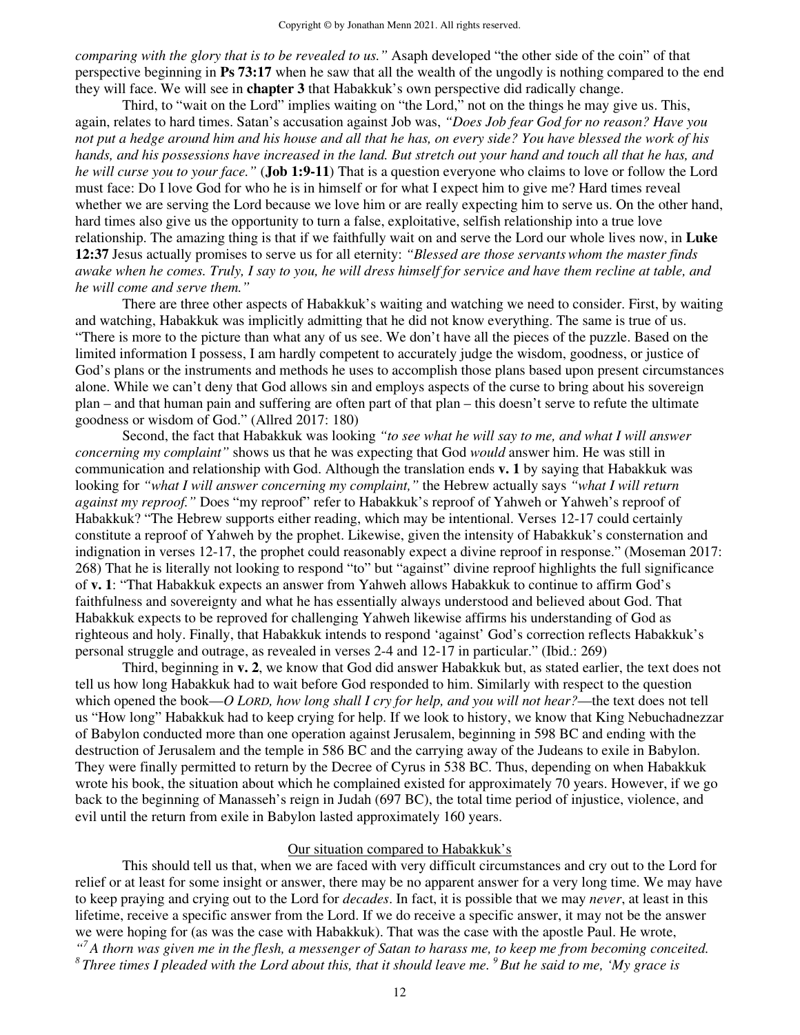*comparing with the glory that is to be revealed to us."* Asaph developed "the other side of the coin" of that perspective beginning in **Ps 73:17** when he saw that all the wealth of the ungodly is nothing compared to the end they will face. We will see in **chapter 3** that Habakkuk's own perspective did radically change.

Third, to "wait on the Lord" implies waiting on "the Lord," not on the things he may give us. This, again, relates to hard times. Satan's accusation against Job was, *"Does Job fear God for no reason? Have you not put a hedge around him and his house and all that he has, on every side? You have blessed the work of his hands, and his possessions have increased in the land. But stretch out your hand and touch all that he has, and he will curse you to your face."* (**Job 1:9-11**) That is a question everyone who claims to love or follow the Lord must face: Do I love God for who he is in himself or for what I expect him to give me? Hard times reveal whether we are serving the Lord because we love him or are really expecting him to serve us. On the other hand, hard times also give us the opportunity to turn a false, exploitative, selfish relationship into a true love relationship. The amazing thing is that if we faithfully wait on and serve the Lord our whole lives now, in **Luke 12:37** Jesus actually promises to serve us for all eternity: *"Blessed are those servants whom the master finds awake when he comes. Truly, I say to you, he will dress himself for service and have them recline at table, and he will come and serve them."*

There are three other aspects of Habakkuk's waiting and watching we need to consider. First, by waiting and watching, Habakkuk was implicitly admitting that he did not know everything. The same is true of us. "There is more to the picture than what any of us see. We don't have all the pieces of the puzzle. Based on the limited information I possess, I am hardly competent to accurately judge the wisdom, goodness, or justice of God's plans or the instruments and methods he uses to accomplish those plans based upon present circumstances alone. While we can't deny that God allows sin and employs aspects of the curse to bring about his sovereign plan – and that human pain and suffering are often part of that plan – this doesn't serve to refute the ultimate goodness or wisdom of God." (Allred 2017: 180)

Second, the fact that Habakkuk was looking *"to see what he will say to me, and what I will answer concerning my complaint"* shows us that he was expecting that God *would* answer him. He was still in communication and relationship with God. Although the translation ends **v. 1** by saying that Habakkuk was looking for *"what I will answer concerning my complaint,"* the Hebrew actually says *"what I will return against my reproof."* Does "my reproof" refer to Habakkuk's reproof of Yahweh or Yahweh's reproof of Habakkuk? "The Hebrew supports either reading, which may be intentional. Verses 12-17 could certainly constitute a reproof of Yahweh by the prophet. Likewise, given the intensity of Habakkuk's consternation and indignation in verses 12-17, the prophet could reasonably expect a divine reproof in response." (Moseman 2017: 268) That he is literally not looking to respond "to" but "against" divine reproof highlights the full significance of **v. 1**: "That Habakkuk expects an answer from Yahweh allows Habakkuk to continue to affirm God's faithfulness and sovereignty and what he has essentially always understood and believed about God. That Habakkuk expects to be reproved for challenging Yahweh likewise affirms his understanding of God as righteous and holy. Finally, that Habakkuk intends to respond 'against' God's correction reflects Habakkuk's personal struggle and outrage, as revealed in verses 2-4 and 12-17 in particular." (Ibid.: 269)

Third, beginning in **v. 2**, we know that God did answer Habakkuk but, as stated earlier, the text does not tell us how long Habakkuk had to wait before God responded to him. Similarly with respect to the question which opened the book—*O LORD, how long shall I cry for help, and you will not hear?*—the text does not tell us "How long" Habakkuk had to keep crying for help. If we look to history, we know that King Nebuchadnezzar of Babylon conducted more than one operation against Jerusalem, beginning in 598 BC and ending with the destruction of Jerusalem and the temple in 586 BC and the carrying away of the Judeans to exile in Babylon. They were finally permitted to return by the Decree of Cyrus in 538 BC. Thus, depending on when Habakkuk wrote his book, the situation about which he complained existed for approximately 70 years. However, if we go back to the beginning of Manasseh's reign in Judah (697 BC), the total time period of injustice, violence, and evil until the return from exile in Babylon lasted approximately 160 years.

<u>Our situation compared to Habakkuk's</u>

This should tell us that, when we are faced with very difficult circumstances and cry out to the Lord for relief or at least for some insight or answer, there may be no apparent answer for a very long time. We may have to keep praying and crying out to the Lord for *decades*. In fact, it is possible that we may *never*, at least in this lifetime, receive a specific answer from the Lord. If we do receive a specific answer, it may not be the answer we were hoping for (as was the case with Habakkuk). That was the case with the apostle Paul. He wrote, *"[7] A thorn was given me in the flesh, a messenger of Satan to harass me, to keep me from becoming conceited. [8] Three times I pleaded with the Lord about this, that it should leave me. [9] But he said to me, 'My grace is*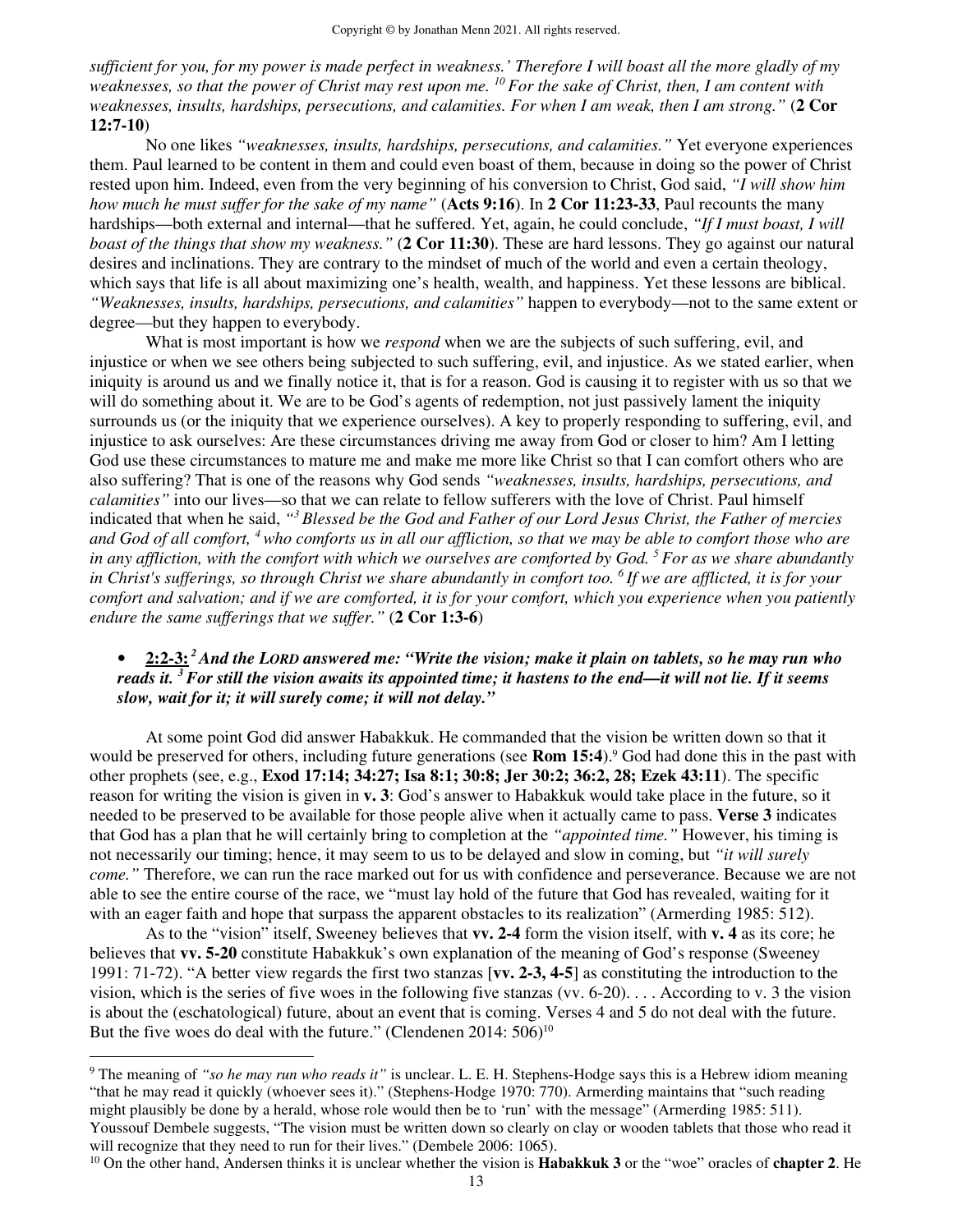*sufficient for you, for my power is made perfect in weakness.' Therefore I will boast all the more gladly of my weaknesses, so that the power of Christ may rest upon me. [10] For the sake of Christ, then, I am content with weaknesses, insults, hardships, persecutions, and calamities. For when I am weak, then I am strong."* (**2 Cor 12:7-10**)

No one likes *"weaknesses, insults, hardships, persecutions, and calamities."* Yet everyone experiences them. Paul learned to be content in them and could even boast of them, because in doing so the power of Christ rested upon him. Indeed, even from the very beginning of his conversion to Christ, God said, *"I will show him how much he must suffer for the sake of my name"* (**Acts 9:16**). In **2 Cor 11:23-33**, Paul recounts the many hardships—both external and internal—that he suffered. Yet, again, he could conclude, *"If I must boast, I will boast of the things that show my weakness."* (**2 Cor 11:30**). These are hard lessons. They go against our natural desires and inclinations. They are contrary to the mindset of much of the world and even a certain theology, which says that life is all about maximizing one's health, wealth, and happiness. Yet these lessons are biblical. *"Weaknesses, insults, hardships, persecutions, and calamities"* happen to everybody—not to the same extent or degree—but they happen to everybody.

What is most important is how we *respond* when we are the subjects of such suffering, evil, and injustice or when we see others being subjected to such suffering, evil, and injustice. As we stated earlier, when iniquity is around us and we finally notice it, that is for a reason. God is causing it to register with us so that we will do something about it. We are to be God's agents of redemption, not just passively lament the iniquity surrounds us (or the iniquity that we experience ourselves). A key to properly responding to suffering, evil, and injustice to ask ourselves: Are these circumstances driving me away from God or closer to him? Am I letting God use these circumstances to mature me and make me more like Christ so that I can comfort others who are also suffering? That is one of the reasons why God sends *"weaknesses, insults, hardships, persecutions, and calamities"* into our lives—so that we can relate to fellow sufferers with the love of Christ. Paul himself indicated that when he said, *"[3] Blessed be the God and Father of our Lord Jesus Christ, the Father of mercies and God of all comfort, [4] who comforts us in all our affliction, so that we may be able to comfort those who are in any affliction, with the comfort with which we ourselves are comforted by God. [5] For as we share abundantly in Christ's sufferings, so through Christ we share abundantly in comfort too. [6] If we are afflicted, it is for your comfort and salvation; and if we are comforted, it is for your comfort, which you experience when you patiently endure the same sufferings that we suffer."* (**2 Cor 1:3-6**)

- **2:2-3:** ***[2] And the LORD answered me: "Write the vision; make it plain on tablets, so he may run who reads it. [3] For still the vision awaits its appointed time; it hastens to the end—it will not lie. If it seems slow, wait for it; it will surely come; it will not delay."***

At some point God did answer Habakkuk. He commanded that the vision be written down so that it would be preserved for others, including future generations (see **Rom 15:4**).[9] God had done this in the past with other prophets (see, e.g., **Exod 17:14; 34:27; Isa 8:1; 30:8; Jer 30:2; 36:2, 28; Ezek 43:11**). The specific reason for writing the vision is given in **v. 3**: God's answer to Habakkuk would take place in the future, so it needed to be preserved to be available for those people alive when it actually came to pass. **Verse 3** indicates that God has a plan that he will certainly bring to completion at the *"appointed time."* However, his timing is not necessarily our timing; hence, it may seem to us to be delayed and slow in coming, but *"it will surely come."* Therefore, we can run the race marked out for us with confidence and perseverance. Because we are not able to see the entire course of the race, we "must lay hold of the future that God has revealed, waiting for it with an eager faith and hope that surpass the apparent obstacles to its realization" (Armerding 1985: 512).

As to the "vision" itself, Sweeney believes that **vv. 2-4** form the vision itself, with **v. 4** as its core; he believes that **vv. 5-20** constitute Habakkuk's own explanation of the meaning of God's response (Sweeney 1991: 71-72). "A better view regards the first two stanzas [**vv. 2-3, 4-5**] as constituting the introduction to the vision, which is the series of five woes in the following five stanzas (vv. 6-20). . . . According to v. 3 the vision is about the (eschatological) future, about an event that is coming. Verses 4 and 5 do not deal with the future. But the five woes do deal with the future." (Clendenen 2014: 506)[10]

---

[9] The meaning of *"so he may run who reads it"* is unclear. L. E. H. Stephens-Hodge says this is a Hebrew idiom meaning "that he may read it quickly (whoever sees it)." (Stephens-Hodge 1970: 770). Armerding maintains that "such reading might plausibly be done by a herald, whose role would then be to 'run' with the message" (Armerding 1985: 511). Youssouf Dembele suggests, "The vision must be written down so clearly on clay or wooden tablets that those who read it will recognize that they need to run for their lives." (Dembele 2006: 1065).

[10] On the other hand, Andersen thinks it is unclear whether the vision is **Habakkuk 3** or the "woe" oracles of **chapter 2**. He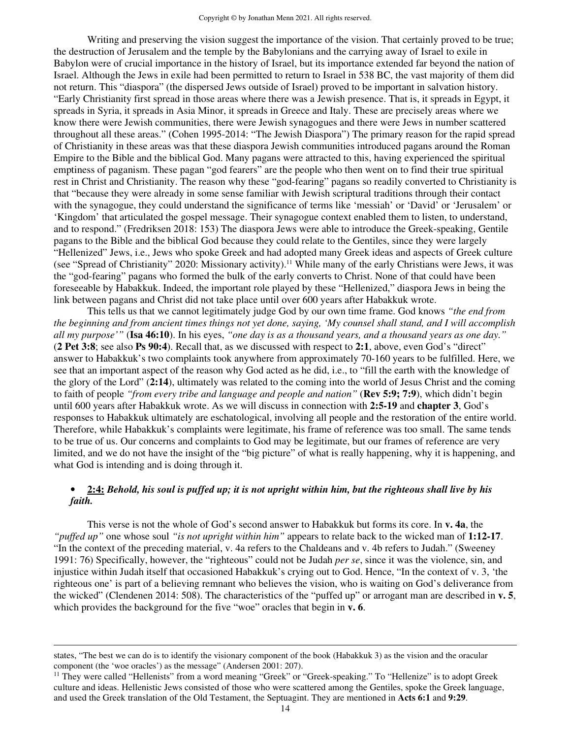Writing and preserving the vision suggest the importance of the vision. That certainly proved to be true; the destruction of Jerusalem and the temple by the Babylonians and the carrying away of Israel to exile in Babylon were of crucial importance in the history of Israel, but its importance extended far beyond the nation of Israel. Although the Jews in exile had been permitted to return to Israel in 538 BC, the vast majority of them did not return. This "diaspora" (the dispersed Jews outside of Israel) proved to be important in salvation history. "Early Christianity first spread in those areas where there was a Jewish presence. That is, it spreads in Egypt, it spreads in Syria, it spreads in Asia Minor, it spreads in Greece and Italy. These are precisely areas where we know there were Jewish communities, there were Jewish synagogues and there were Jews in number scattered throughout all these areas." (Cohen 1995-2014: "The Jewish Diaspora") The primary reason for the rapid spread of Christianity in these areas was that these diaspora Jewish communities introduced pagans around the Roman Empire to the Bible and the biblical God. Many pagans were attracted to this, having experienced the spiritual emptiness of paganism. These pagan "god fearers" are the people who then went on to find their true spiritual rest in Christ and Christianity. The reason why these "god-fearing" pagans so readily converted to Christianity is that "because they were already in some sense familiar with Jewish scriptural traditions through their contact with the synagogue, they could understand the significance of terms like 'messiah' or 'David' or 'Jerusalem' or 'Kingdom' that articulated the gospel message. Their synagogue context enabled them to listen, to understand, and to respond." (Fredriksen 2018: 153) The diaspora Jews were able to introduce the Greek-speaking, Gentile pagans to the Bible and the biblical God because they could relate to the Gentiles, since they were largely "Hellenized" Jews, i.e., Jews who spoke Greek and had adopted many Greek ideas and aspects of Greek culture (see "Spread of Christianity" 2020: Missionary activity).[11] While many of the early Christians were Jews, it was the "god-fearing" pagans who formed the bulk of the early converts to Christ. None of that could have been foreseeable by Habakkuk. Indeed, the important role played by these "Hellenized," diaspora Jews in being the link between pagans and Christ did not take place until over 600 years after Habakkuk wrote.

This tells us that we cannot legitimately judge God by our own time frame. God knows *"the end from the beginning and from ancient times things not yet done, saying, 'My counsel shall stand, and I will accomplish all my purpose'"* (**Isa 46:10**). In his eyes, *"one day is as a thousand years, and a thousand years as one day."* (**2 Pet 3:8**; see also **Ps 90:4**). Recall that, as we discussed with respect to **2:1**, above, even God's "direct" answer to Habakkuk's two complaints took anywhere from approximately 70-160 years to be fulfilled. Here, we see that an important aspect of the reason why God acted as he did, i.e., to "fill the earth with the knowledge of the glory of the Lord" (**2:14**), ultimately was related to the coming into the world of Jesus Christ and the coming to faith of people *"from every tribe and language and people and nation"* (**Rev 5:9; 7:9**), which didn't begin until 600 years after Habakkuk wrote. As we will discuss in connection with **2:5-19** and **chapter 3**, God's responses to Habakkuk ultimately are eschatological, involving all people and the restoration of the entire world. Therefore, while Habakkuk's complaints were legitimate, his frame of reference was too small. The same tends to be true of us. Our concerns and complaints to God may be legitimate, but our frames of reference are very limited, and we do not have the insight of the "big picture" of what is really happening, why it is happening, and what God is intending and is doing through it.

- **2:4:** ***Behold, his soul is puffed up; it is not upright within him, but the righteous shall live by his faith.***

This verse is not the whole of God's second answer to Habakkuk but forms its core. In **v. 4a**, the *"puffed up"* one whose soul *"is not upright within him"* appears to relate back to the wicked man of **1:12-17**. "In the context of the preceding material, v. 4a refers to the Chaldeans and v. 4b refers to Judah." (Sweeney 1991: 76) Specifically, however, the "righteous" could not be Judah *per se*, since it was the violence, sin, and injustice within Judah itself that occasioned Habakkuk's crying out to God. Hence, "In the context of v. 3, 'the righteous one' is part of a believing remnant who believes the vision, who is waiting on God's deliverance from the wicked" (Clendenen 2014: 508). The characteristics of the "puffed up" or arrogant man are described in **v. 5**, which provides the background for the five "woe" oracles that begin in **v. 6**.

---

states, "The best we can do is to identify the visionary component of the book (Habakkuk 3) as the vision and the oracular component (the 'woe oracles') as the message" (Andersen 2001: 207).

[11] They were called "Hellenists" from a word meaning "Greek" or "Greek-speaking." To "Hellenize" is to adopt Greek culture and ideas. Hellenistic Jews consisted of those who were scattered among the Gentiles, spoke the Greek language, and used the Greek translation of the Old Testament, the Septuagint. They are mentioned in **Acts 6:1** and **9:29**.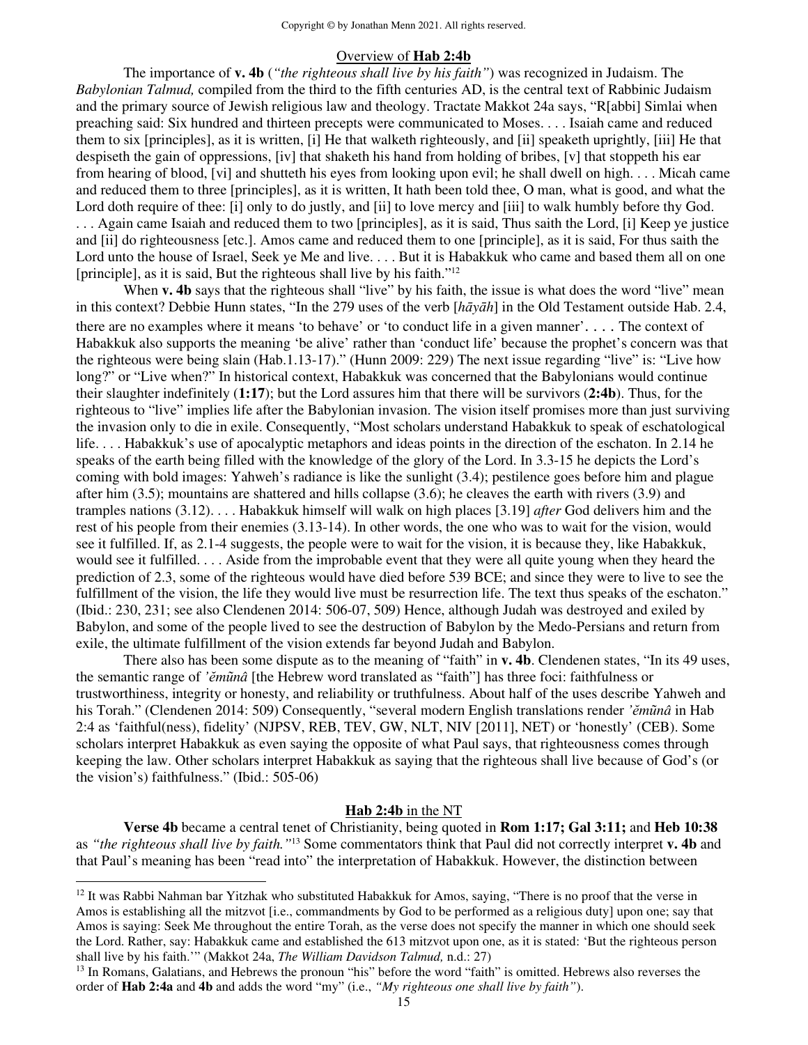## Overview of **Hab 2:4b**

The importance of **v. 4b** (*"the righteous shall live by his faith"*) was recognized in Judaism. The *Babylonian Talmud,* compiled from the third to the fifth centuries AD, is the central text of Rabbinic Judaism and the primary source of Jewish religious law and theology. Tractate Makkot 24a says, "R[abbi] Simlai when preaching said: Six hundred and thirteen precepts were communicated to Moses. . . . Isaiah came and reduced them to six [principles], as it is written, [i] He that walketh righteously, and [ii] speaketh uprightly, [iii] He that despiseth the gain of oppressions, [iv] that shaketh his hand from holding of bribes, [v] that stoppeth his ear from hearing of blood, [vi] and shutteth his eyes from looking upon evil; he shall dwell on high. . . . Micah came and reduced them to three [principles], as it is written, It hath been told thee, O man, what is good, and what the Lord doth require of thee: [i] only to do justly, and [ii] to love mercy and [iii] to walk humbly before thy God. . . . Again came Isaiah and reduced them to two [principles], as it is said, Thus saith the Lord, [i] Keep ye justice and [ii] do righteousness [etc.]. Amos came and reduced them to one [principle], as it is said, For thus saith the Lord unto the house of Israel, Seek ye Me and live. . . . But it is Habakkuk who came and based them all on one [principle], as it is said, But the righteous shall live by his faith."[12]

When **v. 4b** says that the righteous shall "live" by his faith, the issue is what does the word "live" mean in this context? Debbie Hunn states, "In the 279 uses of the verb [*hāyāh*] in the Old Testament outside Hab. 2.4, there are no examples where it means 'to behave' or 'to conduct life in a given manner'. . . . The context of Habakkuk also supports the meaning 'be alive' rather than 'conduct life' because the prophet's concern was that the righteous were being slain (Hab.1.13-17)." (Hunn 2009: 229) The next issue regarding "live" is: "Live how long?" or "Live when?" In historical context, Habakkuk was concerned that the Babylonians would continue their slaughter indefinitely (**1:17**); but the Lord assures him that there will be survivors (**2:4b**). Thus, for the righteous to "live" implies life after the Babylonian invasion. The vision itself promises more than just surviving the invasion only to die in exile. Consequently, "Most scholars understand Habakkuk to speak of eschatological life. . . . Habakkuk's use of apocalyptic metaphors and ideas points in the direction of the eschaton. In 2.14 he speaks of the earth being filled with the knowledge of the glory of the Lord. In 3.3-15 he depicts the Lord's coming with bold images: Yahweh's radiance is like the sunlight (3.4); pestilence goes before him and plague after him (3.5); mountains are shattered and hills collapse (3.6); he cleaves the earth with rivers (3.9) and tramples nations (3.12). . . . Habakkuk himself will walk on high places [3.19] *after* God delivers him and the rest of his people from their enemies (3.13-14). In other words, the one who was to wait for the vision, would see it fulfilled. If, as 2.1-4 suggests, the people were to wait for the vision, it is because they, like Habakkuk, would see it fulfilled. . . . Aside from the improbable event that they were all quite young when they heard the prediction of 2.3, some of the righteous would have died before 539 BCE; and since they were to live to see the fulfillment of the vision, the life they would live must be resurrection life. The text thus speaks of the eschaton." (Ibid.: 230, 231; see also Clendenen 2014: 506-07, 509) Hence, although Judah was destroyed and exiled by Babylon, and some of the people lived to see the destruction of Babylon by the Medo-Persians and return from exile, the ultimate fulfillment of the vision extends far beyond Judah and Babylon.

There also has been some dispute as to the meaning of "faith" in **v. 4b**. Clendenen states, "In its 49 uses, the semantic range of *'ĕmũnâ* [the Hebrew word translated as "faith"] has three foci: faithfulness or trustworthiness, integrity or honesty, and reliability or truthfulness. About half of the uses describe Yahweh and his Torah." (Clendenen 2014: 509) Consequently, "several modern English translations render *'ĕmũnâ* in Hab 2:4 as 'faithful(ness), fidelity' (NJPSV, REB, TEV, GW, NLT, NIV [2011], NET) or 'honestly' (CEB). Some scholars interpret Habakkuk as even saying the opposite of what Paul says, that righteousness comes through keeping the law. Other scholars interpret Habakkuk as saying that the righteous shall live because of God's (or the vision's) faithfulness." (Ibid.: 505-06)

## **Hab 2:4b** in the NT

**Verse 4b** became a central tenet of Christianity, being quoted in **Rom 1:17; Gal 3:11;** and **Heb 10:38** as *"the righteous shall live by faith."*[13] Some commentators think that Paul did not correctly interpret **v. 4b** and that Paul's meaning has been "read into" the interpretation of Habakkuk. However, the distinction between

---

[12] It was Rabbi Nahman bar Yitzhak who substituted Habakkuk for Amos, saying, "There is no proof that the verse in Amos is establishing all the mitzvot [i.e., commandments by God to be performed as a religious duty] upon one; say that Amos is saying: Seek Me throughout the entire Torah, as the verse does not specify the manner in which one should seek the Lord. Rather, say: Habakkuk came and established the 613 mitzvot upon one, as it is stated: 'But the righteous person shall live by his faith.'" (Makkot 24a, *The William Davidson Talmud,* n.d.: 27)

[13] In Romans, Galatians, and Hebrews the pronoun "his" before the word "faith" is omitted. Hebrews also reverses the order of **Hab 2:4a** and **4b** and adds the word "my" (i.e., *"My righteous one shall live by faith"*).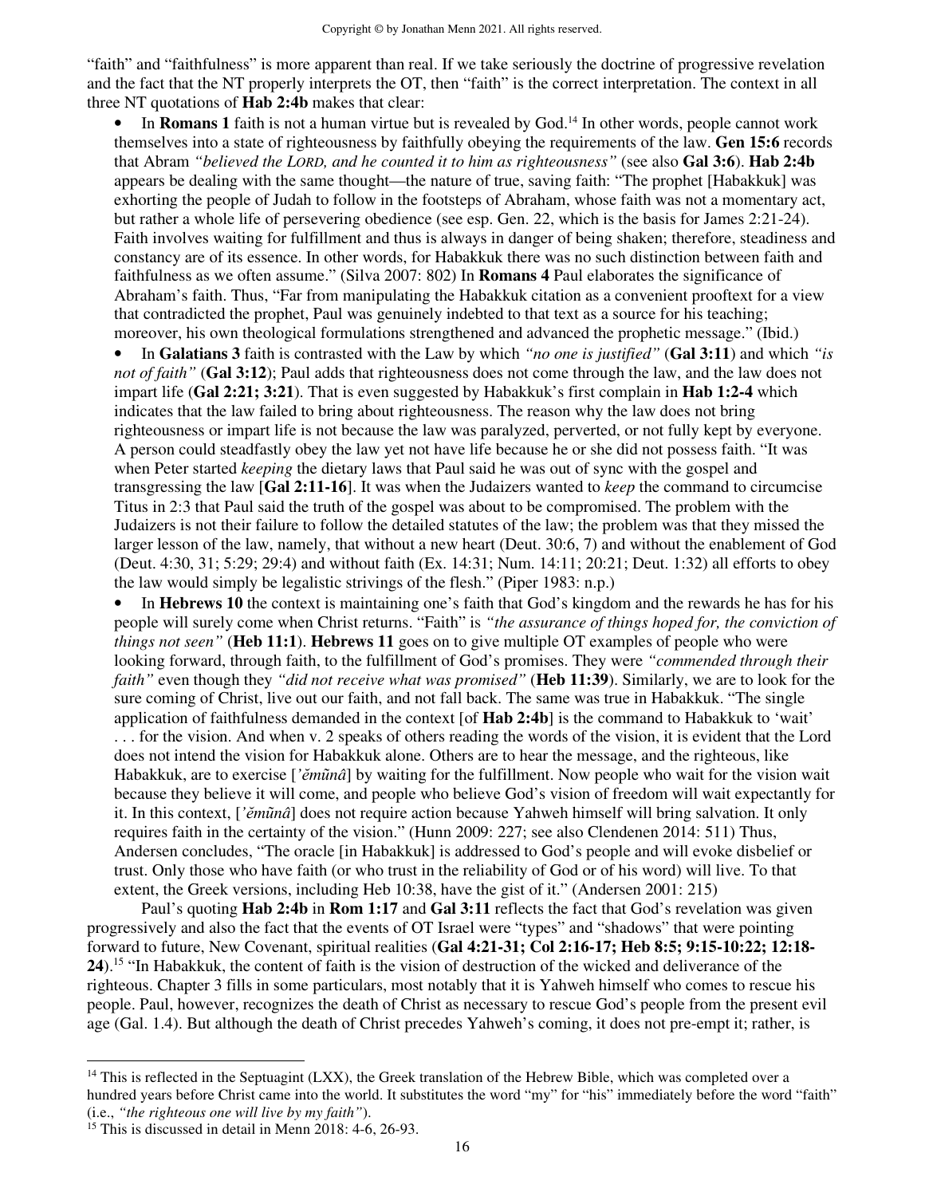"faith" and "faithfulness" is more apparent than real. If we take seriously the doctrine of progressive revelation and the fact that the NT properly interprets the OT, then "faith" is the correct interpretation. The context in all three NT quotations of **Hab 2:4b** makes that clear:

- In **Romans 1** faith is not a human virtue but is revealed by God.[14] In other words, people cannot work themselves into a state of righteousness by faithfully obeying the requirements of the law. **Gen 15:6** records that Abram *"believed the LORD, and he counted it to him as righteousness"* (see also **Gal 3:6**). **Hab 2:4b** appears be dealing with the same thought—the nature of true, saving faith: "The prophet [Habakkuk] was exhorting the people of Judah to follow in the footsteps of Abraham, whose faith was not a momentary act, but rather a whole life of persevering obedience (see esp. Gen. 22, which is the basis for James 2:21-24). Faith involves waiting for fulfillment and thus is always in danger of being shaken; therefore, steadiness and constancy are of its essence. In other words, for Habakkuk there was no such distinction between faith and faithfulness as we often assume." (Silva 2007: 802) In **Romans 4** Paul elaborates the significance of Abraham's faith. Thus, "Far from manipulating the Habakkuk citation as a convenient prooftext for a view that contradicted the prophet, Paul was genuinely indebted to that text as a source for his teaching; moreover, his own theological formulations strengthened and advanced the prophetic message." (Ibid.)
- In **Galatians 3** faith is contrasted with the Law by which *"no one is justified"* (**Gal 3:11**) and which *"is not of faith"* (**Gal 3:12**); Paul adds that righteousness does not come through the law, and the law does not impart life (**Gal 2:21; 3:21**). That is even suggested by Habakkuk's first complain in **Hab 1:2-4** which indicates that the law failed to bring about righteousness. The reason why the law does not bring righteousness or impart life is not because the law was paralyzed, perverted, or not fully kept by everyone. A person could steadfastly obey the law yet not have life because he or she did not possess faith. "It was when Peter started *keeping* the dietary laws that Paul said he was out of sync with the gospel and transgressing the law [**Gal 2:11-16**]. It was when the Judaizers wanted to *keep* the command to circumcise Titus in 2:3 that Paul said the truth of the gospel was about to be compromised. The problem with the Judaizers is not their failure to follow the detailed statutes of the law; the problem was that they missed the larger lesson of the law, namely, that without a new heart (Deut. 30:6, 7) and without the enablement of God (Deut. 4:30, 31; 5:29; 29:4) and without faith (Ex. 14:31; Num. 14:11; 20:21; Deut. 1:32) all efforts to obey the law would simply be legalistic strivings of the flesh." (Piper 1983: n.p.)
- In **Hebrews 10** the context is maintaining one's faith that God's kingdom and the rewards he has for his people will surely come when Christ returns. "Faith" is *"the assurance of things hoped for, the conviction of things not seen"* (**Heb 11:1**). **Hebrews 11** goes on to give multiple OT examples of people who were looking forward, through faith, to the fulfillment of God's promises. They were *"commended through their faith"* even though they *"did not receive what was promised"* (**Heb 11:39**). Similarly, we are to look for the sure coming of Christ, live out our faith, and not fall back. The same was true in Habakkuk. "The single application of faithfulness demanded in the context [of **Hab 2:4b**] is the command to Habakkuk to 'wait' . . . for the vision. And when v. 2 speaks of others reading the words of the vision, it is evident that the Lord does not intend the vision for Habakkuk alone. Others are to hear the message, and the righteous, like Habakkuk, are to exercise [*'ĕmûnâ*] by waiting for the fulfillment. Now people who wait for the vision wait because they believe it will come, and people who believe God's vision of freedom will wait expectantly for it. In this context, [*'ĕmûnâ*] does not require action because Yahweh himself will bring salvation. It only requires faith in the certainty of the vision." (Hunn 2009: 227; see also Clendenen 2014: 511) Thus, Andersen concludes, "The oracle [in Habakkuk] is addressed to God's people and will evoke disbelief or trust. Only those who have faith (or who trust in the reliability of God or of his word) will live. To that extent, the Greek versions, including Heb 10:38, have the gist of it." (Andersen 2001: 215)

Paul's quoting **Hab 2:4b** in **Rom 1:17** and **Gal 3:11** reflects the fact that God's revelation was given progressively and also the fact that the events of OT Israel were "types" and "shadows" that were pointing forward to future, New Covenant, spiritual realities (**Gal 4:21-31; Col 2:16-17; Heb 8:5; 9:15-10:22; 12:18-24**).[15] "In Habakkuk, the content of faith is the vision of destruction of the wicked and deliverance of the righteous. Chapter 3 fills in some particulars, most notably that it is Yahweh himself who comes to rescue his people. Paul, however, recognizes the death of Christ as necessary to rescue God's people from the present evil age (Gal. 1.4). But although the death of Christ precedes Yahweh's coming, it does not pre-empt it; rather, is

---

[14] This is reflected in the Septuagint (LXX), the Greek translation of the Hebrew Bible, which was completed over a hundred years before Christ came into the world. It substitutes the word "my" for "his" immediately before the word "faith" (i.e., *"the righteous one will live by my faith"*).

[15] This is discussed in detail in Menn 2018: 4-6, 26-93.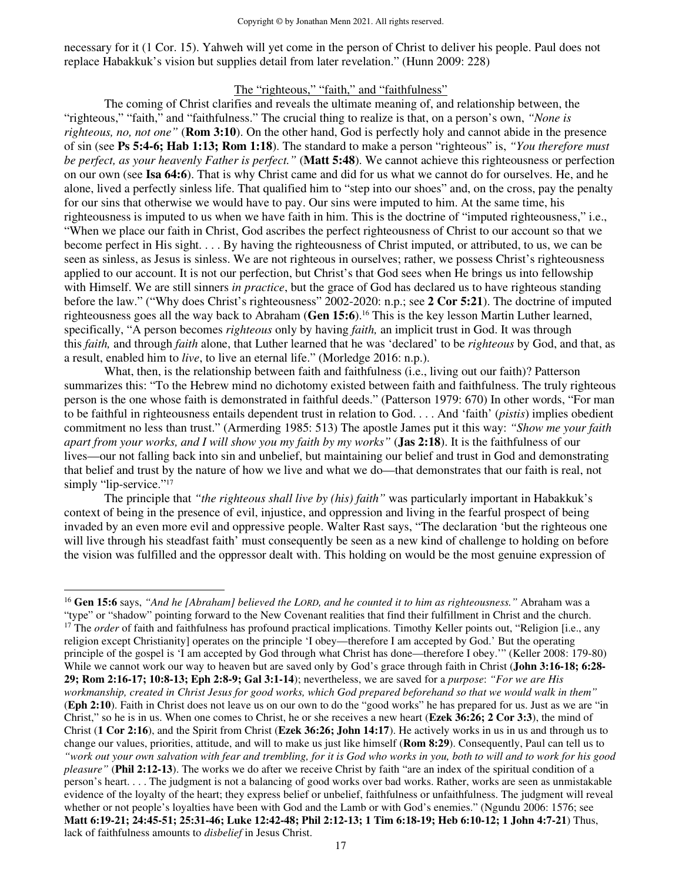necessary for it (1 Cor. 15). Yahweh will yet come in the person of Christ to deliver his people. Paul does not replace Habakkuk's vision but supplies detail from later revelation." (Hunn 2009: 228)

The "righteous," "faith," and "faithfulness"

The coming of Christ clarifies and reveals the ultimate meaning of, and relationship between, the "righteous," "faith," and "faithfulness." The crucial thing to realize is that, on a person's own, *"None is righteous, no, not one"* (**Rom 3:10**). On the other hand, God is perfectly holy and cannot abide in the presence of sin (see **Ps 5:4-6; Hab 1:13; Rom 1:18**). The standard to make a person "righteous" is, *"You therefore must be perfect, as your heavenly Father is perfect."* (**Matt 5:48**). We cannot achieve this righteousness or perfection on our own (see **Isa 64:6**). That is why Christ came and did for us what we cannot do for ourselves. He, and he alone, lived a perfectly sinless life. That qualified him to "step into our shoes" and, on the cross, pay the penalty for our sins that otherwise we would have to pay. Our sins were imputed to him. At the same time, his righteousness is imputed to us when we have faith in him. This is the doctrine of "imputed righteousness," i.e., "When we place our faith in Christ, God ascribes the perfect righteousness of Christ to our account so that we become perfect in His sight. . . . By having the righteousness of Christ imputed, or attributed, to us, we can be seen as sinless, as Jesus is sinless. We are not righteous in ourselves; rather, we possess Christ's righteousness applied to our account. It is not our perfection, but Christ's that God sees when He brings us into fellowship with Himself. We are still sinners *in practice*, but the grace of God has declared us to have righteous standing before the law." ("Why does Christ's righteousness" 2002-2020: n.p.; see **2 Cor 5:21**). The doctrine of imputed righteousness goes all the way back to Abraham (**Gen 15:6**).[16] This is the key lesson Martin Luther learned, specifically, "A person becomes *righteous* only by having *faith,* an implicit trust in God. It was through this *faith,* and through *faith* alone, that Luther learned that he was 'declared' to be *righteous* by God, and that, as a result, enabled him to *live*, to live an eternal life." (Morledge 2016: n.p.).

What, then, is the relationship between faith and faithfulness (i.e., living out our faith)? Patterson summarizes this: "To the Hebrew mind no dichotomy existed between faith and faithfulness. The truly righteous person is the one whose faith is demonstrated in faithful deeds." (Patterson 1979: 670) In other words, "For man to be faithful in righteousness entails dependent trust in relation to God. . . . And 'faith' (*pistis*) implies obedient commitment no less than trust." (Armerding 1985: 513) The apostle James put it this way: *"Show me your faith apart from your works, and I will show you my faith by my works"* (**Jas 2:18**). It is the faithfulness of our lives—our not falling back into sin and unbelief, but maintaining our belief and trust in God and demonstrating that belief and trust by the nature of how we live and what we do—that demonstrates that our faith is real, not simply "lip-service."[17]

The principle that *"the righteous shall live by (his) faith"* was particularly important in Habakkuk's context of being in the presence of evil, injustice, and oppression and living in the fearful prospect of being invaded by an even more evil and oppressive people. Walter Rast says, "The declaration 'but the righteous one will live through his steadfast faith' must consequently be seen as a new kind of challenge to holding on before the vision was fulfilled and the oppressor dealt with. This holding on would be the most genuine expression of

---

[16] **Gen 15:6** says, *"And he [Abraham] believed the LORD, and he counted it to him as righteousness."* Abraham was a "type" or "shadow" pointing forward to the New Covenant realities that find their fulfillment in Christ and the church.

[17] The *order* of faith and faithfulness has profound practical implications. Timothy Keller points out, "Religion [i.e., any religion except Christianity] operates on the principle 'I obey—therefore I am accepted by God.' But the operating principle of the gospel is 'I am accepted by God through what Christ has done—therefore I obey.'" (Keller 2008: 179-80) While we cannot work our way to heaven but are saved only by God's grace through faith in Christ (**John 3:16-18; 6:28-29; Rom 2:16-17; 10:8-13; Eph 2:8-9; Gal 3:1-14**); nevertheless, we are saved for a *purpose*: *"For we are His workmanship, created in Christ Jesus for good works, which God prepared beforehand so that we would walk in them"* (**Eph 2:10**). Faith in Christ does not leave us on our own to do the "good works" he has prepared for us. Just as we are "in Christ," so he is in us. When one comes to Christ, he or she receives a new heart (**Ezek 36:26; 2 Cor 3:3**), the mind of Christ (**1 Cor 2:16**), and the Spirit from Christ (**Ezek 36:26; John 14:17**). He actively works in us in us and through us to change our values, priorities, attitude, and will to make us just like himself (**Rom 8:29**). Consequently, Paul can tell us to *"work out your own salvation with fear and trembling, for it is God who works in you, both to will and to work for his good pleasure"* (**Phil 2:12-13**). The works we do after we receive Christ by faith "are an index of the spiritual condition of a person's heart. . . . The judgment is not a balancing of good works over bad works. Rather, works are seen as unmistakable evidence of the loyalty of the heart; they express belief or unbelief, faithfulness or unfaithfulness. The judgment will reveal whether or not people's loyalties have been with God and the Lamb or with God's enemies." (Ngundu 2006: 1576; see **Matt 6:19-21; 24:45-51; 25:31-46; Luke 12:42-48; Phil 2:12-13; 1 Tim 6:18-19; Heb 6:10-12; 1 John 4:7-21**) Thus, lack of faithfulness amounts to *disbelief* in Jesus Christ.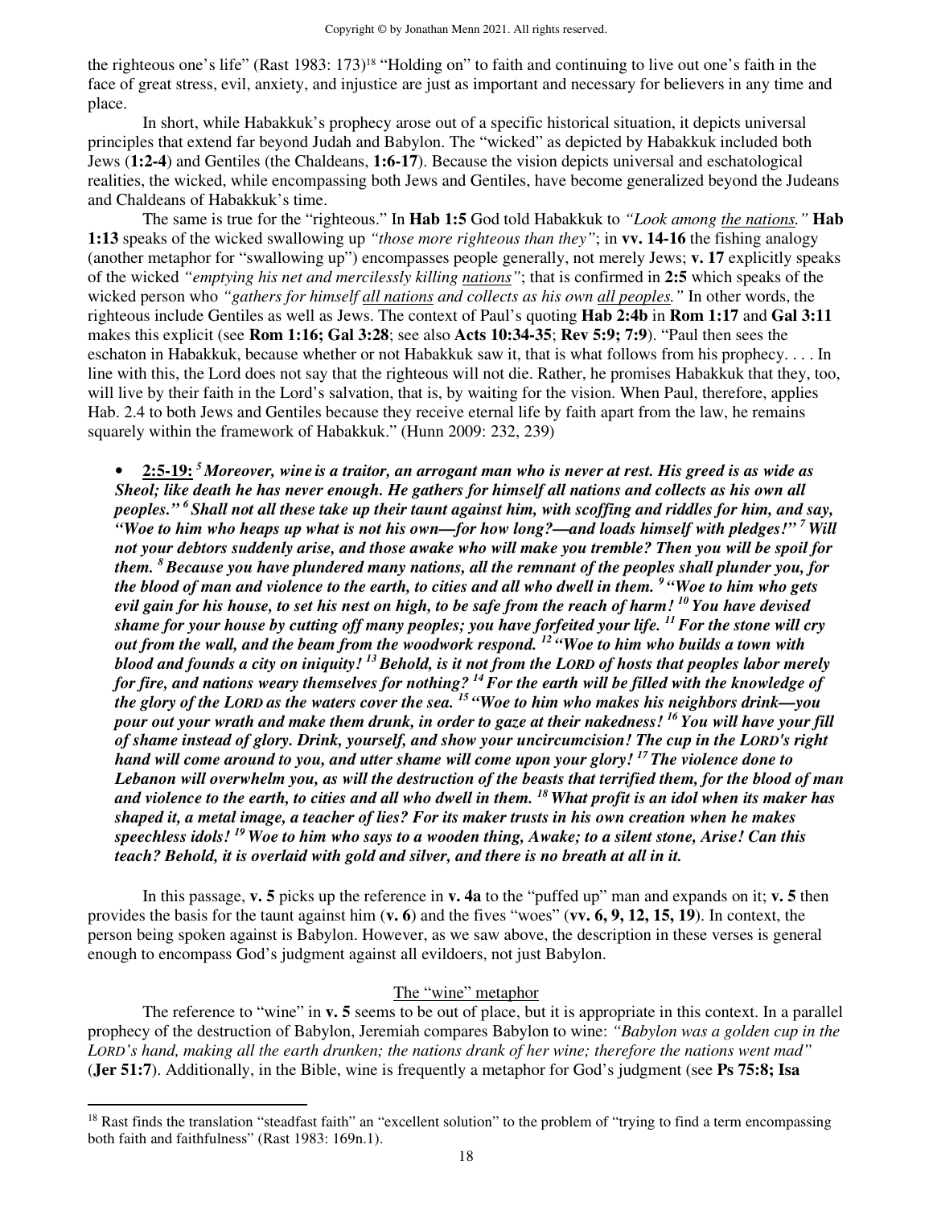the righteous one's life" (Rast 1983: 173)[18] "Holding on" to faith and continuing to live out one's faith in the face of great stress, evil, anxiety, and injustice are just as important and necessary for believers in any time and place.

In short, while Habakkuk's prophecy arose out of a specific historical situation, it depicts universal principles that extend far beyond Judah and Babylon. The "wicked" as depicted by Habakkuk included both Jews (**1:2-4**) and Gentiles (the Chaldeans, **1:6-17**). Because the vision depicts universal and eschatological realities, the wicked, while encompassing both Jews and Gentiles, have become generalized beyond the Judeans and Chaldeans of Habakkuk's time.

The same is true for the "righteous." In **Hab 1:5** God told Habakkuk to *"Look among the nations."* **Hab 1:13** speaks of the wicked swallowing up *"those more righteous than they"*; in **vv. 14-16** the fishing analogy (another metaphor for "swallowing up") encompasses people generally, not merely Jews; **v. 17** explicitly speaks of the wicked *"emptying his net and mercilessly killing nations"*; that is confirmed in **2:5** which speaks of the wicked person who *"gathers for himself all nations and collects as his own all peoples."* In other words, the righteous include Gentiles as well as Jews. The context of Paul's quoting **Hab 2:4b** in **Rom 1:17** and **Gal 3:11** makes this explicit (see **Rom 1:16; Gal 3:28**; see also **Acts 10:34-35**; **Rev 5:9; 7:9**). "Paul then sees the eschaton in Habakkuk, because whether or not Habakkuk saw it, that is what follows from his prophecy. . . . In line with this, the Lord does not say that the righteous will not die. Rather, he promises Habakkuk that they, too, will live by their faith in the Lord's salvation, that is, by waiting for the vision. When Paul, therefore, applies Hab. 2.4 to both Jews and Gentiles because they receive eternal life by faith apart from the law, he remains squarely within the framework of Habakkuk." (Hunn 2009: 232, 239)

- **2:5-19:** ***[5] Moreover, wine is a traitor, an arrogant man who is never at rest. His greed is as wide as Sheol; like death he has never enough. He gathers for himself all nations and collects as his own all peoples." [6] Shall not all these take up their taunt against him, with scoffing and riddles for him, and say, "Woe to him who heaps up what is not his own—for how long?—and loads himself with pledges!" [7] Will not your debtors suddenly arise, and those awake who will make you tremble? Then you will be spoil for them. [8] Because you have plundered many nations, all the remnant of the peoples shall plunder you, for the blood of man and violence to the earth, to cities and all who dwell in them. [9] "Woe to him who gets evil gain for his house, to set his nest on high, to be safe from the reach of harm! [10] You have devised shame for your house by cutting off many peoples; you have forfeited your life. [11] For the stone will cry out from the wall, and the beam from the woodwork respond. [12] "Woe to him who builds a town with blood and founds a city on iniquity! [13] Behold, is it not from the LORD of hosts that peoples labor merely for fire, and nations weary themselves for nothing? [14] For the earth will be filled with the knowledge of the glory of the LORD as the waters cover the sea. [15] "Woe to him who makes his neighbors drink—you pour out your wrath and make them drunk, in order to gaze at their nakedness! [16] You will have your fill of shame instead of glory. Drink, yourself, and show your uncircumcision! The cup in the LORD's right hand will come around to you, and utter shame will come upon your glory! [17] The violence done to Lebanon will overwhelm you, as will the destruction of the beasts that terrified them, for the blood of man and violence to the earth, to cities and all who dwell in them. [18] What profit is an idol when its maker has shaped it, a metal image, a teacher of lies? For its maker trusts in his own creation when he makes speechless idols! [19] Woe to him who says to a wooden thing, Awake; to a silent stone, Arise! Can this teach? Behold, it is overlaid with gold and silver, and there is no breath at all in it.***

In this passage, **v. 5** picks up the reference in **v. 4a** to the "puffed up" man and expands on it; **v. 5** then provides the basis for the taunt against him (**v. 6**) and the fives "woes" (**vv. 6, 9, 12, 15, 19**). In context, the person being spoken against is Babylon. However, as we saw above, the description in these verses is general enough to encompass God's judgment against all evildoers, not just Babylon.

The "wine" metaphor

The reference to "wine" in **v. 5** seems to be out of place, but it is appropriate in this context. In a parallel prophecy of the destruction of Babylon, Jeremiah compares Babylon to wine: *"Babylon was a golden cup in the LORD's hand, making all the earth drunken; the nations drank of her wine; therefore the nations went mad"* (**Jer 51:7**). Additionally, in the Bible, wine is frequently a metaphor for God's judgment (see **Ps 75:8; Isa**

---

[18] Rast finds the translation "steadfast faith" an "excellent solution" to the problem of "trying to find a term encompassing both faith and faithfulness" (Rast 1983: 169n.1).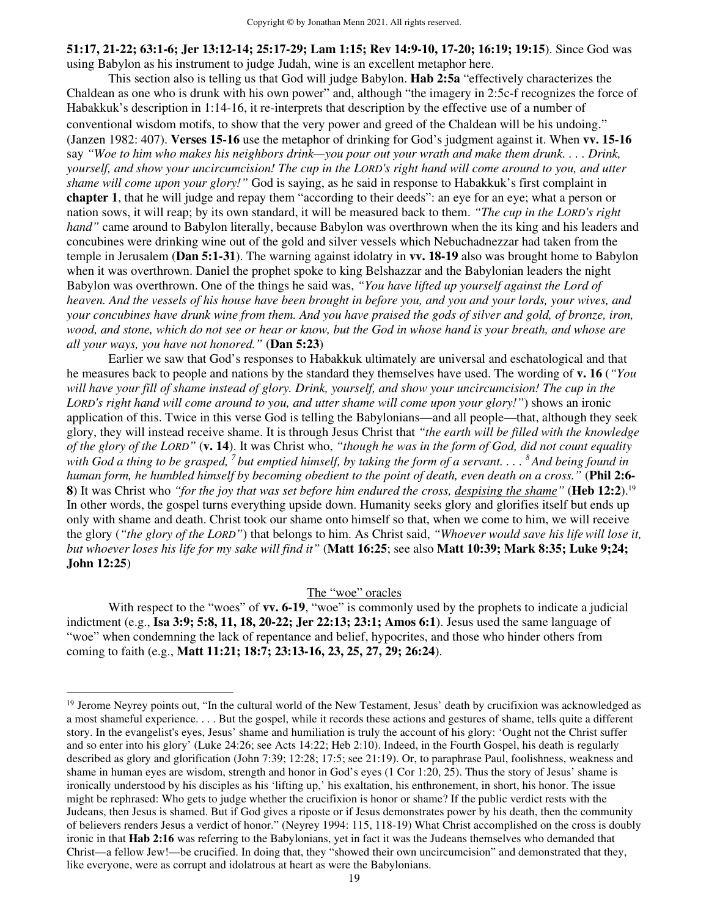**51:17, 21-22; 63:1-6; Jer 13:12-14; 25:17-29; Lam 1:15; Rev 14:9-10, 17-20; 16:19; 19:15**). Since God was using Babylon as his instrument to judge Judah, wine is an excellent metaphor here.

This section also is telling us that God will judge Babylon. **Hab 2:5a** "effectively characterizes the Chaldean as one who is drunk with his own power" and, although "the imagery in 2:5c-f recognizes the force of Habakkuk's description in 1:14-16, it re-interprets that description by the effective use of a number of conventional wisdom motifs, to show that the very power and greed of the Chaldean will be his undoing." (Janzen 1982: 407). **Verses 15-16** use the metaphor of drinking for God's judgment against it. When **vv. 15-16** say *"Woe to him who makes his neighbors drink—you pour out your wrath and make them drunk. . . . Drink, yourself, and show your uncircumcision! The cup in the LORD's right hand will come around to you, and utter shame will come upon your glory!"* God is saying, as he said in response to Habakkuk's first complaint in **chapter 1**, that he will judge and repay them "according to their deeds": an eye for an eye; what a person or nation sows, it will reap; by its own standard, it will be measured back to them. *"The cup in the LORD's right hand"* came around to Babylon literally, because Babylon was overthrown when the its king and his leaders and concubines were drinking wine out of the gold and silver vessels which Nebuchadnezzar had taken from the temple in Jerusalem (**Dan 5:1-31**). The warning against idolatry in **vv. 18-19** also was brought home to Babylon when it was overthrown. Daniel the prophet spoke to king Belshazzar and the Babylonian leaders the night Babylon was overthrown. One of the things he said was, *"You have lifted up yourself against the Lord of heaven. And the vessels of his house have been brought in before you, and you and your lords, your wives, and your concubines have drunk wine from them. And you have praised the gods of silver and gold, of bronze, iron, wood, and stone, which do not see or hear or know, but the God in whose hand is your breath, and whose are all your ways, you have not honored."* (**Dan 5:23**)

Earlier we saw that God's responses to Habakkuk ultimately are universal and eschatological and that he measures back to people and nations by the standard they themselves have used. The wording of **v. 16** (*"You will have your fill of shame instead of glory. Drink, yourself, and show your uncircumcision! The cup in the LORD's right hand will come around to you, and utter shame will come upon your glory!"*) shows an ironic application of this. Twice in this verse God is telling the Babylonians—and all people—that, although they seek glory, they will instead receive shame. It is through Jesus Christ that *"the earth will be filled with the knowledge of the glory of the LORD"* (**v. 14**). It was Christ who, *"though he was in the form of God, did not count equality with God a thing to be grasped, [7] but emptied himself, by taking the form of a servant. . . . [8] And being found in human form, he humbled himself by becoming obedient to the point of death, even death on a cross."* (**Phil 2:6-8**) It was Christ who *"for the joy that was set before him endured the cross, despising the shame"* (**Heb 12:2**).[19] In other words, the gospel turns everything upside down. Humanity seeks glory and glorifies itself but ends up only with shame and death. Christ took our shame onto himself so that, when we come to him, we will receive the glory (*"the glory of the LORD"*) that belongs to him. As Christ said, *"Whoever would save his life will lose it, but whoever loses his life for my sake will find it"* (**Matt 16:25**; see also **Matt 10:39; Mark 8:35; Luke 9;24; John 12:25**)

## The "woe" oracles

With respect to the "woes" of **vv. 6-19**, "woe" is commonly used by the prophets to indicate a judicial indictment (e.g., **Isa 3:9; 5:8, 11, 18, 20-22; Jer 22:13; 23:1; Amos 6:1**). Jesus used the same language of "woe" when condemning the lack of repentance and belief, hypocrites, and those who hinder others from coming to faith (e.g., **Matt 11:21; 18:7; 23:13-16, 23, 25, 27, 29; 26:24**).

---

[19] Jerome Neyrey points out, "In the cultural world of the New Testament, Jesus' death by crucifixion was acknowledged as a most shameful experience. . . . But the gospel, while it records these actions and gestures of shame, tells quite a different story. In the evangelist's eyes, Jesus' shame and humiliation is truly the account of his glory: 'Ought not the Christ suffer and so enter into his glory' (Luke 24:26; see Acts 14:22; Heb 2:10). Indeed, in the Fourth Gospel, his death is regularly described as glory and glorification (John 7:39; 12:28; 17:5; see 21:19). Or, to paraphrase Paul, foolishness, weakness and shame in human eyes are wisdom, strength and honor in God's eyes (1 Cor 1:20, 25). Thus the story of Jesus' shame is ironically understood by his disciples as his 'lifting up,' his exaltation, his enthronement, in short, his honor. The issue might be rephrased: Who gets to judge whether the crucifixion is honor or shame? If the public verdict rests with the Judeans, then Jesus is shamed. But if God gives a riposte or if Jesus demonstrates power by his death, then the community of believers renders Jesus a verdict of honor." (Neyrey 1994: 115, 118-19) What Christ accomplished on the cross is doubly ironic in that **Hab 2:16** was referring to the Babylonians, yet in fact it was the Judeans themselves who demanded that Christ—a fellow Jew!—be crucified. In doing that, they "showed their own uncircumcision" and demonstrated that they, like everyone, were as corrupt and idolatrous at heart as were the Babylonians.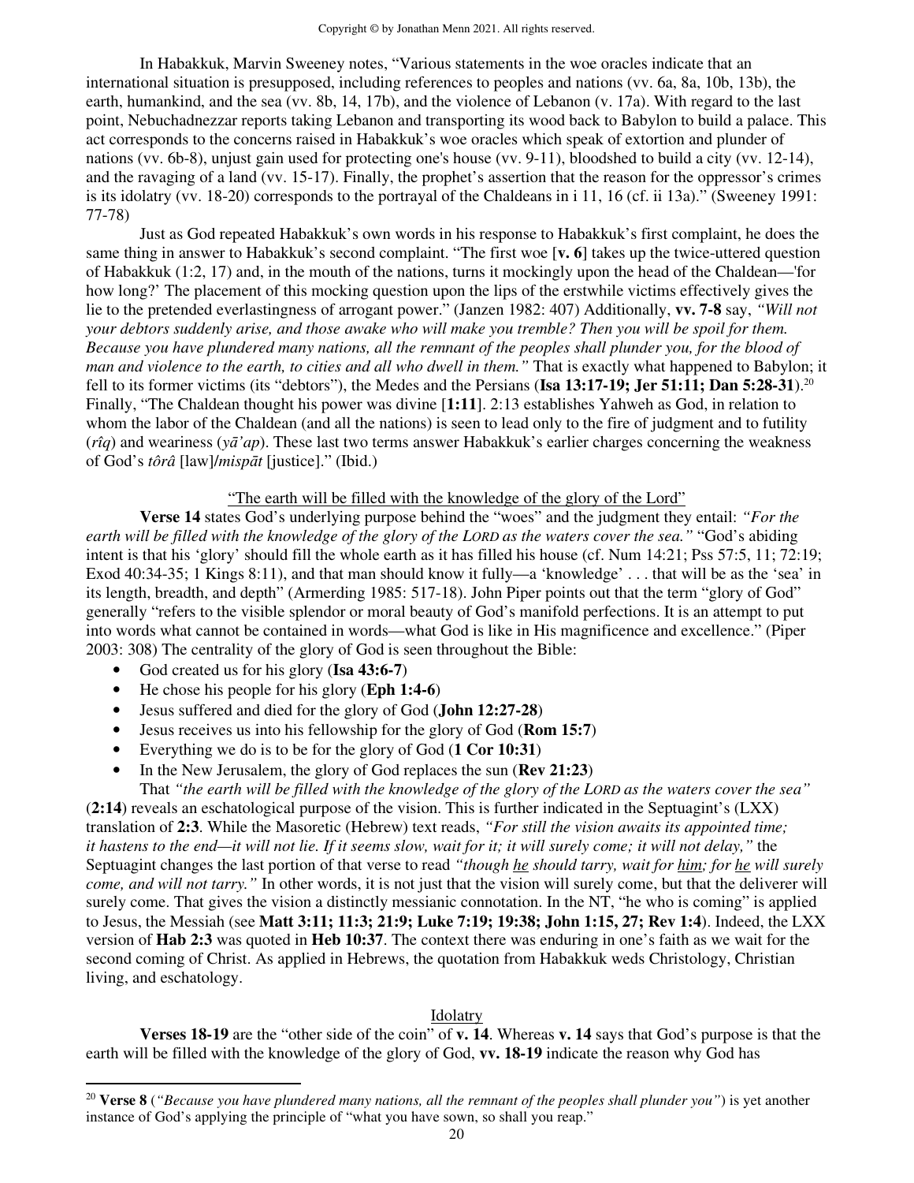In Habakkuk, Marvin Sweeney notes, "Various statements in the woe oracles indicate that an international situation is presupposed, including references to peoples and nations (vv. 6a, 8a, 10b, 13b), the earth, humankind, and the sea (vv. 8b, 14, 17b), and the violence of Lebanon (v. 17a). With regard to the last point, Nebuchadnezzar reports taking Lebanon and transporting its wood back to Babylon to build a palace. This act corresponds to the concerns raised in Habakkuk's woe oracles which speak of extortion and plunder of nations (vv. 6b-8), unjust gain used for protecting one's house (vv. 9-11), bloodshed to build a city (vv. 12-14), and the ravaging of a land (vv. 15-17). Finally, the prophet's assertion that the reason for the oppressor's crimes is its idolatry (vv. 18-20) corresponds to the portrayal of the Chaldeans in i 11, 16 (cf. ii 13a)." (Sweeney 1991: 77-78)

Just as God repeated Habakkuk's own words in his response to Habakkuk's first complaint, he does the same thing in answer to Habakkuk's second complaint. "The first woe [**v. 6**] takes up the twice-uttered question of Habakkuk (1:2, 17) and, in the mouth of the nations, turns it mockingly upon the head of the Chaldean—'for how long?' The placement of this mocking question upon the lips of the erstwhile victims effectively gives the lie to the pretended everlastingness of arrogant power." (Janzen 1982: 407) Additionally, **vv. 7-8** say, *"Will not your debtors suddenly arise, and those awake who will make you tremble? Then you will be spoil for them. Because you have plundered many nations, all the remnant of the peoples shall plunder you, for the blood of man and violence to the earth, to cities and all who dwell in them."* That is exactly what happened to Babylon; it fell to its former victims (its "debtors"), the Medes and the Persians (**Isa 13:17-19; Jer 51:11; Dan 5:28-31**).[20] Finally, "The Chaldean thought his power was divine [**1:11**]. 2:13 establishes Yahweh as God, in relation to whom the labor of the Chaldean (and all the nations) is seen to lead only to the fire of judgment and to futility (*rîq*) and weariness (*yāʼap*). These last two terms answer Habakkuk's earlier charges concerning the weakness of God's *tôrâ* [law]/*mispāt* [justice]." (Ibid.)

<u>"The earth will be filled with the knowledge of the glory of the Lord"</u>

**Verse 14** states God's underlying purpose behind the "woes" and the judgment they entail: *"For the earth will be filled with the knowledge of the glory of the LORD as the waters cover the sea."* "God's abiding intent is that his 'glory' should fill the whole earth as it has filled his house (cf. Num 14:21; Pss 57:5, 11; 72:19; Exod 40:34-35; 1 Kings 8:11), and that man should know it fully—a 'knowledge' . . . that will be as the 'sea' in its length, breadth, and depth" (Armerding 1985: 517-18). John Piper points out that the term "glory of God" generally "refers to the visible splendor or moral beauty of God's manifold perfections. It is an attempt to put into words what cannot be contained in words—what God is like in His magnificence and excellence." (Piper 2003: 308) The centrality of the glory of God is seen throughout the Bible:

- God created us for his glory (**Isa 43:6-7**)
- He chose his people for his glory (**Eph 1:4-6**)
- Jesus suffered and died for the glory of God (**John 12:27-28**)
- Jesus receives us into his fellowship for the glory of God (**Rom 15:7**)
- Everything we do is to be for the glory of God (**1 Cor 10:31**)
- In the New Jerusalem, the glory of God replaces the sun (**Rev 21:23**)

That *"the earth will be filled with the knowledge of the glory of the LORD as the waters cover the sea"* (**2:14**) reveals an eschatological purpose of the vision. This is further indicated in the Septuagint's (LXX) translation of **2:3**. While the Masoretic (Hebrew) text reads, *"For still the vision awaits its appointed time; it hastens to the end—it will not lie. If it seems slow, wait for it; it will surely come; it will not delay,"* the Septuagint changes the last portion of that verse to read *"though <u>he</u> should tarry, wait for <u>him</u>; for <u>he</u> will surely come, and will not tarry."* In other words, it is not just that the vision will surely come, but that the deliverer will surely come. That gives the vision a distinctly messianic connotation. In the NT, "he who is coming" is applied to Jesus, the Messiah (see **Matt 3:11; 11:3; 21:9; Luke 7:19; 19:38; John 1:15, 27; Rev 1:4**). Indeed, the LXX version of **Hab 2:3** was quoted in **Heb 10:37**. The context there was enduring in one's faith as we wait for the second coming of Christ. As applied in Hebrews, the quotation from Habakkuk weds Christology, Christian living, and eschatology.

<u>Idolatry</u>

**Verses 18-19** are the "other side of the coin" of **v. 14**. Whereas **v. 14** says that God's purpose is that the earth will be filled with the knowledge of the glory of God, **vv. 18-19** indicate the reason why God has

---

[20] **Verse 8** (*"Because you have plundered many nations, all the remnant of the peoples shall plunder you"*) is yet another instance of God's applying the principle of "what you have sown, so shall you reap."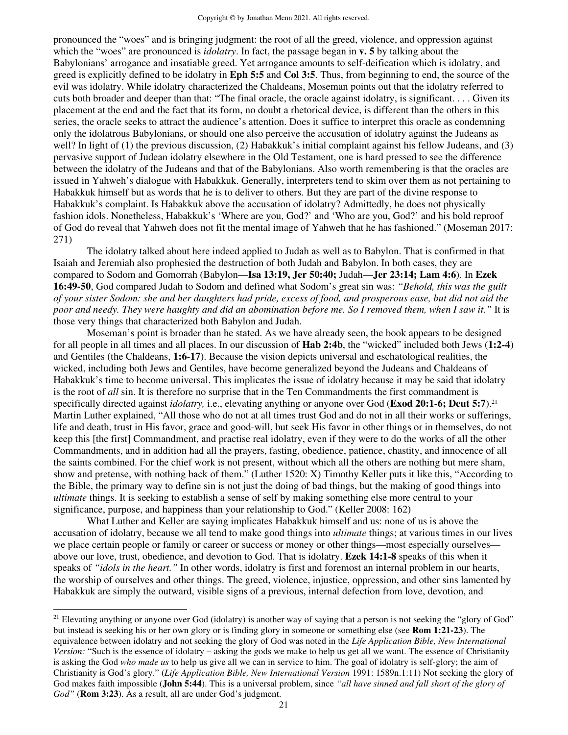pronounced the "woes" and is bringing judgment: the root of all the greed, violence, and oppression against which the "woes" are pronounced is *idolatry*. In fact, the passage began in **v. 5** by talking about the Babylonians' arrogance and insatiable greed. Yet arrogance amounts to self-deification which is idolatry, and greed is explicitly defined to be idolatry in **Eph 5:5** and **Col 3:5**. Thus, from beginning to end, the source of the evil was idolatry. While idolatry characterized the Chaldeans, Moseman points out that the idolatry referred to cuts both broader and deeper than that: "The final oracle, the oracle against idolatry, is significant. . . . Given its placement at the end and the fact that its form, no doubt a rhetorical device, is different than the others in this series, the oracle seeks to attract the audience's attention. Does it suffice to interpret this oracle as condemning only the idolatrous Babylonians, or should one also perceive the accusation of idolatry against the Judeans as well? In light of (1) the previous discussion, (2) Habakkuk's initial complaint against his fellow Judeans, and (3) pervasive support of Judean idolatry elsewhere in the Old Testament, one is hard pressed to see the difference between the idolatry of the Judeans and that of the Babylonians. Also worth remembering is that the oracles are issued in Yahweh's dialogue with Habakkuk. Generally, interpreters tend to skim over them as not pertaining to Habakkuk himself but as words that he is to deliver to others. But they are part of the divine response to Habakkuk's complaint. Is Habakkuk above the accusation of idolatry? Admittedly, he does not physically fashion idols. Nonetheless, Habakkuk's 'Where are you, God?' and 'Who are you, God?' and his bold reproof of God do reveal that Yahweh does not fit the mental image of Yahweh that he has fashioned." (Moseman 2017: 271)

The idolatry talked about here indeed applied to Judah as well as to Babylon. That is confirmed in that Isaiah and Jeremiah also prophesied the destruction of both Judah and Babylon. In both cases, they are compared to Sodom and Gomorrah (Babylon—**Isa 13:19, Jer 50:40;** Judah—**Jer 23:14; Lam 4:6**). In **Ezek 16:49-50**, God compared Judah to Sodom and defined what Sodom's great sin was: *"Behold, this was the guilt of your sister Sodom: she and her daughters had pride, excess of food, and prosperous ease, but did not aid the poor and needy. They were haughty and did an abomination before me. So I removed them, when I saw it."* It is those very things that characterized both Babylon and Judah.

Moseman's point is broader than he stated. As we have already seen, the book appears to be designed for all people in all times and all places. In our discussion of **Hab 2:4b**, the "wicked" included both Jews (**1:2-4**) and Gentiles (the Chaldeans, **1:6-17**). Because the vision depicts universal and eschatological realities, the wicked, including both Jews and Gentiles, have become generalized beyond the Judeans and Chaldeans of Habakkuk's time to become universal. This implicates the issue of idolatry because it may be said that idolatry is the root of *all* sin. It is therefore no surprise that in the Ten Commandments the first commandment is specifically directed against *idolatry,* i.e., elevating anything or anyone over God (**Exod 20:1-6; Deut 5:7**).[21] Martin Luther explained, "All those who do not at all times trust God and do not in all their works or sufferings, life and death, trust in His favor, grace and good-will, but seek His favor in other things or in themselves, do not keep this [the first] Commandment, and practise real idolatry, even if they were to do the works of all the other Commandments, and in addition had all the prayers, fasting, obedience, patience, chastity, and innocence of all the saints combined. For the chief work is not present, without which all the others are nothing but mere sham, show and pretense, with nothing back of them." (Luther 1520: X) Timothy Keller puts it like this, "According to the Bible, the primary way to define sin is not just the doing of bad things, but the making of good things into *ultimate* things. It is seeking to establish a sense of self by making something else more central to your significance, purpose, and happiness than your relationship to God." (Keller 2008: 162)

What Luther and Keller are saying implicates Habakkuk himself and us: none of us is above the accusation of idolatry, because we all tend to make good things into *ultimate* things; at various times in our lives we place certain people or family or career or success or money or other things—most especially ourselves—above our love, trust, obedience, and devotion to God. That is idolatry. **Ezek 14:1-8** speaks of this when it speaks of *"idols in the heart."* In other words, idolatry is first and foremost an internal problem in our hearts, the worship of ourselves and other things. The greed, violence, injustice, oppression, and other sins lamented by Habakkuk are simply the outward, visible signs of a previous, internal defection from love, devotion, and

---

[21] Elevating anything or anyone over God (idolatry) is another way of saying that a person is not seeking the "glory of God" but instead is seeking his or her own glory or is finding glory in someone or something else (see **Rom 1:21-23**). The equivalence between idolatry and not seeking the glory of God was noted in the *Life Application Bible, New International Version:* "Such is the essence of idolatry – asking the gods we make to help us get all we want. The essence of Christianity is asking the God *who made us* to help us give all we can in service to him. The goal of idolatry is self-glory; the aim of Christianity is God's glory." (*Life Application Bible, New International Version* 1991: 1589n.1:11) Not seeking the glory of God makes faith impossible (**John 5:44**). This is a universal problem, since *"all have sinned and fall short of the glory of God"* (**Rom 3:23**). As a result, all are under God's judgment.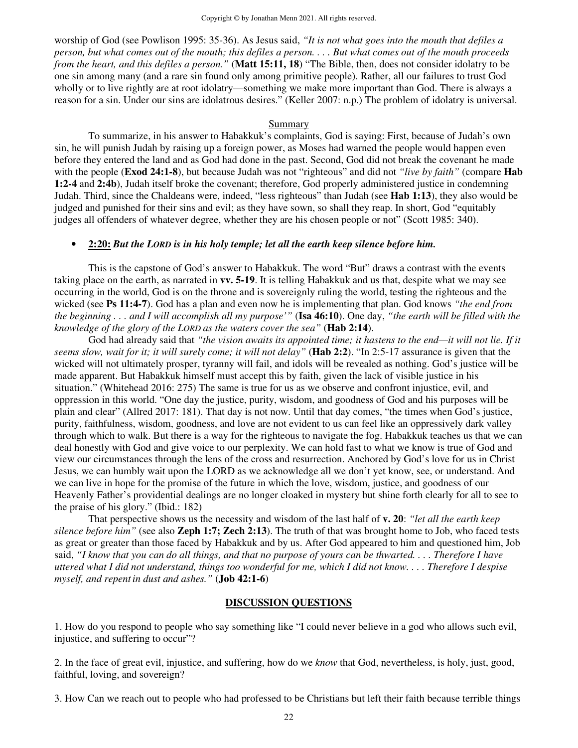worship of God (see Powlison 1995: 35-36). As Jesus said, *"It is not what goes into the mouth that defiles a person, but what comes out of the mouth; this defiles a person. . . . But what comes out of the mouth proceeds from the heart, and this defiles a person."* (**Matt 15:11, 18**) "The Bible, then, does not consider idolatry to be one sin among many (and a rare sin found only among primitive people). Rather, all our failures to trust God wholly or to live rightly are at root idolatry—something we make more important than God. There is always a reason for a sin. Under our sins are idolatrous desires." (Keller 2007: n.p.) The problem of idolatry is universal.

<u>Summary</u>

To summarize, in his answer to Habakkuk's complaints, God is saying: First, because of Judah's own sin, he will punish Judah by raising up a foreign power, as Moses had warned the people would happen even before they entered the land and as God had done in the past. Second, God did not break the covenant he made with the people (**Exod 24:1-8**), but because Judah was not "righteous" and did not *"live by faith"* (compare **Hab 1:2-4** and **2:4b**), Judah itself broke the covenant; therefore, God properly administered justice in condemning Judah. Third, since the Chaldeans were, indeed, "less righteous" than Judah (see **Hab 1:13**), they also would be judged and punished for their sins and evil; as they have sown, so shall they reap. In short, God "equitably judges all offenders of whatever degree, whether they are his chosen people or not" (Scott 1985: 340).

- **<u>2:20:</u>** ***But the LORD is in his holy temple; let all the earth keep silence before him.***

This is the capstone of God's answer to Habakkuk. The word "But" draws a contrast with the events taking place on the earth, as narrated in **vv. 5-19**. It is telling Habakkuk and us that, despite what we may see occurring in the world, God is on the throne and is sovereignly ruling the world, testing the righteous and the wicked (see **Ps 11:4-7**). God has a plan and even now he is implementing that plan. God knows *"the end from the beginning . . . and I will accomplish all my purpose'"* (**Isa 46:10**). One day, *"the earth will be filled with the knowledge of the glory of the LORD as the waters cover the sea"* (**Hab 2:14**).

God had already said that *"the vision awaits its appointed time; it hastens to the end—it will not lie. If it seems slow, wait for it; it will surely come; it will not delay"* (**Hab 2:2**). "In 2:5-17 assurance is given that the wicked will not ultimately prosper, tyranny will fail, and idols will be revealed as nothing. God's justice will be made apparent. But Habakkuk himself must accept this by faith, given the lack of visible justice in his situation." (Whitehead 2016: 275) The same is true for us as we observe and confront injustice, evil, and oppression in this world. "One day the justice, purity, wisdom, and goodness of God and his purposes will be plain and clear" (Allred 2017: 181). That day is not now. Until that day comes, "the times when God's justice, purity, faithfulness, wisdom, goodness, and love are not evident to us can feel like an oppressively dark valley through which to walk. But there is a way for the righteous to navigate the fog. Habakkuk teaches us that we can deal honestly with God and give voice to our perplexity. We can hold fast to what we know is true of God and view our circumstances through the lens of the cross and resurrection. Anchored by God's love for us in Christ Jesus, we can humbly wait upon the LORD as we acknowledge all we don't yet know, see, or understand. And we can live in hope for the promise of the future in which the love, wisdom, justice, and goodness of our Heavenly Father's providential dealings are no longer cloaked in mystery but shine forth clearly for all to see to the praise of his glory." (Ibid.: 182)

That perspective shows us the necessity and wisdom of the last half of **v. 20**: *"let all the earth keep silence before him"* (see also **Zeph 1:7; Zech 2:13**). The truth of that was brought home to Job, who faced tests as great or greater than those faced by Habakkuk and by us. After God appeared to him and questioned him, Job said, *"I know that you can do all things, and that no purpose of yours can be thwarted. . . . Therefore I have uttered what I did not understand, things too wonderful for me, which I did not know. . . . Therefore I despise myself, and repent in dust and ashes."* (**Job 42:1-6**)

## <u>DISCUSSION QUESTIONS</u>

1. How do you respond to people who say something like "I could never believe in a god who allows such evil, injustice, and suffering to occur"?

2. In the face of great evil, injustice, and suffering, how do we *know* that God, nevertheless, is holy, just, good, faithful, loving, and sovereign?

3. How Can we reach out to people who had professed to be Christians but left their faith because terrible things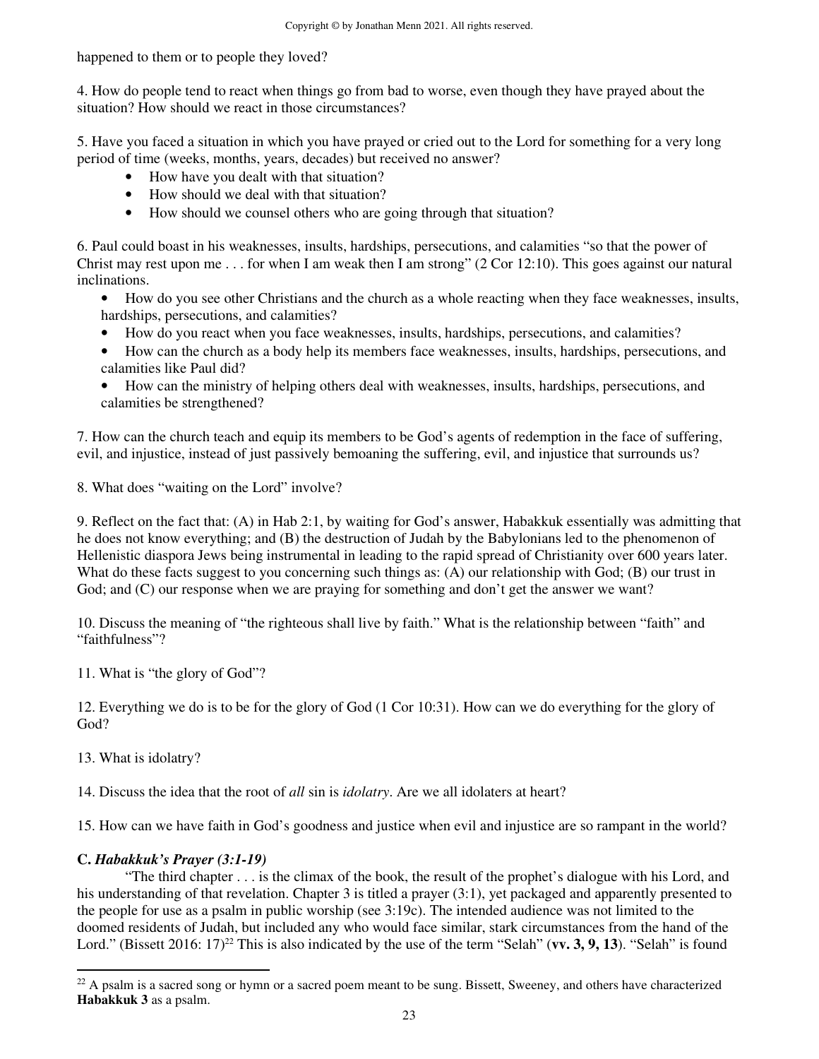happened to them or to people they loved?

4. How do people tend to react when things go from bad to worse, even though they have prayed about the situation? How should we react in those circumstances?

5. Have you faced a situation in which you have prayed or cried out to the Lord for something for a very long period of time (weeks, months, years, decades) but received no answer?

- How have you dealt with that situation?
- How should we deal with that situation?
- How should we counsel others who are going through that situation?

6. Paul could boast in his weaknesses, insults, hardships, persecutions, and calamities "so that the power of Christ may rest upon me . . . for when I am weak then I am strong" (2 Cor 12:10). This goes against our natural inclinations.

- How do you see other Christians and the church as a whole reacting when they face weaknesses, insults, hardships, persecutions, and calamities?
- How do you react when you face weaknesses, insults, hardships, persecutions, and calamities?
- How can the church as a body help its members face weaknesses, insults, hardships, persecutions, and calamities like Paul did?
- How can the ministry of helping others deal with weaknesses, insults, hardships, persecutions, and calamities be strengthened?

7. How can the church teach and equip its members to be God's agents of redemption in the face of suffering, evil, and injustice, instead of just passively bemoaning the suffering, evil, and injustice that surrounds us?

8. What does "waiting on the Lord" involve?

9. Reflect on the fact that: (A) in Hab 2:1, by waiting for God's answer, Habakkuk essentially was admitting that he does not know everything; and (B) the destruction of Judah by the Babylonians led to the phenomenon of Hellenistic diaspora Jews being instrumental in leading to the rapid spread of Christianity over 600 years later. What do these facts suggest to you concerning such things as: (A) our relationship with God; (B) our trust in God; and (C) our response when we are praying for something and don't get the answer we want?

10. Discuss the meaning of "the righteous shall live by faith." What is the relationship between "faith" and "faithfulness"?

11. What is "the glory of God"?

12. Everything we do is to be for the glory of God (1 Cor 10:31). How can we do everything for the glory of God?

13. What is idolatry?

14. Discuss the idea that the root of *all* sin is *idolatry*. Are we all idolaters at heart?

15. How can we have faith in God's goodness and justice when evil and injustice are so rampant in the world?

### C. *Habakkuk's Prayer (3:1-19)*

"The third chapter . . . is the climax of the book, the result of the prophet's dialogue with his Lord, and his understanding of that revelation. Chapter 3 is titled a prayer (3:1), yet packaged and apparently presented to the people for use as a psalm in public worship (see 3:19c). The intended audience was not limited to the doomed residents of Judah, but included any who would face similar, stark circumstances from the hand of the Lord." (Bissett 2016: 17)[22] This is also indicated by the use of the term "Selah" (**vv. 3, 9, 13**). "Selah" is found

[22] A psalm is a sacred song or hymn or a sacred poem meant to be sung. Bissett, Sweeney, and others have characterized **Habakkuk 3** as a psalm.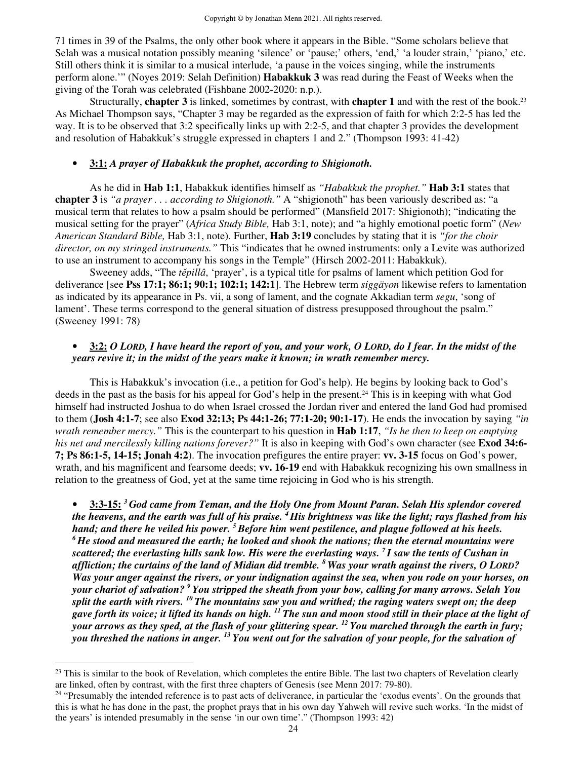71 times in 39 of the Psalms, the only other book where it appears in the Bible. "Some scholars believe that Selah was a musical notation possibly meaning 'silence' or 'pause;' others, 'end,' 'a louder strain,' 'piano,' etc. Still others think it is similar to a musical interlude, 'a pause in the voices singing, while the instruments perform alone.'" (Noyes 2019: Selah Definition) **Habakkuk 3** was read during the Feast of Weeks when the giving of the Torah was celebrated (Fishbane 2002-2020: n.p.).

Structurally, **chapter 3** is linked, sometimes by contrast, with **chapter 1** and with the rest of the book.[23] As Michael Thompson says, "Chapter 3 may be regarded as the expression of faith for which 2:2-5 has led the way. It is to be observed that 3:2 specifically links up with 2:2-5, and that chapter 3 provides the development and resolution of Habakkuk's struggle expressed in chapters 1 and 2." (Thompson 1993: 41-42)

- **3:1:** ***A prayer of Habakkuk the prophet, according to Shigionoth.***

As he did in **Hab 1:1**, Habakkuk identifies himself as *"Habakkuk the prophet."* **Hab 3:1** states that **chapter 3** is *"a prayer . . . according to Shigionoth."* A "shigionoth" has been variously described as: "a musical term that relates to how a psalm should be performed" (Mansfield 2017: Shigionoth); "indicating the musical setting for the prayer" (*Africa Study Bible,* Hab 3:1, note); and "a highly emotional poetic form" (*New American Standard Bible,* Hab 3:1, note). Further, **Hab 3:19** concludes by stating that it is *"for the choir director, on my stringed instruments."* This "indicates that he owned instruments: only a Levite was authorized to use an instrument to accompany his songs in the Temple" (Hirsch 2002-2011: Habakkuk).

Sweeney adds, "The *tĕpillâ*, 'prayer', is a typical title for psalms of lament which petition God for deliverance [see **Pss 17:1; 86:1; 90:1; 102:1; 142:1**]. The Hebrew term *siggäyon* likewise refers to lamentation as indicated by its appearance in Ps. vii, a song of lament, and the cognate Akkadian term *segu*, 'song of lament'. These terms correspond to the general situation of distress presupposed throughout the psalm." (Sweeney 1991: 78)

- **3:2:** ***O LORD, I have heard the report of you, and your work, O LORD, do I fear. In the midst of the years revive it; in the midst of the years make it known; in wrath remember mercy.***

This is Habakkuk's invocation (i.e., a petition for God's help). He begins by looking back to God's deeds in the past as the basis for his appeal for God's help in the present.[24] This is in keeping with what God himself had instructed Joshua to do when Israel crossed the Jordan river and entered the land God had promised to them (**Josh 4:1-7**; see also **Exod 32:13; Ps 44:1-26; 77:1-20; 90:1-17**). He ends the invocation by saying *"in wrath remember mercy."* This is the counterpart to his question in **Hab 1:17**, *"Is he then to keep on emptying his net and mercilessly killing nations forever?"* It is also in keeping with God's own character (see **Exod 34:6-7; Ps 86:1-5, 14-15; Jonah 4:2**). The invocation prefigures the entire prayer: **vv. 3-15** focus on God's power, wrath, and his magnificent and fearsome deeds; **vv. 16-19** end with Habakkuk recognizing his own smallness in relation to the greatness of God, yet at the same time rejoicing in God who is his strength.

- **3:3-15:** ***[3] God came from Teman, and the Holy One from Mount Paran. Selah His splendor covered the heavens, and the earth was full of his praise. [4] His brightness was like the light; rays flashed from his hand; and there he veiled his power. [5] Before him went pestilence, and plague followed at his heels. [6] He stood and measured the earth; he looked and shook the nations; then the eternal mountains were scattered; the everlasting hills sank low. His were the everlasting ways. [7] I saw the tents of Cushan in affliction; the curtains of the land of Midian did tremble. [8] Was your wrath against the rivers, O LORD? Was your anger against the rivers, or your indignation against the sea, when you rode on your horses, on your chariot of salvation? [9] You stripped the sheath from your bow, calling for many arrows. Selah You split the earth with rivers. [10] The mountains saw you and writhed; the raging waters swept on; the deep gave forth its voice; it lifted its hands on high. [11] The sun and moon stood still in their place at the light of your arrows as they sped, at the flash of your glittering spear. [12] You marched through the earth in fury; you threshed the nations in anger. [13] You went out for the salvation of your people, for the salvation of***

[23] This is similar to the book of Revelation, which completes the entire Bible. The last two chapters of Revelation clearly are linked, often by contrast, with the first three chapters of Genesis (see Menn 2017: 79-80).

[24] "Presumably the intended reference is to past acts of deliverance, in particular the 'exodus events'. On the grounds that this is what he has done in the past, the prophet prays that in his own day Yahweh will revive such works. 'In the midst of the years' is intended presumably in the sense 'in our own time'." (Thompson 1993: 42)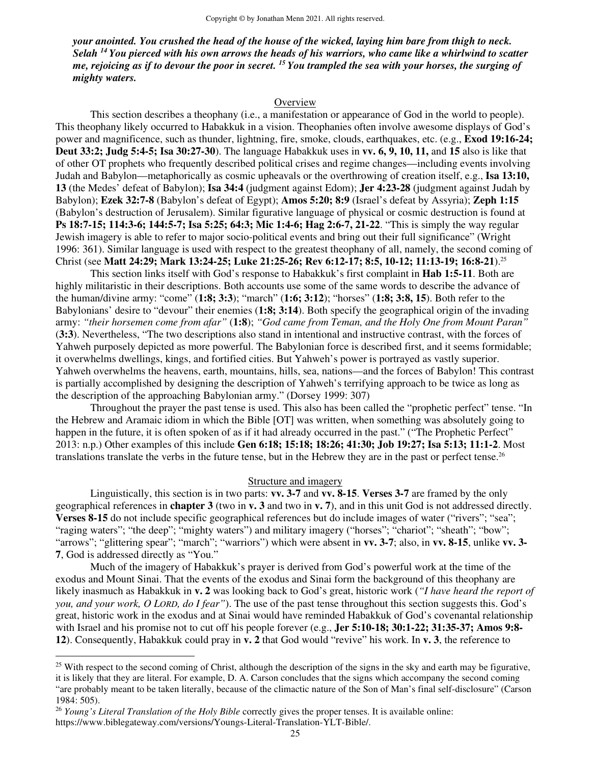***your anointed. You crushed the head of the house of the wicked, laying him bare from thigh to neck. Selah [14] You pierced with his own arrows the heads of his warriors, who came like a whirlwind to scatter me, rejoicing as if to devour the poor in secret. [15] You trampled the sea with your horses, the surging of mighty waters.***

## Overview

This section describes a theophany (i.e., a manifestation or appearance of God in the world to people). This theophany likely occurred to Habakkuk in a vision. Theophanies often involve awesome displays of God's power and magnificence, such as thunder, lightning, fire, smoke, clouds, earthquakes, etc. (e.g., **Exod 19:16-24; Deut 33:2; Judg 5:4-5; Isa 30:27-30**). The language Habakkuk uses in **vv. 6, 9, 10, 11,** and **15** also is like that of other OT prophets who frequently described political crises and regime changes—including events involving Judah and Babylon—metaphorically as cosmic upheavals or the overthrowing of creation itself, e.g., **Isa 13:10, 13** (the Medes' defeat of Babylon); **Isa 34:4** (judgment against Edom); **Jer 4:23-28** (judgment against Judah by Babylon); **Ezek 32:7-8** (Babylon's defeat of Egypt); **Amos 5:20; 8:9** (Israel's defeat by Assyria); **Zeph 1:15** (Babylon's destruction of Jerusalem). Similar figurative language of physical or cosmic destruction is found at **Ps 18:7-15; 114:3-6; 144:5-7; Isa 5:25; 64:3; Mic 1:4-6; Hag 2:6-7, 21-22**. "This is simply the way regular Jewish imagery is able to refer to major socio-political events and bring out their full significance" (Wright 1996: 361). Similar language is used with respect to the greatest theophany of all, namely, the second coming of Christ (see **Matt 24:29; Mark 13:24-25; Luke 21:25-26; Rev 6:12-17; 8:5, 10-12; 11:13-19; 16:8-21**).[25]

This section links itself with God's response to Habakkuk's first complaint in **Hab 1:5-11**. Both are highly militaristic in their descriptions. Both accounts use some of the same words to describe the advance of the human/divine army: "come" (**1:8; 3:3**); "march" (**1:6; 3:12**); "horses" (**1:8; 3:8, 15**). Both refer to the Babylonians' desire to "devour" their enemies (**1:8; 3:14**). Both specify the geographical origin of the invading army: *"their horsemen come from afar"* (**1:8**); *"God came from Teman, and the Holy One from Mount Paran"* (**3:3**). Nevertheless, "The two descriptions also stand in intentional and instructive contrast, with the forces of Yahweh purposely depicted as more powerful. The Babylonian force is described first, and it seems formidable; it overwhelms dwellings, kings, and fortified cities. But Yahweh's power is portrayed as vastly superior. Yahweh overwhelms the heavens, earth, mountains, hills, sea, nations—and the forces of Babylon! This contrast is partially accomplished by designing the description of Yahweh's terrifying approach to be twice as long as the description of the approaching Babylonian army." (Dorsey 1999: 307)

Throughout the prayer the past tense is used. This also has been called the "prophetic perfect" tense. "In the Hebrew and Aramaic idiom in which the Bible [OT] was written, when something was absolutely going to happen in the future, it is often spoken of as if it had already occurred in the past." ("The Prophetic Perfect" 2013: n.p.) Other examples of this include **Gen 6:18; 15:18; 18:26; 41:30; Job 19:27; Isa 5:13; 11:1-2**. Most translations translate the verbs in the future tense, but in the Hebrew they are in the past or perfect tense.[26]

## Structure and imagery

Linguistically, this section is in two parts: **vv. 3-7** and **vv. 8-15**. **Verses 3-7** are framed by the only geographical references in **chapter 3** (two in **v. 3** and two in **v. 7**), and in this unit God is not addressed directly. **Verses 8-15** do not include specific geographical references but do include images of water ("rivers"; "sea"; "raging waters"; "the deep"; "mighty waters") and military imagery ("horses"; "chariot"; "sheath"; "bow"; "arrows"; "glittering spear"; "march"; "warriors") which were absent in **vv. 3-7**; also, in **vv. 8-15**, unlike **vv. 3-7**, God is addressed directly as "You."

Much of the imagery of Habakkuk's prayer is derived from God's powerful work at the time of the exodus and Mount Sinai. That the events of the exodus and Sinai form the background of this theophany are likely inasmuch as Habakkuk in **v. 2** was looking back to God's great, historic work (*"I have heard the report of you, and your work, O LORD, do I fear"*). The use of the past tense throughout this section suggests this. God's great, historic work in the exodus and at Sinai would have reminded Habakkuk of God's covenantal relationship with Israel and his promise not to cut off his people forever (e.g., **Jer 5:10-18; 30:1-22; 31:35-37; Amos 9:8-12**). Consequently, Habakkuk could pray in **v. 2** that God would "revive" his work. In **v. 3**, the reference to

---

[25] With respect to the second coming of Christ, although the description of the signs in the sky and earth may be figurative, it is likely that they are literal. For example, D. A. Carson concludes that the signs which accompany the second coming "are probably meant to be taken literally, because of the climactic nature of the Son of Man's final self-disclosure" (Carson 1984: 505).

[26] *Young's Literal Translation of the Holy Bible* correctly gives the proper tenses. It is available online: https://www.biblegateway.com/versions/Youngs-Literal-Translation-YLT-Bible/.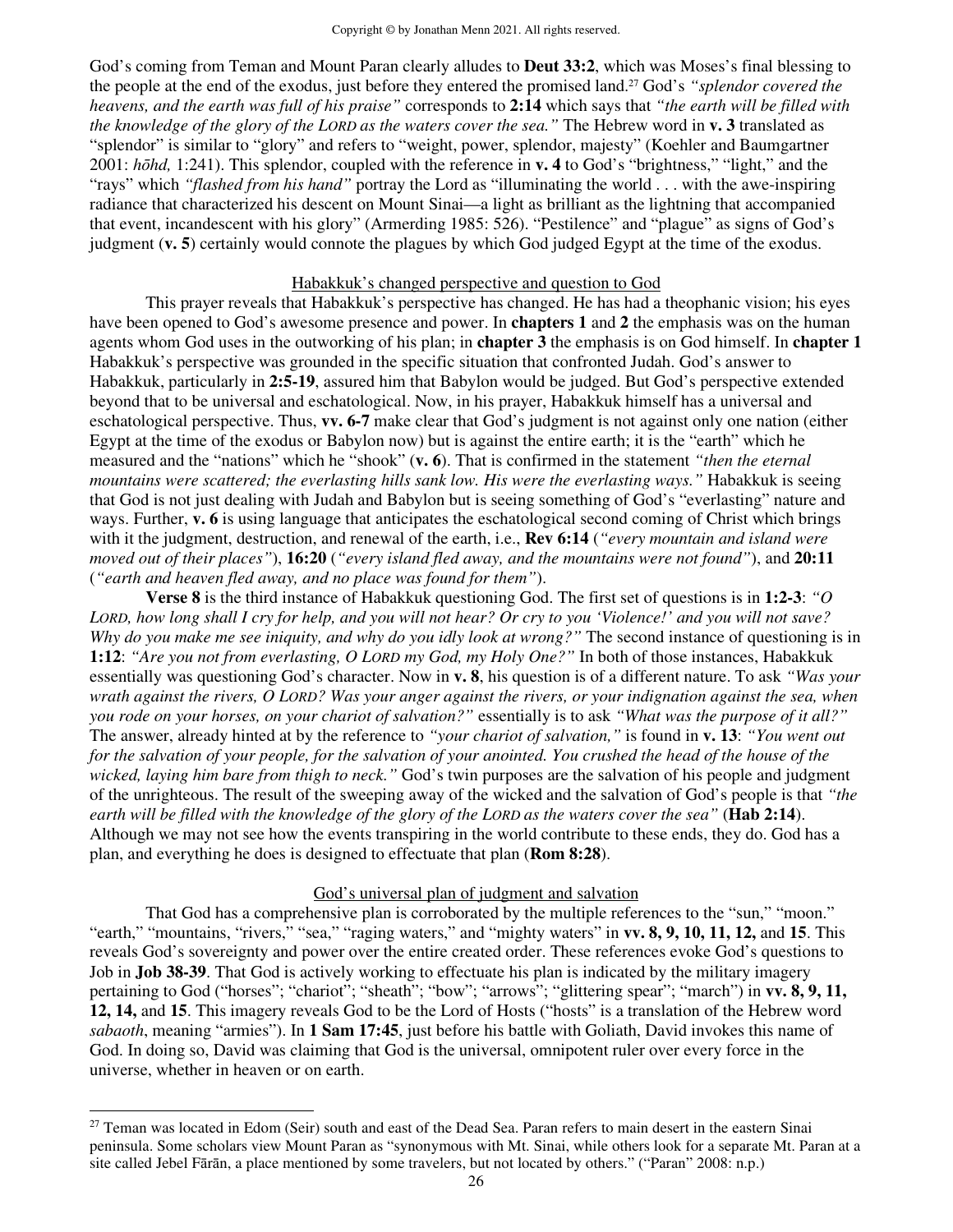God's coming from Teman and Mount Paran clearly alludes to **Deut 33:2**, which was Moses's final blessing to the people at the end of the exodus, just before they entered the promised land.[27] God's *"splendor covered the heavens, and the earth was full of his praise"* corresponds to **2:14** which says that *"the earth will be filled with the knowledge of the glory of the LORD as the waters cover the sea."* The Hebrew word in **v. 3** translated as "splendor" is similar to "glory" and refers to "weight, power, splendor, majesty" (Koehler and Baumgartner 2001: *hōhd,* 1:241). This splendor, coupled with the reference in **v. 4** to God's "brightness," "light," and the "rays" which *"flashed from his hand"* portray the Lord as "illuminating the world . . . with the awe-inspiring radiance that characterized his descent on Mount Sinai—a light as brilliant as the lightning that accompanied that event, incandescent with his glory" (Armerding 1985: 526). "Pestilence" and "plague" as signs of God's judgment (**v. 5**) certainly would connote the plagues by which God judged Egypt at the time of the exodus.

### Habakkuk's changed perspective and question to God

This prayer reveals that Habakkuk's perspective has changed. He has had a theophanic vision; his eyes have been opened to God's awesome presence and power. In **chapters 1** and **2** the emphasis was on the human agents whom God uses in the outworking of his plan; in **chapter 3** the emphasis is on God himself. In **chapter 1** Habakkuk's perspective was grounded in the specific situation that confronted Judah. God's answer to Habakkuk, particularly in **2:5-19**, assured him that Babylon would be judged. But God's perspective extended beyond that to be universal and eschatological. Now, in his prayer, Habakkuk himself has a universal and eschatological perspective. Thus, **vv. 6-7** make clear that God's judgment is not against only one nation (either Egypt at the time of the exodus or Babylon now) but is against the entire earth; it is the "earth" which he measured and the "nations" which he "shook" (**v. 6**). That is confirmed in the statement *"then the eternal mountains were scattered; the everlasting hills sank low. His were the everlasting ways."* Habakkuk is seeing that God is not just dealing with Judah and Babylon but is seeing something of God's "everlasting" nature and ways. Further, **v. 6** is using language that anticipates the eschatological second coming of Christ which brings with it the judgment, destruction, and renewal of the earth, i.e., **Rev 6:14** (*"every mountain and island were moved out of their places"*), **16:20** (*"every island fled away, and the mountains were not found"*), and **20:11** (*"earth and heaven fled away, and no place was found for them"*).

**Verse 8** is the third instance of Habakkuk questioning God. The first set of questions is in **1:2-3**: *"O LORD, how long shall I cry for help, and you will not hear? Or cry to you 'Violence!' and you will not save? Why do you make me see iniquity, and why do you idly look at wrong?"* The second instance of questioning is in **1:12**: *"Are you not from everlasting, O LORD my God, my Holy One?"* In both of those instances, Habakkuk essentially was questioning God's character. Now in **v. 8**, his question is of a different nature. To ask *"Was your wrath against the rivers, O LORD? Was your anger against the rivers, or your indignation against the sea, when you rode on your horses, on your chariot of salvation?"* essentially is to ask *"What was the purpose of it all?"* The answer, already hinted at by the reference to *"your chariot of salvation,"* is found in **v. 13**: *"You went out for the salvation of your people, for the salvation of your anointed. You crushed the head of the house of the wicked, laying him bare from thigh to neck."* God's twin purposes are the salvation of his people and judgment of the unrighteous. The result of the sweeping away of the wicked and the salvation of God's people is that *"the earth will be filled with the knowledge of the glory of the LORD as the waters cover the sea"* (**Hab 2:14**). Although we may not see how the events transpiring in the world contribute to these ends, they do. God has a plan, and everything he does is designed to effectuate that plan (**Rom 8:28**).

### God's universal plan of judgment and salvation

That God has a comprehensive plan is corroborated by the multiple references to the "sun," "moon." "earth," "mountains, "rivers," "sea," "raging waters," and "mighty waters" in **vv. 8, 9, 10, 11, 12,** and **15**. This reveals God's sovereignty and power over the entire created order. These references evoke God's questions to Job in **Job 38-39**. That God is actively working to effectuate his plan is indicated by the military imagery pertaining to God ("horses"; "chariot"; "sheath"; "bow"; "arrows"; "glittering spear"; "march") in **vv. 8, 9, 11, 12, 14,** and **15**. This imagery reveals God to be the Lord of Hosts ("hosts" is a translation of the Hebrew word *sabaoth*, meaning "armies"). In **1 Sam 17:45**, just before his battle with Goliath, David invokes this name of God. In doing so, David was claiming that God is the universal, omnipotent ruler over every force in the universe, whether in heaven or on earth.

---

[27] Teman was located in Edom (Seir) south and east of the Dead Sea. Paran refers to main desert in the eastern Sinai peninsula. Some scholars view Mount Paran as "synonymous with Mt. Sinai, while others look for a separate Mt. Paran at a site called Jebel Fārān, a place mentioned by some travelers, but not located by others." ("Paran" 2008: n.p.)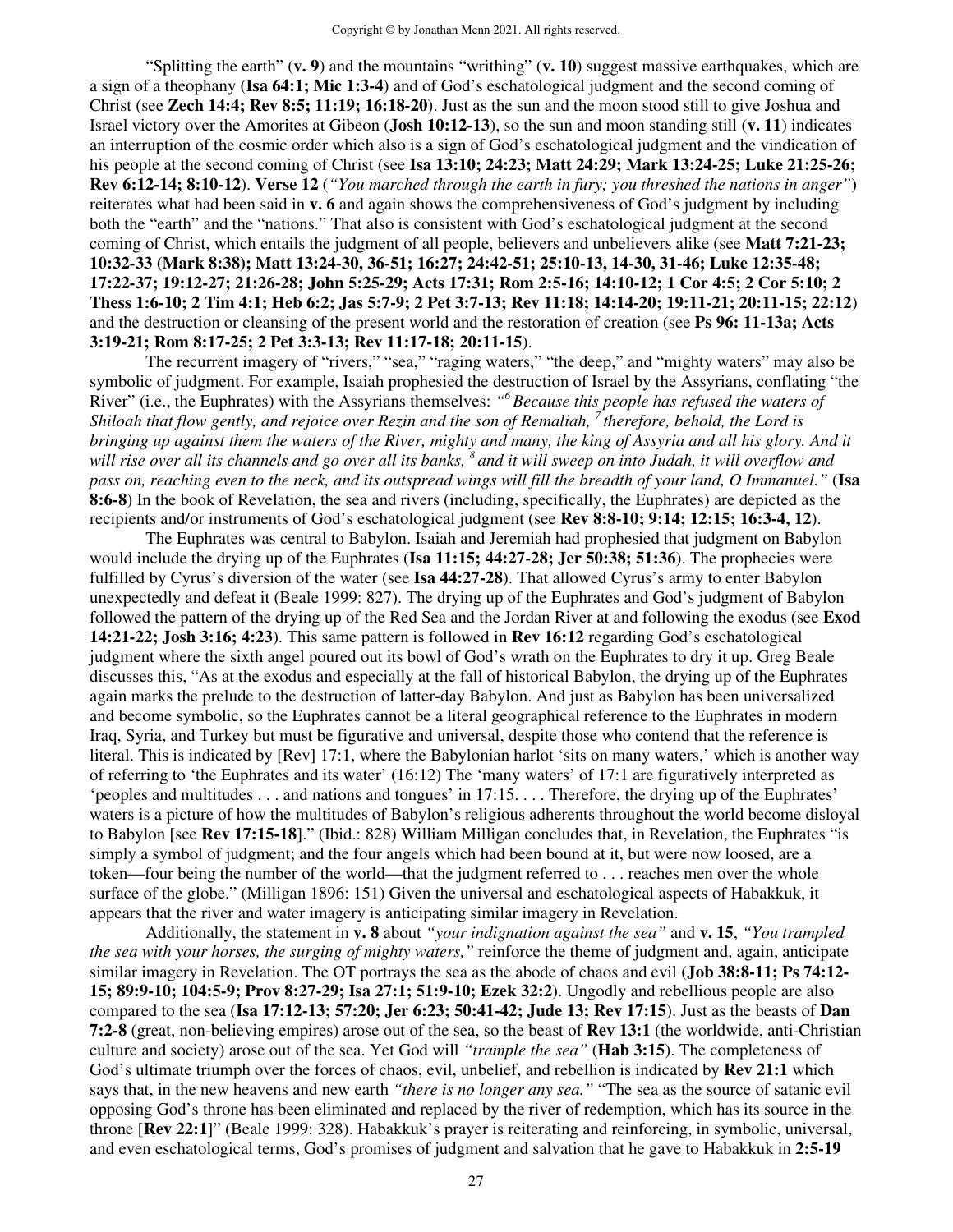"Splitting the earth" (**v. 9**) and the mountains "writhing" (**v. 10**) suggest massive earthquakes, which are a sign of a theophany (**Isa 64:1; Mic 1:3-4**) and of God's eschatological judgment and the second coming of Christ (see **Zech 14:4; Rev 8:5; 11:19; 16:18-20**). Just as the sun and the moon stood still to give Joshua and Israel victory over the Amorites at Gibeon (**Josh 10:12-13**), so the sun and moon standing still (**v. 11**) indicates an interruption of the cosmic order which also is a sign of God's eschatological judgment and the vindication of his people at the second coming of Christ (see **Isa 13:10; 24:23; Matt 24:29; Mark 13:24-25; Luke 21:25-26; Rev 6:12-14; 8:10-12**). **Verse 12** (*"You marched through the earth in fury; you threshed the nations in anger"*) reiterates what had been said in **v. 6** and again shows the comprehensiveness of God's judgment by including both the "earth" and the "nations." That also is consistent with God's eschatological judgment at the second coming of Christ, which entails the judgment of all people, believers and unbelievers alike (see **Matt 7:21-23; 10:32-33 (Mark 8:38); Matt 13:24-30, 36-51; 16:27; 24:42-51; 25:10-13, 14-30, 31-46; Luke 12:35-48; 17:22-37; 19:12-27; 21:26-28; John 5:25-29; Acts 17:31; Rom 2:5-16; 14:10-12; 1 Cor 4:5; 2 Cor 5:10; 2 Thess 1:6-10; 2 Tim 4:1; Heb 6:2; Jas 5:7-9; 2 Pet 3:7-13; Rev 11:18; 14:14-20; 19:11-21; 20:11-15; 22:12**) and the destruction or cleansing of the present world and the restoration of creation (see **Ps 96: 11-13a; Acts 3:19-21; Rom 8:17-25; 2 Pet 3:3-13; Rev 11:17-18; 20:11-15**).

The recurrent imagery of "rivers," "sea," "raging waters," "the deep," and "mighty waters" may also be symbolic of judgment. For example, Isaiah prophesied the destruction of Israel by the Assyrians, conflating "the River" (i.e., the Euphrates) with the Assyrians themselves: *"[6] Because this people has refused the waters of Shiloah that flow gently, and rejoice over Rezin and the son of Remaliah, [7] therefore, behold, the Lord is bringing up against them the waters of the River, mighty and many, the king of Assyria and all his glory. And it will rise over all its channels and go over all its banks, [8] and it will sweep on into Judah, it will overflow and pass on, reaching even to the neck, and its outspread wings will fill the breadth of your land, O Immanuel."* (**Isa 8:6-8**) In the book of Revelation, the sea and rivers (including, specifically, the Euphrates) are depicted as the recipients and/or instruments of God's eschatological judgment (see **Rev 8:8-10; 9:14; 12:15; 16:3-4, 12**).

The Euphrates was central to Babylon. Isaiah and Jeremiah had prophesied that judgment on Babylon would include the drying up of the Euphrates (**Isa 11:15; 44:27-28; Jer 50:38; 51:36**). The prophecies were fulfilled by Cyrus's diversion of the water (see **Isa 44:27-28**). That allowed Cyrus's army to enter Babylon unexpectedly and defeat it (Beale 1999: 827). The drying up of the Euphrates and God's judgment of Babylon followed the pattern of the drying up of the Red Sea and the Jordan River at and following the exodus (see **Exod 14:21-22; Josh 3:16; 4:23**). This same pattern is followed in **Rev 16:12** regarding God's eschatological judgment where the sixth angel poured out its bowl of God's wrath on the Euphrates to dry it up. Greg Beale discusses this, "As at the exodus and especially at the fall of historical Babylon, the drying up of the Euphrates again marks the prelude to the destruction of latter-day Babylon. And just as Babylon has been universalized and become symbolic, so the Euphrates cannot be a literal geographical reference to the Euphrates in modern Iraq, Syria, and Turkey but must be figurative and universal, despite those who contend that the reference is literal. This is indicated by [Rev] 17:1, where the Babylonian harlot 'sits on many waters,' which is another way of referring to 'the Euphrates and its water' (16:12) The 'many waters' of 17:1 are figuratively interpreted as 'peoples and multitudes . . . and nations and tongues' in 17:15. . . . Therefore, the drying up of the Euphrates' waters is a picture of how the multitudes of Babylon's religious adherents throughout the world become disloyal to Babylon [see **Rev 17:15-18**]." (Ibid.: 828) William Milligan concludes that, in Revelation, the Euphrates "is simply a symbol of judgment; and the four angels which had been bound at it, but were now loosed, are a token—four being the number of the world—that the judgment referred to . . . reaches men over the whole surface of the globe." (Milligan 1896: 151) Given the universal and eschatological aspects of Habakkuk, it appears that the river and water imagery is anticipating similar imagery in Revelation.

Additionally, the statement in **v. 8** about *"your indignation against the sea"* and **v. 15**, *"You trampled the sea with your horses, the surging of mighty waters,"* reinforce the theme of judgment and, again, anticipate similar imagery in Revelation. The OT portrays the sea as the abode of chaos and evil (**Job 38:8-11; Ps 74:12-15; 89:9-10; 104:5-9; Prov 8:27-29; Isa 27:1; 51:9-10; Ezek 32:2**). Ungodly and rebellious people are also compared to the sea (**Isa 17:12-13; 57:20; Jer 6:23; 50:41-42; Jude 13; Rev 17:15**). Just as the beasts of **Dan 7:2-8** (great, non-believing empires) arose out of the sea, so the beast of **Rev 13:1** (the worldwide, anti-Christian culture and society) arose out of the sea. Yet God will *"trample the sea"* (**Hab 3:15**). The completeness of God's ultimate triumph over the forces of chaos, evil, unbelief, and rebellion is indicated by **Rev 21:1** which says that, in the new heavens and new earth *"there is no longer any sea."* "The sea as the source of satanic evil opposing God's throne has been eliminated and replaced by the river of redemption, which has its source in the throne [**Rev 22:1**]" (Beale 1999: 328). Habakkuk's prayer is reiterating and reinforcing, in symbolic, universal, and even eschatological terms, God's promises of judgment and salvation that he gave to Habakkuk in **2:5-19**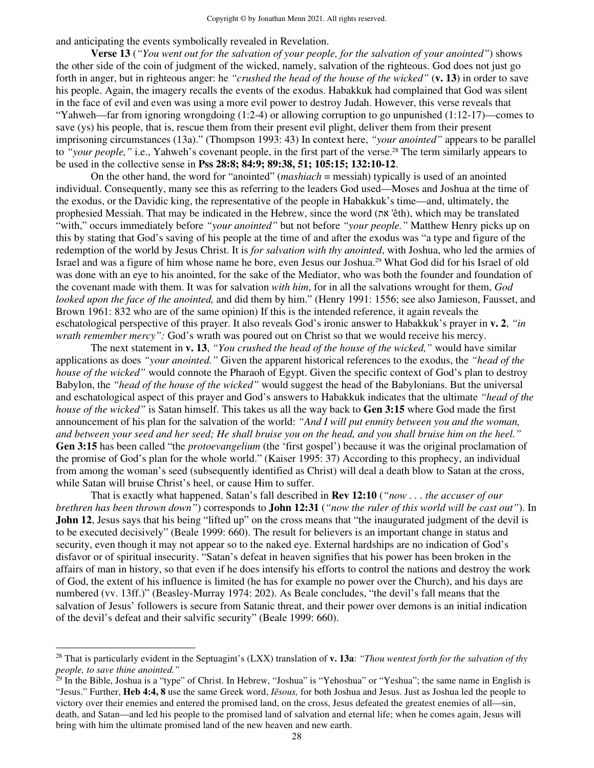and anticipating the events symbolically revealed in Revelation.

**Verse 13** (*"You went out for the salvation of your people, for the salvation of your anointed"*) shows the other side of the coin of judgment of the wicked, namely, salvation of the righteous. God does not just go forth in anger, but in righteous anger: he *"crushed the head of the house of the wicked"* (**v. 13**) in order to save his people. Again, the imagery recalls the events of the exodus. Habakkuk had complained that God was silent in the face of evil and even was using a more evil power to destroy Judah. However, this verse reveals that "Yahweh—far from ignoring wrongdoing (1:2-4) or allowing corruption to go unpunished (1:12-17)—comes to save (ys) his people, that is, rescue them from their present evil plight, deliver them from their present imprisoning circumstances (13a)." (Thompson 1993: 43) In context here, *"your anointed"* appears to be parallel to *"your people,"* i.e., Yahweh's covenant people, in the first part of the verse.[28] The term similarly appears to be used in the collective sense in **Pss 28:8; 84:9; 89:38, 51; 105:15; 132:10-12**.

On the other hand, the word for "anointed" (*mashiach* = messiah) typically is used of an anointed individual. Consequently, many see this as referring to the leaders God used—Moses and Joshua at the time of the exodus, or the Davidic king, the representative of the people in Habakkuk's time—and, ultimately, the prophesied Messiah. That may be indicated in the Hebrew, since the word (את 'êth), which may be translated "with," occurs immediately before *"your anointed"* but not before *"your people."* Matthew Henry picks up on this by stating that God's saving of his people at the time of and after the exodus was "a type and figure of the redemption of the world by Jesus Christ. It is *for salvation with thy anointed*, with Joshua, who led the armies of Israel and was a figure of him whose name he bore, even Jesus our Joshua.[29] What God did for his Israel of old was done with an eye to his anointed, for the sake of the Mediator, who was both the founder and foundation of the covenant made with them. It was for salvation *with him*, for in all the salvations wrought for them, *God looked upon the face of the anointed,* and did them by him." (Henry 1991: 1556; see also Jamieson, Fausset, and Brown 1961: 832 who are of the same opinion) If this is the intended reference, it again reveals the eschatological perspective of this prayer. It also reveals God's ironic answer to Habakkuk's prayer in **v. 2**, *"in wrath remember mercy":* God's wrath was poured out on Christ so that we would receive his mercy.

The next statement in **v. 13**, *"You crushed the head of the house of the wicked,"* would have similar applications as does *"your anointed."* Given the apparent historical references to the exodus, the *"head of the house of the wicked"* would connote the Pharaoh of Egypt. Given the specific context of God's plan to destroy Babylon, the *"head of the house of the wicked"* would suggest the head of the Babylonians. But the universal and eschatological aspect of this prayer and God's answers to Habakkuk indicates that the ultimate *"head of the house of the wicked"* is Satan himself. This takes us all the way back to **Gen 3:15** where God made the first announcement of his plan for the salvation of the world: *"And I will put enmity between you and the woman, and between your seed and her seed; He shall bruise you on the head, and you shall bruise him on the heel."* **Gen 3:15** has been called "the *protoevangelium* (the 'first gospel') because it was the original proclamation of the promise of God's plan for the whole world." (Kaiser 1995: 37) According to this prophecy, an individual from among the woman's seed (subsequently identified as Christ) will deal a death blow to Satan at the cross, while Satan will bruise Christ's heel, or cause Him to suffer.

That is exactly what happened. Satan's fall described in **Rev 12:10** (*"now . . . the accuser of our brethren has been thrown down"*) corresponds to **John 12:31** (*"now the ruler of this world will be cast out"*). In **John 12**, Jesus says that his being "lifted up" on the cross means that "the inaugurated judgment of the devil is to be executed decisively" (Beale 1999: 660). The result for believers is an important change in status and security, even though it may not appear so to the naked eye. External hardships are no indication of God's disfavor or of spiritual insecurity. "Satan's defeat in heaven signifies that his power has been broken in the affairs of man in history, so that even if he does intensify his efforts to control the nations and destroy the work of God, the extent of his influence is limited (he has for example no power over the Church), and his days are numbered (vv. 13ff.)" (Beasley-Murray 1974: 202). As Beale concludes, "the devil's fall means that the salvation of Jesus' followers is secure from Satanic threat, and their power over demons is an initial indication of the devil's defeat and their salvific security" (Beale 1999: 660).

---

[28] That is particularly evident in the Septuagint's (LXX) translation of **v. 13a**: *"Thou wentest forth for the salvation of thy people, to save thine anointed."*

[29] In the Bible, Joshua is a "type" of Christ. In Hebrew, "Joshua" is "Yehoshua" or "Yeshua"; the same name in English is "Jesus." Further, **Heb 4:4, 8** use the same Greek word, *Iēsous,* for both Joshua and Jesus. Just as Joshua led the people to victory over their enemies and entered the promised land, on the cross, Jesus defeated the greatest enemies of all—sin, death, and Satan—and led his people to the promised land of salvation and eternal life; when he comes again, Jesus will bring with him the ultimate promised land of the new heaven and new earth.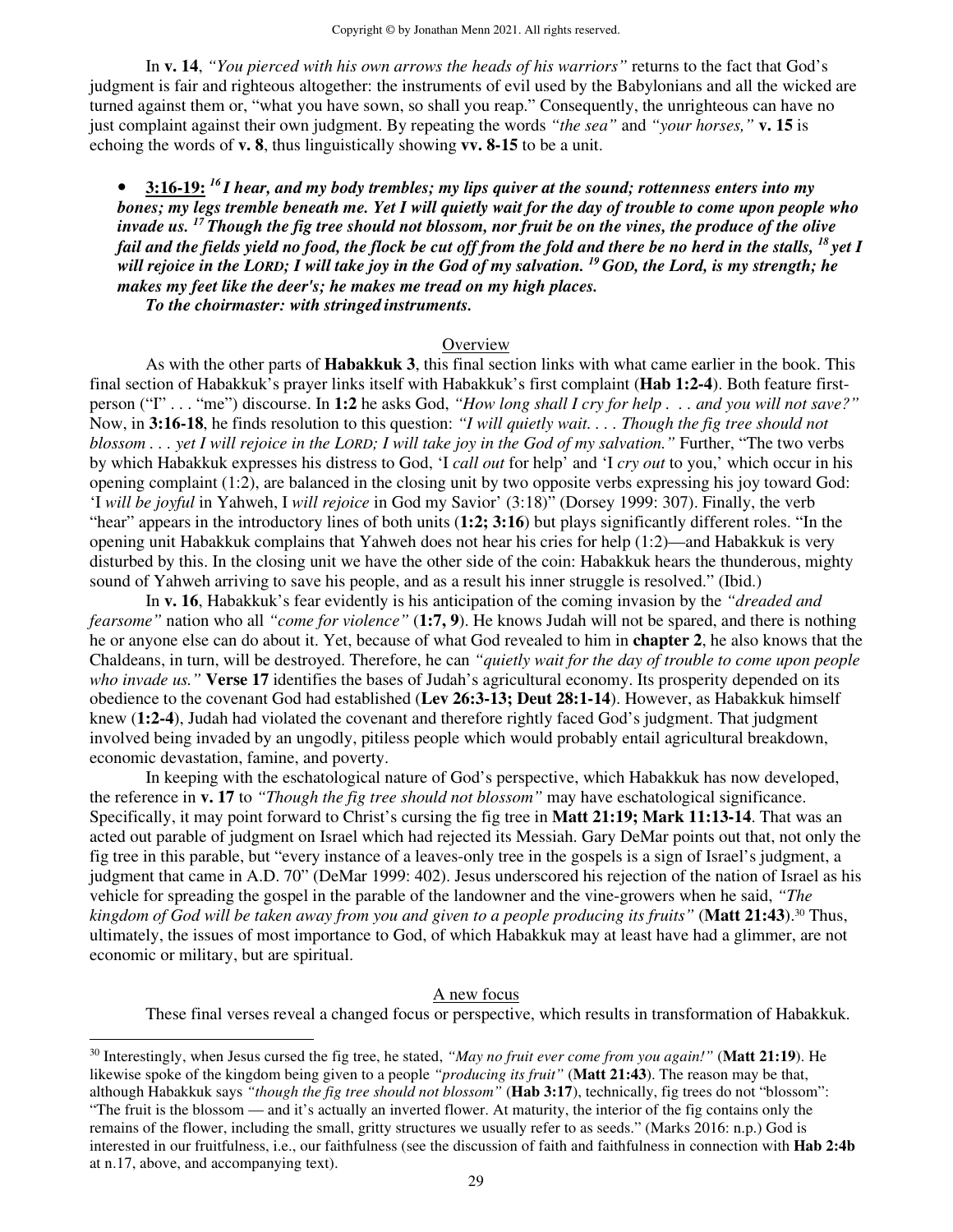In **v. 14**, *"You pierced with his own arrows the heads of his warriors"* returns to the fact that God's judgment is fair and righteous altogether: the instruments of evil used by the Babylonians and all the wicked are turned against them or, "what you have sown, so shall you reap." Consequently, the unrighteous can have no just complaint against their own judgment. By repeating the words *"the sea"* and *"your horses,"* **v. 15** is echoing the words of **v. 8**, thus linguistically showing **vv. 8-15** to be a unit.

- **3:16-19:** ***16 I hear, and my body trembles; my lips quiver at the sound; rottenness enters into my bones; my legs tremble beneath me. Yet I will quietly wait for the day of trouble to come upon people who invade us. 17 Though the fig tree should not blossom, nor fruit be on the vines, the produce of the olive fail and the fields yield no food, the flock be cut off from the fold and there be no herd in the stalls, 18 yet I will rejoice in the LORD; I will take joy in the God of my salvation. 19 GOD, the Lord, is my strength; he makes my feet like the deer's; he makes me tread on my high places.***
  ***To the choirmaster: with stringed instruments.***

Overview

As with the other parts of **Habakkuk 3**, this final section links with what came earlier in the book. This final section of Habakkuk's prayer links itself with Habakkuk's first complaint (**Hab 1:2-4**). Both feature first-person ("I" . . . "me") discourse. In **1:2** he asks God, *"How long shall I cry for help . . . and you will not save?"* Now, in **3:16-18**, he finds resolution to this question: *"I will quietly wait. . . . Though the fig tree should not blossom . . . yet I will rejoice in the LORD; I will take joy in the God of my salvation."* Further, "The two verbs by which Habakkuk expresses his distress to God, 'I *call out* for help' and 'I *cry out* to you,' which occur in his opening complaint (1:2), are balanced in the closing unit by two opposite verbs expressing his joy toward God: 'I *will be joyful* in Yahweh, I *will rejoice* in God my Savior' (3:18)" (Dorsey 1999: 307). Finally, the verb "hear" appears in the introductory lines of both units (**1:2; 3:16**) but plays significantly different roles. "In the opening unit Habakkuk complains that Yahweh does not hear his cries for help (1:2)—and Habakkuk is very disturbed by this. In the closing unit we have the other side of the coin: Habakkuk hears the thunderous, mighty sound of Yahweh arriving to save his people, and as a result his inner struggle is resolved." (Ibid.)

In **v. 16**, Habakkuk's fear evidently is his anticipation of the coming invasion by the *"dreaded and fearsome"* nation who all *"come for violence"* (**1:7, 9**). He knows Judah will not be spared, and there is nothing he or anyone else can do about it. Yet, because of what God revealed to him in **chapter 2**, he also knows that the Chaldeans, in turn, will be destroyed. Therefore, he can *"quietly wait for the day of trouble to come upon people who invade us."* **Verse 17** identifies the bases of Judah's agricultural economy. Its prosperity depended on its obedience to the covenant God had established (**Lev 26:3-13; Deut 28:1-14**). However, as Habakkuk himself knew (**1:2-4**), Judah had violated the covenant and therefore rightly faced God's judgment. That judgment involved being invaded by an ungodly, pitiless people which would probably entail agricultural breakdown, economic devastation, famine, and poverty.

In keeping with the eschatological nature of God's perspective, which Habakkuk has now developed, the reference in **v. 17** to *"Though the fig tree should not blossom"* may have eschatological significance. Specifically, it may point forward to Christ's cursing the fig tree in **Matt 21:19; Mark 11:13-14**. That was an acted out parable of judgment on Israel which had rejected its Messiah. Gary DeMar points out that, not only the fig tree in this parable, but "every instance of a leaves-only tree in the gospels is a sign of Israel's judgment, a judgment that came in A.D. 70" (DeMar 1999: 402). Jesus underscored his rejection of the nation of Israel as his vehicle for spreading the gospel in the parable of the landowner and the vine-growers when he said, *"The kingdom of God will be taken away from you and given to a people producing its fruits"* (**Matt 21:43**).[30] Thus, ultimately, the issues of most importance to God, of which Habakkuk may at least have had a glimmer, are not economic or military, but are spiritual.

A new focus

These final verses reveal a changed focus or perspective, which results in transformation of Habakkuk.

---

[30] Interestingly, when Jesus cursed the fig tree, he stated, *"May no fruit ever come from you again!"* (**Matt 21:19**). He likewise spoke of the kingdom being given to a people *"producing its fruit"* (**Matt 21:43**). The reason may be that, although Habakkuk says *"though the fig tree should not blossom"* (**Hab 3:17**), technically, fig trees do not "blossom": "The fruit is the blossom — and it's actually an inverted flower. At maturity, the interior of the fig contains only the remains of the flower, including the small, gritty structures we usually refer to as seeds." (Marks 2016: n.p.) God is interested in our fruitfulness, i.e., our faithfulness (see the discussion of faith and faithfulness in connection with **Hab 2:4b** at n.17, above, and accompanying text).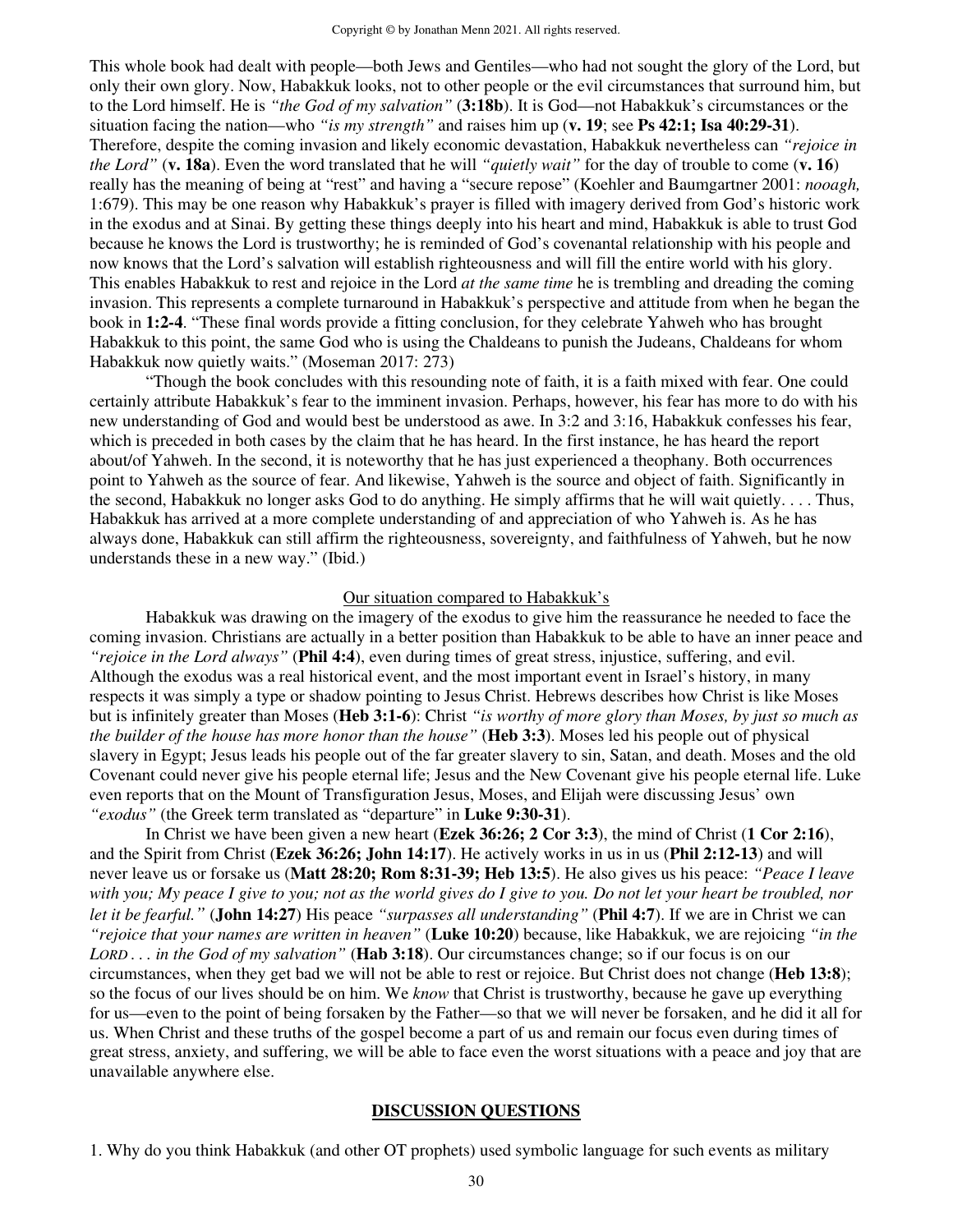This whole book had dealt with people—both Jews and Gentiles—who had not sought the glory of the Lord, but only their own glory. Now, Habakkuk looks, not to other people or the evil circumstances that surround him, but to the Lord himself. He is *"the God of my salvation"* (**3:18b**). It is God—not Habakkuk's circumstances or the situation facing the nation—who *"is my strength"* and raises him up (**v. 19**; see **Ps 42:1; Isa 40:29-31**). Therefore, despite the coming invasion and likely economic devastation, Habakkuk nevertheless can *"rejoice in the Lord"* (**v. 18a**). Even the word translated that he will *"quietly wait"* for the day of trouble to come (**v. 16**) really has the meaning of being at "rest" and having a "secure repose" (Koehler and Baumgartner 2001: *nooagh,* 1:679). This may be one reason why Habakkuk's prayer is filled with imagery derived from God's historic work in the exodus and at Sinai. By getting these things deeply into his heart and mind, Habakkuk is able to trust God because he knows the Lord is trustworthy; he is reminded of God's covenantal relationship with his people and now knows that the Lord's salvation will establish righteousness and will fill the entire world with his glory. This enables Habakkuk to rest and rejoice in the Lord *at the same time* he is trembling and dreading the coming invasion. This represents a complete turnaround in Habakkuk's perspective and attitude from when he began the book in **1:2-4**. "These final words provide a fitting conclusion, for they celebrate Yahweh who has brought Habakkuk to this point, the same God who is using the Chaldeans to punish the Judeans, Chaldeans for whom Habakkuk now quietly waits." (Moseman 2017: 273)

"Though the book concludes with this resounding note of faith, it is a faith mixed with fear. One could certainly attribute Habakkuk's fear to the imminent invasion. Perhaps, however, his fear has more to do with his new understanding of God and would best be understood as awe. In 3:2 and 3:16, Habakkuk confesses his fear, which is preceded in both cases by the claim that he has heard. In the first instance, he has heard the report about/of Yahweh. In the second, it is noteworthy that he has just experienced a theophany. Both occurrences point to Yahweh as the source of fear. And likewise, Yahweh is the source and object of faith. Significantly in the second, Habakkuk no longer asks God to do anything. He simply affirms that he will wait quietly. . . . Thus, Habakkuk has arrived at a more complete understanding of and appreciation of who Yahweh is. As he has always done, Habakkuk can still affirm the righteousness, sovereignty, and faithfulness of Yahweh, but he now understands these in a new way." (Ibid.)

Our situation compared to Habakkuk's

Habakkuk was drawing on the imagery of the exodus to give him the reassurance he needed to face the coming invasion. Christians are actually in a better position than Habakkuk to be able to have an inner peace and *"rejoice in the Lord always"* (**Phil 4:4**), even during times of great stress, injustice, suffering, and evil. Although the exodus was a real historical event, and the most important event in Israel's history, in many respects it was simply a type or shadow pointing to Jesus Christ. Hebrews describes how Christ is like Moses but is infinitely greater than Moses (**Heb 3:1-6**): Christ *"is worthy of more glory than Moses, by just so much as the builder of the house has more honor than the house"* (**Heb 3:3**). Moses led his people out of physical slavery in Egypt; Jesus leads his people out of the far greater slavery to sin, Satan, and death. Moses and the old Covenant could never give his people eternal life; Jesus and the New Covenant give his people eternal life. Luke even reports that on the Mount of Transfiguration Jesus, Moses, and Elijah were discussing Jesus' own *"exodus"* (the Greek term translated as "departure" in **Luke 9:30-31**).

In Christ we have been given a new heart (**Ezek 36:26; 2 Cor 3:3**), the mind of Christ (**1 Cor 2:16**), and the Spirit from Christ (**Ezek 36:26; John 14:17**). He actively works in us in us (**Phil 2:12-13**) and will never leave us or forsake us (**Matt 28:20; Rom 8:31-39; Heb 13:5**). He also gives us his peace: *"Peace I leave with you; My peace I give to you; not as the world gives do I give to you. Do not let your heart be troubled, nor let it be fearful."* (**John 14:27**) His peace *"surpasses all understanding"* (**Phil 4:7**). If we are in Christ we can *"rejoice that your names are written in heaven"* (**Luke 10:20**) because, like Habakkuk, we are rejoicing *"in the LORD . . . in the God of my salvation"* (**Hab 3:18**). Our circumstances change; so if our focus is on our circumstances, when they get bad we will not be able to rest or rejoice. But Christ does not change (**Heb 13:8**); so the focus of our lives should be on him. We *know* that Christ is trustworthy, because he gave up everything for us—even to the point of being forsaken by the Father—so that we will never be forsaken, and he did it all for us. When Christ and these truths of the gospel become a part of us and remain our focus even during times of great stress, anxiety, and suffering, we will be able to face even the worst situations with a peace and joy that are unavailable anywhere else.

## DISCUSSION QUESTIONS

1. Why do you think Habakkuk (and other OT prophets) used symbolic language for such events as military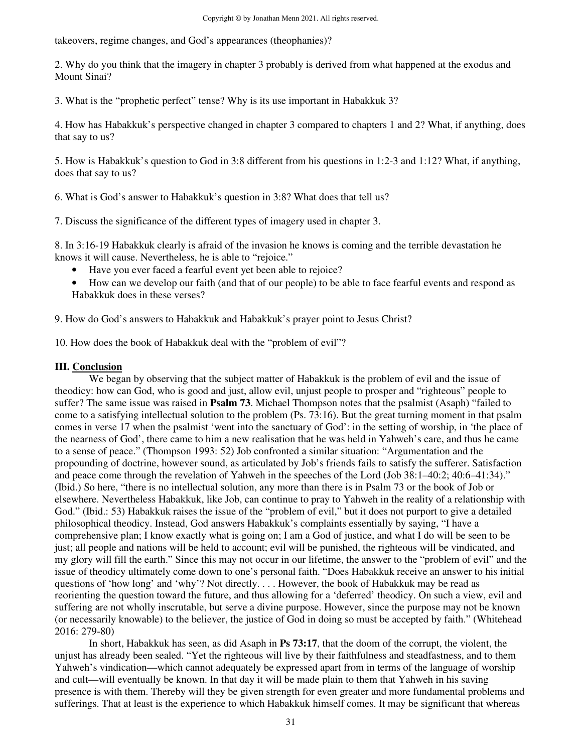takeovers, regime changes, and God's appearances (theophanies)?

2. Why do you think that the imagery in chapter 3 probably is derived from what happened at the exodus and Mount Sinai?

3. What is the "prophetic perfect" tense? Why is its use important in Habakkuk 3?

4. How has Habakkuk's perspective changed in chapter 3 compared to chapters 1 and 2? What, if anything, does that say to us?

5. How is Habakkuk's question to God in 3:8 different from his questions in 1:2-3 and 1:12? What, if anything, does that say to us?

6. What is God's answer to Habakkuk's question in 3:8? What does that tell us?

7. Discuss the significance of the different types of imagery used in chapter 3.

8. In 3:16-19 Habakkuk clearly is afraid of the invasion he knows is coming and the terrible devastation he knows it will cause. Nevertheless, he is able to "rejoice."

- Have you ever faced a fearful event yet been able to rejoice?
- How can we develop our faith (and that of our people) to be able to face fearful events and respond as Habakkuk does in these verses?

9. How do God's answers to Habakkuk and Habakkuk's prayer point to Jesus Christ?

10. How does the book of Habakkuk deal with the "problem of evil"?

## III. Conclusion

We began by observing that the subject matter of Habakkuk is the problem of evil and the issue of theodicy: how can God, who is good and just, allow evil, unjust people to prosper and "righteous" people to suffer? The same issue was raised in **Psalm 73**. Michael Thompson notes that the psalmist (Asaph) "failed to come to a satisfying intellectual solution to the problem (Ps. 73:16). But the great turning moment in that psalm comes in verse 17 when the psalmist 'went into the sanctuary of God': in the setting of worship, in 'the place of the nearness of God', there came to him a new realisation that he was held in Yahweh's care, and thus he came to a sense of peace." (Thompson 1993: 52) Job confronted a similar situation: "Argumentation and the propounding of doctrine, however sound, as articulated by Job's friends fails to satisfy the sufferer. Satisfaction and peace come through the revelation of Yahweh in the speeches of the Lord (Job 38:1–40:2; 40:6–41:34)." (Ibid.) So here, "there is no intellectual solution, any more than there is in Psalm 73 or the book of Job or elsewhere. Nevertheless Habakkuk, like Job, can continue to pray to Yahweh in the reality of a relationship with God." (Ibid.: 53) Habakkuk raises the issue of the "problem of evil," but it does not purport to give a detailed philosophical theodicy. Instead, God answers Habakkuk's complaints essentially by saying, "I have a comprehensive plan; I know exactly what is going on; I am a God of justice, and what I do will be seen to be just; all people and nations will be held to account; evil will be punished, the righteous will be vindicated, and my glory will fill the earth." Since this may not occur in our lifetime, the answer to the "problem of evil" and the issue of theodicy ultimately come down to one's personal faith. "Does Habakkuk receive an answer to his initial questions of 'how long' and 'why'? Not directly. . . . However, the book of Habakkuk may be read as reorienting the question toward the future, and thus allowing for a 'deferred' theodicy. On such a view, evil and suffering are not wholly inscrutable, but serve a divine purpose. However, since the purpose may not be known (or necessarily knowable) to the believer, the justice of God in doing so must be accepted by faith." (Whitehead 2016: 279-80)

In short, Habakkuk has seen, as did Asaph in **Ps 73:17**, that the doom of the corrupt, the violent, the unjust has already been sealed. "Yet the righteous will live by their faithfulness and steadfastness, and to them Yahweh's vindication—which cannot adequately be expressed apart from in terms of the language of worship and cult—will eventually be known. In that day it will be made plain to them that Yahweh in his saving presence is with them. Thereby will they be given strength for even greater and more fundamental problems and sufferings. That at least is the experience to which Habakkuk himself comes. It may be significant that whereas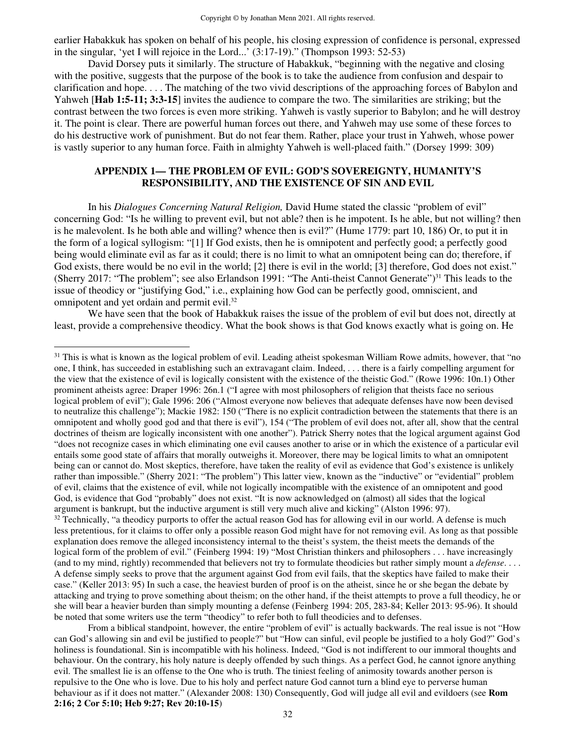earlier Habakkuk has spoken on behalf of his people, his closing expression of confidence is personal, expressed in the singular, 'yet I will rejoice in the Lord...' (3:17-19)." (Thompson 1993: 52-53)

David Dorsey puts it similarly. The structure of Habakkuk, "beginning with the negative and closing with the positive, suggests that the purpose of the book is to take the audience from confusion and despair to clarification and hope. . . . The matching of the two vivid descriptions of the approaching forces of Babylon and Yahweh [**Hab 1:5-11; 3:3-15**] invites the audience to compare the two. The similarities are striking; but the contrast between the two forces is even more striking. Yahweh is vastly superior to Babylon; and he will destroy it. The point is clear. There are powerful human forces out there, and Yahweh may use some of these forces to do his destructive work of punishment. But do not fear them. Rather, place your trust in Yahweh, whose power is vastly superior to any human force. Faith in almighty Yahweh is well-placed faith." (Dorsey 1999: 309)

## APPENDIX 1— THE PROBLEM OF EVIL: GOD'S SOVEREIGNTY, HUMANITY'S RESPONSIBILITY, AND THE EXISTENCE OF SIN AND EVIL

In his *Dialogues Concerning Natural Religion,* David Hume stated the classic "problem of evil" concerning God: "Is he willing to prevent evil, but not able? then is he impotent. Is he able, but not willing? then is he malevolent. Is he both able and willing? whence then is evil?" (Hume 1779: part 10, 186) Or, to put it in the form of a logical syllogism: "[1] If God exists, then he is omnipotent and perfectly good; a perfectly good being would eliminate evil as far as it could; there is no limit to what an omnipotent being can do; therefore, if God exists, there would be no evil in the world; [2] there is evil in the world; [3] therefore, God does not exist." (Sherry 2017: "The problem"; see also Erlandson 1991: "The Anti-theist Cannot Generate")[31] This leads to the issue of theodicy or "justifying God," i.e., explaining how God can be perfectly good, omniscient, and omnipotent and yet ordain and permit evil.[32]

We have seen that the book of Habakkuk raises the issue of the problem of evil but does not, directly at least, provide a comprehensive theodicy. What the book shows is that God knows exactly what is going on. He

---

[31] This is what is known as the logical problem of evil. Leading atheist spokesman William Rowe admits, however, that "no one, I think, has succeeded in establishing such an extravagant claim. Indeed, . . . there is a fairly compelling argument for the view that the existence of evil is logically consistent with the existence of the theistic God." (Rowe 1996: 10n.1) Other prominent atheists agree: Draper 1996: 26n.1 ("I agree with most philosophers of religion that theists face no serious logical problem of evil"); Gale 1996: 206 ("Almost everyone now believes that adequate defenses have now been devised to neutralize this challenge"); Mackie 1982: 150 ("There is no explicit contradiction between the statements that there is an omnipotent and wholly good god and that there is evil"), 154 ("The problem of evil does not, after all, show that the central doctrines of theism are logically inconsistent with one another"). Patrick Sherry notes that the logical argument against God "does not recognize cases in which eliminating one evil causes another to arise or in which the existence of a particular evil entails some good state of affairs that morally outweighs it. Moreover, there may be logical limits to what an omnipotent being can or cannot do. Most skeptics, therefore, have taken the reality of evil as evidence that God's existence is unlikely rather than impossible." (Sherry 2021: "The problem") This latter view, known as the "inductive" or "evidential" problem of evil, claims that the existence of evil, while not logically incompatible with the existence of an omnipotent and good God, is evidence that God "probably" does not exist. "It is now acknowledged on (almost) all sides that the logical argument is bankrupt, but the inductive argument is still very much alive and kicking" (Alston 1996: 97).

[32] Technically, "a theodicy purports to offer the actual reason God has for allowing evil in our world. A defense is much less pretentious, for it claims to offer only a possible reason God might have for not removing evil. As long as that possible explanation does remove the alleged inconsistency internal to the theist's system, the theist meets the demands of the logical form of the problem of evil." (Feinberg 1994: 19) "Most Christian thinkers and philosophers . . . have increasingly (and to my mind, rightly) recommended that believers not try to formulate theodicies but rather simply mount a *defense*. . . . A defense simply seeks to prove that the argument against God from evil fails, that the skeptics have failed to make their case." (Keller 2013: 95) In such a case, the heaviest burden of proof is on the atheist, since he or she began the debate by attacking and trying to prove something about theism; on the other hand, if the theist attempts to prove a full theodicy, he or she will bear a heavier burden than simply mounting a defense (Feinberg 1994: 205, 283-84; Keller 2013: 95-96). It should be noted that some writers use the term "theodicy" to refer both to full theodicies and to defenses.

From a biblical standpoint, however, the entire "problem of evil" is actually backwards. The real issue is not "How can God's allowing sin and evil be justified to people?" but "How can sinful, evil people be justified to a holy God?" God's holiness is foundational. Sin is incompatible with his holiness. Indeed, "God is not indifferent to our immoral thoughts and behaviour. On the contrary, his holy nature is deeply offended by such things. As a perfect God, he cannot ignore anything evil. The smallest lie is an offense to the One who is truth. The tiniest feeling of animosity towards another person is repulsive to the One who is love. Due to his holy and perfect nature God cannot turn a blind eye to perverse human behaviour as if it does not matter." (Alexander 2008: 130) Consequently, God will judge all evil and evildoers (see **Rom 2:16; 2 Cor 5:10; Heb 9:27; Rev 20:10-15**)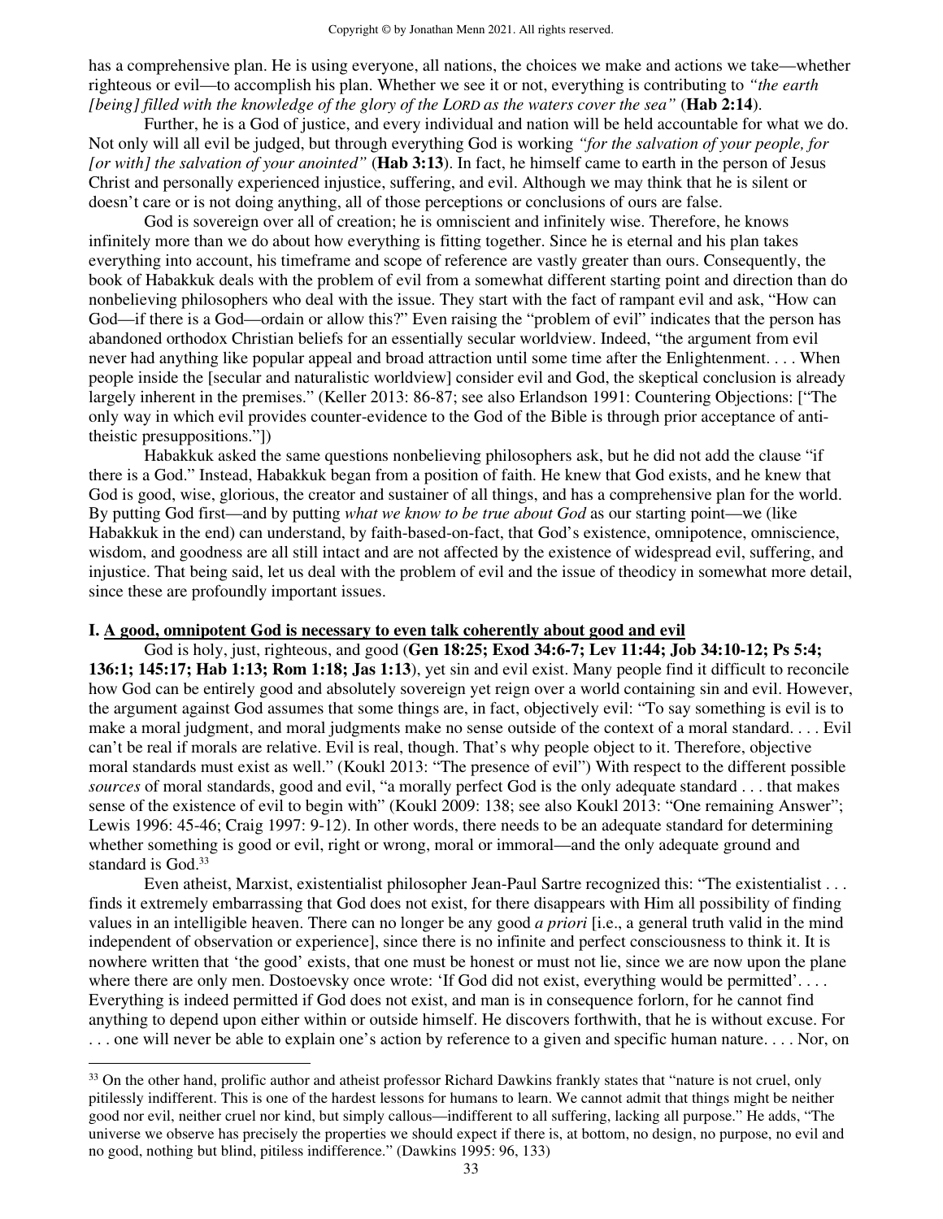has a comprehensive plan. He is using everyone, all nations, the choices we make and actions we take—whether righteous or evil—to accomplish his plan. Whether we see it or not, everything is contributing to *"the earth [being] filled with the knowledge of the glory of the LORD as the waters cover the sea"* (**Hab 2:14**).

Further, he is a God of justice, and every individual and nation will be held accountable for what we do. Not only will all evil be judged, but through everything God is working *"for the salvation of your people, for [or with] the salvation of your anointed"* (**Hab 3:13**). In fact, he himself came to earth in the person of Jesus Christ and personally experienced injustice, suffering, and evil. Although we may think that he is silent or doesn't care or is not doing anything, all of those perceptions or conclusions of ours are false.

God is sovereign over all of creation; he is omniscient and infinitely wise. Therefore, he knows infinitely more than we do about how everything is fitting together. Since he is eternal and his plan takes everything into account, his timeframe and scope of reference are vastly greater than ours. Consequently, the book of Habakkuk deals with the problem of evil from a somewhat different starting point and direction than do nonbelieving philosophers who deal with the issue. They start with the fact of rampant evil and ask, "How can God—if there is a God—ordain or allow this?" Even raising the "problem of evil" indicates that the person has abandoned orthodox Christian beliefs for an essentially secular worldview. Indeed, "the argument from evil never had anything like popular appeal and broad attraction until some time after the Enlightenment. . . . When people inside the [secular and naturalistic worldview] consider evil and God, the skeptical conclusion is already largely inherent in the premises." (Keller 2013: 86-87; see also Erlandson 1991: Countering Objections: ["The only way in which evil provides counter-evidence to the God of the Bible is through prior acceptance of anti-theistic presuppositions."])

Habakkuk asked the same questions nonbelieving philosophers ask, but he did not add the clause "if there is a God." Instead, Habakkuk began from a position of faith. He knew that God exists, and he knew that God is good, wise, glorious, the creator and sustainer of all things, and has a comprehensive plan for the world. By putting God first—and by putting *what we know to be true about God* as our starting point—we (like Habakkuk in the end) can understand, by faith-based-on-fact, that God's existence, omnipotence, omniscience, wisdom, and goodness are all still intact and are not affected by the existence of widespread evil, suffering, and injustice. That being said, let us deal with the problem of evil and the issue of theodicy in somewhat more detail, since these are profoundly important issues.

**I. A good, omnipotent God is necessary to even talk coherently about good and evil**

God is holy, just, righteous, and good (**Gen 18:25; Exod 34:6-7; Lev 11:44; Job 34:10-12; Ps 5:4; 136:1; 145:17; Hab 1:13; Rom 1:18; Jas 1:13**), yet sin and evil exist. Many people find it difficult to reconcile how God can be entirely good and absolutely sovereign yet reign over a world containing sin and evil. However, the argument against God assumes that some things are, in fact, objectively evil: "To say something is evil is to make a moral judgment, and moral judgments make no sense outside of the context of a moral standard. . . . Evil can't be real if morals are relative. Evil is real, though. That's why people object to it. Therefore, objective moral standards must exist as well." (Koukl 2013: "The presence of evil") With respect to the different possible *sources* of moral standards, good and evil, "a morally perfect God is the only adequate standard . . . that makes sense of the existence of evil to begin with" (Koukl 2009: 138; see also Koukl 2013: "One remaining Answer"; Lewis 1996: 45-46; Craig 1997: 9-12). In other words, there needs to be an adequate standard for determining whether something is good or evil, right or wrong, moral or immoral—and the only adequate ground and standard is God.[33]

Even atheist, Marxist, existentialist philosopher Jean-Paul Sartre recognized this: "The existentialist . . . finds it extremely embarrassing that God does not exist, for there disappears with Him all possibility of finding values in an intelligible heaven. There can no longer be any good *a priori* [i.e., a general truth valid in the mind independent of observation or experience], since there is no infinite and perfect consciousness to think it. It is nowhere written that 'the good' exists, that one must be honest or must not lie, since we are now upon the plane where there are only men. Dostoevsky once wrote: 'If God did not exist, everything would be permitted'. . . . Everything is indeed permitted if God does not exist, and man is in consequence forlorn, for he cannot find anything to depend upon either within or outside himself. He discovers forthwith, that he is without excuse. For . . . one will never be able to explain one's action by reference to a given and specific human nature. . . . Nor, on

[33] On the other hand, prolific author and atheist professor Richard Dawkins frankly states that "nature is not cruel, only pitilessly indifferent. This is one of the hardest lessons for humans to learn. We cannot admit that things might be neither good nor evil, neither cruel nor kind, but simply callous—indifferent to all suffering, lacking all purpose." He adds, "The universe we observe has precisely the properties we should expect if there is, at bottom, no design, no purpose, no evil and no good, nothing but blind, pitiless indifference." (Dawkins 1995: 96, 133)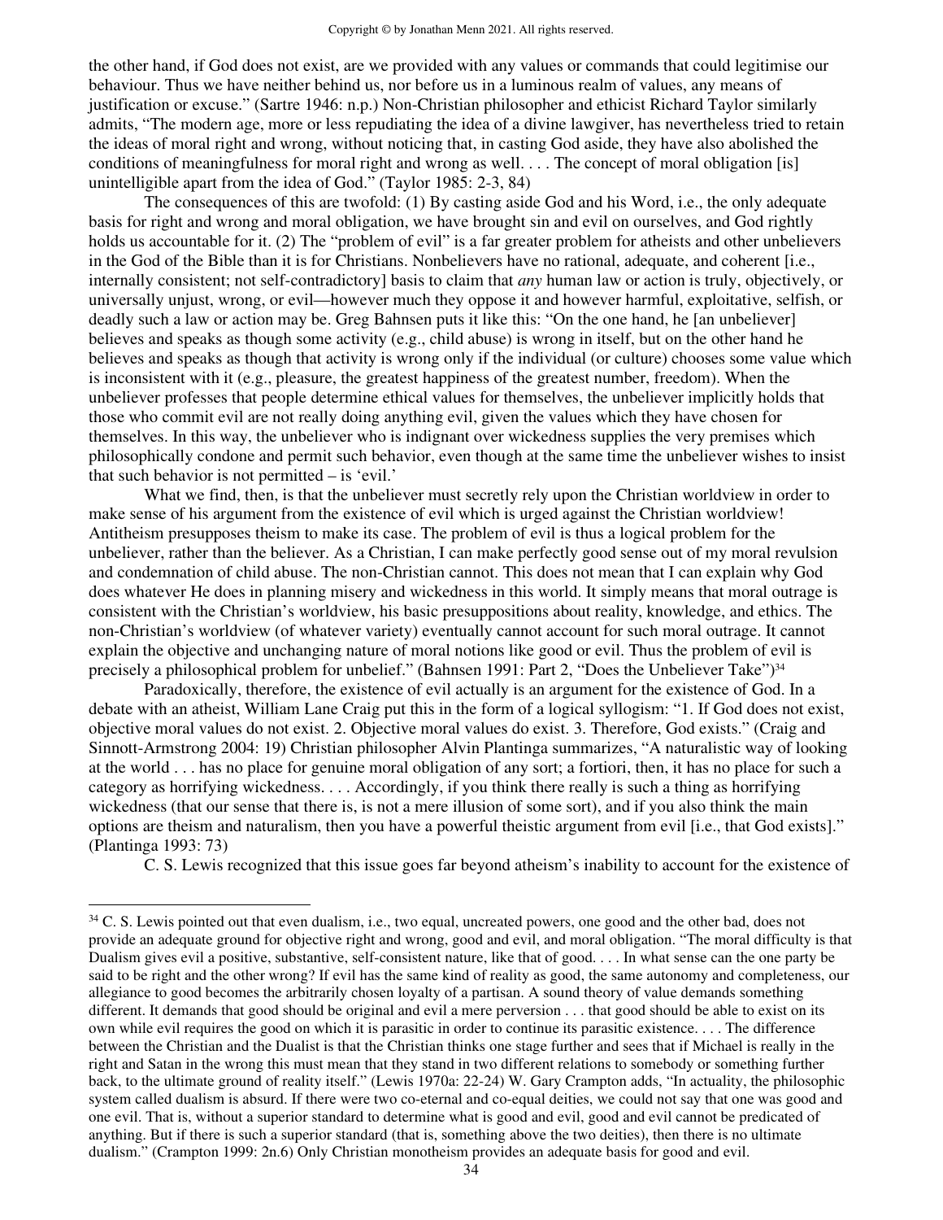the other hand, if God does not exist, are we provided with any values or commands that could legitimise our behaviour. Thus we have neither behind us, nor before us in a luminous realm of values, any means of justification or excuse." (Sartre 1946: n.p.) Non-Christian philosopher and ethicist Richard Taylor similarly admits, "The modern age, more or less repudiating the idea of a divine lawgiver, has nevertheless tried to retain the ideas of moral right and wrong, without noticing that, in casting God aside, they have also abolished the conditions of meaningfulness for moral right and wrong as well. . . . The concept of moral obligation [is] unintelligible apart from the idea of God." (Taylor 1985: 2-3, 84)

The consequences of this are twofold: (1) By casting aside God and his Word, i.e., the only adequate basis for right and wrong and moral obligation, we have brought sin and evil on ourselves, and God rightly holds us accountable for it. (2) The "problem of evil" is a far greater problem for atheists and other unbelievers in the God of the Bible than it is for Christians. Nonbelievers have no rational, adequate, and coherent [i.e., internally consistent; not self-contradictory] basis to claim that *any* human law or action is truly, objectively, or universally unjust, wrong, or evil—however much they oppose it and however harmful, exploitative, selfish, or deadly such a law or action may be. Greg Bahnsen puts it like this: "On the one hand, he [an unbeliever] believes and speaks as though some activity (e.g., child abuse) is wrong in itself, but on the other hand he believes and speaks as though that activity is wrong only if the individual (or culture) chooses some value which is inconsistent with it (e.g., pleasure, the greatest happiness of the greatest number, freedom). When the unbeliever professes that people determine ethical values for themselves, the unbeliever implicitly holds that those who commit evil are not really doing anything evil, given the values which they have chosen for themselves. In this way, the unbeliever who is indignant over wickedness supplies the very premises which philosophically condone and permit such behavior, even though at the same time the unbeliever wishes to insist that such behavior is not permitted – is 'evil.'

What we find, then, is that the unbeliever must secretly rely upon the Christian worldview in order to make sense of his argument from the existence of evil which is urged against the Christian worldview! Antitheism presupposes theism to make its case. The problem of evil is thus a logical problem for the unbeliever, rather than the believer. As a Christian, I can make perfectly good sense out of my moral revulsion and condemnation of child abuse. The non-Christian cannot. This does not mean that I can explain why God does whatever He does in planning misery and wickedness in this world. It simply means that moral outrage is consistent with the Christian's worldview, his basic presuppositions about reality, knowledge, and ethics. The non-Christian's worldview (of whatever variety) eventually cannot account for such moral outrage. It cannot explain the objective and unchanging nature of moral notions like good or evil. Thus the problem of evil is precisely a philosophical problem for unbelief." (Bahnsen 1991: Part 2, "Does the Unbeliever Take")[34]

Paradoxically, therefore, the existence of evil actually is an argument for the existence of God. In a debate with an atheist, William Lane Craig put this in the form of a logical syllogism: "1. If God does not exist, objective moral values do not exist. 2. Objective moral values do exist. 3. Therefore, God exists." (Craig and Sinnott-Armstrong 2004: 19) Christian philosopher Alvin Plantinga summarizes, "A naturalistic way of looking at the world . . . has no place for genuine moral obligation of any sort; a fortiori, then, it has no place for such a category as horrifying wickedness. . . . Accordingly, if you think there really is such a thing as horrifying wickedness (that our sense that there is, is not a mere illusion of some sort), and if you also think the main options are theism and naturalism, then you have a powerful theistic argument from evil [i.e., that God exists]." (Plantinga 1993: 73)

C. S. Lewis recognized that this issue goes far beyond atheism's inability to account for the existence of

---

[34] C. S. Lewis pointed out that even dualism, i.e., two equal, uncreated powers, one good and the other bad, does not provide an adequate ground for objective right and wrong, good and evil, and moral obligation. "The moral difficulty is that Dualism gives evil a positive, substantive, self-consistent nature, like that of good. . . . In what sense can the one party be said to be right and the other wrong? If evil has the same kind of reality as good, the same autonomy and completeness, our allegiance to good becomes the arbitrarily chosen loyalty of a partisan. A sound theory of value demands something different. It demands that good should be original and evil a mere perversion . . . that good should be able to exist on its own while evil requires the good on which it is parasitic in order to continue its parasitic existence. . . . The difference between the Christian and the Dualist is that the Christian thinks one stage further and sees that if Michael is really in the right and Satan in the wrong this must mean that they stand in two different relations to somebody or something further back, to the ultimate ground of reality itself." (Lewis 1970a: 22-24) W. Gary Crampton adds, "In actuality, the philosophic system called dualism is absurd. If there were two co-eternal and co-equal deities, we could not say that one was good and one evil. That is, without a superior standard to determine what is good and evil, good and evil cannot be predicated of anything. But if there is such a superior standard (that is, something above the two deities), then there is no ultimate dualism." (Crampton 1999: 2n.6) Only Christian monotheism provides an adequate basis for good and evil.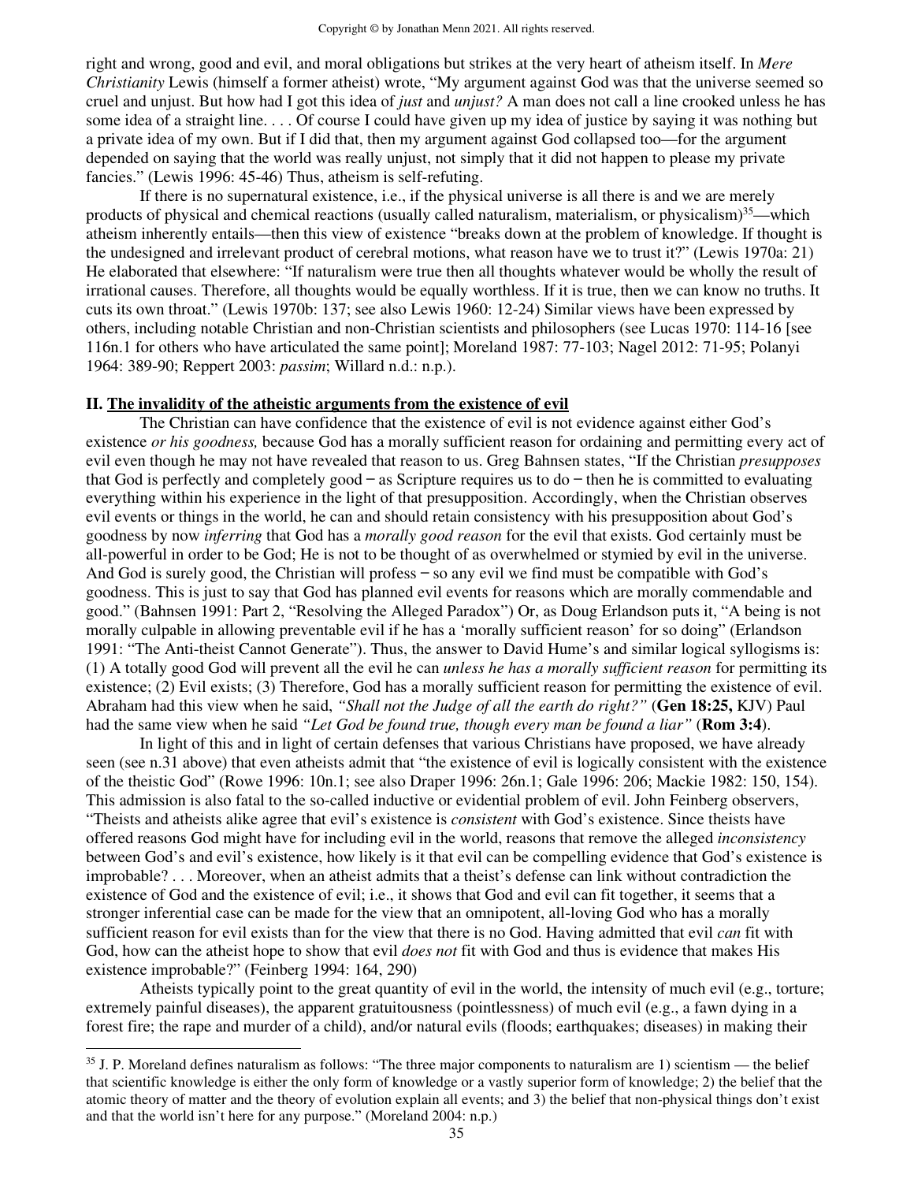right and wrong, good and evil, and moral obligations but strikes at the very heart of atheism itself. In *Mere Christianity* Lewis (himself a former atheist) wrote, "My argument against God was that the universe seemed so cruel and unjust. But how had I got this idea of *just* and *unjust?* A man does not call a line crooked unless he has some idea of a straight line. . . . Of course I could have given up my idea of justice by saying it was nothing but a private idea of my own. But if I did that, then my argument against God collapsed too—for the argument depended on saying that the world was really unjust, not simply that it did not happen to please my private fancies." (Lewis 1996: 45-46) Thus, atheism is self-refuting.

If there is no supernatural existence, i.e., if the physical universe is all there is and we are merely products of physical and chemical reactions (usually called naturalism, materialism, or physicalism)[35]—which atheism inherently entails—then this view of existence "breaks down at the problem of knowledge. If thought is the undesigned and irrelevant product of cerebral motions, what reason have we to trust it?" (Lewis 1970a: 21) He elaborated that elsewhere: "If naturalism were true then all thoughts whatever would be wholly the result of irrational causes. Therefore, all thoughts would be equally worthless. If it is true, then we can know no truths. It cuts its own throat." (Lewis 1970b: 137; see also Lewis 1960: 12-24) Similar views have been expressed by others, including notable Christian and non-Christian scientists and philosophers (see Lucas 1970: 114-16 [see 116n.1 for others who have articulated the same point]; Moreland 1987: 77-103; Nagel 2012: 71-95; Polanyi 1964: 389-90; Reppert 2003: *passim*; Willard n.d.: n.p.).

## II. The invalidity of the atheistic arguments from the existence of evil

The Christian can have confidence that the existence of evil is not evidence against either God's existence *or his goodness,* because God has a morally sufficient reason for ordaining and permitting every act of evil even though he may not have revealed that reason to us. Greg Bahnsen states, "If the Christian *presupposes* that God is perfectly and completely good – as Scripture requires us to do – then he is committed to evaluating everything within his experience in the light of that presupposition. Accordingly, when the Christian observes evil events or things in the world, he can and should retain consistency with his presupposition about God's goodness by now *inferring* that God has a *morally good reason* for the evil that exists. God certainly must be all-powerful in order to be God; He is not to be thought of as overwhelmed or stymied by evil in the universe. And God is surely good, the Christian will profess – so any evil we find must be compatible with God's goodness. This is just to say that God has planned evil events for reasons which are morally commendable and good." (Bahnsen 1991: Part 2, "Resolving the Alleged Paradox") Or, as Doug Erlandson puts it, "A being is not morally culpable in allowing preventable evil if he has a 'morally sufficient reason' for so doing" (Erlandson 1991: "The Anti-theist Cannot Generate"). Thus, the answer to David Hume's and similar logical syllogisms is: (1) A totally good God will prevent all the evil he can *unless he has a morally sufficient reason* for permitting its existence; (2) Evil exists; (3) Therefore, God has a morally sufficient reason for permitting the existence of evil. Abraham had this view when he said, *"Shall not the Judge of all the earth do right?"* (**Gen 18:25,** KJV) Paul had the same view when he said *"Let God be found true, though every man be found a liar"* (**Rom 3:4**).

In light of this and in light of certain defenses that various Christians have proposed, we have already seen (see n.31 above) that even atheists admit that "the existence of evil is logically consistent with the existence of the theistic God" (Rowe 1996: 10n.1; see also Draper 1996: 26n.1; Gale 1996: 206; Mackie 1982: 150, 154). This admission is also fatal to the so-called inductive or evidential problem of evil. John Feinberg observers, "Theists and atheists alike agree that evil's existence is *consistent* with God's existence. Since theists have offered reasons God might have for including evil in the world, reasons that remove the alleged *inconsistency* between God's and evil's existence, how likely is it that evil can be compelling evidence that God's existence is improbable? . . . Moreover, when an atheist admits that a theist's defense can link without contradiction the existence of God and the existence of evil; i.e., it shows that God and evil can fit together, it seems that a stronger inferential case can be made for the view that an omnipotent, all-loving God who has a morally sufficient reason for evil exists than for the view that there is no God. Having admitted that evil *can* fit with God, how can the atheist hope to show that evil *does not* fit with God and thus is evidence that makes His existence improbable?" (Feinberg 1994: 164, 290)

Atheists typically point to the great quantity of evil in the world, the intensity of much evil (e.g., torture; extremely painful diseases), the apparent gratuitousness (pointlessness) of much evil (e.g., a fawn dying in a forest fire; the rape and murder of a child), and/or natural evils (floods; earthquakes; diseases) in making their

---

[35] J. P. Moreland defines naturalism as follows: "The three major components to naturalism are 1) scientism — the belief that scientific knowledge is either the only form of knowledge or a vastly superior form of knowledge; 2) the belief that the atomic theory of matter and the theory of evolution explain all events; and 3) the belief that non-physical things don't exist and that the world isn't here for any purpose." (Moreland 2004: n.p.)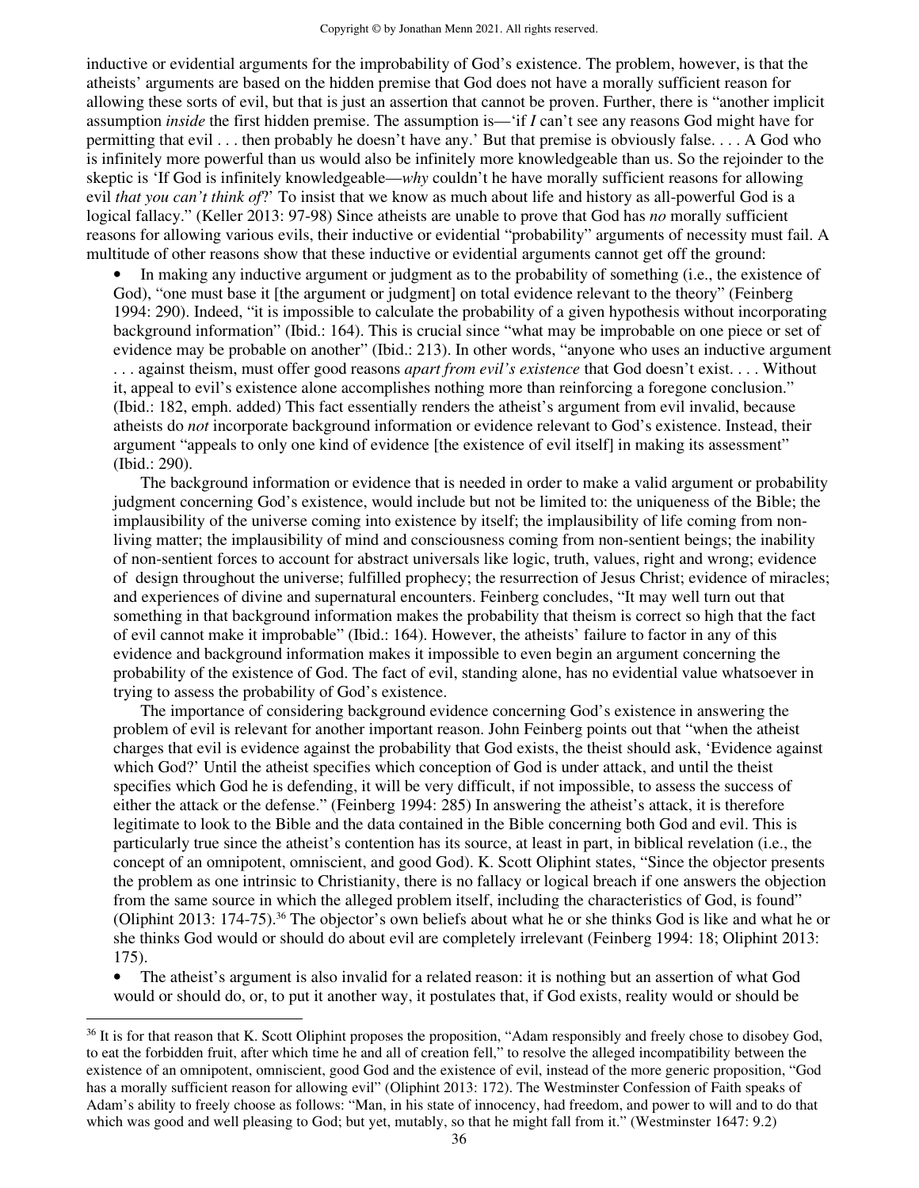inductive or evidential arguments for the improbability of God's existence. The problem, however, is that the atheists' arguments are based on the hidden premise that God does not have a morally sufficient reason for allowing these sorts of evil, but that is just an assertion that cannot be proven. Further, there is "another implicit assumption *inside* the first hidden premise. The assumption is—'if *I* can't see any reasons God might have for permitting that evil . . . then probably he doesn't have any.' But that premise is obviously false. . . . A God who is infinitely more powerful than us would also be infinitely more knowledgeable than us. So the rejoinder to the skeptic is 'If God is infinitely knowledgeable—*why* couldn't he have morally sufficient reasons for allowing evil *that you can't think of*?' To insist that we know as much about life and history as all-powerful God is a logical fallacy." (Keller 2013: 97-98) Since atheists are unable to prove that God has *no* morally sufficient reasons for allowing various evils, their inductive or evidential "probability" arguments of necessity must fail. A multitude of other reasons show that these inductive or evidential arguments cannot get off the ground:

- In making any inductive argument or judgment as to the probability of something (i.e., the existence of God), "one must base it [the argument or judgment] on total evidence relevant to the theory" (Feinberg 1994: 290). Indeed, "it is impossible to calculate the probability of a given hypothesis without incorporating background information" (Ibid.: 164). This is crucial since "what may be improbable on one piece or set of evidence may be probable on another" (Ibid.: 213). In other words, "anyone who uses an inductive argument . . . against theism, must offer good reasons *apart from evil's existence* that God doesn't exist. . . . Without it, appeal to evil's existence alone accomplishes nothing more than reinforcing a foregone conclusion." (Ibid.: 182, emph. added) This fact essentially renders the atheist's argument from evil invalid, because atheists do *not* incorporate background information or evidence relevant to God's existence. Instead, their argument "appeals to only one kind of evidence [the existence of evil itself] in making its assessment" (Ibid.: 290).

  The background information or evidence that is needed in order to make a valid argument or probability judgment concerning God's existence, would include but not be limited to: the uniqueness of the Bible; the implausibility of the universe coming into existence by itself; the implausibility of life coming from non-living matter; the implausibility of mind and consciousness coming from non-sentient beings; the inability of non-sentient forces to account for abstract universals like logic, truth, values, right and wrong; evidence of design throughout the universe; fulfilled prophecy; the resurrection of Jesus Christ; evidence of miracles; and experiences of divine and supernatural encounters. Feinberg concludes, "It may well turn out that something in that background information makes the probability that theism is correct so high that the fact of evil cannot make it improbable" (Ibid.: 164). However, the atheists' failure to factor in any of this evidence and background information makes it impossible to even begin an argument concerning the probability of the existence of God. The fact of evil, standing alone, has no evidential value whatsoever in trying to assess the probability of God's existence.

  The importance of considering background evidence concerning God's existence in answering the problem of evil is relevant for another important reason. John Feinberg points out that "when the atheist charges that evil is evidence against the probability that God exists, the theist should ask, 'Evidence against which God?' Until the atheist specifies which conception of God is under attack, and until the theist specifies which God he is defending, it will be very difficult, if not impossible, to assess the success of either the attack or the defense." (Feinberg 1994: 285) In answering the atheist's attack, it is therefore legitimate to look to the Bible and the data contained in the Bible concerning both God and evil. This is particularly true since the atheist's contention has its source, at least in part, in biblical revelation (i.e., the concept of an omnipotent, omniscient, and good God). K. Scott Oliphint states, "Since the objector presents the problem as one intrinsic to Christianity, there is no fallacy or logical breach if one answers the objection from the same source in which the alleged problem itself, including the characteristics of God, is found" (Oliphint 2013: 174-75).[36] The objector's own beliefs about what he or she thinks God is like and what he or she thinks God would or should do about evil are completely irrelevant (Feinberg 1994: 18; Oliphint 2013: 175).

- The atheist's argument is also invalid for a related reason: it is nothing but an assertion of what God would or should do, or, to put it another way, it postulates that, if God exists, reality would or should be

[36] It is for that reason that K. Scott Oliphint proposes the proposition, "Adam responsibly and freely chose to disobey God, to eat the forbidden fruit, after which time he and all of creation fell," to resolve the alleged incompatibility between the existence of an omnipotent, omniscient, good God and the existence of evil, instead of the more generic proposition, "God has a morally sufficient reason for allowing evil" (Oliphint 2013: 172). The Westminster Confession of Faith speaks of Adam's ability to freely choose as follows: "Man, in his state of innocency, had freedom, and power to will and to do that which was good and well pleasing to God; but yet, mutably, so that he might fall from it." (Westminster 1647: 9.2)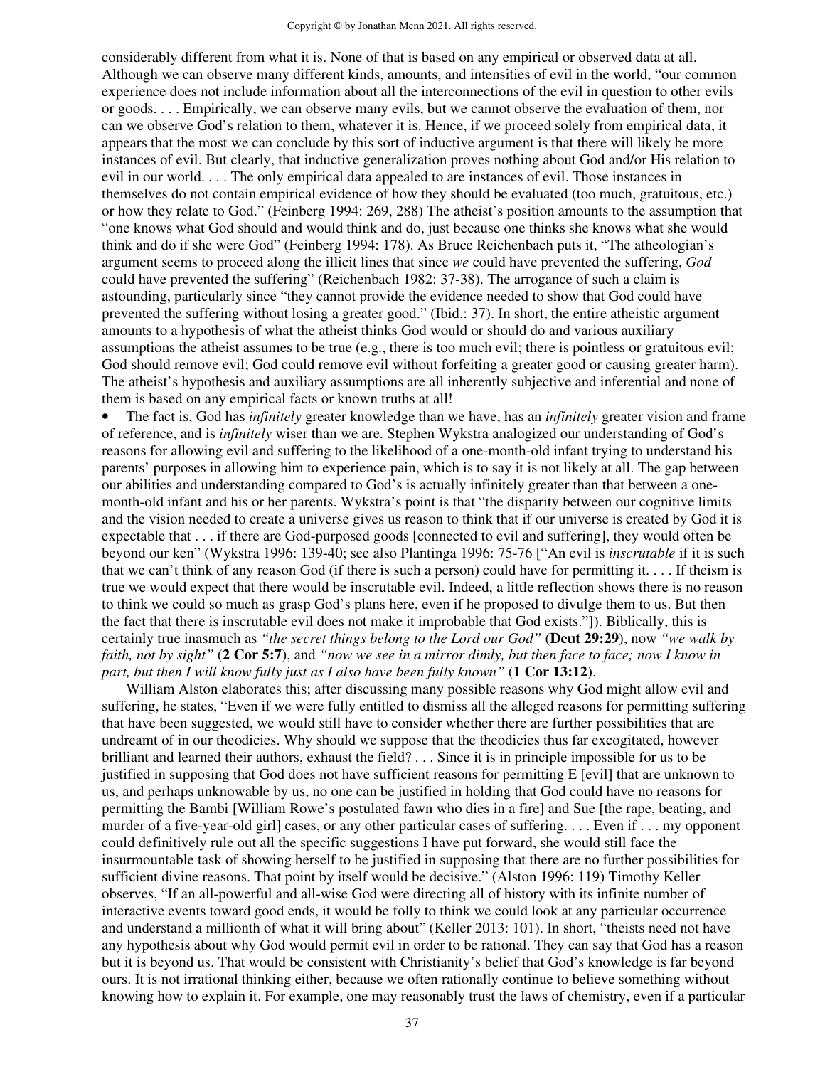considerably different from what it is. None of that is based on any empirical or observed data at all. Although we can observe many different kinds, amounts, and intensities of evil in the world, "our common experience does not include information about all the interconnections of the evil in question to other evils or goods. . . . Empirically, we can observe many evils, but we cannot observe the evaluation of them, nor can we observe God's relation to them, whatever it is. Hence, if we proceed solely from empirical data, it appears that the most we can conclude by this sort of inductive argument is that there will likely be more instances of evil. But clearly, that inductive generalization proves nothing about God and/or His relation to evil in our world. . . . The only empirical data appealed to are instances of evil. Those instances in themselves do not contain empirical evidence of how they should be evaluated (too much, gratuitous, etc.) or how they relate to God." (Feinberg 1994: 269, 288) The atheist's position amounts to the assumption that "one knows what God should and would think and do, just because one thinks she knows what she would think and do if she were God" (Feinberg 1994: 178). As Bruce Reichenbach puts it, "The atheologian's argument seems to proceed along the illicit lines that since *we* could have prevented the suffering, *God* could have prevented the suffering" (Reichenbach 1982: 37-38). The arrogance of such a claim is astounding, particularly since "they cannot provide the evidence needed to show that God could have prevented the suffering without losing a greater good." (Ibid.: 37). In short, the entire atheistic argument amounts to a hypothesis of what the atheist thinks God would or should do and various auxiliary assumptions the atheist assumes to be true (e.g., there is too much evil; there is pointless or gratuitous evil; God should remove evil; God could remove evil without forfeiting a greater good or causing greater harm). The atheist's hypothesis and auxiliary assumptions are all inherently subjective and inferential and none of them is based on any empirical facts or known truths at all!

- The fact is, God has *infinitely* greater knowledge than we have, has an *infinitely* greater vision and frame of reference, and is *infinitely* wiser than we are. Stephen Wykstra analogized our understanding of God's reasons for allowing evil and suffering to the likelihood of a one-month-old infant trying to understand his parents' purposes in allowing him to experience pain, which is to say it is not likely at all. The gap between our abilities and understanding compared to God's is actually infinitely greater than that between a one-month-old infant and his or her parents. Wykstra's point is that "the disparity between our cognitive limits and the vision needed to create a universe gives us reason to think that if our universe is created by God it is expectable that . . . if there are God-purposed goods [connected to evil and suffering], they would often be beyond our ken" (Wykstra 1996: 139-40; see also Plantinga 1996: 75-76 ["An evil is *inscrutable* if it is such that we can't think of any reason God (if there is such a person) could have for permitting it. . . . If theism is true we would expect that there would be inscrutable evil. Indeed, a little reflection shows there is no reason to think we could so much as grasp God's plans here, even if he proposed to divulge them to us. But then the fact that there is inscrutable evil does not make it improbable that God exists."]). Biblically, this is certainly true inasmuch as *"the secret things belong to the Lord our God"* (**Deut 29:29**), now *"we walk by faith, not by sight"* (**2 Cor 5:7**), and *"now we see in a mirror dimly, but then face to face; now I know in part, but then I will know fully just as I also have been fully known"* (**1 Cor 13:12**).

William Alston elaborates this; after discussing many possible reasons why God might allow evil and suffering, he states, "Even if we were fully entitled to dismiss all the alleged reasons for permitting suffering that have been suggested, we would still have to consider whether there are further possibilities that are undreamt of in our theodicies. Why should we suppose that the theodicies thus far excogitated, however brilliant and learned their authors, exhaust the field? . . . Since it is in principle impossible for us to be justified in supposing that God does not have sufficient reasons for permitting E [evil] that are unknown to us, and perhaps unknowable by us, no one can be justified in holding that God could have no reasons for permitting the Bambi [William Rowe's postulated fawn who dies in a fire] and Sue [the rape, beating, and murder of a five-year-old girl] cases, or any other particular cases of suffering. . . . Even if . . . my opponent could definitively rule out all the specific suggestions I have put forward, she would still face the insurmountable task of showing herself to be justified in supposing that there are no further possibilities for sufficient divine reasons. That point by itself would be decisive." (Alston 1996: 119) Timothy Keller observes, "If an all-powerful and all-wise God were directing all of history with its infinite number of interactive events toward good ends, it would be folly to think we could look at any particular occurrence and understand a millionth of what it will bring about" (Keller 2013: 101). In short, "theists need not have any hypothesis about why God would permit evil in order to be rational. They can say that God has a reason but it is beyond us. That would be consistent with Christianity's belief that God's knowledge is far beyond ours. It is not irrational thinking either, because we often rationally continue to believe something without knowing how to explain it. For example, one may reasonably trust the laws of chemistry, even if a particular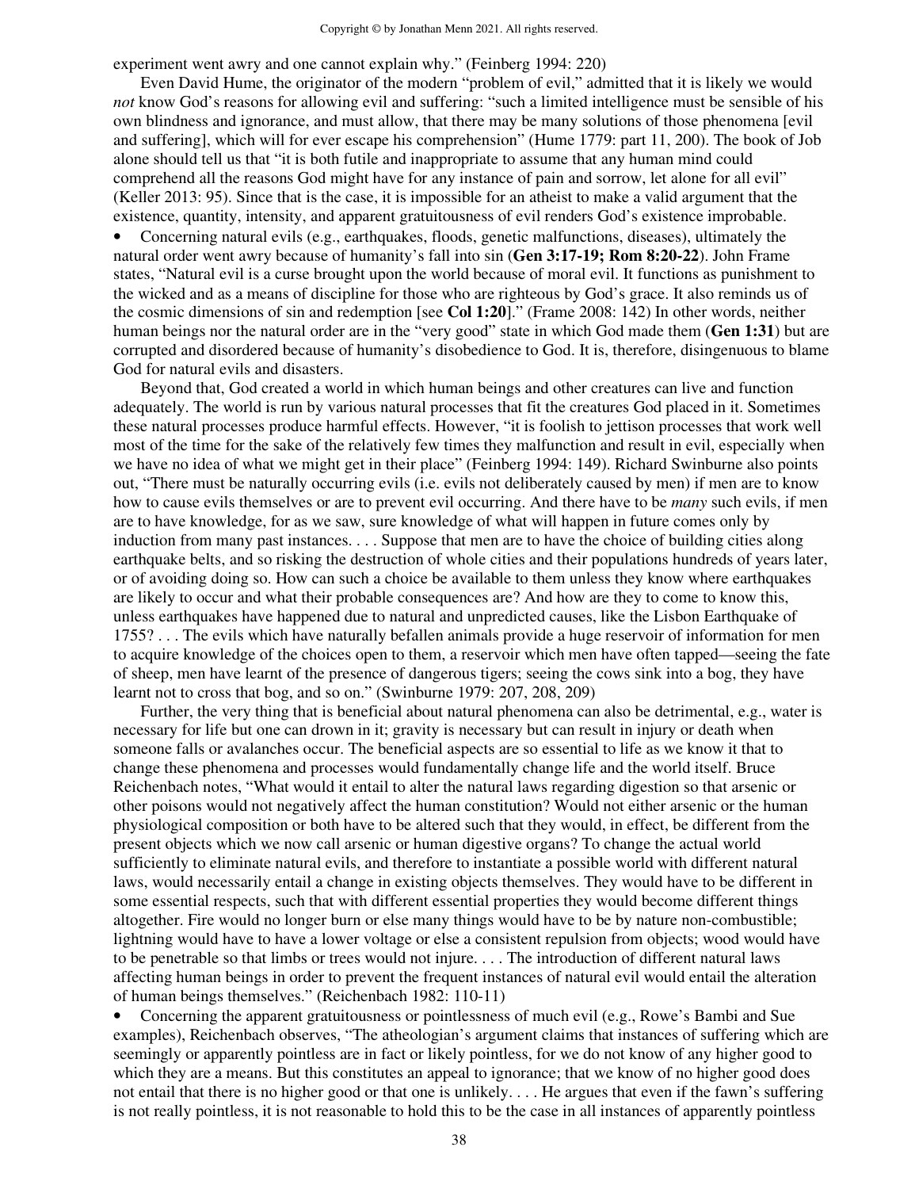experiment went awry and one cannot explain why." (Feinberg 1994: 220)

Even David Hume, the originator of the modern "problem of evil," admitted that it is likely we would *not* know God's reasons for allowing evil and suffering: "such a limited intelligence must be sensible of his own blindness and ignorance, and must allow, that there may be many solutions of those phenomena [evil and suffering], which will for ever escape his comprehension" (Hume 1779: part 11, 200). The book of Job alone should tell us that "it is both futile and inappropriate to assume that any human mind could comprehend all the reasons God might have for any instance of pain and sorrow, let alone for all evil" (Keller 2013: 95). Since that is the case, it is impossible for an atheist to make a valid argument that the existence, quantity, intensity, and apparent gratuitousness of evil renders God's existence improbable.

- Concerning natural evils (e.g., earthquakes, floods, genetic malfunctions, diseases), ultimately the natural order went awry because of humanity's fall into sin (**Gen 3:17-19; Rom 8:20-22**). John Frame states, "Natural evil is a curse brought upon the world because of moral evil. It functions as punishment to the wicked and as a means of discipline for those who are righteous by God's grace. It also reminds us of the cosmic dimensions of sin and redemption [see **Col 1:20**]." (Frame 2008: 142) In other words, neither human beings nor the natural order are in the "very good" state in which God made them (**Gen 1:31**) but are corrupted and disordered because of humanity's disobedience to God. It is, therefore, disingenuous to blame God for natural evils and disasters.

Beyond that, God created a world in which human beings and other creatures can live and function adequately. The world is run by various natural processes that fit the creatures God placed in it. Sometimes these natural processes produce harmful effects. However, "it is foolish to jettison processes that work well most of the time for the sake of the relatively few times they malfunction and result in evil, especially when we have no idea of what we might get in their place" (Feinberg 1994: 149). Richard Swinburne also points out, "There must be naturally occurring evils (i.e. evils not deliberately caused by men) if men are to know how to cause evils themselves or are to prevent evil occurring. And there have to be *many* such evils, if men are to have knowledge, for as we saw, sure knowledge of what will happen in future comes only by induction from many past instances. . . . Suppose that men are to have the choice of building cities along earthquake belts, and so risking the destruction of whole cities and their populations hundreds of years later, or of avoiding doing so. How can such a choice be available to them unless they know where earthquakes are likely to occur and what their probable consequences are? And how are they to come to know this, unless earthquakes have happened due to natural and unpredicted causes, like the Lisbon Earthquake of 1755? . . . The evils which have naturally befallen animals provide a huge reservoir of information for men to acquire knowledge of the choices open to them, a reservoir which men have often tapped—seeing the fate of sheep, men have learnt of the presence of dangerous tigers; seeing the cows sink into a bog, they have learnt not to cross that bog, and so on." (Swinburne 1979: 207, 208, 209)

Further, the very thing that is beneficial about natural phenomena can also be detrimental, e.g., water is necessary for life but one can drown in it; gravity is necessary but can result in injury or death when someone falls or avalanches occur. The beneficial aspects are so essential to life as we know it that to change these phenomena and processes would fundamentally change life and the world itself. Bruce Reichenbach notes, "What would it entail to alter the natural laws regarding digestion so that arsenic or other poisons would not negatively affect the human constitution? Would not either arsenic or the human physiological composition or both have to be altered such that they would, in effect, be different from the present objects which we now call arsenic or human digestive organs? To change the actual world sufficiently to eliminate natural evils, and therefore to instantiate a possible world with different natural laws, would necessarily entail a change in existing objects themselves. They would have to be different in some essential respects, such that with different essential properties they would become different things altogether. Fire would no longer burn or else many things would have to be by nature non-combustible; lightning would have to have a lower voltage or else a consistent repulsion from objects; wood would have to be penetrable so that limbs or trees would not injure. . . . The introduction of different natural laws affecting human beings in order to prevent the frequent instances of natural evil would entail the alteration of human beings themselves." (Reichenbach 1982: 110-11)

- Concerning the apparent gratuitousness or pointlessness of much evil (e.g., Rowe's Bambi and Sue examples), Reichenbach observes, "The atheologian's argument claims that instances of suffering which are seemingly or apparently pointless are in fact or likely pointless, for we do not know of any higher good to which they are a means. But this constitutes an appeal to ignorance; that we know of no higher good does not entail that there is no higher good or that one is unlikely. . . . He argues that even if the fawn's suffering is not really pointless, it is not reasonable to hold this to be the case in all instances of apparently pointless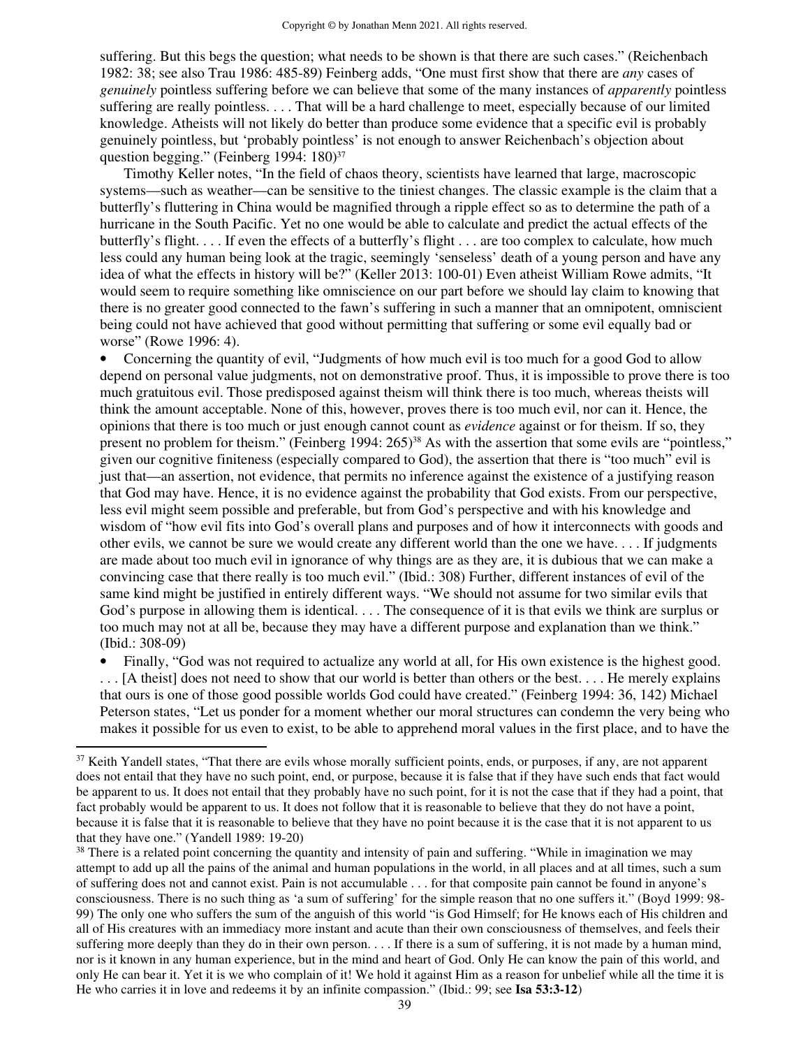suffering. But this begs the question; what needs to be shown is that there are such cases." (Reichenbach 1982: 38; see also Trau 1986: 485-89) Feinberg adds, "One must first show that there are *any* cases of *genuinely* pointless suffering before we can believe that some of the many instances of *apparently* pointless suffering are really pointless. . . . That will be a hard challenge to meet, especially because of our limited knowledge. Atheists will not likely do better than produce some evidence that a specific evil is probably genuinely pointless, but 'probably pointless' is not enough to answer Reichenbach's objection about question begging." (Feinberg 1994: 180)[37]

Timothy Keller notes, "In the field of chaos theory, scientists have learned that large, macroscopic systems—such as weather—can be sensitive to the tiniest changes. The classic example is the claim that a butterfly's fluttering in China would be magnified through a ripple effect so as to determine the path of a hurricane in the South Pacific. Yet no one would be able to calculate and predict the actual effects of the butterfly's flight. . . . If even the effects of a butterfly's flight . . . are too complex to calculate, how much less could any human being look at the tragic, seemingly 'senseless' death of a young person and have any idea of what the effects in history will be?" (Keller 2013: 100-01) Even atheist William Rowe admits, "It would seem to require something like omniscience on our part before we should lay claim to knowing that there is no greater good connected to the fawn's suffering in such a manner that an omnipotent, omniscient being could not have achieved that good without permitting that suffering or some evil equally bad or worse" (Rowe 1996: 4).

- Concerning the quantity of evil, "Judgments of how much evil is too much for a good God to allow depend on personal value judgments, not on demonstrative proof. Thus, it is impossible to prove there is too much gratuitous evil. Those predisposed against theism will think there is too much, whereas theists will think the amount acceptable. None of this, however, proves there is too much evil, nor can it. Hence, the opinions that there is too much or just enough cannot count as *evidence* against or for theism. If so, they present no problem for theism." (Feinberg 1994: 265)[38] As with the assertion that some evils are "pointless," given our cognitive finiteness (especially compared to God), the assertion that there is "too much" evil is just that—an assertion, not evidence, that permits no inference against the existence of a justifying reason that God may have. Hence, it is no evidence against the probability that God exists. From our perspective, less evil might seem possible and preferable, but from God's perspective and with his knowledge and wisdom of "how evil fits into God's overall plans and purposes and of how it interconnects with goods and other evils, we cannot be sure we would create any different world than the one we have. . . . If judgments are made about too much evil in ignorance of why things are as they are, it is dubious that we can make a convincing case that there really is too much evil." (Ibid.: 308) Further, different instances of evil of the same kind might be justified in entirely different ways. "We should not assume for two similar evils that God's purpose in allowing them is identical. . . . The consequence of it is that evils we think are surplus or too much may not at all be, because they may have a different purpose and explanation than we think." (Ibid.: 308-09)
- Finally, "God was not required to actualize any world at all, for His own existence is the highest good. . . . [A theist] does not need to show that our world is better than others or the best. . . . He merely explains that ours is one of those good possible worlds God could have created." (Feinberg 1994: 36, 142) Michael Peterson states, "Let us ponder for a moment whether our moral structures can condemn the very being who makes it possible for us even to exist, to be able to apprehend moral values in the first place, and to have the

---

[37] Keith Yandell states, "That there are evils whose morally sufficient points, ends, or purposes, if any, are not apparent does not entail that they have no such point, end, or purpose, because it is false that if they have such ends that fact would be apparent to us. It does not entail that they probably have no such point, for it is not the case that if they had a point, that fact probably would be apparent to us. It does not follow that it is reasonable to believe that they do not have a point, because it is false that it is reasonable to believe that they have no point because it is the case that it is not apparent to us that they have one." (Yandell 1989: 19-20)

[38] There is a related point concerning the quantity and intensity of pain and suffering. "While in imagination we may attempt to add up all the pains of the animal and human populations in the world, in all places and at all times, such a sum of suffering does not and cannot exist. Pain is not accumulable . . . for that composite pain cannot be found in anyone's consciousness. There is no such thing as 'a sum of suffering' for the simple reason that no one suffers it." (Boyd 1999: 98-99) The only one who suffers the sum of the anguish of this world "is God Himself; for He knows each of His children and all of His creatures with an immediacy more instant and acute than their own consciousness of themselves, and feels their suffering more deeply than they do in their own person. . . . If there is a sum of suffering, it is not made by a human mind, nor is it known in any human experience, but in the mind and heart of God. Only He can know the pain of this world, and only He can bear it. Yet it is we who complain of it! We hold it against Him as a reason for unbelief while all the time it is He who carries it in love and redeems it by an infinite compassion." (Ibid.: 99; see **Isa 53:3-12**)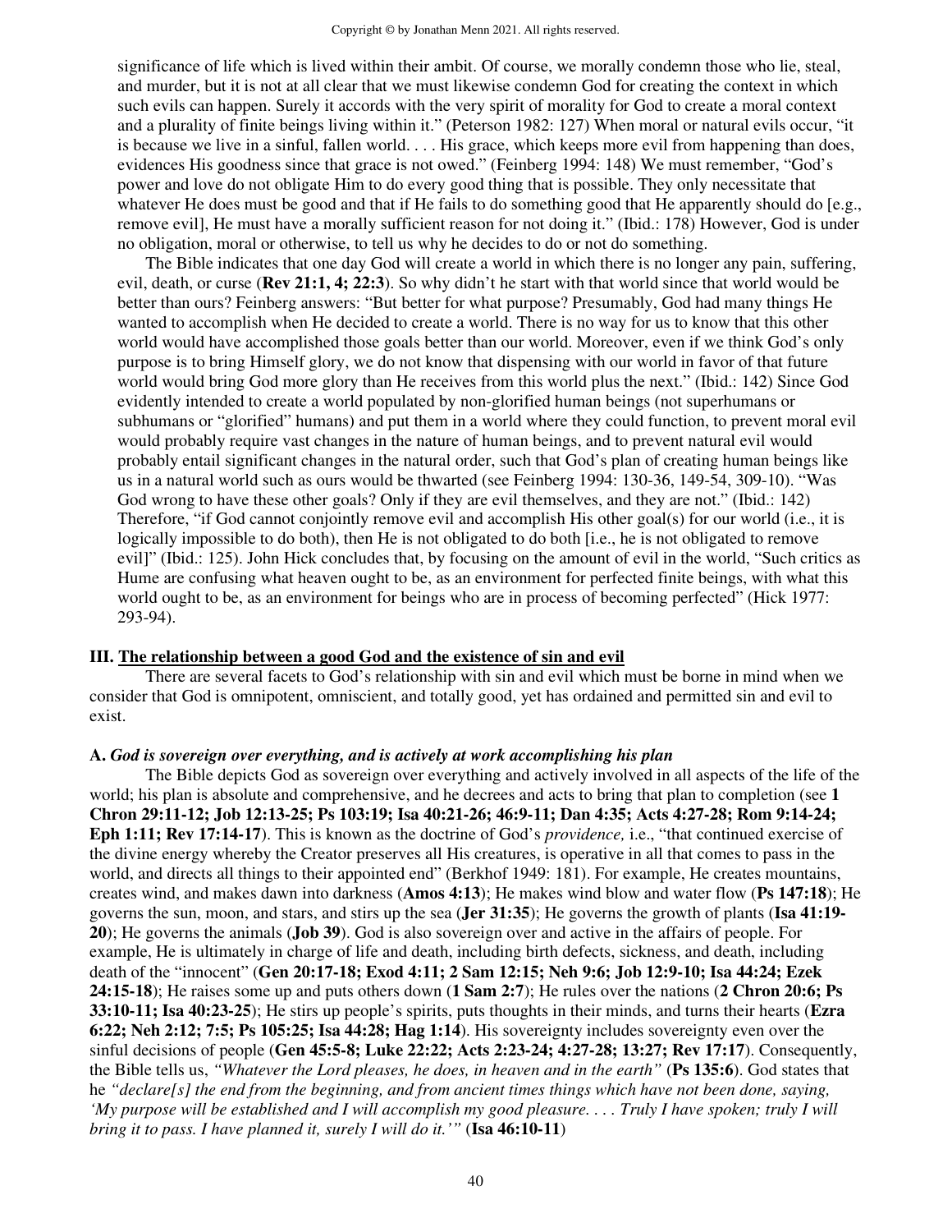significance of life which is lived within their ambit. Of course, we morally condemn those who lie, steal, and murder, but it is not at all clear that we must likewise condemn God for creating the context in which such evils can happen. Surely it accords with the very spirit of morality for God to create a moral context and a plurality of finite beings living within it." (Peterson 1982: 127) When moral or natural evils occur, "it is because we live in a sinful, fallen world. . . . His grace, which keeps more evil from happening than does, evidences His goodness since that grace is not owed." (Feinberg 1994: 148) We must remember, "God's power and love do not obligate Him to do every good thing that is possible. They only necessitate that whatever He does must be good and that if He fails to do something good that He apparently should do [e.g., remove evil], He must have a morally sufficient reason for not doing it." (Ibid.: 178) However, God is under no obligation, moral or otherwise, to tell us why he decides to do or not do something.

The Bible indicates that one day God will create a world in which there is no longer any pain, suffering, evil, death, or curse (**Rev 21:1, 4; 22:3**). So why didn't he start with that world since that world would be better than ours? Feinberg answers: "But better for what purpose? Presumably, God had many things He wanted to accomplish when He decided to create a world. There is no way for us to know that this other world would have accomplished those goals better than our world. Moreover, even if we think God's only purpose is to bring Himself glory, we do not know that dispensing with our world in favor of that future world would bring God more glory than He receives from this world plus the next." (Ibid.: 142) Since God evidently intended to create a world populated by non-glorified human beings (not superhumans or subhumans or "glorified" humans) and put them in a world where they could function, to prevent moral evil would probably require vast changes in the nature of human beings, and to prevent natural evil would probably entail significant changes in the natural order, such that God's plan of creating human beings like us in a natural world such as ours would be thwarted (see Feinberg 1994: 130-36, 149-54, 309-10). "Was God wrong to have these other goals? Only if they are evil themselves, and they are not." (Ibid.: 142) Therefore, "if God cannot conjointly remove evil and accomplish His other goal(s) for our world (i.e., it is logically impossible to do both), then He is not obligated to do both [i.e., he is not obligated to remove evil]" (Ibid.: 125). John Hick concludes that, by focusing on the amount of evil in the world, "Such critics as Hume are confusing what heaven ought to be, as an environment for perfected finite beings, with what this world ought to be, as an environment for beings who are in process of becoming perfected" (Hick 1977: 293-94).

## III. The relationship between a good God and the existence of sin and evil

There are several facets to God's relationship with sin and evil which must be borne in mind when we consider that God is omnipotent, omniscient, and totally good, yet has ordained and permitted sin and evil to exist.

### A. *God is sovereign over everything, and is actively at work accomplishing his plan*

The Bible depicts God as sovereign over everything and actively involved in all aspects of the life of the world; his plan is absolute and comprehensive, and he decrees and acts to bring that plan to completion (see **1 Chron 29:11-12; Job 12:13-25; Ps 103:19; Isa 40:21-26; 46:9-11; Dan 4:35; Acts 4:27-28; Rom 9:14-24; Eph 1:11; Rev 17:14-17**). This is known as the doctrine of God's *providence,* i.e., "that continued exercise of the divine energy whereby the Creator preserves all His creatures, is operative in all that comes to pass in the world, and directs all things to their appointed end" (Berkhof 1949: 181). For example, He creates mountains, creates wind, and makes dawn into darkness (**Amos 4:13**); He makes wind blow and water flow (**Ps 147:18**); He governs the sun, moon, and stars, and stirs up the sea (**Jer 31:35**); He governs the growth of plants (**Isa 41:19-20**); He governs the animals (**Job 39**). God is also sovereign over and active in the affairs of people. For example, He is ultimately in charge of life and death, including birth defects, sickness, and death, including death of the "innocent" (**Gen 20:17-18; Exod 4:11; 2 Sam 12:15; Neh 9:6; Job 12:9-10; Isa 44:24; Ezek 24:15-18**); He raises some up and puts others down (**1 Sam 2:7**); He rules over the nations (**2 Chron 20:6; Ps 33:10-11; Isa 40:23-25**); He stirs up people's spirits, puts thoughts in their minds, and turns their hearts (**Ezra 6:22; Neh 2:12; 7:5; Ps 105:25; Isa 44:28; Hag 1:14**). His sovereignty includes sovereignty even over the sinful decisions of people (**Gen 45:5-8; Luke 22:22; Acts 2:23-24; 4:27-28; 13:27; Rev 17:17**). Consequently, the Bible tells us, *"Whatever the Lord pleases, he does, in heaven and in the earth"* (**Ps 135:6**). God states that he *"declare[s] the end from the beginning, and from ancient times things which have not been done, saying, 'My purpose will be established and I will accomplish my good pleasure. . . . Truly I have spoken; truly I will bring it to pass. I have planned it, surely I will do it.'"* (**Isa 46:10-11**)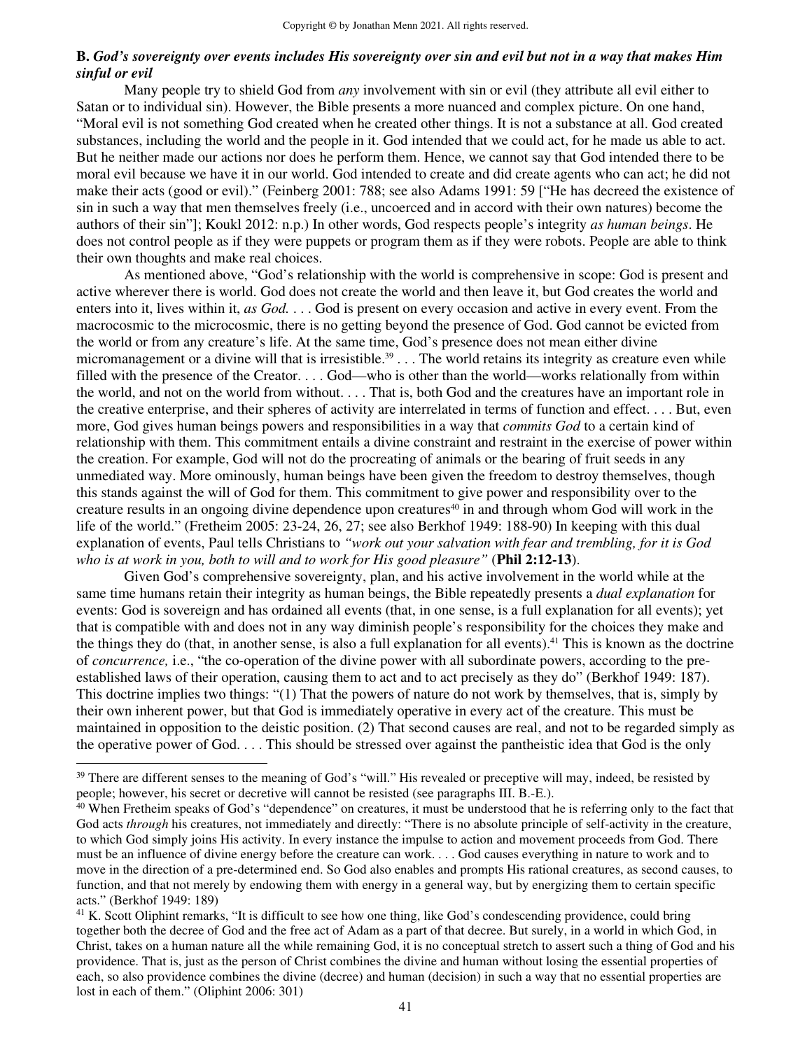**B.** ***God's sovereignty over events includes His sovereignty over sin and evil but not in a way that makes Him sinful or evil***

Many people try to shield God from *any* involvement with sin or evil (they attribute all evil either to Satan or to individual sin). However, the Bible presents a more nuanced and complex picture. On one hand, "Moral evil is not something God created when he created other things. It is not a substance at all. God created substances, including the world and the people in it. God intended that we could act, for he made us able to act. But he neither made our actions nor does he perform them. Hence, we cannot say that God intended there to be moral evil because we have it in our world. God intended to create and did create agents who can act; he did not make their acts (good or evil)." (Feinberg 2001: 788; see also Adams 1991: 59 ["He has decreed the existence of sin in such a way that men themselves freely (i.e., uncoerced and in accord with their own natures) become the authors of their sin"]; Koukl 2012: n.p.) In other words, God respects people's integrity *as human beings*. He does not control people as if they were puppets or program them as if they were robots. People are able to think their own thoughts and make real choices.

As mentioned above, "God's relationship with the world is comprehensive in scope: God is present and active wherever there is world. God does not create the world and then leave it, but God creates the world and enters into it, lives within it, *as God.* . . . God is present on every occasion and active in every event. From the macrocosmic to the microcosmic, there is no getting beyond the presence of God. God cannot be evicted from the world or from any creature's life. At the same time, God's presence does not mean either divine micromanagement or a divine will that is irresistible.[39] . . . The world retains its integrity as creature even while filled with the presence of the Creator. . . . God—who is other than the world—works relationally from within the world, and not on the world from without. . . . That is, both God and the creatures have an important role in the creative enterprise, and their spheres of activity are interrelated in terms of function and effect. . . . But, even more, God gives human beings powers and responsibilities in a way that *commits God* to a certain kind of relationship with them. This commitment entails a divine constraint and restraint in the exercise of power within the creation. For example, God will not do the procreating of animals or the bearing of fruit seeds in any unmediated way. More ominously, human beings have been given the freedom to destroy themselves, though this stands against the will of God for them. This commitment to give power and responsibility over to the creature results in an ongoing divine dependence upon creatures[40] in and through whom God will work in the life of the world." (Fretheim 2005: 23-24, 26, 27; see also Berkhof 1949: 188-90) In keeping with this dual explanation of events, Paul tells Christians to *"work out your salvation with fear and trembling, for it is God who is at work in you, both to will and to work for His good pleasure"* (**Phil 2:12-13**).

Given God's comprehensive sovereignty, plan, and his active involvement in the world while at the same time humans retain their integrity as human beings, the Bible repeatedly presents a *dual explanation* for events: God is sovereign and has ordained all events (that, in one sense, is a full explanation for all events); yet that is compatible with and does not in any way diminish people's responsibility for the choices they make and the things they do (that, in another sense, is also a full explanation for all events).[41] This is known as the doctrine of *concurrence,* i.e., "the co-operation of the divine power with all subordinate powers, according to the pre-established laws of their operation, causing them to act and to act precisely as they do" (Berkhof 1949: 187). This doctrine implies two things: "(1) That the powers of nature do not work by themselves, that is, simply by their own inherent power, but that God is immediately operative in every act of the creature. This must be maintained in opposition to the deistic position. (2) That second causes are real, and not to be regarded simply as the operative power of God. . . . This should be stressed over against the pantheistic idea that God is the only

---

[39] There are different senses to the meaning of God's "will." His revealed or preceptive will may, indeed, be resisted by people; however, his secret or decretive will cannot be resisted (see paragraphs III. B.-E.).

[40] When Fretheim speaks of God's "dependence" on creatures, it must be understood that he is referring only to the fact that God acts *through* his creatures, not immediately and directly: "There is no absolute principle of self-activity in the creature, to which God simply joins His activity. In every instance the impulse to action and movement proceeds from God. There must be an influence of divine energy before the creature can work. . . . God causes everything in nature to work and to move in the direction of a pre-determined end. So God also enables and prompts His rational creatures, as second causes, to function, and that not merely by endowing them with energy in a general way, but by energizing them to certain specific acts." (Berkhof 1949: 189)

[41] K. Scott Oliphint remarks, "It is difficult to see how one thing, like God's condescending providence, could bring together both the decree of God and the free act of Adam as a part of that decree. But surely, in a world in which God, in Christ, takes on a human nature all the while remaining God, it is no conceptual stretch to assert such a thing of God and his providence. That is, just as the person of Christ combines the divine and human without losing the essential properties of each, so also providence combines the divine (decree) and human (decision) in such a way that no essential properties are lost in each of them." (Oliphint 2006: 301)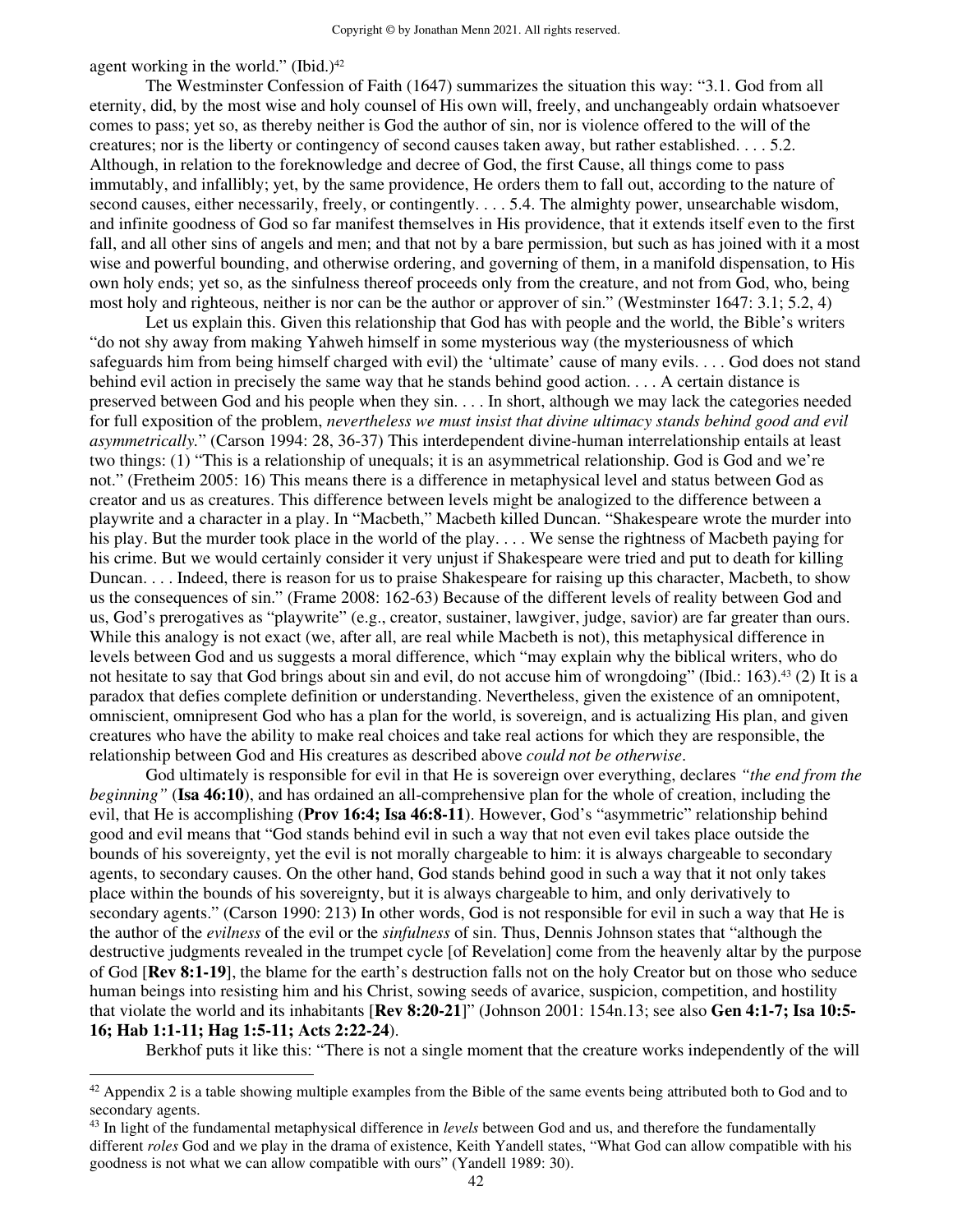agent working in the world." (Ibid.)[42]

The Westminster Confession of Faith (1647) summarizes the situation this way: "3.1. God from all eternity, did, by the most wise and holy counsel of His own will, freely, and unchangeably ordain whatsoever comes to pass; yet so, as thereby neither is God the author of sin, nor is violence offered to the will of the creatures; nor is the liberty or contingency of second causes taken away, but rather established. . . . 5.2. Although, in relation to the foreknowledge and decree of God, the first Cause, all things come to pass immutably, and infallibly; yet, by the same providence, He orders them to fall out, according to the nature of second causes, either necessarily, freely, or contingently. . . . 5.4. The almighty power, unsearchable wisdom, and infinite goodness of God so far manifest themselves in His providence, that it extends itself even to the first fall, and all other sins of angels and men; and that not by a bare permission, but such as has joined with it a most wise and powerful bounding, and otherwise ordering, and governing of them, in a manifold dispensation, to His own holy ends; yet so, as the sinfulness thereof proceeds only from the creature, and not from God, who, being most holy and righteous, neither is nor can be the author or approver of sin." (Westminster 1647: 3.1; 5.2, 4)

Let us explain this. Given this relationship that God has with people and the world, the Bible's writers "do not shy away from making Yahweh himself in some mysterious way (the mysteriousness of which safeguards him from being himself charged with evil) the 'ultimate' cause of many evils. . . . God does not stand behind evil action in precisely the same way that he stands behind good action. . . . A certain distance is preserved between God and his people when they sin. . . . In short, although we may lack the categories needed for full exposition of the problem, *nevertheless we must insist that divine ultimacy stands behind good and evil asymmetrically.*" (Carson 1994: 28, 36-37) This interdependent divine-human interrelationship entails at least two things: (1) "This is a relationship of unequals; it is an asymmetrical relationship. God is God and we're not." (Fretheim 2005: 16) This means there is a difference in metaphysical level and status between God as creator and us as creatures. This difference between levels might be analogized to the difference between a playwrite and a character in a play. In "Macbeth," Macbeth killed Duncan. "Shakespeare wrote the murder into his play. But the murder took place in the world of the play. . . . We sense the rightness of Macbeth paying for his crime. But we would certainly consider it very unjust if Shakespeare were tried and put to death for killing Duncan. . . . Indeed, there is reason for us to praise Shakespeare for raising up this character, Macbeth, to show us the consequences of sin." (Frame 2008: 162-63) Because of the different levels of reality between God and us, God's prerogatives as "playwrite" (e.g., creator, sustainer, lawgiver, judge, savior) are far greater than ours. While this analogy is not exact (we, after all, are real while Macbeth is not), this metaphysical difference in levels between God and us suggests a moral difference, which "may explain why the biblical writers, who do not hesitate to say that God brings about sin and evil, do not accuse him of wrongdoing" (Ibid.: 163).[43] (2) It is a paradox that defies complete definition or understanding. Nevertheless, given the existence of an omnipotent, omniscient, omnipresent God who has a plan for the world, is sovereign, and is actualizing His plan, and given creatures who have the ability to make real choices and take real actions for which they are responsible, the relationship between God and His creatures as described above *could not be otherwise*.

God ultimately is responsible for evil in that He is sovereign over everything, declares *"the end from the beginning"* (**Isa 46:10**), and has ordained an all-comprehensive plan for the whole of creation, including the evil, that He is accomplishing (**Prov 16:4; Isa 46:8-11**). However, God's "asymmetric" relationship behind good and evil means that "God stands behind evil in such a way that not even evil takes place outside the bounds of his sovereignty, yet the evil is not morally chargeable to him: it is always chargeable to secondary agents, to secondary causes. On the other hand, God stands behind good in such a way that it not only takes place within the bounds of his sovereignty, but it is always chargeable to him, and only derivatively to secondary agents." (Carson 1990: 213) In other words, God is not responsible for evil in such a way that He is the author of the *evilness* of the evil or the *sinfulness* of sin. Thus, Dennis Johnson states that "although the destructive judgments revealed in the trumpet cycle [of Revelation] come from the heavenly altar by the purpose of God [**Rev 8:1-19**], the blame for the earth's destruction falls not on the holy Creator but on those who seduce human beings into resisting him and his Christ, sowing seeds of avarice, suspicion, competition, and hostility that violate the world and its inhabitants [**Rev 8:20-21**]" (Johnson 2001: 154n.13; see also **Gen 4:1-7; Isa 10:5-16; Hab 1:1-11; Hag 1:5-11; Acts 2:22-24**).

Berkhof puts it like this: "There is not a single moment that the creature works independently of the will

---

[42] Appendix 2 is a table showing multiple examples from the Bible of the same events being attributed both to God and to secondary agents.

[43] In light of the fundamental metaphysical difference in *levels* between God and us, and therefore the fundamentally different *roles* God and we play in the drama of existence, Keith Yandell states, "What God can allow compatible with his goodness is not what we can allow compatible with ours" (Yandell 1989: 30).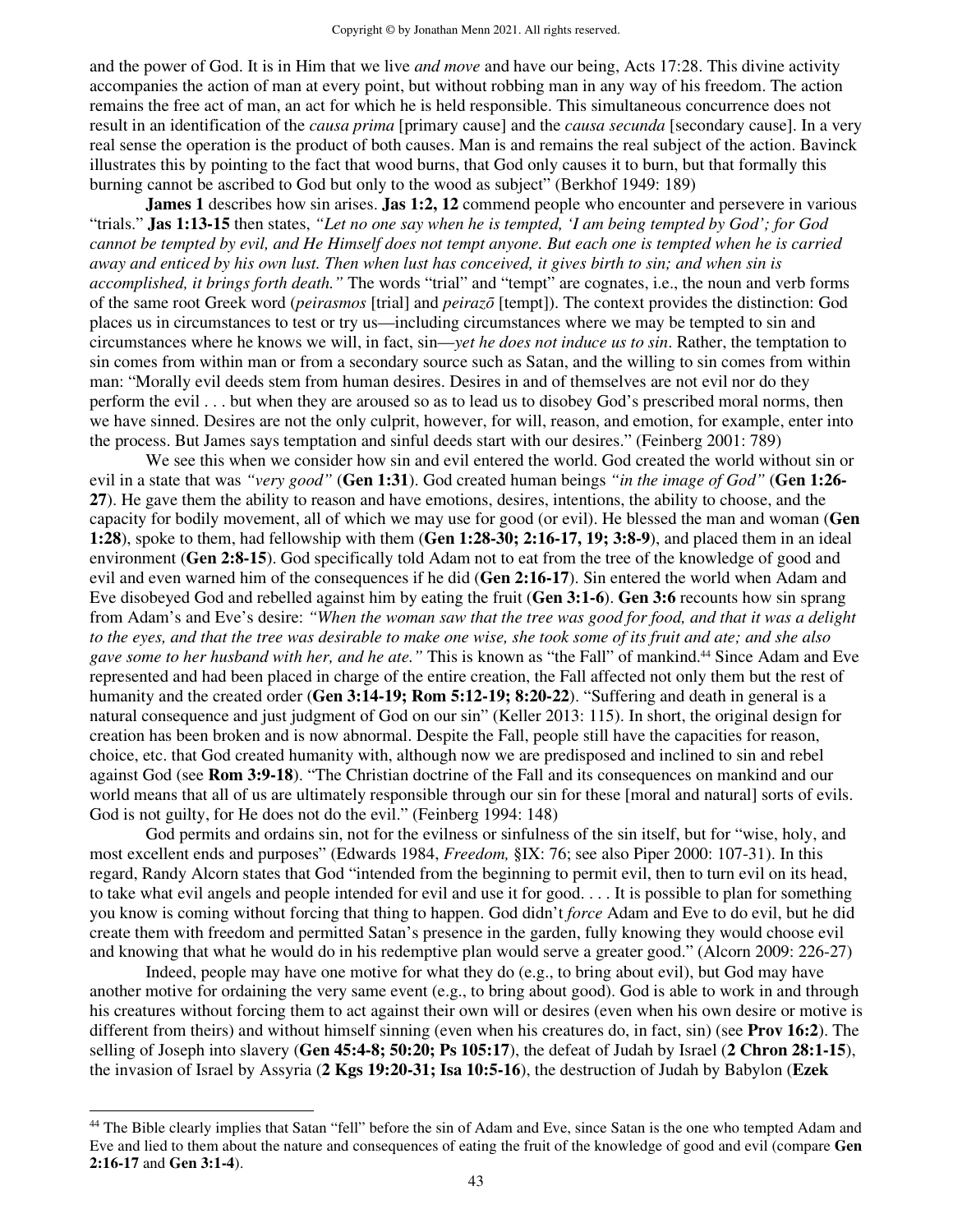and the power of God. It is in Him that we live *and move* and have our being, Acts 17:28. This divine activity accompanies the action of man at every point, but without robbing man in any way of his freedom. The action remains the free act of man, an act for which he is held responsible. This simultaneous concurrence does not result in an identification of the *causa prima* [primary cause] and the *causa secunda* [secondary cause]. In a very real sense the operation is the product of both causes. Man is and remains the real subject of the action. Bavinck illustrates this by pointing to the fact that wood burns, that God only causes it to burn, but that formally this burning cannot be ascribed to God but only to the wood as subject" (Berkhof 1949: 189)

**James 1** describes how sin arises. **Jas 1:2, 12** commend people who encounter and persevere in various "trials." **Jas 1:13-15** then states, *"Let no one say when he is tempted, 'I am being tempted by God'; for God cannot be tempted by evil, and He Himself does not tempt anyone. But each one is tempted when he is carried away and enticed by his own lust. Then when lust has conceived, it gives birth to sin; and when sin is accomplished, it brings forth death."* The words "trial" and "tempt" are cognates, i.e., the noun and verb forms of the same root Greek word (*peirasmos* [trial] and *peirazō* [tempt]). The context provides the distinction: God places us in circumstances to test or try us—including circumstances where we may be tempted to sin and circumstances where he knows we will, in fact, sin—*yet he does not induce us to sin*. Rather, the temptation to sin comes from within man or from a secondary source such as Satan, and the willing to sin comes from within man: "Morally evil deeds stem from human desires. Desires in and of themselves are not evil nor do they perform the evil . . . but when they are aroused so as to lead us to disobey God's prescribed moral norms, then we have sinned. Desires are not the only culprit, however, for will, reason, and emotion, for example, enter into the process. But James says temptation and sinful deeds start with our desires." (Feinberg 2001: 789)

We see this when we consider how sin and evil entered the world. God created the world without sin or evil in a state that was *"very good"* (**Gen 1:31**). God created human beings *"in the image of God"* (**Gen 1:26-27**). He gave them the ability to reason and have emotions, desires, intentions, the ability to choose, and the capacity for bodily movement, all of which we may use for good (or evil). He blessed the man and woman (**Gen 1:28**), spoke to them, had fellowship with them (**Gen 1:28-30; 2:16-17, 19; 3:8-9**), and placed them in an ideal environment (**Gen 2:8-15**). God specifically told Adam not to eat from the tree of the knowledge of good and evil and even warned him of the consequences if he did (**Gen 2:16-17**). Sin entered the world when Adam and Eve disobeyed God and rebelled against him by eating the fruit (**Gen 3:1-6**). **Gen 3:6** recounts how sin sprang from Adam's and Eve's desire: *"When the woman saw that the tree was good for food, and that it was a delight to the eyes, and that the tree was desirable to make one wise, she took some of its fruit and ate; and she also gave some to her husband with her, and he ate."* This is known as "the Fall" of mankind.[44] Since Adam and Eve represented and had been placed in charge of the entire creation, the Fall affected not only them but the rest of humanity and the created order (**Gen 3:14-19; Rom 5:12-19; 8:20-22**). "Suffering and death in general is a natural consequence and just judgment of God on our sin" (Keller 2013: 115). In short, the original design for creation has been broken and is now abnormal. Despite the Fall, people still have the capacities for reason, choice, etc. that God created humanity with, although now we are predisposed and inclined to sin and rebel against God (see **Rom 3:9-18**). "The Christian doctrine of the Fall and its consequences on mankind and our world means that all of us are ultimately responsible through our sin for these [moral and natural] sorts of evils. God is not guilty, for He does not do the evil." (Feinberg 1994: 148)

God permits and ordains sin, not for the evilness or sinfulness of the sin itself, but for "wise, holy, and most excellent ends and purposes" (Edwards 1984, *Freedom,* §IX: 76; see also Piper 2000: 107-31). In this regard, Randy Alcorn states that God "intended from the beginning to permit evil, then to turn evil on its head, to take what evil angels and people intended for evil and use it for good. . . . It is possible to plan for something you know is coming without forcing that thing to happen. God didn't *force* Adam and Eve to do evil, but he did create them with freedom and permitted Satan's presence in the garden, fully knowing they would choose evil and knowing that what he would do in his redemptive plan would serve a greater good." (Alcorn 2009: 226-27)

Indeed, people may have one motive for what they do (e.g., to bring about evil), but God may have another motive for ordaining the very same event (e.g., to bring about good). God is able to work in and through his creatures without forcing them to act against their own will or desires (even when his own desire or motive is different from theirs) and without himself sinning (even when his creatures do, in fact, sin) (see **Prov 16:2**). The selling of Joseph into slavery (**Gen 45:4-8; 50:20; Ps 105:17**), the defeat of Judah by Israel (**2 Chron 28:1-15**), the invasion of Israel by Assyria (**2 Kgs 19:20-31; Isa 10:5-16**), the destruction of Judah by Babylon (**Ezek**

---

[44] The Bible clearly implies that Satan "fell" before the sin of Adam and Eve, since Satan is the one who tempted Adam and Eve and lied to them about the nature and consequences of eating the fruit of the knowledge of good and evil (compare **Gen 2:16-17** and **Gen 3:1-4**).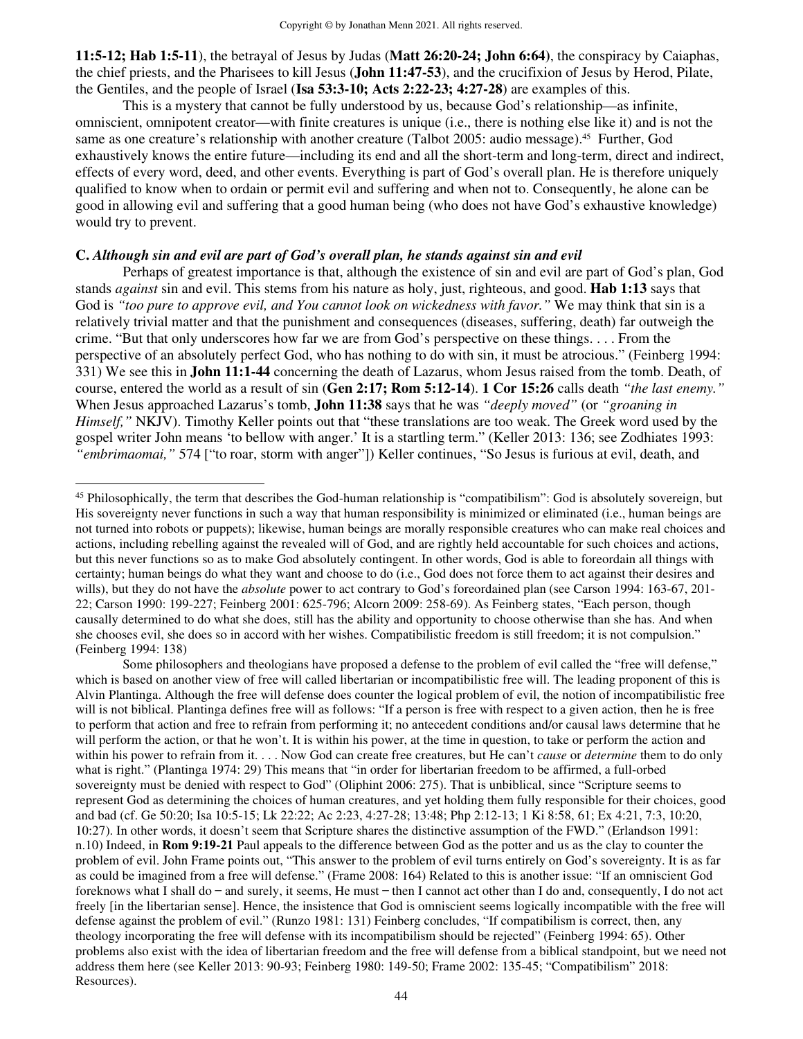**11:5-12; Hab 1:5-11**), the betrayal of Jesus by Judas (**Matt 26:20-24; John 6:64**), the conspiracy by Caiaphas, the chief priests, and the Pharisees to kill Jesus (**John 11:47-53**), and the crucifixion of Jesus by Herod, Pilate, the Gentiles, and the people of Israel (**Isa 53:3-10; Acts 2:22-23; 4:27-28**) are examples of this.

This is a mystery that cannot be fully understood by us, because God's relationship—as infinite, omniscient, omnipotent creator—with finite creatures is unique (i.e., there is nothing else like it) and is not the same as one creature's relationship with another creature (Talbot 2005: audio message).[45] Further, God exhaustively knows the entire future—including its end and all the short-term and long-term, direct and indirect, effects of every word, deed, and other events. Everything is part of God's overall plan. He is therefore uniquely qualified to know when to ordain or permit evil and suffering and when not to. Consequently, he alone can be good in allowing evil and suffering that a good human being (who does not have God's exhaustive knowledge) would try to prevent.

### C. *Although sin and evil are part of God's overall plan, he stands against sin and evil*

Perhaps of greatest importance is that, although the existence of sin and evil are part of God's plan, God stands *against* sin and evil. This stems from his nature as holy, just, righteous, and good. **Hab 1:13** says that God is *"too pure to approve evil, and You cannot look on wickedness with favor."* We may think that sin is a relatively trivial matter and that the punishment and consequences (diseases, suffering, death) far outweigh the crime. "But that only underscores how far we are from God's perspective on these things. . . . From the perspective of an absolutely perfect God, who has nothing to do with sin, it must be atrocious." (Feinberg 1994: 331) We see this in **John 11:1-44** concerning the death of Lazarus, whom Jesus raised from the tomb. Death, of course, entered the world as a result of sin (**Gen 2:17; Rom 5:12-14**). **1 Cor 15:26** calls death *"the last enemy."* When Jesus approached Lazarus's tomb, **John 11:38** says that he was *"deeply moved"* (or *"groaning in Himself,"* NKJV). Timothy Keller points out that "these translations are too weak. The Greek word used by the gospel writer John means 'to bellow with anger.' It is a startling term." (Keller 2013: 136; see Zodhiates 1993: *"embrimaomai,"* 574 ["to roar, storm with anger"]) Keller continues, "So Jesus is furious at evil, death, and

---

[45] Philosophically, the term that describes the God-human relationship is "compatibilism": God is absolutely sovereign, but His sovereignty never functions in such a way that human responsibility is minimized or eliminated (i.e., human beings are not turned into robots or puppets); likewise, human beings are morally responsible creatures who can make real choices and actions, including rebelling against the revealed will of God, and are rightly held accountable for such choices and actions, but this never functions so as to make God absolutely contingent. In other words, God is able to foreordain all things with certainty; human beings do what they want and choose to do (i.e., God does not force them to act against their desires and wills), but they do not have the *absolute* power to act contrary to God's foreordained plan (see Carson 1994: 163-67, 201-22; Carson 1990: 199-227; Feinberg 2001: 625-796; Alcorn 2009: 258-69). As Feinberg states, "Each person, though causally determined to do what she does, still has the ability and opportunity to choose otherwise than she has. And when she chooses evil, she does so in accord with her wishes. Compatibilistic freedom is still freedom; it is not compulsion." (Feinberg 1994: 138)

Some philosophers and theologians have proposed a defense to the problem of evil called the "free will defense," which is based on another view of free will called libertarian or incompatibilistic free will. The leading proponent of this is Alvin Plantinga. Although the free will defense does counter the logical problem of evil, the notion of incompatibilistic free will is not biblical. Plantinga defines free will as follows: "If a person is free with respect to a given action, then he is free to perform that action and free to refrain from performing it; no antecedent conditions and/or causal laws determine that he will perform the action, or that he won't. It is within his power, at the time in question, to take or perform the action and within his power to refrain from it. . . . Now God can create free creatures, but He can't *cause* or *determine* them to do only what is right." (Plantinga 1974: 29) This means that "in order for libertarian freedom to be affirmed, a full-orbed sovereignty must be denied with respect to God" (Oliphint 2006: 275). That is unbiblical, since "Scripture seems to represent God as determining the choices of human creatures, and yet holding them fully responsible for their choices, good and bad (cf. Ge 50:20; Isa 10:5-15; Lk 22:22; Ac 2:23, 4:27-28; 13:48; Php 2:12-13; 1 Ki 8:58, 61; Ex 4:21, 7:3, 10:20, 10:27). In other words, it doesn't seem that Scripture shares the distinctive assumption of the FWD." (Erlandson 1991: n.10) Indeed, in **Rom 9:19-21** Paul appeals to the difference between God as the potter and us as the clay to counter the problem of evil. John Frame points out, "This answer to the problem of evil turns entirely on God's sovereignty. It is as far as could be imagined from a free will defense." (Frame 2008: 164) Related to this is another issue: "If an omniscient God foreknows what I shall do – and surely, it seems, He must – then I cannot act other than I do and, consequently, I do not act freely [in the libertarian sense]. Hence, the insistence that God is omniscient seems logically incompatible with the free will defense against the problem of evil." (Runzo 1981: 131) Feinberg concludes, "If compatibilism is correct, then, any theology incorporating the free will defense with its incompatibilism should be rejected" (Feinberg 1994: 65). Other problems also exist with the idea of libertarian freedom and the free will defense from a biblical standpoint, but we need not address them here (see Keller 2013: 90-93; Feinberg 1980: 149-50; Frame 2002: 135-45; "Compatibilism" 2018: Resources).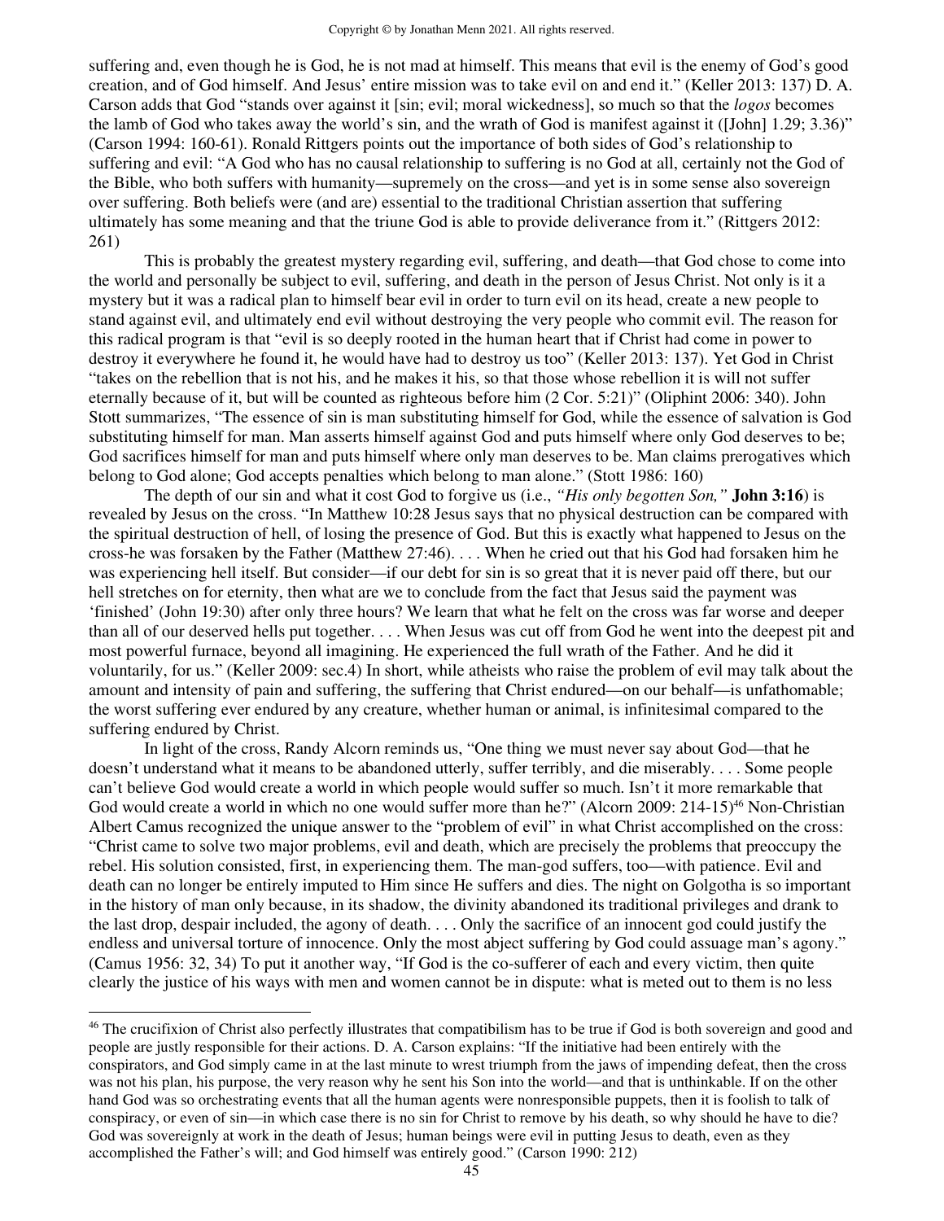suffering and, even though he is God, he is not mad at himself. This means that evil is the enemy of God's good creation, and of God himself. And Jesus' entire mission was to take evil on and end it." (Keller 2013: 137) D. A. Carson adds that God "stands over against it [sin; evil; moral wickedness], so much so that the *logos* becomes the lamb of God who takes away the world's sin, and the wrath of God is manifest against it ([John] 1.29; 3.36)" (Carson 1994: 160-61). Ronald Rittgers points out the importance of both sides of God's relationship to suffering and evil: "A God who has no causal relationship to suffering is no God at all, certainly not the God of the Bible, who both suffers with humanity—supremely on the cross—and yet is in some sense also sovereign over suffering. Both beliefs were (and are) essential to the traditional Christian assertion that suffering ultimately has some meaning and that the triune God is able to provide deliverance from it." (Rittgers 2012: 261)

This is probably the greatest mystery regarding evil, suffering, and death—that God chose to come into the world and personally be subject to evil, suffering, and death in the person of Jesus Christ. Not only is it a mystery but it was a radical plan to himself bear evil in order to turn evil on its head, create a new people to stand against evil, and ultimately end evil without destroying the very people who commit evil. The reason for this radical program is that "evil is so deeply rooted in the human heart that if Christ had come in power to destroy it everywhere he found it, he would have had to destroy us too" (Keller 2013: 137). Yet God in Christ "takes on the rebellion that is not his, and he makes it his, so that those whose rebellion it is will not suffer eternally because of it, but will be counted as righteous before him (2 Cor. 5:21)" (Oliphint 2006: 340). John Stott summarizes, "The essence of sin is man substituting himself for God, while the essence of salvation is God substituting himself for man. Man asserts himself against God and puts himself where only God deserves to be; God sacrifices himself for man and puts himself where only man deserves to be. Man claims prerogatives which belong to God alone; God accepts penalties which belong to man alone." (Stott 1986: 160)

The depth of our sin and what it cost God to forgive us (i.e., *"His only begotten Son,"* **John 3:16**) is revealed by Jesus on the cross. "In Matthew 10:28 Jesus says that no physical destruction can be compared with the spiritual destruction of hell, of losing the presence of God. But this is exactly what happened to Jesus on the cross-he was forsaken by the Father (Matthew 27:46). . . . When he cried out that his God had forsaken him he was experiencing hell itself. But consider—if our debt for sin is so great that it is never paid off there, but our hell stretches on for eternity, then what are we to conclude from the fact that Jesus said the payment was 'finished' (John 19:30) after only three hours? We learn that what he felt on the cross was far worse and deeper than all of our deserved hells put together. . . . When Jesus was cut off from God he went into the deepest pit and most powerful furnace, beyond all imagining. He experienced the full wrath of the Father. And he did it voluntarily, for us." (Keller 2009: sec.4) In short, while atheists who raise the problem of evil may talk about the amount and intensity of pain and suffering, the suffering that Christ endured—on our behalf—is unfathomable; the worst suffering ever endured by any creature, whether human or animal, is infinitesimal compared to the suffering endured by Christ.

In light of the cross, Randy Alcorn reminds us, "One thing we must never say about God—that he doesn't understand what it means to be abandoned utterly, suffer terribly, and die miserably. . . . Some people can't believe God would create a world in which people would suffer so much. Isn't it more remarkable that God would create a world in which no one would suffer more than he?" (Alcorn 2009: 214-15)[46] Non-Christian Albert Camus recognized the unique answer to the "problem of evil" in what Christ accomplished on the cross: "Christ came to solve two major problems, evil and death, which are precisely the problems that preoccupy the rebel. His solution consisted, first, in experiencing them. The man-god suffers, too—with patience. Evil and death can no longer be entirely imputed to Him since He suffers and dies. The night on Golgotha is so important in the history of man only because, in its shadow, the divinity abandoned its traditional privileges and drank to the last drop, despair included, the agony of death. . . . Only the sacrifice of an innocent god could justify the endless and universal torture of innocence. Only the most abject suffering by God could assuage man's agony." (Camus 1956: 32, 34) To put it another way, "If God is the co-sufferer of each and every victim, then quite clearly the justice of his ways with men and women cannot be in dispute: what is meted out to them is no less

---

[46] The crucifixion of Christ also perfectly illustrates that compatibilism has to be true if God is both sovereign and good and people are justly responsible for their actions. D. A. Carson explains: "If the initiative had been entirely with the conspirators, and God simply came in at the last minute to wrest triumph from the jaws of impending defeat, then the cross was not his plan, his purpose, the very reason why he sent his Son into the world—and that is unthinkable. If on the other hand God was so orchestrating events that all the human agents were nonresponsible puppets, then it is foolish to talk of conspiracy, or even of sin—in which case there is no sin for Christ to remove by his death, so why should he have to die? God was sovereignly at work in the death of Jesus; human beings were evil in putting Jesus to death, even as they accomplished the Father's will; and God himself was entirely good." (Carson 1990: 212)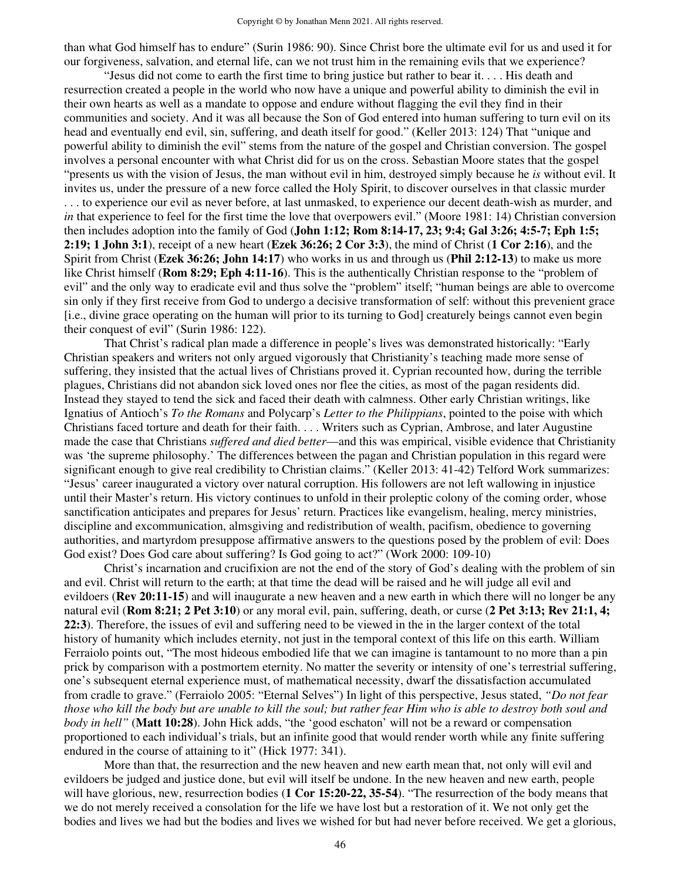than what God himself has to endure" (Surin 1986: 90). Since Christ bore the ultimate evil for us and used it for our forgiveness, salvation, and eternal life, can we not trust him in the remaining evils that we experience?

"Jesus did not come to earth the first time to bring justice but rather to bear it. . . . His death and resurrection created a people in the world who now have a unique and powerful ability to diminish the evil in their own hearts as well as a mandate to oppose and endure without flagging the evil they find in their communities and society. And it was all because the Son of God entered into human suffering to turn evil on its head and eventually end evil, sin, suffering, and death itself for good." (Keller 2013: 124) That "unique and powerful ability to diminish the evil" stems from the nature of the gospel and Christian conversion. The gospel involves a personal encounter with what Christ did for us on the cross. Sebastian Moore states that the gospel "presents us with the vision of Jesus, the man without evil in him, destroyed simply because he *is* without evil. It invites us, under the pressure of a new force called the Holy Spirit, to discover ourselves in that classic murder . . . to experience our evil as never before, at last unmasked, to experience our decent death-wish as murder, and *in* that experience to feel for the first time the love that overpowers evil." (Moore 1981: 14) Christian conversion then includes adoption into the family of God (**John 1:12; Rom 8:14-17, 23; 9:4; Gal 3:26; 4:5-7; Eph 1:5; 2:19; 1 John 3:1**), receipt of a new heart (**Ezek 36:26; 2 Cor 3:3**), the mind of Christ (**1 Cor 2:16**), and the Spirit from Christ (**Ezek 36:26; John 14:17**) who works in us and through us (**Phil 2:12-13**) to make us more like Christ himself (**Rom 8:29; Eph 4:11-16**). This is the authentically Christian response to the "problem of evil" and the only way to eradicate evil and thus solve the "problem" itself; "human beings are able to overcome sin only if they first receive from God to undergo a decisive transformation of self: without this prevenient grace [i.e., divine grace operating on the human will prior to its turning to God] creaturely beings cannot even begin their conquest of evil" (Surin 1986: 122).

That Christ's radical plan made a difference in people's lives was demonstrated historically: "Early Christian speakers and writers not only argued vigorously that Christianity's teaching made more sense of suffering, they insisted that the actual lives of Christians proved it. Cyprian recounted how, during the terrible plagues, Christians did not abandon sick loved ones nor flee the cities, as most of the pagan residents did. Instead they stayed to tend the sick and faced their death with calmness. Other early Christian writings, like Ignatius of Antioch's *To the Romans* and Polycarp's *Letter to the Philippians*, pointed to the poise with which Christians faced torture and death for their faith. . . . Writers such as Cyprian, Ambrose, and later Augustine made the case that Christians *suffered and died better*—and this was empirical, visible evidence that Christianity was 'the supreme philosophy.' The differences between the pagan and Christian population in this regard were significant enough to give real credibility to Christian claims." (Keller 2013: 41-42) Telford Work summarizes: "Jesus' career inaugurated a victory over natural corruption. His followers are not left wallowing in injustice until their Master's return. His victory continues to unfold in their proleptic colony of the coming order, whose sanctification anticipates and prepares for Jesus' return. Practices like evangelism, healing, mercy ministries, discipline and excommunication, almsgiving and redistribution of wealth, pacifism, obedience to governing authorities, and martyrdom presuppose affirmative answers to the questions posed by the problem of evil: Does God exist? Does God care about suffering? Is God going to act?" (Work 2000: 109-10)

Christ's incarnation and crucifixion are not the end of the story of God's dealing with the problem of sin and evil. Christ will return to the earth; at that time the dead will be raised and he will judge all evil and evildoers (**Rev 20:11-15**) and will inaugurate a new heaven and a new earth in which there will no longer be any natural evil (**Rom 8:21; 2 Pet 3:10**) or any moral evil, pain, suffering, death, or curse (**2 Pet 3:13; Rev 21:1, 4; 22:3**). Therefore, the issues of evil and suffering need to be viewed in the in the larger context of the total history of humanity which includes eternity, not just in the temporal context of this life on this earth. William Ferraiolo points out, "The most hideous embodied life that we can imagine is tantamount to no more than a pin prick by comparison with a postmortem eternity. No matter the severity or intensity of one's terrestrial suffering, one's subsequent eternal experience must, of mathematical necessity, dwarf the dissatisfaction accumulated from cradle to grave." (Ferraiolo 2005: "Eternal Selves") In light of this perspective, Jesus stated, *"Do not fear those who kill the body but are unable to kill the soul; but rather fear Him who is able to destroy both soul and body in hell"* (**Matt 10:28**). John Hick adds, "the 'good eschaton' will not be a reward or compensation proportioned to each individual's trials, but an infinite good that would render worth while any finite suffering endured in the course of attaining to it" (Hick 1977: 341).

More than that, the resurrection and the new heaven and new earth mean that, not only will evil and evildoers be judged and justice done, but evil will itself be undone. In the new heaven and new earth, people will have glorious, new, resurrection bodies (**1 Cor 15:20-22, 35-54**). "The resurrection of the body means that we do not merely received a consolation for the life we have lost but a restoration of it. We not only get the bodies and lives we had but the bodies and lives we wished for but had never before received. We get a glorious,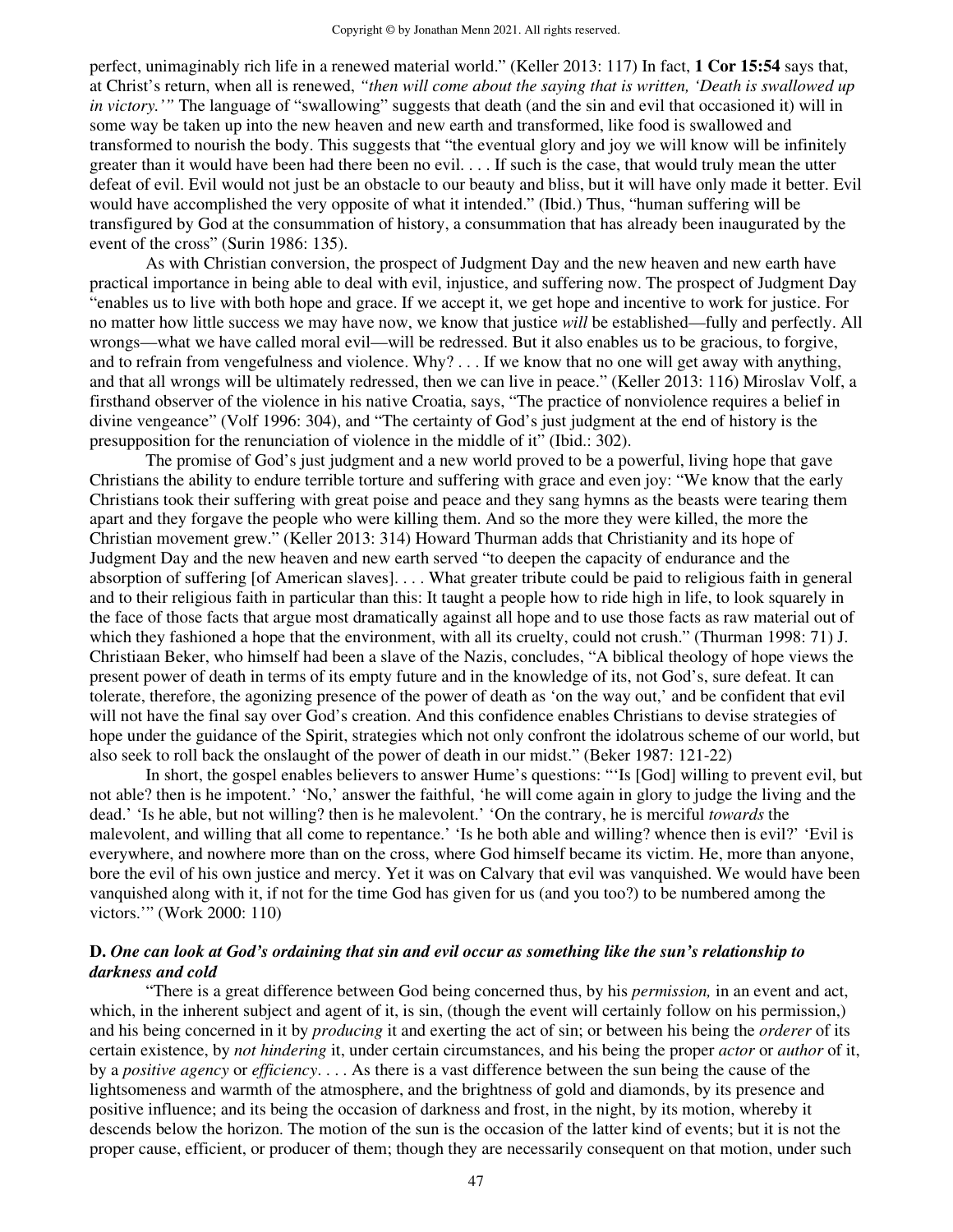perfect, unimaginably rich life in a renewed material world." (Keller 2013: 117) In fact, **1 Cor 15:54** says that, at Christ's return, when all is renewed, *"then will come about the saying that is written, 'Death is swallowed up in victory.'"* The language of "swallowing" suggests that death (and the sin and evil that occasioned it) will in some way be taken up into the new heaven and new earth and transformed, like food is swallowed and transformed to nourish the body. This suggests that "the eventual glory and joy we will know will be infinitely greater than it would have been had there been no evil. . . . If such is the case, that would truly mean the utter defeat of evil. Evil would not just be an obstacle to our beauty and bliss, but it will have only made it better. Evil would have accomplished the very opposite of what it intended." (Ibid.) Thus, "human suffering will be transfigured by God at the consummation of history, a consummation that has already been inaugurated by the event of the cross" (Surin 1986: 135).

As with Christian conversion, the prospect of Judgment Day and the new heaven and new earth have practical importance in being able to deal with evil, injustice, and suffering now. The prospect of Judgment Day "enables us to live with both hope and grace. If we accept it, we get hope and incentive to work for justice. For no matter how little success we may have now, we know that justice *will* be established—fully and perfectly. All wrongs—what we have called moral evil—will be redressed. But it also enables us to be gracious, to forgive, and to refrain from vengefulness and violence. Why? . . . If we know that no one will get away with anything, and that all wrongs will be ultimately redressed, then we can live in peace." (Keller 2013: 116) Miroslav Volf, a firsthand observer of the violence in his native Croatia, says, "The practice of nonviolence requires a belief in divine vengeance" (Volf 1996: 304), and "The certainty of God's just judgment at the end of history is the presupposition for the renunciation of violence in the middle of it" (Ibid.: 302).

The promise of God's just judgment and a new world proved to be a powerful, living hope that gave Christians the ability to endure terrible torture and suffering with grace and even joy: "We know that the early Christians took their suffering with great poise and peace and they sang hymns as the beasts were tearing them apart and they forgave the people who were killing them. And so the more they were killed, the more the Christian movement grew." (Keller 2013: 314) Howard Thurman adds that Christianity and its hope of Judgment Day and the new heaven and new earth served "to deepen the capacity of endurance and the absorption of suffering [of American slaves]. . . . What greater tribute could be paid to religious faith in general and to their religious faith in particular than this: It taught a people how to ride high in life, to look squarely in the face of those facts that argue most dramatically against all hope and to use those facts as raw material out of which they fashioned a hope that the environment, with all its cruelty, could not crush." (Thurman 1998: 71) J. Christiaan Beker, who himself had been a slave of the Nazis, concludes, "A biblical theology of hope views the present power of death in terms of its empty future and in the knowledge of its, not God's, sure defeat. It can tolerate, therefore, the agonizing presence of the power of death as 'on the way out,' and be confident that evil will not have the final say over God's creation. And this confidence enables Christians to devise strategies of hope under the guidance of the Spirit, strategies which not only confront the idolatrous scheme of our world, but also seek to roll back the onslaught of the power of death in our midst." (Beker 1987: 121-22)

In short, the gospel enables believers to answer Hume's questions: "'Is [God] willing to prevent evil, but not able? then is he impotent.' 'No,' answer the faithful, 'he will come again in glory to judge the living and the dead.' 'Is he able, but not willing? then is he malevolent.' 'On the contrary, he is merciful *towards* the malevolent, and willing that all come to repentance.' 'Is he both able and willing? whence then is evil?' 'Evil is everywhere, and nowhere more than on the cross, where God himself became its victim. He, more than anyone, bore the evil of his own justice and mercy. Yet it was on Calvary that evil was vanquished. We would have been vanquished along with it, if not for the time God has given for us (and you too?) to be numbered among the victors.'" (Work 2000: 110)

### D. *One can look at God's ordaining that sin and evil occur as something like the sun's relationship to darkness and cold*

"There is a great difference between God being concerned thus, by his *permission,* in an event and act, which, in the inherent subject and agent of it, is sin, (though the event will certainly follow on his permission,) and his being concerned in it by *producing* it and exerting the act of sin; or between his being the *orderer* of its certain existence, by *not hindering* it, under certain circumstances, and his being the proper *actor* or *author* of it, by a *positive agency* or *efficiency*. . . . As there is a vast difference between the sun being the cause of the lightsomeness and warmth of the atmosphere, and the brightness of gold and diamonds, by its presence and positive influence; and its being the occasion of darkness and frost, in the night, by its motion, whereby it descends below the horizon. The motion of the sun is the occasion of the latter kind of events; but it is not the proper cause, efficient, or producer of them; though they are necessarily consequent on that motion, under such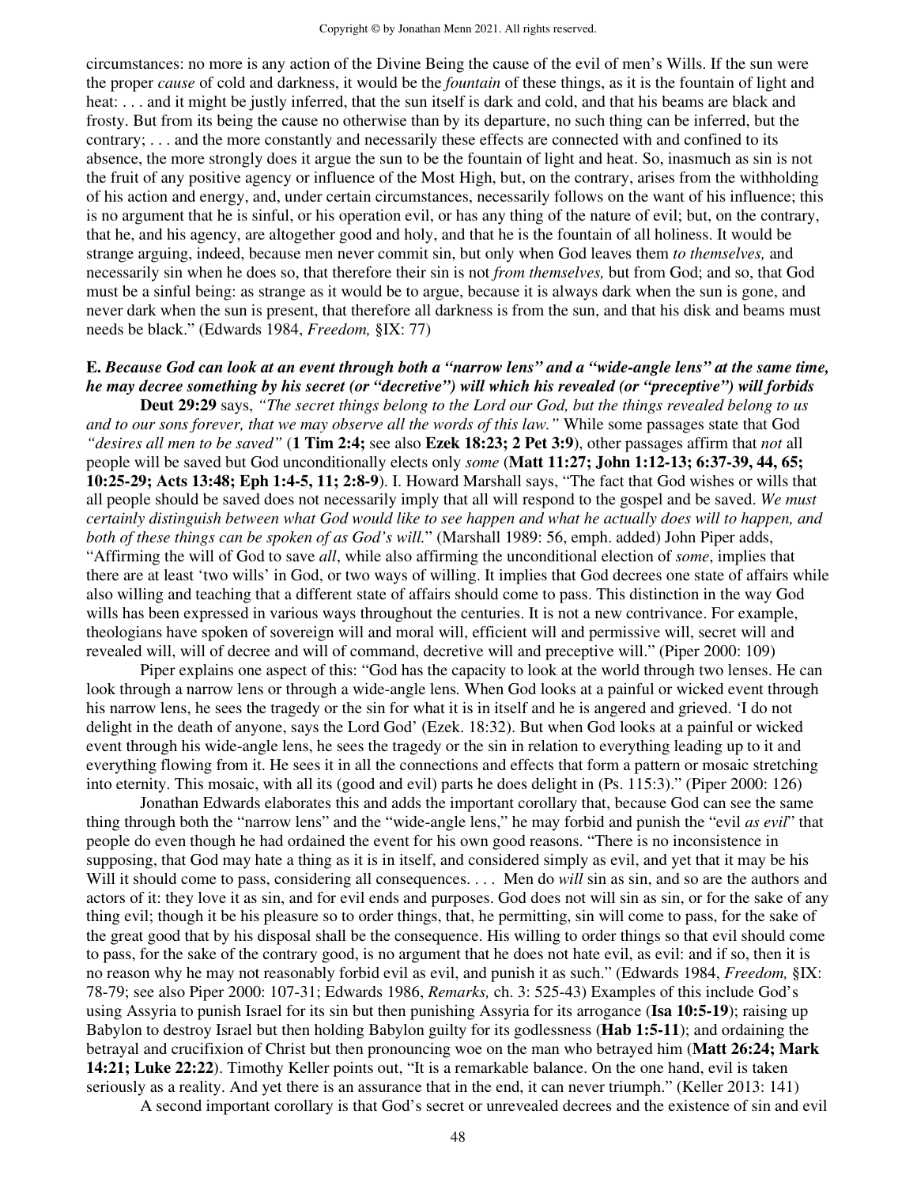circumstances: no more is any action of the Divine Being the cause of the evil of men's Wills. If the sun were the proper *cause* of cold and darkness, it would be the *fountain* of these things, as it is the fountain of light and heat: . . . and it might be justly inferred, that the sun itself is dark and cold, and that his beams are black and frosty. But from its being the cause no otherwise than by its departure, no such thing can be inferred, but the contrary; . . . and the more constantly and necessarily these effects are connected with and confined to its absence, the more strongly does it argue the sun to be the fountain of light and heat. So, inasmuch as sin is not the fruit of any positive agency or influence of the Most High, but, on the contrary, arises from the withholding of his action and energy, and, under certain circumstances, necessarily follows on the want of his influence; this is no argument that he is sinful, or his operation evil, or has any thing of the nature of evil; but, on the contrary, that he, and his agency, are altogether good and holy, and that he is the fountain of all holiness. It would be strange arguing, indeed, because men never commit sin, but only when God leaves them *to themselves,* and necessarily sin when he does so, that therefore their sin is not *from themselves,* but from God; and so, that God must be a sinful being: as strange as it would be to argue, because it is always dark when the sun is gone, and never dark when the sun is present, that therefore all darkness is from the sun, and that his disk and beams must needs be black." (Edwards 1984, *Freedom,* §IX: 77)

**E.** ***Because God can look at an event through both a "narrow lens" and a "wide-angle lens" at the same time, he may decree something by his secret (or "decretive") will which his revealed (or "preceptive") will forbids***

**Deut 29:29** says, *"The secret things belong to the Lord our God, but the things revealed belong to us and to our sons forever, that we may observe all the words of this law."* While some passages state that God *"desires all men to be saved"* (**1 Tim 2:4;** see also **Ezek 18:23; 2 Pet 3:9**), other passages affirm that *not* all people will be saved but God unconditionally elects only *some* (**Matt 11:27; John 1:12-13; 6:37-39, 44, 65; 10:25-29; Acts 13:48; Eph 1:4-5, 11; 2:8-9**). I. Howard Marshall says, "The fact that God wishes or wills that all people should be saved does not necessarily imply that all will respond to the gospel and be saved. *We must certainly distinguish between what God would like to see happen and what he actually does will to happen, and both of these things can be spoken of as God's will.*" (Marshall 1989: 56, emph. added) John Piper adds, "Affirming the will of God to save *all*, while also affirming the unconditional election of *some*, implies that there are at least 'two wills' in God, or two ways of willing. It implies that God decrees one state of affairs while also willing and teaching that a different state of affairs should come to pass. This distinction in the way God wills has been expressed in various ways throughout the centuries. It is not a new contrivance. For example, theologians have spoken of sovereign will and moral will, efficient will and permissive will, secret will and revealed will, will of decree and will of command, decretive will and preceptive will." (Piper 2000: 109)

Piper explains one aspect of this: "God has the capacity to look at the world through two lenses. He can look through a narrow lens or through a wide-angle lens. When God looks at a painful or wicked event through his narrow lens, he sees the tragedy or the sin for what it is in itself and he is angered and grieved. 'I do not delight in the death of anyone, says the Lord God' (Ezek. 18:32). But when God looks at a painful or wicked event through his wide-angle lens, he sees the tragedy or the sin in relation to everything leading up to it and everything flowing from it. He sees it in all the connections and effects that form a pattern or mosaic stretching into eternity. This mosaic, with all its (good and evil) parts he does delight in (Ps. 115:3)." (Piper 2000: 126)

Jonathan Edwards elaborates this and adds the important corollary that, because God can see the same thing through both the "narrow lens" and the "wide-angle lens," he may forbid and punish the "evil *as evil*" that people do even though he had ordained the event for his own good reasons. "There is no inconsistence in supposing, that God may hate a thing as it is in itself, and considered simply as evil, and yet that it may be his Will it should come to pass, considering all consequences. . . . Men do *will* sin as sin, and so are the authors and actors of it: they love it as sin, and for evil ends and purposes. God does not will sin as sin, or for the sake of any thing evil; though it be his pleasure so to order things, that, he permitting, sin will come to pass, for the sake of the great good that by his disposal shall be the consequence. His willing to order things so that evil should come to pass, for the sake of the contrary good, is no argument that he does not hate evil, as evil: and if so, then it is no reason why he may not reasonably forbid evil as evil, and punish it as such." (Edwards 1984, *Freedom,* §IX: 78-79; see also Piper 2000: 107-31; Edwards 1986, *Remarks,* ch. 3: 525-43) Examples of this include God's using Assyria to punish Israel for its sin but then punishing Assyria for its arrogance (**Isa 10:5-19**); raising up Babylon to destroy Israel but then holding Babylon guilty for its godlessness (**Hab 1:5-11**); and ordaining the betrayal and crucifixion of Christ but then pronouncing woe on the man who betrayed him (**Matt 26:24; Mark 14:21; Luke 22:22**). Timothy Keller points out, "It is a remarkable balance. On the one hand, evil is taken seriously as a reality. And yet there is an assurance that in the end, it can never triumph." (Keller 2013: 141)

A second important corollary is that God's secret or unrevealed decrees and the existence of sin and evil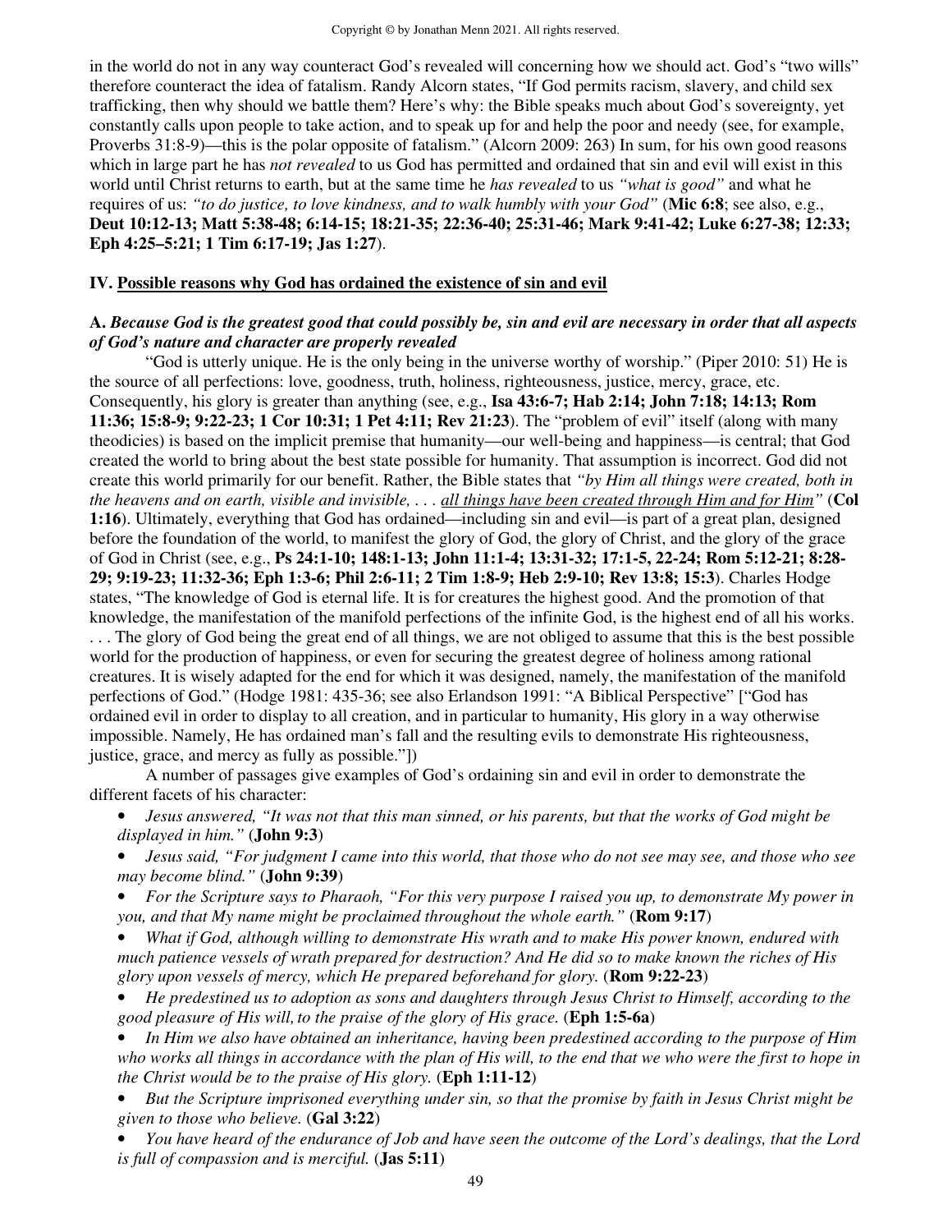in the world do not in any way counteract God's revealed will concerning how we should act. God's "two wills" therefore counteract the idea of fatalism. Randy Alcorn states, "If God permits racism, slavery, and child sex trafficking, then why should we battle them? Here's why: the Bible speaks much about God's sovereignty, yet constantly calls upon people to take action, and to speak up for and help the poor and needy (see, for example, Proverbs 31:8-9)—this is the polar opposite of fatalism." (Alcorn 2009: 263) In sum, for his own good reasons which in large part he has *not revealed* to us God has permitted and ordained that sin and evil will exist in this world until Christ returns to earth, but at the same time he *has revealed* to us *"what is good"* and what he requires of us: *"to do justice, to love kindness, and to walk humbly with your God"* (**Mic 6:8**; see also, e.g., **Deut 10:12-13; Matt 5:38-48; 6:14-15; 18:21-35; 22:36-40; 25:31-46; Mark 9:41-42; Luke 6:27-38; 12:33; Eph 4:25–5:21; 1 Tim 6:17-19; Jas 1:27**).

## IV. <u>Possible reasons why God has ordained the existence of sin and evil</u>

### A. *Because God is the greatest good that could possibly be, sin and evil are necessary in order that all aspects of God's nature and character are properly revealed*

"God is utterly unique. He is the only being in the universe worthy of worship." (Piper 2010: 51) He is the source of all perfections: love, goodness, truth, holiness, righteousness, justice, mercy, grace, etc. Consequently, his glory is greater than anything (see, e.g., **Isa 43:6-7; Hab 2:14; John 7:18; 14:13; Rom 11:36; 15:8-9; 9:22-23; 1 Cor 10:31; 1 Pet 4:11; Rev 21:23**). The "problem of evil" itself (along with many theodicies) is based on the implicit premise that humanity—our well-being and happiness—is central; that God created the world to bring about the best state possible for humanity. That assumption is incorrect. God did not create this world primarily for our benefit. Rather, the Bible states that *"by Him all things were created, both in the heavens and on earth, visible and invisible, . . . <u>all things have been created through Him and for Him</u>"* (**Col 1:16**). Ultimately, everything that God has ordained—including sin and evil—is part of a great plan, designed before the foundation of the world, to manifest the glory of God, the glory of Christ, and the glory of the grace of God in Christ (see, e.g., **Ps 24:1-10; 148:1-13; John 11:1-4; 13:31-32; 17:1-5, 22-24; Rom 5:12-21; 8:28-29; 9:19-23; 11:32-36; Eph 1:3-6; Phil 2:6-11; 2 Tim 1:8-9; Heb 2:9-10; Rev 13:8; 15:3**). Charles Hodge states, "The knowledge of God is eternal life. It is for creatures the highest good. And the promotion of that knowledge, the manifestation of the manifold perfections of the infinite God, is the highest end of all his works. . . . The glory of God being the great end of all things, we are not obliged to assume that this is the best possible world for the production of happiness, or even for securing the greatest degree of holiness among rational creatures. It is wisely adapted for the end for which it was designed, namely, the manifestation of the manifold perfections of God." (Hodge 1981: 435-36; see also Erlandson 1991: "A Biblical Perspective" ["God has ordained evil in order to display to all creation, and in particular to humanity, His glory in a way otherwise impossible. Namely, He has ordained man's fall and the resulting evils to demonstrate His righteousness, justice, grace, and mercy as fully as possible."])

A number of passages give examples of God's ordaining sin and evil in order to demonstrate the different facets of his character:

- *Jesus answered, "It was not that this man sinned, or his parents, but that the works of God might be displayed in him."* (**John 9:3**)
- *Jesus said, "For judgment I came into this world, that those who do not see may see, and those who see may become blind."* (**John 9:39**)
- *For the Scripture says to Pharaoh, "For this very purpose I raised you up, to demonstrate My power in you, and that My name might be proclaimed throughout the whole earth."* (**Rom 9:17**)
- *What if God, although willing to demonstrate His wrath and to make His power known, endured with much patience vessels of wrath prepared for destruction? And He did so to make known the riches of His glory upon vessels of mercy, which He prepared beforehand for glory.* (**Rom 9:22-23**)
- *He predestined us to adoption as sons and daughters through Jesus Christ to Himself, according to the good pleasure of His will, to the praise of the glory of His grace.* (**Eph 1:5-6a**)
- *In Him we also have obtained an inheritance, having been predestined according to the purpose of Him who works all things in accordance with the plan of His will, to the end that we who were the first to hope in the Christ would be to the praise of His glory.* (**Eph 1:11-12**)
- *But the Scripture imprisoned everything under sin, so that the promise by faith in Jesus Christ might be given to those who believe.* (**Gal 3:22**)
- *You have heard of the endurance of Job and have seen the outcome of the Lord's dealings, that the Lord is full of compassion and is merciful.* (**Jas 5:11**)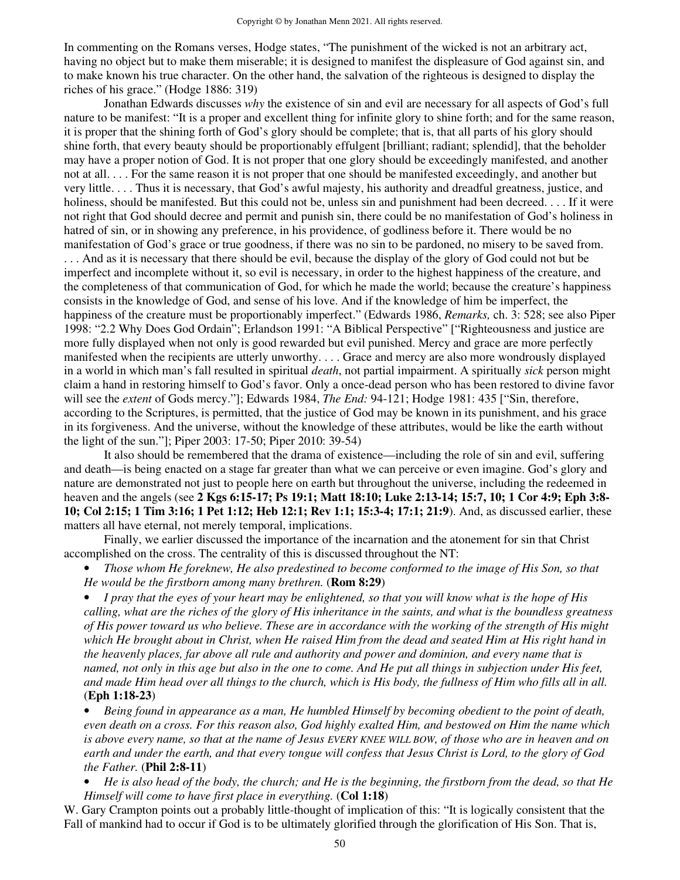In commenting on the Romans verses, Hodge states, "The punishment of the wicked is not an arbitrary act, having no object but to make them miserable; it is designed to manifest the displeasure of God against sin, and to make known his true character. On the other hand, the salvation of the righteous is designed to display the riches of his grace." (Hodge 1886: 319)

Jonathan Edwards discusses *why* the existence of sin and evil are necessary for all aspects of God's full nature to be manifest: "It is a proper and excellent thing for infinite glory to shine forth; and for the same reason, it is proper that the shining forth of God's glory should be complete; that is, that all parts of his glory should shine forth, that every beauty should be proportionably effulgent [brilliant; radiant; splendid], that the beholder may have a proper notion of God. It is not proper that one glory should be exceedingly manifested, and another not at all. . . . For the same reason it is not proper that one should be manifested exceedingly, and another but very little. . . . Thus it is necessary, that God's awful majesty, his authority and dreadful greatness, justice, and holiness, should be manifested. But this could not be, unless sin and punishment had been decreed. . . . If it were not right that God should decree and permit and punish sin, there could be no manifestation of God's holiness in hatred of sin, or in showing any preference, in his providence, of godliness before it. There would be no manifestation of God's grace or true goodness, if there was no sin to be pardoned, no misery to be saved from. . . . And as it is necessary that there should be evil, because the display of the glory of God could not but be imperfect and incomplete without it, so evil is necessary, in order to the highest happiness of the creature, and the completeness of that communication of God, for which he made the world; because the creature's happiness consists in the knowledge of God, and sense of his love. And if the knowledge of him be imperfect, the happiness of the creature must be proportionably imperfect." (Edwards 1986, *Remarks,* ch. 3: 528; see also Piper 1998: "2.2 Why Does God Ordain"; Erlandson 1991: "A Biblical Perspective" ["Righteousness and justice are more fully displayed when not only is good rewarded but evil punished. Mercy and grace are more perfectly manifested when the recipients are utterly unworthy. . . . Grace and mercy are also more wondrously displayed in a world in which man's fall resulted in spiritual *death*, not partial impairment. A spiritually *sick* person might claim a hand in restoring himself to God's favor. Only a once-dead person who has been restored to divine favor will see the *extent* of Gods mercy."]; Edwards 1984, *The End:* 94-121; Hodge 1981: 435 ["Sin, therefore, according to the Scriptures, is permitted, that the justice of God may be known in its punishment, and his grace in its forgiveness. And the universe, without the knowledge of these attributes, would be like the earth without the light of the sun."]; Piper 2003: 17-50; Piper 2010: 39-54)

It also should be remembered that the drama of existence—including the role of sin and evil, suffering and death—is being enacted on a stage far greater than what we can perceive or even imagine. God's glory and nature are demonstrated not just to people here on earth but throughout the universe, including the redeemed in heaven and the angels (see **2 Kgs 6:15-17; Ps 19:1; Matt 18:10; Luke 2:13-14; 15:7, 10; 1 Cor 4:9; Eph 3:8-10; Col 2:15; 1 Tim 3:16; 1 Pet 1:12; Heb 12:1; Rev 1:1; 15:3-4; 17:1; 21:9**). And, as discussed earlier, these matters all have eternal, not merely temporal, implications.

Finally, we earlier discussed the importance of the incarnation and the atonement for sin that Christ accomplished on the cross. The centrality of this is discussed throughout the NT:

- *Those whom He foreknew, He also predestined to become conformed to the image of His Son, so that He would be the firstborn among many brethren.* (**Rom 8:29**)
- *I pray that the eyes of your heart may be enlightened, so that you will know what is the hope of His calling, what are the riches of the glory of His inheritance in the saints, and what is the boundless greatness of His power toward us who believe. These are in accordance with the working of the strength of His might which He brought about in Christ, when He raised Him from the dead and seated Him at His right hand in the heavenly places, far above all rule and authority and power and dominion, and every name that is named, not only in this age but also in the one to come. And He put all things in subjection under His feet, and made Him head over all things to the church, which is His body, the fullness of Him who fills all in all.* (**Eph 1:18-23**)
- *Being found in appearance as a man, He humbled Himself by becoming obedient to the point of death, even death on a cross. For this reason also, God highly exalted Him, and bestowed on Him the name which is above every name, so that at the name of Jesus EVERY KNEE WILL BOW, of those who are in heaven and on earth and under the earth, and that every tongue will confess that Jesus Christ is Lord, to the glory of God the Father.* (**Phil 2:8-11**)
- *He is also head of the body, the church; and He is the beginning, the firstborn from the dead, so that He Himself will come to have first place in everything.* (**Col 1:18**)

W. Gary Crampton points out a probably little-thought of implication of this: "It is logically consistent that the Fall of mankind had to occur if God is to be ultimately glorified through the glorification of His Son. That is,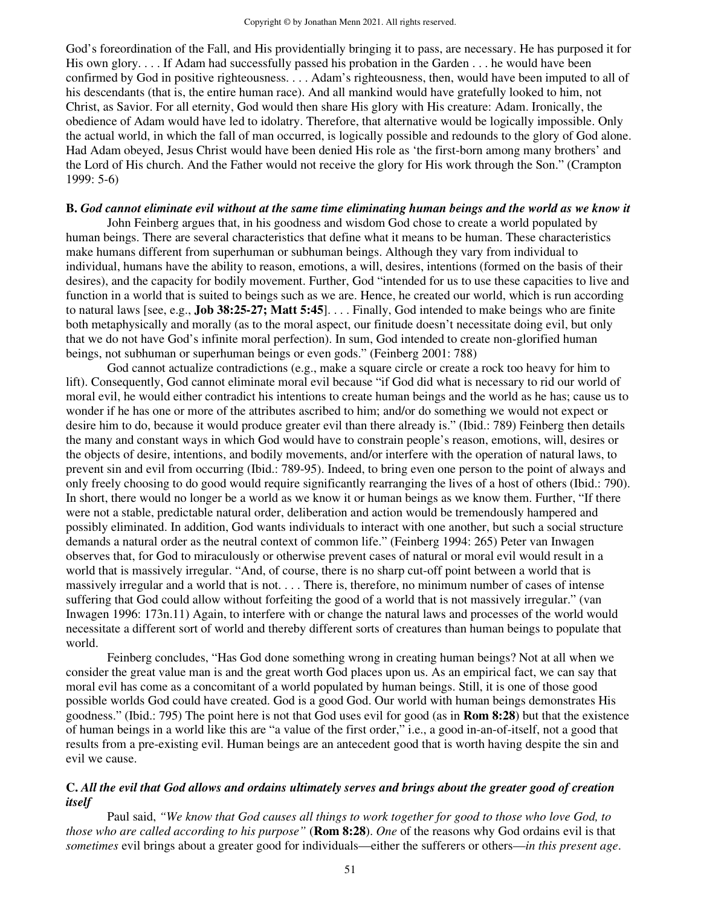God's foreordination of the Fall, and His providentially bringing it to pass, are necessary. He has purposed it for His own glory. . . . If Adam had successfully passed his probation in the Garden . . . he would have been confirmed by God in positive righteousness. . . . Adam's righteousness, then, would have been imputed to all of his descendants (that is, the entire human race). And all mankind would have gratefully looked to him, not Christ, as Savior. For all eternity, God would then share His glory with His creature: Adam. Ironically, the obedience of Adam would have led to idolatry. Therefore, that alternative would be logically impossible. Only the actual world, in which the fall of man occurred, is logically possible and redounds to the glory of God alone. Had Adam obeyed, Jesus Christ would have been denied His role as 'the first-born among many brothers' and the Lord of His church. And the Father would not receive the glory for His work through the Son." (Crampton 1999: 5-6)

**B.** ***God cannot eliminate evil without at the same time eliminating human beings and the world as we know it***

John Feinberg argues that, in his goodness and wisdom God chose to create a world populated by human beings. There are several characteristics that define what it means to be human. These characteristics make humans different from superhuman or subhuman beings. Although they vary from individual to individual, humans have the ability to reason, emotions, a will, desires, intentions (formed on the basis of their desires), and the capacity for bodily movement. Further, God "intended for us to use these capacities to live and function in a world that is suited to beings such as we are. Hence, he created our world, which is run according to natural laws [see, e.g., **Job 38:25-27; Matt 5:45**]. . . . Finally, God intended to make beings who are finite both metaphysically and morally (as to the moral aspect, our finitude doesn't necessitate doing evil, but only that we do not have God's infinite moral perfection). In sum, God intended to create non-glorified human beings, not subhuman or superhuman beings or even gods." (Feinberg 2001: 788)

God cannot actualize contradictions (e.g., make a square circle or create a rock too heavy for him to lift). Consequently, God cannot eliminate moral evil because "if God did what is necessary to rid our world of moral evil, he would either contradict his intentions to create human beings and the world as he has; cause us to wonder if he has one or more of the attributes ascribed to him; and/or do something we would not expect or desire him to do, because it would produce greater evil than there already is." (Ibid.: 789) Feinberg then details the many and constant ways in which God would have to constrain people's reason, emotions, will, desires or the objects of desire, intentions, and bodily movements, and/or interfere with the operation of natural laws, to prevent sin and evil from occurring (Ibid.: 789-95). Indeed, to bring even one person to the point of always and only freely choosing to do good would require significantly rearranging the lives of a host of others (Ibid.: 790). In short, there would no longer be a world as we know it or human beings as we know them. Further, "If there were not a stable, predictable natural order, deliberation and action would be tremendously hampered and possibly eliminated. In addition, God wants individuals to interact with one another, but such a social structure demands a natural order as the neutral context of common life." (Feinberg 1994: 265) Peter van Inwagen observes that, for God to miraculously or otherwise prevent cases of natural or moral evil would result in a world that is massively irregular. "And, of course, there is no sharp cut-off point between a world that is massively irregular and a world that is not. . . . There is, therefore, no minimum number of cases of intense suffering that God could allow without forfeiting the good of a world that is not massively irregular." (van Inwagen 1996: 173n.11) Again, to interfere with or change the natural laws and processes of the world would necessitate a different sort of world and thereby different sorts of creatures than human beings to populate that world.

Feinberg concludes, "Has God done something wrong in creating human beings? Not at all when we consider the great value man is and the great worth God places upon us. As an empirical fact, we can say that moral evil has come as a concomitant of a world populated by human beings. Still, it is one of those good possible worlds God could have created. God is a good God. Our world with human beings demonstrates His goodness." (Ibid.: 795) The point here is not that God uses evil for good (as in **Rom 8:28**) but that the existence of human beings in a world like this are "a value of the first order," i.e., a good in-an-of-itself, not a good that results from a pre-existing evil. Human beings are an antecedent good that is worth having despite the sin and evil we cause.

**C.** ***All the evil that God allows and ordains ultimately serves and brings about the greater good of creation itself***

Paul said, *"We know that God causes all things to work together for good to those who love God, to those who are called according to his purpose"* (**Rom 8:28**). *One* of the reasons why God ordains evil is that *sometimes* evil brings about a greater good for individuals—either the sufferers or others—*in this present age*.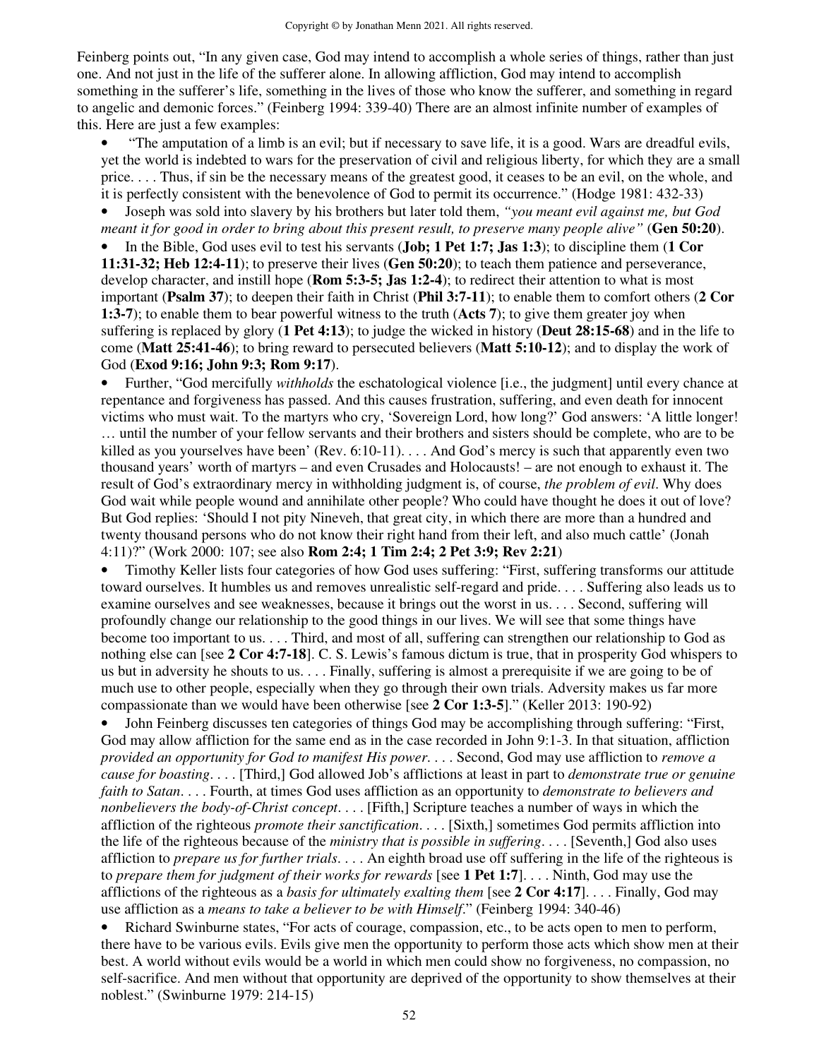Feinberg points out, "In any given case, God may intend to accomplish a whole series of things, rather than just one. And not just in the life of the sufferer alone. In allowing affliction, God may intend to accomplish something in the sufferer's life, something in the lives of those who know the sufferer, and something in regard to angelic and demonic forces." (Feinberg 1994: 339-40) There are an almost infinite number of examples of this. Here are just a few examples:

- "The amputation of a limb is an evil; but if necessary to save life, it is a good. Wars are dreadful evils, yet the world is indebted to wars for the preservation of civil and religious liberty, for which they are a small price. . . . Thus, if sin be the necessary means of the greatest good, it ceases to be an evil, on the whole, and it is perfectly consistent with the benevolence of God to permit its occurrence." (Hodge 1981: 432-33)
- Joseph was sold into slavery by his brothers but later told them, *"you meant evil against me, but God meant it for good in order to bring about this present result, to preserve many people alive"* (**Gen 50:20**).
- In the Bible, God uses evil to test his servants (**Job; 1 Pet 1:7; Jas 1:3**); to discipline them (**1 Cor 11:31-32; Heb 12:4-11**); to preserve their lives (**Gen 50:20**); to teach them patience and perseverance, develop character, and instill hope (**Rom 5:3-5; Jas 1:2-4**); to redirect their attention to what is most important (**Psalm 37**); to deepen their faith in Christ (**Phil 3:7-11**); to enable them to comfort others (**2 Cor 1:3-7**); to enable them to bear powerful witness to the truth (**Acts 7**); to give them greater joy when suffering is replaced by glory (**1 Pet 4:13**); to judge the wicked in history (**Deut 28:15-68**) and in the life to come (**Matt 25:41-46**); to bring reward to persecuted believers (**Matt 5:10-12**); and to display the work of God (**Exod 9:16; John 9:3; Rom 9:17**).
- Further, "God mercifully *withholds* the eschatological violence [i.e., the judgment] until every chance at repentance and forgiveness has passed. And this causes frustration, suffering, and even death for innocent victims who must wait. To the martyrs who cry, 'Sovereign Lord, how long?' God answers: 'A little longer! … until the number of your fellow servants and their brothers and sisters should be complete, who are to be killed as you yourselves have been' (Rev. 6:10-11). . . . And God's mercy is such that apparently even two thousand years' worth of martyrs – and even Crusades and Holocausts! – are not enough to exhaust it. The result of God's extraordinary mercy in withholding judgment is, of course, *the problem of evil*. Why does God wait while people wound and annihilate other people? Who could have thought he does it out of love? But God replies: 'Should I not pity Nineveh, that great city, in which there are more than a hundred and twenty thousand persons who do not know their right hand from their left, and also much cattle' (Jonah 4:11)?" (Work 2000: 107; see also **Rom 2:4; 1 Tim 2:4; 2 Pet 3:9; Rev 2:21**)
- Timothy Keller lists four categories of how God uses suffering: "First, suffering transforms our attitude toward ourselves. It humbles us and removes unrealistic self-regard and pride. . . . Suffering also leads us to examine ourselves and see weaknesses, because it brings out the worst in us. . . . Second, suffering will profoundly change our relationship to the good things in our lives. We will see that some things have become too important to us. . . . Third, and most of all, suffering can strengthen our relationship to God as nothing else can [see **2 Cor 4:7-18**]. C. S. Lewis's famous dictum is true, that in prosperity God whispers to us but in adversity he shouts to us. . . . Finally, suffering is almost a prerequisite if we are going to be of much use to other people, especially when they go through their own trials. Adversity makes us far more compassionate than we would have been otherwise [see **2 Cor 1:3-5**]." (Keller 2013: 190-92)
- John Feinberg discusses ten categories of things God may be accomplishing through suffering: "First, God may allow affliction for the same end as in the case recorded in John 9:1-3. In that situation, affliction *provided an opportunity for God to manifest His power*. . . . Second, God may use affliction to *remove a cause for boasting*. . . . [Third,] God allowed Job's afflictions at least in part to *demonstrate true or genuine faith to Satan*. . . . Fourth, at times God uses affliction as an opportunity to *demonstrate to believers and nonbelievers the body-of-Christ concept*. . . . [Fifth,] Scripture teaches a number of ways in which the affliction of the righteous *promote their sanctification*. . . . [Sixth,] sometimes God permits affliction into the life of the righteous because of the *ministry that is possible in suffering*. . . . [Seventh,] God also uses affliction to *prepare us for further trials*. . . . An eighth broad use off suffering in the life of the righteous is to *prepare them for judgment of their works for rewards* [see **1 Pet 1:7**]. . . . Ninth, God may use the afflictions of the righteous as a *basis for ultimately exalting them* [see **2 Cor 4:17**]. . . . Finally, God may use affliction as a *means to take a believer to be with Himself*." (Feinberg 1994: 340-46)
- Richard Swinburne states, "For acts of courage, compassion, etc., to be acts open to men to perform, there have to be various evils. Evils give men the opportunity to perform those acts which show men at their best. A world without evils would be a world in which men could show no forgiveness, no compassion, no self-sacrifice. And men without that opportunity are deprived of the opportunity to show themselves at their noblest." (Swinburne 1979: 214-15)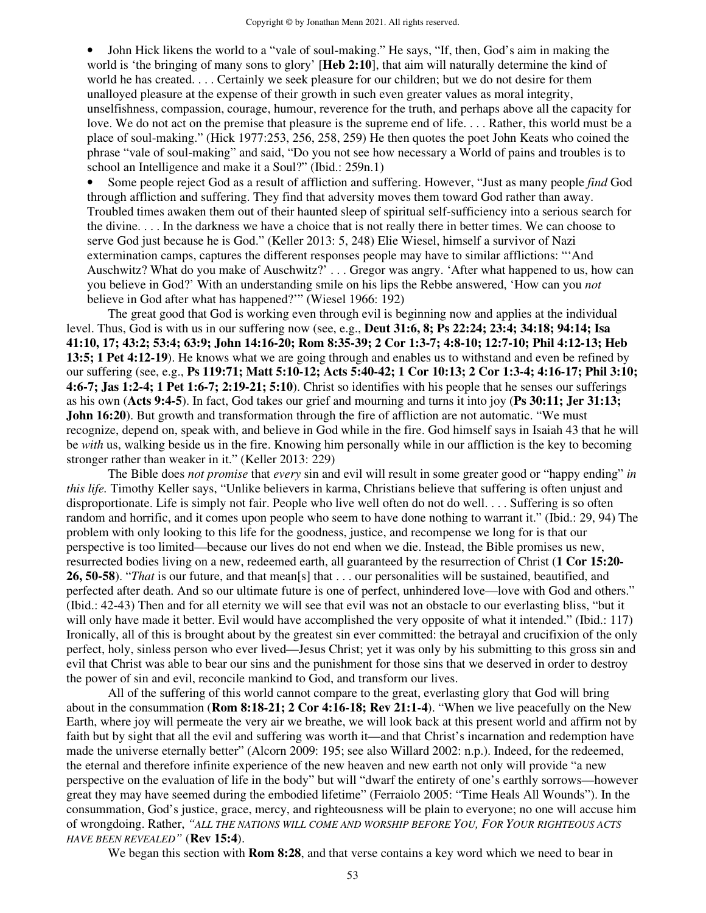- John Hick likens the world to a "vale of soul-making." He says, "If, then, God's aim in making the world is 'the bringing of many sons to glory' [**Heb 2:10**], that aim will naturally determine the kind of world he has created. . . . Certainly we seek pleasure for our children; but we do not desire for them unalloyed pleasure at the expense of their growth in such even greater values as moral integrity, unselfishness, compassion, courage, humour, reverence for the truth, and perhaps above all the capacity for love. We do not act on the premise that pleasure is the supreme end of life. . . . Rather, this world must be a place of soul-making." (Hick 1977:253, 256, 258, 259) He then quotes the poet John Keats who coined the phrase "vale of soul-making" and said, "Do you not see how necessary a World of pains and troubles is to school an Intelligence and make it a Soul?" (Ibid.: 259n.1)
- Some people reject God as a result of affliction and suffering. However, "Just as many people *find* God through affliction and suffering. They find that adversity moves them toward God rather than away. Troubled times awaken them out of their haunted sleep of spiritual self-sufficiency into a serious search for the divine. . . . In the darkness we have a choice that is not really there in better times. We can choose to serve God just because he is God." (Keller 2013: 5, 248) Elie Wiesel, himself a survivor of Nazi extermination camps, captures the different responses people may have to similar afflictions: "'And Auschwitz? What do you make of Auschwitz?' . . . Gregor was angry. 'After what happened to us, how can you believe in God?' With an understanding smile on his lips the Rebbe answered, 'How can you *not* believe in God after what has happened?'" (Wiesel 1966: 192)

The great good that God is working even through evil is beginning now and applies at the individual level. Thus, God is with us in our suffering now (see, e.g., **Deut 31:6, 8; Ps 22:24; 23:4; 34:18; 94:14; Isa 41:10, 17; 43:2; 53:4; 63:9; John 14:16-20; Rom 8:35-39; 2 Cor 1:3-7; 4:8-10; 12:7-10; Phil 4:12-13; Heb 13:5; 1 Pet 4:12-19**). He knows what we are going through and enables us to withstand and even be refined by our suffering (see, e.g., **Ps 119:71; Matt 5:10-12; Acts 5:40-42; 1 Cor 10:13; 2 Cor 1:3-4; 4:16-17; Phil 3:10; 4:6-7; Jas 1:2-4; 1 Pet 1:6-7; 2:19-21; 5:10**). Christ so identifies with his people that he senses our sufferings as his own (**Acts 9:4-5**). In fact, God takes our grief and mourning and turns it into joy (**Ps 30:11; Jer 31:13; John 16:20**). But growth and transformation through the fire of affliction are not automatic. "We must recognize, depend on, speak with, and believe in God while in the fire. God himself says in Isaiah 43 that he will be *with* us, walking beside us in the fire. Knowing him personally while in our affliction is the key to becoming stronger rather than weaker in it." (Keller 2013: 229)

The Bible does *not promise* that *every* sin and evil will result in some greater good or "happy ending" *in this life.* Timothy Keller says, "Unlike believers in karma, Christians believe that suffering is often unjust and disproportionate. Life is simply not fair. People who live well often do not do well. . . . Suffering is so often random and horrific, and it comes upon people who seem to have done nothing to warrant it." (Ibid.: 29, 94) The problem with only looking to this life for the goodness, justice, and recompense we long for is that our perspective is too limited—because our lives do not end when we die. Instead, the Bible promises us new, resurrected bodies living on a new, redeemed earth, all guaranteed by the resurrection of Christ (**1 Cor 15:20-26, 50-58**). "*That* is our future, and that mean[s] that . . . our personalities will be sustained, beautified, and perfected after death. And so our ultimate future is one of perfect, unhindered love—love with God and others." (Ibid.: 42-43) Then and for all eternity we will see that evil was not an obstacle to our everlasting bliss, "but it will only have made it better. Evil would have accomplished the very opposite of what it intended." (Ibid.: 117) Ironically, all of this is brought about by the greatest sin ever committed: the betrayal and crucifixion of the only perfect, holy, sinless person who ever lived—Jesus Christ; yet it was only by his submitting to this gross sin and evil that Christ was able to bear our sins and the punishment for those sins that we deserved in order to destroy the power of sin and evil, reconcile mankind to God, and transform our lives.

All of the suffering of this world cannot compare to the great, everlasting glory that God will bring about in the consummation (**Rom 8:18-21; 2 Cor 4:16-18; Rev 21:1-4**). "When we live peacefully on the New Earth, where joy will permeate the very air we breathe, we will look back at this present world and affirm not by faith but by sight that all the evil and suffering was worth it—and that Christ's incarnation and redemption have made the universe eternally better" (Alcorn 2009: 195; see also Willard 2002: n.p.). Indeed, for the redeemed, the eternal and therefore infinite experience of the new heaven and new earth not only will provide "a new perspective on the evaluation of life in the body" but will "dwarf the entirety of one's earthly sorrows—however great they may have seemed during the embodied lifetime" (Ferraiolo 2005: "Time Heals All Wounds"). In the consummation, God's justice, grace, mercy, and righteousness will be plain to everyone; no one will accuse him of wrongdoing. Rather, *"ALL THE NATIONS WILL COME AND WORSHIP BEFORE YOU, FOR YOUR RIGHTEOUS ACTS HAVE BEEN REVEALED"* (**Rev 15:4**).

We began this section with **Rom 8:28**, and that verse contains a key word which we need to bear in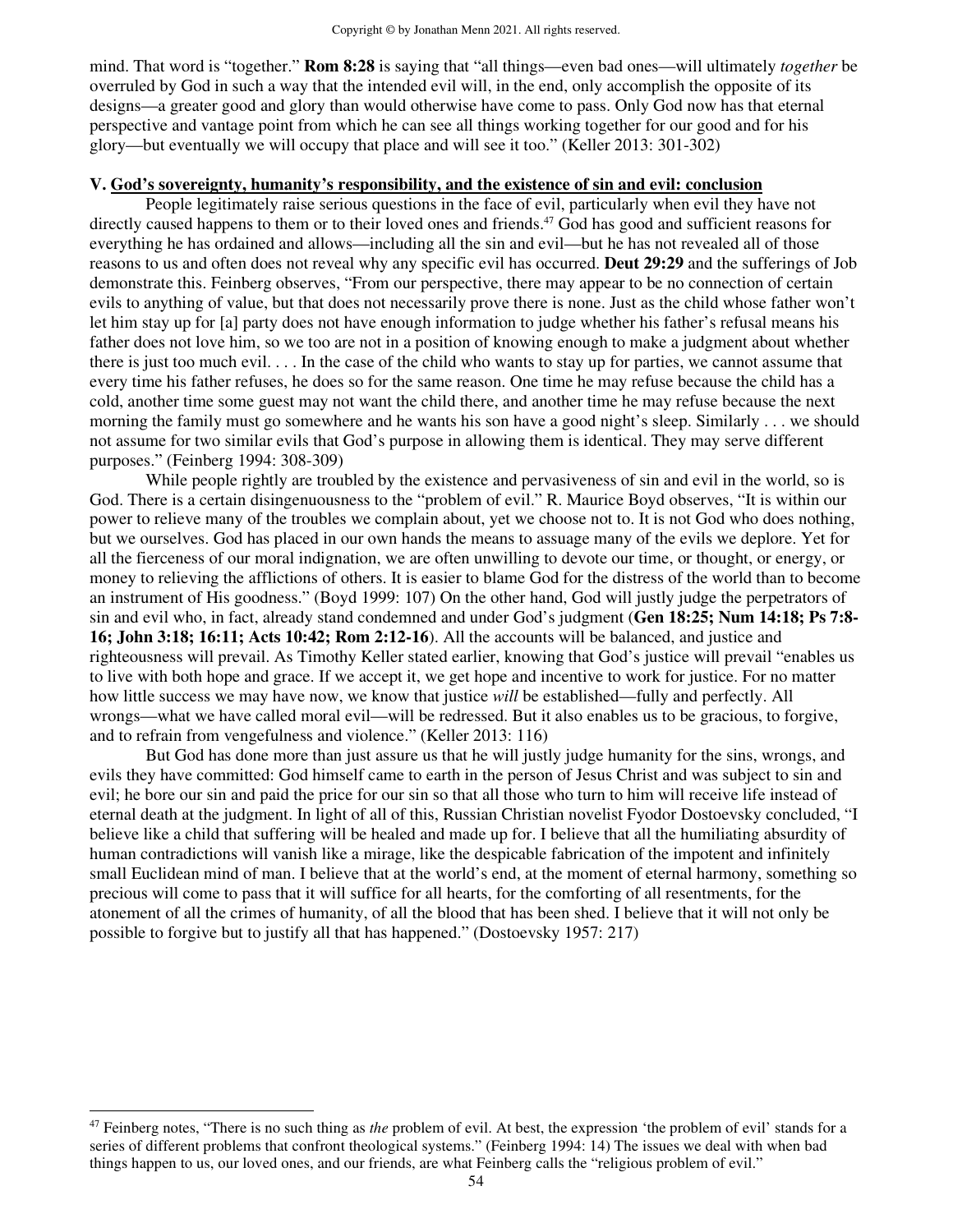mind. That word is "together." **Rom 8:28** is saying that "all things—even bad ones—will ultimately *together* be overruled by God in such a way that the intended evil will, in the end, only accomplish the opposite of its designs—a greater good and glory than would otherwise have come to pass. Only God now has that eternal perspective and vantage point from which he can see all things working together for our good and for his glory—but eventually we will occupy that place and will see it too." (Keller 2013: 301-302)

## V. God's sovereignty, humanity's responsibility, and the existence of sin and evil: conclusion

People legitimately raise serious questions in the face of evil, particularly when evil they have not directly caused happens to them or to their loved ones and friends.[47] God has good and sufficient reasons for everything he has ordained and allows—including all the sin and evil—but he has not revealed all of those reasons to us and often does not reveal why any specific evil has occurred. **Deut 29:29** and the sufferings of Job demonstrate this. Feinberg observes, "From our perspective, there may appear to be no connection of certain evils to anything of value, but that does not necessarily prove there is none. Just as the child whose father won't let him stay up for [a] party does not have enough information to judge whether his father's refusal means his father does not love him, so we too are not in a position of knowing enough to make a judgment about whether there is just too much evil. . . . In the case of the child who wants to stay up for parties, we cannot assume that every time his father refuses, he does so for the same reason. One time he may refuse because the child has a cold, another time some guest may not want the child there, and another time he may refuse because the next morning the family must go somewhere and he wants his son have a good night's sleep. Similarly . . . we should not assume for two similar evils that God's purpose in allowing them is identical. They may serve different purposes." (Feinberg 1994: 308-309)

While people rightly are troubled by the existence and pervasiveness of sin and evil in the world, so is God. There is a certain disingenuousness to the "problem of evil." R. Maurice Boyd observes, "It is within our power to relieve many of the troubles we complain about, yet we choose not to. It is not God who does nothing, but we ourselves. God has placed in our own hands the means to assuage many of the evils we deplore. Yet for all the fierceness of our moral indignation, we are often unwilling to devote our time, or thought, or energy, or money to relieving the afflictions of others. It is easier to blame God for the distress of the world than to become an instrument of His goodness." (Boyd 1999: 107) On the other hand, God will justly judge the perpetrators of sin and evil who, in fact, already stand condemned and under God's judgment (**Gen 18:25; Num 14:18; Ps 7:8-16; John 3:18; 16:11; Acts 10:42; Rom 2:12-16**). All the accounts will be balanced, and justice and righteousness will prevail. As Timothy Keller stated earlier, knowing that God's justice will prevail "enables us to live with both hope and grace. If we accept it, we get hope and incentive to work for justice. For no matter how little success we may have now, we know that justice *will* be established—fully and perfectly. All wrongs—what we have called moral evil—will be redressed. But it also enables us to be gracious, to forgive, and to refrain from vengefulness and violence." (Keller 2013: 116)

But God has done more than just assure us that he will justly judge humanity for the sins, wrongs, and evils they have committed: God himself came to earth in the person of Jesus Christ and was subject to sin and evil; he bore our sin and paid the price for our sin so that all those who turn to him will receive life instead of eternal death at the judgment. In light of all of this, Russian Christian novelist Fyodor Dostoevsky concluded, "I believe like a child that suffering will be healed and made up for. I believe that all the humiliating absurdity of human contradictions will vanish like a mirage, like the despicable fabrication of the impotent and infinitely small Euclidean mind of man. I believe that at the world's end, at the moment of eternal harmony, something so precious will come to pass that it will suffice for all hearts, for the comforting of all resentments, for the atonement of all the crimes of humanity, of all the blood that has been shed. I believe that it will not only be possible to forgive but to justify all that has happened." (Dostoevsky 1957: 217)

---

[47] Feinberg notes, "There is no such thing as *the* problem of evil. At best, the expression 'the problem of evil' stands for a series of different problems that confront theological systems." (Feinberg 1994: 14) The issues we deal with when bad things happen to us, our loved ones, and our friends, are what Feinberg calls the "religious problem of evil."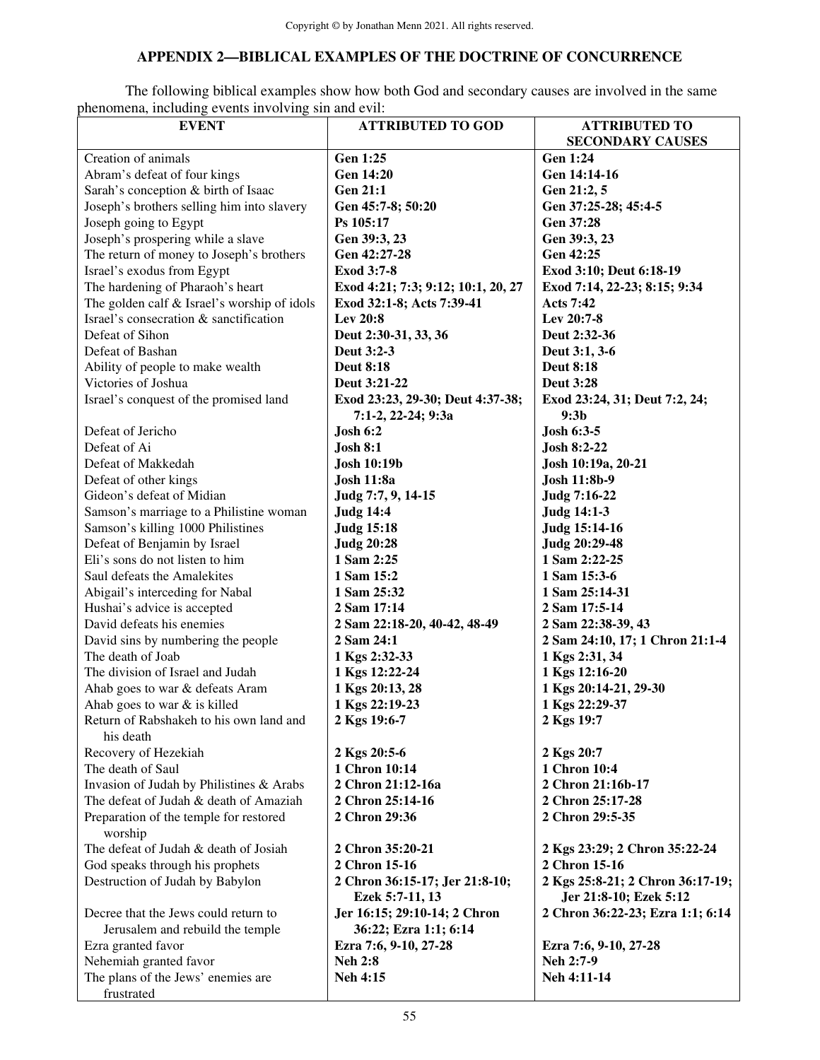## APPENDIX 2—BIBLICAL EXAMPLES OF THE DOCTRINE OF CONCURRENCE

The following biblical examples show how both God and secondary causes are involved in the same phenomena, including events involving sin and evil:

| EVENT | ATTRIBUTED TO GOD | ATTRIBUTED TO SECONDARY CAUSES |
|---|---|---|
| Creation of animals | **Gen 1:25** | **Gen 1:24** |
| Abram's defeat of four kings | **Gen 14:20** | **Gen 14:14-16** |
| Sarah's conception & birth of Isaac | **Gen 21:1** | **Gen 21:2, 5** |
| Joseph's brothers selling him into slavery | **Gen 45:7-8; 50:20** | **Gen 37:25-28; 45:4-5** |
| Joseph going to Egypt | **Ps 105:17** | **Gen 37:28** |
| Joseph's prospering while a slave | **Gen 39:3, 23** | **Gen 39:3, 23** |
| The return of money to Joseph's brothers | **Gen 42:27-28** | **Gen 42:25** |
| Israel's exodus from Egypt | **Exod 3:7-8** | **Exod 3:10; Deut 6:18-19** |
| The hardening of Pharaoh's heart | **Exod 4:21; 7:3; 9:12; 10:1, 20, 27** | **Exod 7:14, 22-23; 8:15; 9:34** |
| The golden calf & Israel's worship of idols | **Exod 32:1-8; Acts 7:39-41** | **Acts 7:42** |
| Israel's consecration & sanctification | **Lev 20:8** | **Lev 20:7-8** |
| Defeat of Sihon | **Deut 2:30-31, 33, 36** | **Deut 2:32-36** |
| Defeat of Bashan | **Deut 3:2-3** | **Deut 3:1, 3-6** |
| Ability of people to make wealth | **Deut 8:18** | **Deut 8:18** |
| Victories of Joshua | **Deut 3:21-22** | **Deut 3:28** |
| Israel's conquest of the promised land | **Exod 23:23, 29-30; Deut 4:37-38; 7:1-2, 22-24; 9:3a** | **Exod 23:24, 31; Deut 7:2, 24; 9:3b** |
| Defeat of Jericho | **Josh 6:2** | **Josh 6:3-5** |
| Defeat of Ai | **Josh 8:1** | **Josh 8:2-22** |
| Defeat of Makkedah | **Josh 10:19b** | **Josh 10:19a, 20-21** |
| Defeat of other kings | **Josh 11:8a** | **Josh 11:8b-9** |
| Gideon's defeat of Midian | **Judg 7:7, 9, 14-15** | **Judg 7:16-22** |
| Samson's marriage to a Philistine woman | **Judg 14:4** | **Judg 14:1-3** |
| Samson's killing 1000 Philistines | **Judg 15:18** | **Judg 15:14-16** |
| Defeat of Benjamin by Israel | **Judg 20:28** | **Judg 20:29-48** |
| Eli's sons do not listen to him | **1 Sam 2:25** | **1 Sam 2:22-25** |
| Saul defeats the Amalekites | **1 Sam 15:2** | **1 Sam 15:3-6** |
| Abigail's interceding for Nabal | **1 Sam 25:32** | **1 Sam 25:14-31** |
| Hushai's advice is accepted | **2 Sam 17:14** | **2 Sam 17:5-14** |
| David defeats his enemies | **2 Sam 22:18-20, 40-42, 48-49** | **2 Sam 22:38-39, 43** |
| David sins by numbering the people | **2 Sam 24:1** | **2 Sam 24:10, 17; 1 Chron 21:1-4** |
| The death of Joab | **1 Kgs 2:32-33** | **1 Kgs 2:31, 34** |
| The division of Israel and Judah | **1 Kgs 12:22-24** | **1 Kgs 12:16-20** |
| Ahab goes to war & defeats Aram | **1 Kgs 20:13, 28** | **1 Kgs 20:14-21, 29-30** |
| Ahab goes to war & is killed | **1 Kgs 22:19-23** | **1 Kgs 22:29-37** |
| Return of Rabshakeh to his own land and his death | **2 Kgs 19:6-7** | **2 Kgs 19:7** |
| Recovery of Hezekiah | **2 Kgs 20:5-6** | **2 Kgs 20:7** |
| The death of Saul | **1 Chron 10:14** | **1 Chron 10:4** |
| Invasion of Judah by Philistines & Arabs | **2 Chron 21:12-16a** | **2 Chron 21:16b-17** |
| The defeat of Judah & death of Amaziah | **2 Chron 25:14-16** | **2 Chron 25:17-28** |
| Preparation of the temple for restored worship | **2 Chron 29:36** | **2 Chron 29:5-35** |
| The defeat of Judah & death of Josiah | **2 Chron 35:20-21** | **2 Kgs 23:29; 2 Chron 35:22-24** |
| God speaks through his prophets | **2 Chron 15-16** | **2 Chron 15-16** |
| Destruction of Judah by Babylon | **2 Chron 36:15-17; Jer 21:8-10; Ezek 5:7-11, 13** | **2 Kgs 25:8-21; 2 Chron 36:17-19; Jer 21:8-10; Ezek 5:12** |
| Decree that the Jews could return to Jerusalem and rebuild the temple | **Jer 16:15; 29:10-14; 2 Chron 36:22; Ezra 1:1; 6:14** | **2 Chron 36:22-23; Ezra 1:1; 6:14** |
| Ezra granted favor | **Ezra 7:6, 9-10, 27-28** | **Ezra 7:6, 9-10, 27-28** |
| Nehemiah granted favor | **Neh 2:8** | **Neh 2:7-9** |
| The plans of the Jews' enemies are frustrated | **Neh 4:15** | **Neh 4:11-14** |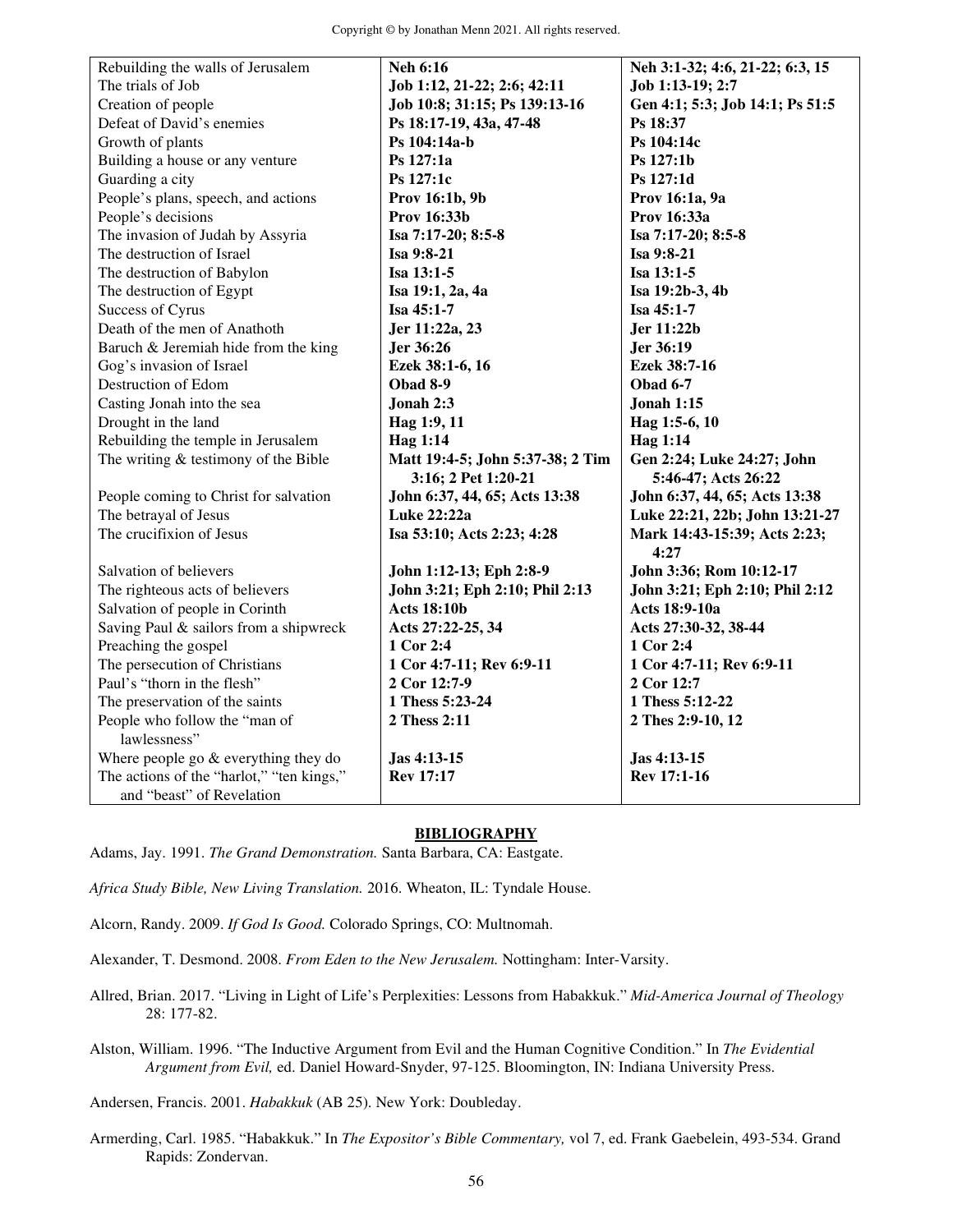| | | |
|---|---|---|
| Rebuilding the walls of Jerusalem | **Neh 6:16** | **Neh 3:1-32; 4:6, 21-22; 6:3, 15** |
| The trials of Job | **Job 1:12, 21-22; 2:6; 42:11** | **Job 1:13-19; 2:7** |
| Creation of people | **Job 10:8; 31:15; Ps 139:13-16** | **Gen 4:1; 5:3; Job 14:1; Ps 51:5** |
| Defeat of David's enemies | **Ps 18:17-19, 43a, 47-48** | **Ps 18:37** |
| Growth of plants | **Ps 104:14a-b** | **Ps 104:14c** |
| Building a house or any venture | **Ps 127:1a** | **Ps 127:1b** |
| Guarding a city | **Ps 127:1c** | **Ps 127:1d** |
| People's plans, speech, and actions | **Prov 16:1b, 9b** | **Prov 16:1a, 9a** |
| People's decisions | **Prov 16:33b** | **Prov 16:33a** |
| The invasion of Judah by Assyria | **Isa 7:17-20; 8:5-8** | **Isa 7:17-20; 8:5-8** |
| The destruction of Israel | **Isa 9:8-21** | **Isa 9:8-21** |
| The destruction of Babylon | **Isa 13:1-5** | **Isa 13:1-5** |
| The destruction of Egypt | **Isa 19:1, 2a, 4a** | **Isa 19:2b-3, 4b** |
| Success of Cyrus | **Isa 45:1-7** | **Isa 45:1-7** |
| Death of the men of Anathoth | **Jer 11:22a, 23** | **Jer 11:22b** |
| Baruch & Jeremiah hide from the king | **Jer 36:26** | **Jer 36:19** |
| Gog's invasion of Israel | **Ezek 38:1-6, 16** | **Ezek 38:7-16** |
| Destruction of Edom | **Obad 8-9** | **Obad 6-7** |
| Casting Jonah into the sea | **Jonah 2:3** | **Jonah 1:15** |
| Drought in the land | **Hag 1:9, 11** | **Hag 1:5-6, 10** |
| Rebuilding the temple in Jerusalem | **Hag 1:14** | **Hag 1:14** |
| The writing & testimony of the Bible | **Matt 19:4-5; John 5:37-38; 2 Tim 3:16; 2 Pet 1:20-21** | **Gen 2:24; Luke 24:27; John 5:46-47; Acts 26:22** |
| People coming to Christ for salvation | **John 6:37, 44, 65; Acts 13:38** | **John 6:37, 44, 65; Acts 13:38** |
| The betrayal of Jesus | **Luke 22:22a** | **Luke 22:21, 22b; John 13:21-27** |
| The crucifixion of Jesus | **Isa 53:10; Acts 2:23; 4:28** | **Mark 14:43-15:39; Acts 2:23; 4:27** |
| Salvation of believers | **John 1:12-13; Eph 2:8-9** | **John 3:36; Rom 10:12-17** |
| The righteous acts of believers | **John 3:21; Eph 2:10; Phil 2:13** | **John 3:21; Eph 2:10; Phil 2:12** |
| Salvation of people in Corinth | **Acts 18:10b** | **Acts 18:9-10a** |
| Saving Paul & sailors from a shipwreck | **Acts 27:22-25, 34** | **Acts 27:30-32, 38-44** |
| Preaching the gospel | **1 Cor 2:4** | **1 Cor 2:4** |
| The persecution of Christians | **1 Cor 4:7-11; Rev 6:9-11** | **1 Cor 4:7-11; Rev 6:9-11** |
| Paul's "thorn in the flesh" | **2 Cor 12:7-9** | **2 Cor 12:7** |
| The preservation of the saints | **1 Thess 5:23-24** | **1 Thess 5:12-22** |
| People who follow the "man of lawlessness" | **2 Thess 2:11** | **2 Thes 2:9-10, 12** |
| Where people go & everything they do | **Jas 4:13-15** | **Jas 4:13-15** |
| The actions of the "harlot," "ten kings," and "beast" of Revelation | **Rev 17:17** | **Rev 17:1-16** |

## BIBLIOGRAPHY

Adams, Jay. 1991. *The Grand Demonstration.* Santa Barbara, CA: Eastgate.

*Africa Study Bible, New Living Translation.* 2016. Wheaton, IL: Tyndale House.

Alcorn, Randy. 2009. *If God Is Good.* Colorado Springs, CO: Multnomah.

Alexander, T. Desmond. 2008. *From Eden to the New Jerusalem.* Nottingham: Inter-Varsity.

Allred, Brian. 2017. "Living in Light of Life's Perplexities: Lessons from Habakkuk." *Mid-America Journal of Theology* 28: 177-82.

Alston, William. 1996. "The Inductive Argument from Evil and the Human Cognitive Condition." In *The Evidential Argument from Evil,* ed. Daniel Howard-Snyder, 97-125. Bloomington, IN: Indiana University Press.

Andersen, Francis. 2001. *Habakkuk* (AB 25). New York: Doubleday.

Armerding, Carl. 1985. "Habakkuk." In *The Expositor's Bible Commentary,* vol 7, ed. Frank Gaebelein, 493-534. Grand Rapids: Zondervan.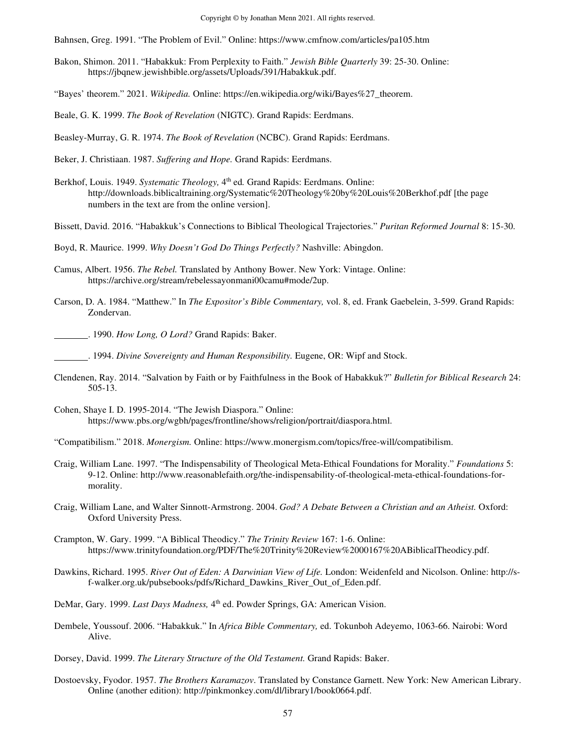Bahnsen, Greg. 1991. “The Problem of Evil.” Online: https://www.cmfnow.com/articles/pa105.htm

Bakon, Shimon. 2011. “Habakkuk: From Perplexity to Faith.” *Jewish Bible Quarterly* 39: 25-30. Online: https://jbqnew.jewishbible.org/assets/Uploads/391/Habakkuk.pdf.

“Bayes’ theorem.” 2021. *Wikipedia.* Online: https://en.wikipedia.org/wiki/Bayes%27_theorem.

Beale, G. K. 1999. *The Book of Revelation* (NIGTC). Grand Rapids: Eerdmans.

Beasley-Murray, G. R. 1974. *The Book of Revelation* (NCBC). Grand Rapids: Eerdmans.

Beker, J. Christiaan. 1987. *Suffering and Hope.* Grand Rapids: Eerdmans.

Berkhof, Louis. 1949. *Systematic Theology,* 4th ed*.* Grand Rapids: Eerdmans. Online: http://downloads.biblicaltraining.org/Systematic%20Theology%20by%20Louis%20Berkhof.pdf [the page numbers in the text are from the online version].

Bissett, David. 2016. “Habakkuk’s Connections to Biblical Theological Trajectories.” *Puritan Reformed Journal* 8: 15-30.

Boyd, R. Maurice. 1999. *Why Doesn’t God Do Things Perfectly?* Nashville: Abingdon.

Camus, Albert. 1956. *The Rebel.* Translated by Anthony Bower. New York: Vintage. Online: https://archive.org/stream/rebelessayonmani00camu#mode/2up.

Carson, D. A. 1984. “Matthew.” In *The Expositor’s Bible Commentary,* vol. 8, ed. Frank Gaebelein, 3-599. Grand Rapids: Zondervan.

________. 1990. *How Long, O Lord?* Grand Rapids: Baker.

________. 1994. *Divine Sovereignty and Human Responsibility.* Eugene, OR: Wipf and Stock.

Clendenen, Ray. 2014. “Salvation by Faith or by Faithfulness in the Book of Habakkuk?” *Bulletin for Biblical Research* 24: 505-13.

Cohen, Shaye I. D. 1995-2014. “The Jewish Diaspora.” Online: https://www.pbs.org/wgbh/pages/frontline/shows/religion/portrait/diaspora.html.

“Compatibilism.” 2018. *Monergism.* Online: https://www.monergism.com/topics/free-will/compatibilism.

Craig, William Lane. 1997. “The Indispensability of Theological Meta-Ethical Foundations for Morality.” *Foundations* 5: 9-12. Online: http://www.reasonablefaith.org/the-indispensability-of-theological-meta-ethical-foundations-for-morality.

Craig, William Lane, and Walter Sinnott-Armstrong. 2004. *God? A Debate Between a Christian and an Atheist.* Oxford: Oxford University Press.

Crampton, W. Gary. 1999. “A Biblical Theodicy.” *The Trinity Review* 167: 1-6. Online: https://www.trinityfoundation.org/PDF/The%20Trinity%20Review%2000167%20ABiblicalTheodicy.pdf.

Dawkins, Richard. 1995. *River Out of Eden: A Darwinian View of Life.* London: Weidenfeld and Nicolson. Online: http://s-f-walker.org.uk/pubsebooks/pdfs/Richard_Dawkins_River_Out_of_Eden.pdf.

DeMar, Gary. 1999. *Last Days Madness,* 4th ed. Powder Springs, GA: American Vision.

Dembele, Youssouf. 2006. “Habakkuk.” In *Africa Bible Commentary,* ed. Tokunboh Adeyemo, 1063-66. Nairobi: Word Alive.

Dorsey, David. 1999. *The Literary Structure of the Old Testament.* Grand Rapids: Baker.

Dostoevsky, Fyodor. 1957. *The Brothers Karamazov*. Translated by Constance Garnett. New York: New American Library. Online (another edition): http://pinkmonkey.com/dl/library1/book0664.pdf.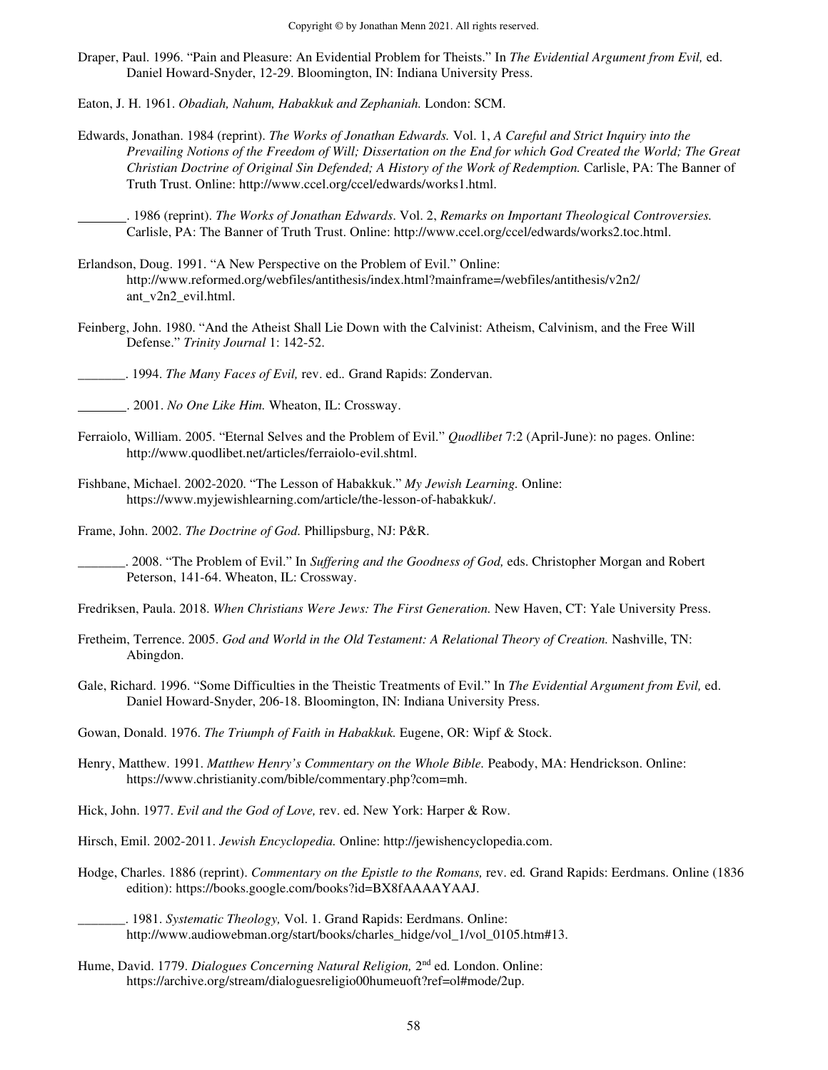Draper, Paul. 1996. "Pain and Pleasure: An Evidential Problem for Theists." In *The Evidential Argument from Evil,* ed. Daniel Howard-Snyder, 12-29. Bloomington, IN: Indiana University Press.

Eaton, J. H. 1961. *Obadiah, Nahum, Habakkuk and Zephaniah.* London: SCM.

Edwards, Jonathan. 1984 (reprint). *The Works of Jonathan Edwards.* Vol. 1, *A Careful and Strict Inquiry into the Prevailing Notions of the Freedom of Will; Dissertation on the End for which God Created the World; The Great Christian Doctrine of Original Sin Defended; A History of the Work of Redemption.* Carlisle, PA: The Banner of Truth Trust. Online: http://www.ccel.org/ccel/edwards/works1.html.

_______. 1986 (reprint). *The Works of Jonathan Edwards.* Vol. 2, *Remarks on Important Theological Controversies.* Carlisle, PA: The Banner of Truth Trust. Online: http://www.ccel.org/ccel/edwards/works2.toc.html.

Erlandson, Doug. 1991. "A New Perspective on the Problem of Evil." Online: http://www.reformed.org/webfiles/antithesis/index.html?mainframe=/webfiles/antithesis/v2n2/ant_v2n2_evil.html.

Feinberg, John. 1980. "And the Atheist Shall Lie Down with the Calvinist: Atheism, Calvinism, and the Free Will Defense." *Trinity Journal* 1: 142-52.

_______. 1994. *The Many Faces of Evil,* rev. ed.. Grand Rapids: Zondervan.

_______. 2001. *No One Like Him.* Wheaton, IL: Crossway.

Ferraiolo, William. 2005. "Eternal Selves and the Problem of Evil." *Quodlibet* 7:2 (April-June): no pages. Online: http://www.quodlibet.net/articles/ferraiolo-evil.shtml.

Fishbane, Michael. 2002-2020. "The Lesson of Habakkuk." *My Jewish Learning.* Online: https://www.myjewishlearning.com/article/the-lesson-of-habakkuk/.

Frame, John. 2002. *The Doctrine of God.* Phillipsburg, NJ: P&R.

_______. 2008. "The Problem of Evil." In *Suffering and the Goodness of God,* eds. Christopher Morgan and Robert Peterson, 141-64. Wheaton, IL: Crossway.

Fredriksen, Paula. 2018. *When Christians Were Jews: The First Generation.* New Haven, CT: Yale University Press.

Fretheim, Terrence. 2005. *God and World in the Old Testament: A Relational Theory of Creation.* Nashville, TN: Abingdon.

Gale, Richard. 1996. "Some Difficulties in the Theistic Treatments of Evil." In *The Evidential Argument from Evil,* ed. Daniel Howard-Snyder, 206-18. Bloomington, IN: Indiana University Press.

Gowan, Donald. 1976. *The Triumph of Faith in Habakkuk.* Eugene, OR: Wipf & Stock.

Henry, Matthew. 1991. *Matthew Henry's Commentary on the Whole Bible.* Peabody, MA: Hendrickson. Online: https://www.christianity.com/bible/commentary.php?com=mh.

Hick, John. 1977. *Evil and the God of Love,* rev. ed. New York: Harper & Row.

Hirsch, Emil. 2002-2011. *Jewish Encyclopedia.* Online: http://jewishencyclopedia.com.

Hodge, Charles. 1886 (reprint). *Commentary on the Epistle to the Romans,* rev. ed. Grand Rapids: Eerdmans. Online (1836 edition): https://books.google.com/books?id=BX8fAAAAYAAJ.

_______. 1981. *Systematic Theology,* Vol. 1. Grand Rapids: Eerdmans. Online: http://www.audiowebman.org/start/books/charles_hidge/vol_1/vol_0105.htm#13.

Hume, David. 1779. *Dialogues Concerning Natural Religion,* 2nd ed. London. Online: https://archive.org/stream/dialoguesreligio00humeuoft?ref=ol#mode/2up.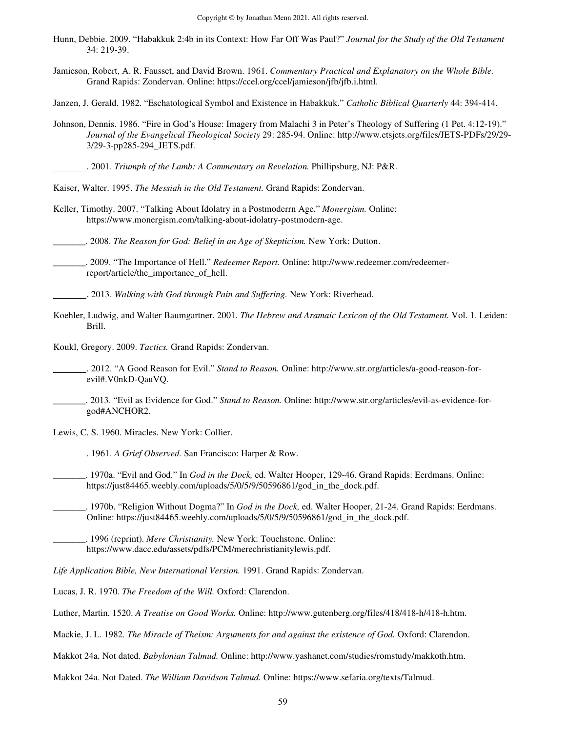Hunn, Debbie. 2009. "Habakkuk 2:4b in its Context: How Far Off Was Paul?" *Journal for the Study of the Old Testament* 34: 219-39.

Jamieson, Robert, A. R. Fausset, and David Brown. 1961. *Commentary Practical and Explanatory on the Whole Bible.* Grand Rapids: Zondervan. Online: https://ccel.org/ccel/jamieson/jfb/jfb.i.html.

Janzen, J. Gerald. 1982. "Eschatological Symbol and Existence in Habakkuk." *Catholic Biblical Quarterly* 44: 394-414.

Johnson, Dennis. 1986. "Fire in God's House: Imagery from Malachi 3 in Peter's Theology of Suffering (1 Pet. 4:12-19)." *Journal of the Evangelical Theological Society* 29: 285-94. Online: http://www.etsjets.org/files/JETS-PDFs/29/29-3/29-3-pp285-294_JETS.pdf.

_______. 2001. *Triumph of the Lamb: A Commentary on Revelation.* Phillipsburg, NJ: P&R.

Kaiser, Walter. 1995. *The Messiah in the Old Testament.* Grand Rapids: Zondervan.

Keller, Timothy. 2007. "Talking About Idolatry in a Postmoderrn Age." *Monergism.* Online: https://www.monergism.com/talking-about-idolatry-postmodern-age.

_______. 2008. *The Reason for God: Belief in an Age of Skepticism.* New York: Dutton.

_______. 2009. "The Importance of Hell." *Redeemer Report.* Online: http://www.redeemer.com/redeemer-report/article/the_importance_of_hell.

_______. 2013. *Walking with God through Pain and Suffering.* New York: Riverhead.

Koehler, Ludwig, and Walter Baumgartner. 2001. *The Hebrew and Aramaic Lexicon of the Old Testament.* Vol. 1. Leiden: Brill.

Koukl, Gregory. 2009. *Tactics.* Grand Rapids: Zondervan.

_______. 2012. "A Good Reason for Evil." *Stand to Reason.* Online: http://www.str.org/articles/a-good-reason-for-evil#.V0nkD-QauVQ.

_______. 2013. "Evil as Evidence for God." *Stand to Reason.* Online: http://www.str.org/articles/evil-as-evidence-for-god#ANCHOR2.

Lewis, C. S. 1960. Miracles. New York: Collier.

_______. 1961. *A Grief Observed.* San Francisco: Harper & Row.

_______. 1970a. "Evil and God." In *God in the Dock,* ed. Walter Hooper, 129-46. Grand Rapids: Eerdmans. Online: https://just84465.weebly.com/uploads/5/0/5/9/50596861/god_in_the_dock.pdf.

_______. 1970b. "Religion Without Dogma?" In *God in the Dock,* ed. Walter Hooper, 21-24. Grand Rapids: Eerdmans. Online: https://just84465.weebly.com/uploads/5/0/5/9/50596861/god_in_the_dock.pdf.

_______. 1996 (reprint). *Mere Christianity.* New York: Touchstone. Online: https://www.dacc.edu/assets/pdfs/PCM/merechristianitylewis.pdf.

*Life Application Bible, New International Version.* 1991. Grand Rapids: Zondervan.

Lucas, J. R. 1970. *The Freedom of the Will.* Oxford: Clarendon.

Luther, Martin. 1520. *A Treatise on Good Works.* Online: http://www.gutenberg.org/files/418/418-h/418-h.htm.

Mackie, J. L. 1982. *The Miracle of Theism: Arguments for and against the existence of God.* Oxford: Clarendon.

Makkot 24a. Not dated. *Babylonian Talmud.* Online: http://www.yashanet.com/studies/romstudy/makkoth.htm.

Makkot 24a. Not Dated. *The William Davidson Talmud.* Online: https://www.sefaria.org/texts/Talmud.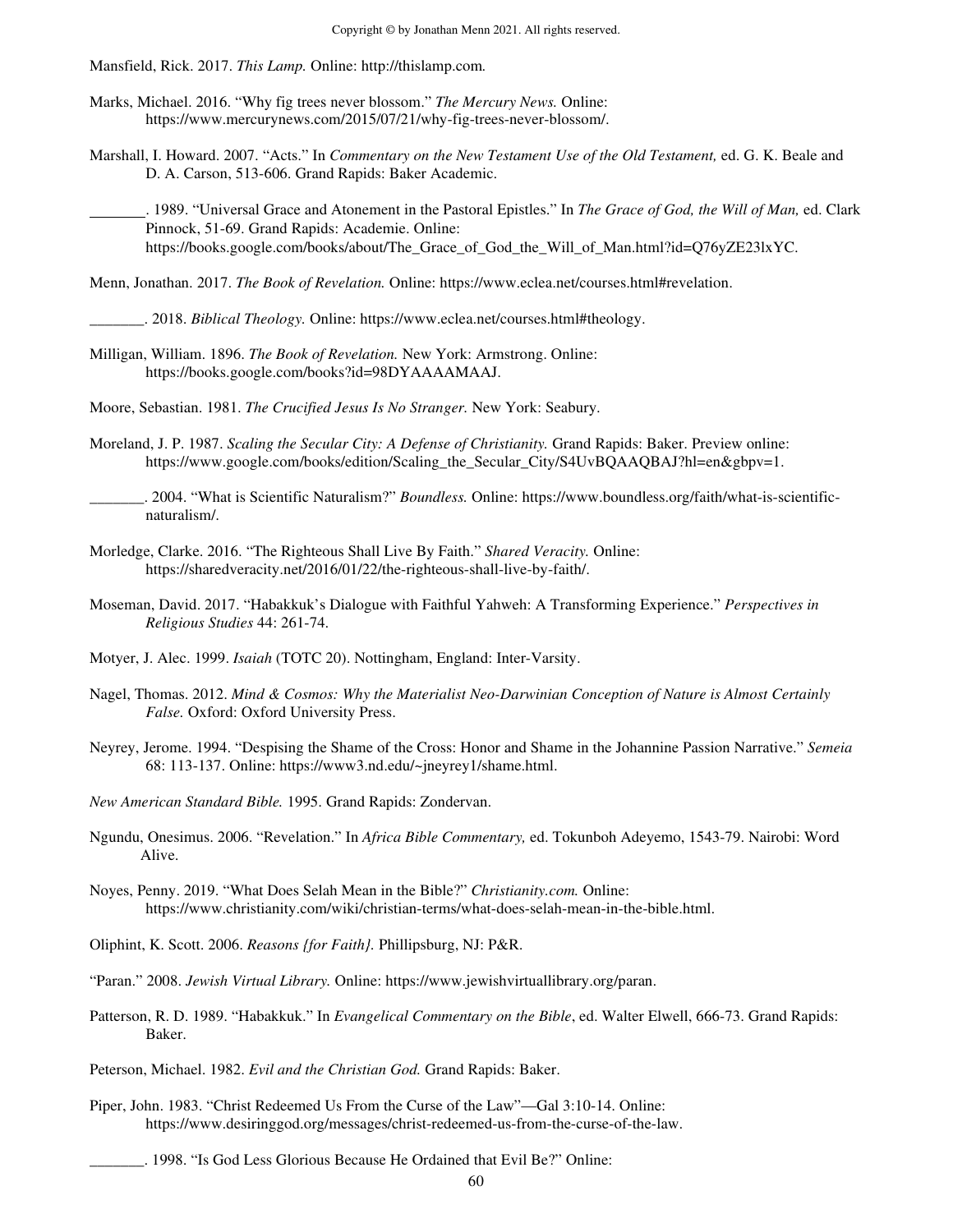Mansfield, Rick. 2017. *This Lamp.* Online: http://thislamp.com.

Marks, Michael. 2016. "Why fig trees never blossom." *The Mercury News.* Online: https://www.mercurynews.com/2015/07/21/why-fig-trees-never-blossom/.

Marshall, I. Howard. 2007. "Acts." In *Commentary on the New Testament Use of the Old Testament,* ed. G. K. Beale and D. A. Carson, 513-606. Grand Rapids: Baker Academic.

_______. 1989. "Universal Grace and Atonement in the Pastoral Epistles." In *The Grace of God, the Will of Man,* ed. Clark Pinnock, 51-69. Grand Rapids: Academie. Online: https://books.google.com/books/about/The_Grace_of_God_the_Will_of_Man.html?id=Q76yZE23lxYC.

Menn, Jonathan. 2017. *The Book of Revelation.* Online: https://www.eclea.net/courses.html#revelation.

_______. 2018. *Biblical Theology.* Online: https://www.eclea.net/courses.html#theology.

Milligan, William. 1896. *The Book of Revelation.* New York: Armstrong. Online: https://books.google.com/books?id=98DYAAAAMAAJ.

Moore, Sebastian. 1981. *The Crucified Jesus Is No Stranger.* New York: Seabury.

Moreland, J. P. 1987. *Scaling the Secular City: A Defense of Christianity.* Grand Rapids: Baker. Preview online: https://www.google.com/books/edition/Scaling_the_Secular_City/S4UvBQAAQBAJ?hl=en&gbpv=1.

_______. 2004. "What is Scientific Naturalism?" *Boundless.* Online: https://www.boundless.org/faith/what-is-scientific-naturalism/.

Morledge, Clarke. 2016. "The Righteous Shall Live By Faith." *Shared Veracity.* Online: https://sharedveracity.net/2016/01/22/the-righteous-shall-live-by-faith/.

Moseman, David. 2017. "Habakkuk's Dialogue with Faithful Yahweh: A Transforming Experience." *Perspectives in Religious Studies* 44: 261-74.

Motyer, J. Alec. 1999. *Isaiah* (TOTC 20). Nottingham, England: Inter-Varsity.

Nagel, Thomas. 2012. *Mind & Cosmos: Why the Materialist Neo-Darwinian Conception of Nature is Almost Certainly False.* Oxford: Oxford University Press.

Neyrey, Jerome. 1994. "Despising the Shame of the Cross: Honor and Shame in the Johannine Passion Narrative." *Semeia* 68: 113-137. Online: https://www3.nd.edu/~jneyrey1/shame.html.

*New American Standard Bible.* 1995. Grand Rapids: Zondervan.

Ngundu, Onesimus. 2006. "Revelation." In *Africa Bible Commentary,* ed. Tokunboh Adeyemo, 1543-79. Nairobi: Word Alive.

Noyes, Penny. 2019. "What Does Selah Mean in the Bible?" *Christianity.com.* Online: https://www.christianity.com/wiki/christian-terms/what-does-selah-mean-in-the-bible.html.

Oliphint, K. Scott. 2006. *Reasons {for Faith}.* Phillipsburg, NJ: P&R.

"Paran." 2008. *Jewish Virtual Library.* Online: https://www.jewishvirtuallibrary.org/paran.

Patterson, R. D. 1989. "Habakkuk." In *Evangelical Commentary on the Bible*, ed. Walter Elwell, 666-73. Grand Rapids: Baker.

Peterson, Michael. 1982. *Evil and the Christian God.* Grand Rapids: Baker.

Piper, John. 1983. "Christ Redeemed Us From the Curse of the Law"—Gal 3:10-14. Online: https://www.desiringgod.org/messages/christ-redeemed-us-from-the-curse-of-the-law.

_______. 1998. "Is God Less Glorious Because He Ordained that Evil Be?" Online: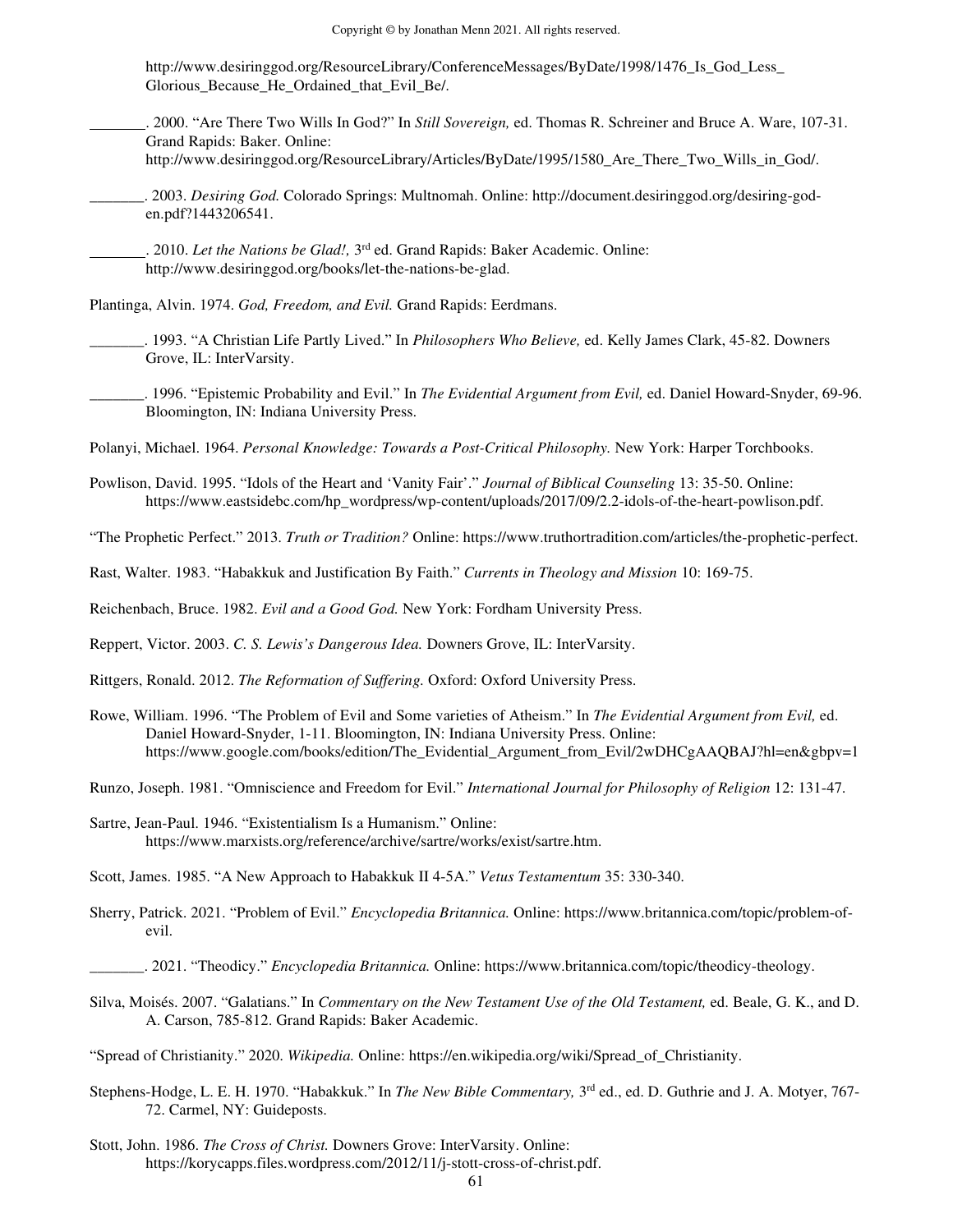http://www.desiringgod.org/ResourceLibrary/ConferenceMessages/ByDate/1998/1476_Is_God_Less_Glorious_Because_He_Ordained_that_Evil_Be/.

_______. 2000. "Are There Two Wills In God?" In *Still Sovereign,* ed. Thomas R. Schreiner and Bruce A. Ware, 107-31. Grand Rapids: Baker. Online: http://www.desiringgod.org/ResourceLibrary/Articles/ByDate/1995/1580_Are_There_Two_Wills_in_God/.

_______. 2003. *Desiring God.* Colorado Springs: Multnomah. Online: http://document.desiringgod.org/desiring-god-en.pdf?1443206541.

_______. 2010. *Let the Nations be Glad!,* 3rd ed. Grand Rapids: Baker Academic. Online: http://www.desiringgod.org/books/let-the-nations-be-glad.

Plantinga, Alvin. 1974. *God, Freedom, and Evil.* Grand Rapids: Eerdmans.

_______. 1993. "A Christian Life Partly Lived." In *Philosophers Who Believe,* ed. Kelly James Clark, 45-82. Downers Grove, IL: InterVarsity.

_______. 1996. "Epistemic Probability and Evil." In *The Evidential Argument from Evil,* ed. Daniel Howard-Snyder, 69-96. Bloomington, IN: Indiana University Press.

Polanyi, Michael. 1964. *Personal Knowledge: Towards a Post-Critical Philosophy.* New York: Harper Torchbooks.

Powlison, David. 1995. "Idols of the Heart and 'Vanity Fair'." *Journal of Biblical Counseling* 13: 35-50. Online: https://www.eastsidebc.com/hp_wordpress/wp-content/uploads/2017/09/2.2-idols-of-the-heart-powlison.pdf.

"The Prophetic Perfect." 2013. *Truth or Tradition?* Online: https://www.truthortradition.com/articles/the-prophetic-perfect.

Rast, Walter. 1983. "Habakkuk and Justification By Faith." *Currents in Theology and Mission* 10: 169-75.

Reichenbach, Bruce. 1982. *Evil and a Good God.* New York: Fordham University Press.

Reppert, Victor. 2003. *C. S. Lewis's Dangerous Idea.* Downers Grove, IL: InterVarsity.

Rittgers, Ronald. 2012. *The Reformation of Suffering.* Oxford: Oxford University Press.

Rowe, William. 1996. "The Problem of Evil and Some varieties of Atheism." In *The Evidential Argument from Evil,* ed. Daniel Howard-Snyder, 1-11. Bloomington, IN: Indiana University Press. Online: https://www.google.com/books/edition/The_Evidential_Argument_from_Evil/2wDHCgAAQBAJ?hl=en&gbpv=1

Runzo, Joseph. 1981. "Omniscience and Freedom for Evil." *International Journal for Philosophy of Religion* 12: 131-47.

Sartre, Jean-Paul. 1946. "Existentialism Is a Humanism." Online: https://www.marxists.org/reference/archive/sartre/works/exist/sartre.htm.

Scott, James. 1985. "A New Approach to Habakkuk II 4-5A." *Vetus Testamentum* 35: 330-340.

Sherry, Patrick. 2021. "Problem of Evil." *Encyclopedia Britannica.* Online: https://www.britannica.com/topic/problem-of-evil.

_______. 2021. "Theodicy." *Encyclopedia Britannica.* Online: https://www.britannica.com/topic/theodicy-theology.

Silva, Moisés. 2007. "Galatians." In *Commentary on the New Testament Use of the Old Testament,* ed. Beale, G. K., and D. A. Carson, 785-812. Grand Rapids: Baker Academic.

"Spread of Christianity." 2020. *Wikipedia.* Online: https://en.wikipedia.org/wiki/Spread_of_Christianity.

Stephens-Hodge, L. E. H. 1970. "Habakkuk." In *The New Bible Commentary,* 3rd ed., ed. D. Guthrie and J. A. Motyer, 767-72. Carmel, NY: Guideposts.

Stott, John. 1986. *The Cross of Christ.* Downers Grove: InterVarsity. Online: https://korycapps.files.wordpress.com/2012/11/j-stott-cross-of-christ.pdf.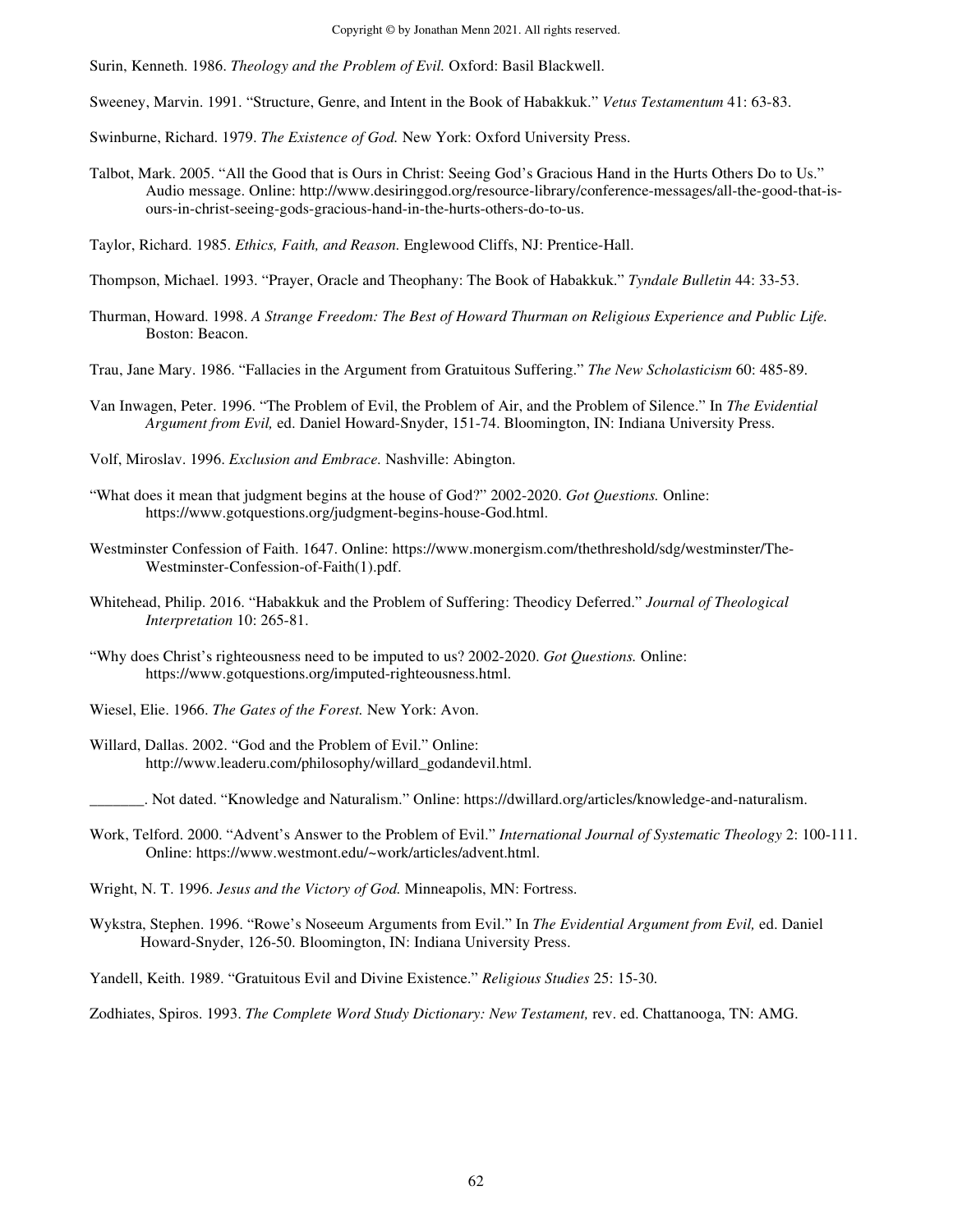Surin, Kenneth. 1986. *Theology and the Problem of Evil.* Oxford: Basil Blackwell.

Sweeney, Marvin. 1991. "Structure, Genre, and Intent in the Book of Habakkuk." *Vetus Testamentum* 41: 63-83.

Swinburne, Richard. 1979. *The Existence of God.* New York: Oxford University Press.

Talbot, Mark. 2005. "All the Good that is Ours in Christ: Seeing God's Gracious Hand in the Hurts Others Do to Us." Audio message. Online: http://www.desiringgod.org/resource-library/conference-messages/all-the-good-that-is-ours-in-christ-seeing-gods-gracious-hand-in-the-hurts-others-do-to-us.

Taylor, Richard. 1985. *Ethics, Faith, and Reason.* Englewood Cliffs, NJ: Prentice-Hall.

Thompson, Michael. 1993. "Prayer, Oracle and Theophany: The Book of Habakkuk." *Tyndale Bulletin* 44: 33-53.

Thurman, Howard. 1998. *A Strange Freedom: The Best of Howard Thurman on Religious Experience and Public Life.* Boston: Beacon.

Trau, Jane Mary. 1986. "Fallacies in the Argument from Gratuitous Suffering." *The New Scholasticism* 60: 485-89.

Van Inwagen, Peter. 1996. "The Problem of Evil, the Problem of Air, and the Problem of Silence." In *The Evidential Argument from Evil,* ed. Daniel Howard-Snyder, 151-74. Bloomington, IN: Indiana University Press.

Volf, Miroslav. 1996. *Exclusion and Embrace.* Nashville: Abington.

"What does it mean that judgment begins at the house of God?" 2002-2020. *Got Questions.* Online: https://www.gotquestions.org/judgment-begins-house-God.html.

Westminster Confession of Faith. 1647. Online: https://www.monergism.com/thethreshold/sdg/westminster/The-Westminster-Confession-of-Faith(1).pdf.

Whitehead, Philip. 2016. "Habakkuk and the Problem of Suffering: Theodicy Deferred." *Journal of Theological Interpretation* 10: 265-81.

"Why does Christ's righteousness need to be imputed to us? 2002-2020. *Got Questions.* Online: https://www.gotquestions.org/imputed-righteousness.html.

Wiesel, Elie. 1966. *The Gates of the Forest.* New York: Avon.

Willard, Dallas. 2002. "God and the Problem of Evil." Online: http://www.leaderu.com/philosophy/willard_godandevil.html.

_______. Not dated. "Knowledge and Naturalism." Online: https://dwillard.org/articles/knowledge-and-naturalism.

Work, Telford. 2000. "Advent's Answer to the Problem of Evil." *International Journal of Systematic Theology* 2: 100-111. Online: https://www.westmont.edu/~work/articles/advent.html.

Wright, N. T. 1996. *Jesus and the Victory of God.* Minneapolis, MN: Fortress.

Wykstra, Stephen. 1996. "Rowe's Noseeum Arguments from Evil." In *The Evidential Argument from Evil,* ed. Daniel Howard-Snyder, 126-50. Bloomington, IN: Indiana University Press.

Yandell, Keith. 1989. "Gratuitous Evil and Divine Existence." *Religious Studies* 25: 15-30.

Zodhiates, Spiros. 1993. *The Complete Word Study Dictionary: New Testament,* rev. ed. Chattanooga, TN: AMG.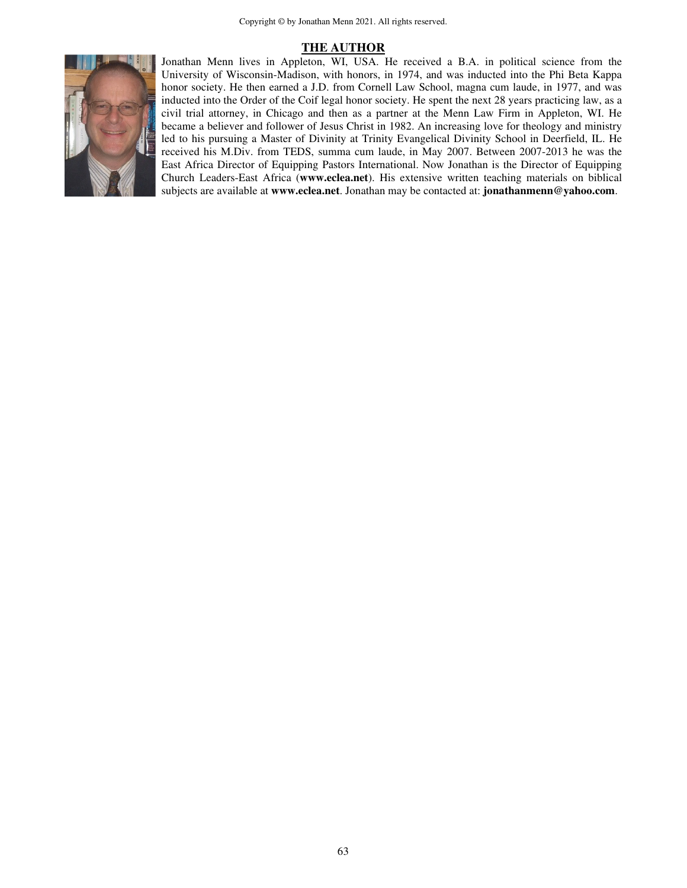Copyright © by Jonathan Menn 2021. All rights reserved.

## THE AUTHOR

Jonathan Menn lives in Appleton, WI, USA. He received a B.A. in political science from the University of Wisconsin-Madison, with honors, in 1974, and was inducted into the Phi Beta Kappa honor society. He then earned a J.D. from Cornell Law School, magna cum laude, in 1977, and was inducted into the Order of the Coif legal honor society. He spent the next 28 years practicing law, as a civil trial attorney, in Chicago and then as a partner at the Menn Law Firm in Appleton, WI. He became a believer and follower of Jesus Christ in 1982. An increasing love for theology and ministry led to his pursuing a Master of Divinity at Trinity Evangelical Divinity School in Deerfield, IL. He received his M.Div. from TEDS, summa cum laude, in May 2007. Between 2007-2013 he was the East Africa Director of Equipping Pastors International. Now Jonathan is the Director of Equipping Church Leaders-East Africa (**www.eclea.net**). His extensive written teaching materials on biblical subjects are available at **www.eclea.net**. Jonathan may be contacted at: **jonathanmenn@yahoo.com**.